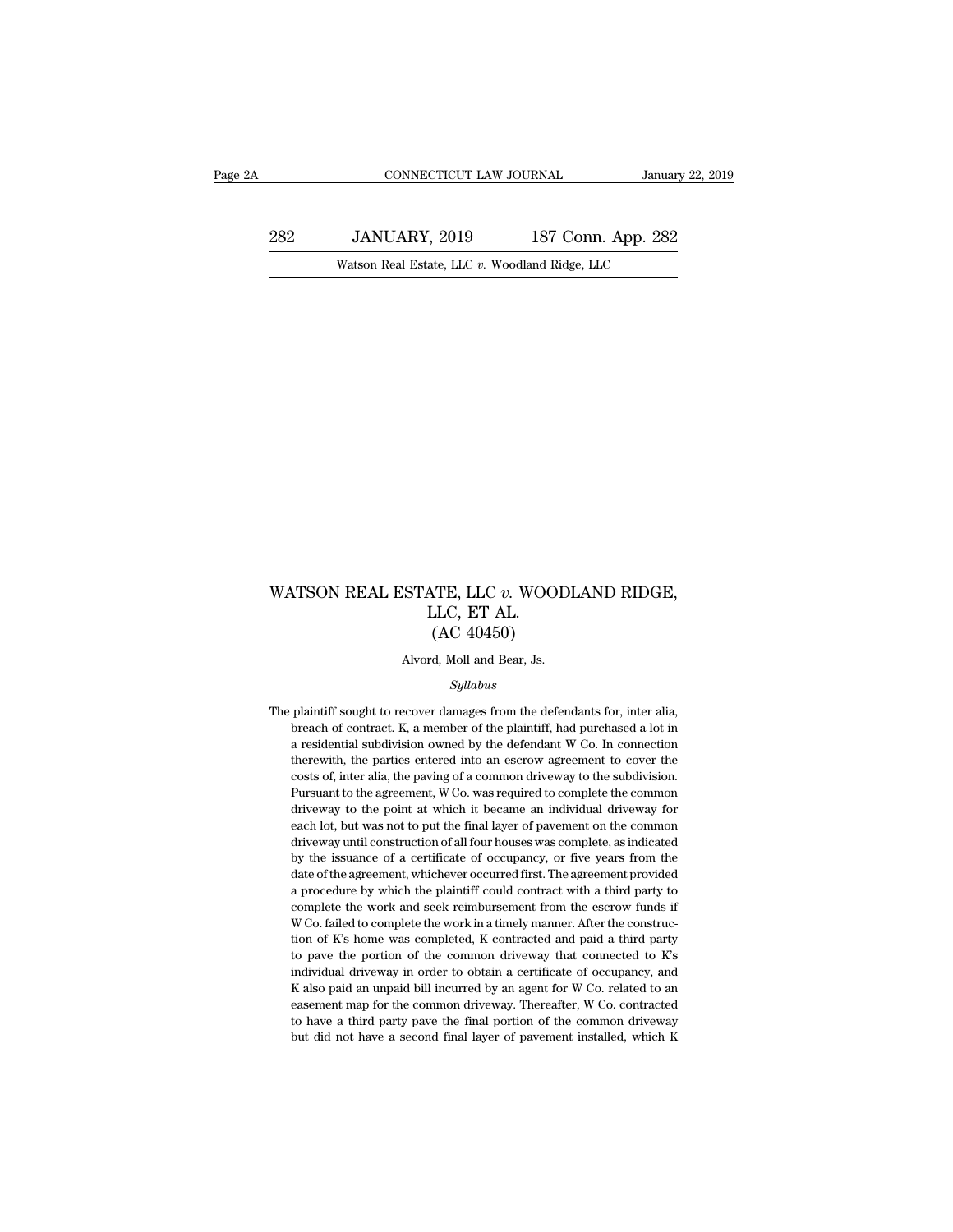# WATSON REAL ESTATE, LLC *v.* WOODLAND RIDGE, LLC, ET AL.
## (AC 40450)

Alvord, Moll and Bear, Js.

*Syllabus*

The plaintiff sought to recover damages from the defendants for, inter alia, breach of contract. K, a member of the plaintiff, had purchased a lot in a residential subdivision owned by the defendant W Co. In connection therewith, the parties entered into an escrow agreement to cover the costs of, inter alia, the paving of a common driveway to the subdivision. Pursuant to the agreement, W Co. was required to complete the common driveway to the point at which it became an individual driveway for each lot, but was not to put the final layer of pavement on the common driveway until construction of all four houses was complete, as indicated by the issuance of a certificate of occupancy, or five years from the date of the agreement, whichever occurred first. The agreement provided a procedure by which the plaintiff could contract with a third party to complete the work and seek reimbursement from the escrow funds if W Co. failed to complete the work in a timely manner. After the construction of K's home was completed, K contracted and paid a third party to pave the portion of the common driveway that connected to K's individual driveway in order to obtain a certificate of occupancy, and K also paid an unpaid bill incurred by an agent for W Co. related to an easement map for the common driveway. Thereafter, W Co. contracted to have a third party pave the final portion of the common driveway but did not have a second final layer of pavement installed, which K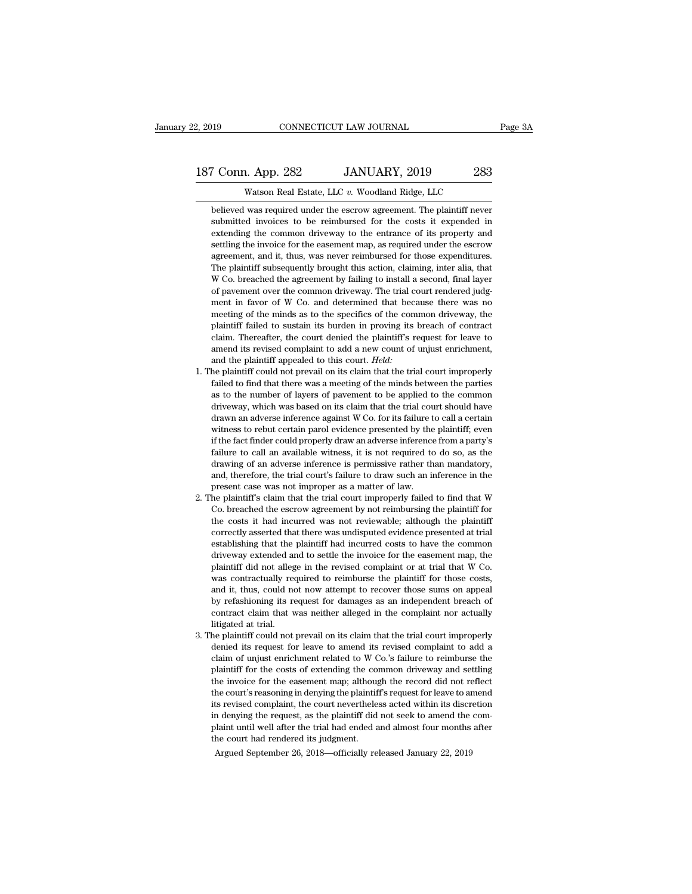believed was required under the escrow agreement. The plaintiff never submitted invoices to be reimbursed for the costs it expended in extending the common driveway to the entrance of its property and settling the invoice for the easement map, as required under the escrow agreement, and it, thus, was never reimbursed for those expenditures. The plaintiff subsequently brought this action, claiming, inter alia, that W Co. breached the agreement by failing to install a second, final layer of pavement over the common driveway. The trial court rendered judgment in favor of W Co. and determined that because there was no meeting of the minds as to the specifics of the common driveway, the plaintiff failed to sustain its burden in proving its breach of contract claim. Thereafter, the court denied the plaintiff's request for leave to amend its revised complaint to add a new count of unjust enrichment, and the plaintiff appealed to this court. *Held:*

1. The plaintiff could not prevail on its claim that the trial court improperly failed to find that there was a meeting of the minds between the parties as to the number of layers of pavement to be applied to the common driveway, which was based on its claim that the trial court should have drawn an adverse inference against W Co. for its failure to call a certain witness to rebut certain parol evidence presented by the plaintiff; even if the fact finder could properly draw an adverse inference from a party's failure to call an available witness, it is not required to do so, as the drawing of an adverse inference is permissive rather than mandatory, and, therefore, the trial court's failure to draw such an inference in the present case was not improper as a matter of law.
2. The plaintiff's claim that the trial court improperly failed to find that W Co. breached the escrow agreement by not reimbursing the plaintiff for the costs it had incurred was not reviewable; although the plaintiff correctly asserted that there was undisputed evidence presented at trial establishing that the plaintiff had incurred costs to have the common driveway extended and to settle the invoice for the easement map, the plaintiff did not allege in the revised complaint or at trial that W Co. was contractually required to reimburse the plaintiff for those costs, and it, thus, could not now attempt to recover those sums on appeal by refashioning its request for damages as an independent breach of contract claim that was neither alleged in the complaint nor actually litigated at trial.
3. The plaintiff could not prevail on its claim that the trial court improperly denied its request for leave to amend its revised complaint to add a claim of unjust enrichment related to W Co.'s failure to reimburse the plaintiff for the costs of extending the common driveway and settling the invoice for the easement map; although the record did not reflect the court's reasoning in denying the plaintiff's request for leave to amend its revised complaint, the court nevertheless acted within its discretion in denying the request, as the plaintiff did not seek to amend the complaint until well after the trial had ended and almost four months after the court had rendered its judgment.

Argued September 26, 2018—officially released January 22, 2019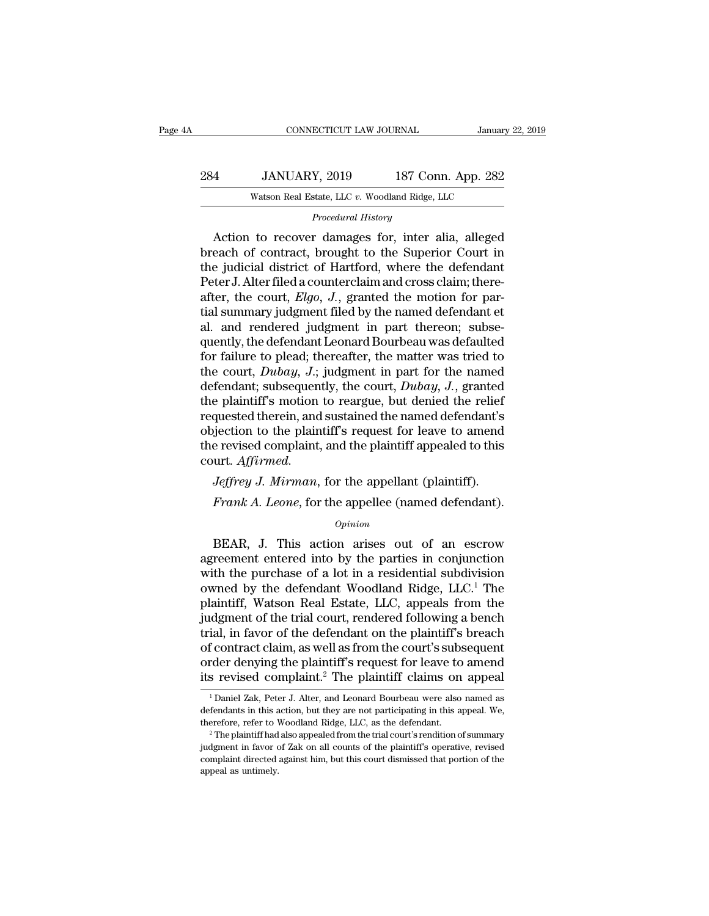*Procedural History*

Action to recover damages for, inter alia, alleged breach of contract, brought to the Superior Court in the judicial district of Hartford, where the defendant Peter J. Alter filed a counterclaim and cross claim; thereafter, the court, *Elgo*, *J.*, granted the motion for partial summary judgment filed by the named defendant et al. and rendered judgment in part thereon; subsequently, the defendant Leonard Bourbeau was defaulted for failure to plead; thereafter, the matter was tried to the court, *Dubay*, *J.*; judgment in part for the named defendant; subsequently, the court, *Dubay*, *J.*, granted the plaintiff's motion to reargue, but denied the relief requested therein, and sustained the named defendant's objection to the plaintiff's request for leave to amend the revised complaint, and the plaintiff appealed to this court. *Affirmed.*

*Jeffrey J. Mirman*, for the appellant (plaintiff).

*Frank A. Leone*, for the appellee (named defendant).

*Opinion*

BEAR, J. This action arises out of an escrow agreement entered into by the parties in conjunction with the purchase of a lot in a residential subdivision owned by the defendant Woodland Ridge, LLC.[1] The plaintiff, Watson Real Estate, LLC, appeals from the judgment of the trial court, rendered following a bench trial, in favor of the defendant on the plaintiff's breach of contract claim, as well as from the court's subsequent order denying the plaintiff's request for leave to amend its revised complaint.[2] The plaintiff claims on appeal

[1] Daniel Zak, Peter J. Alter, and Leonard Bourbeau were also named as defendants in this action, but they are not participating in this appeal. We, therefore, refer to Woodland Ridge, LLC, as the defendant.

[2] The plaintiff had also appealed from the trial court's rendition of summary judgment in favor of Zak on all counts of the plaintiff's operative, revised complaint directed against him, but this court dismissed that portion of the appeal as untimely.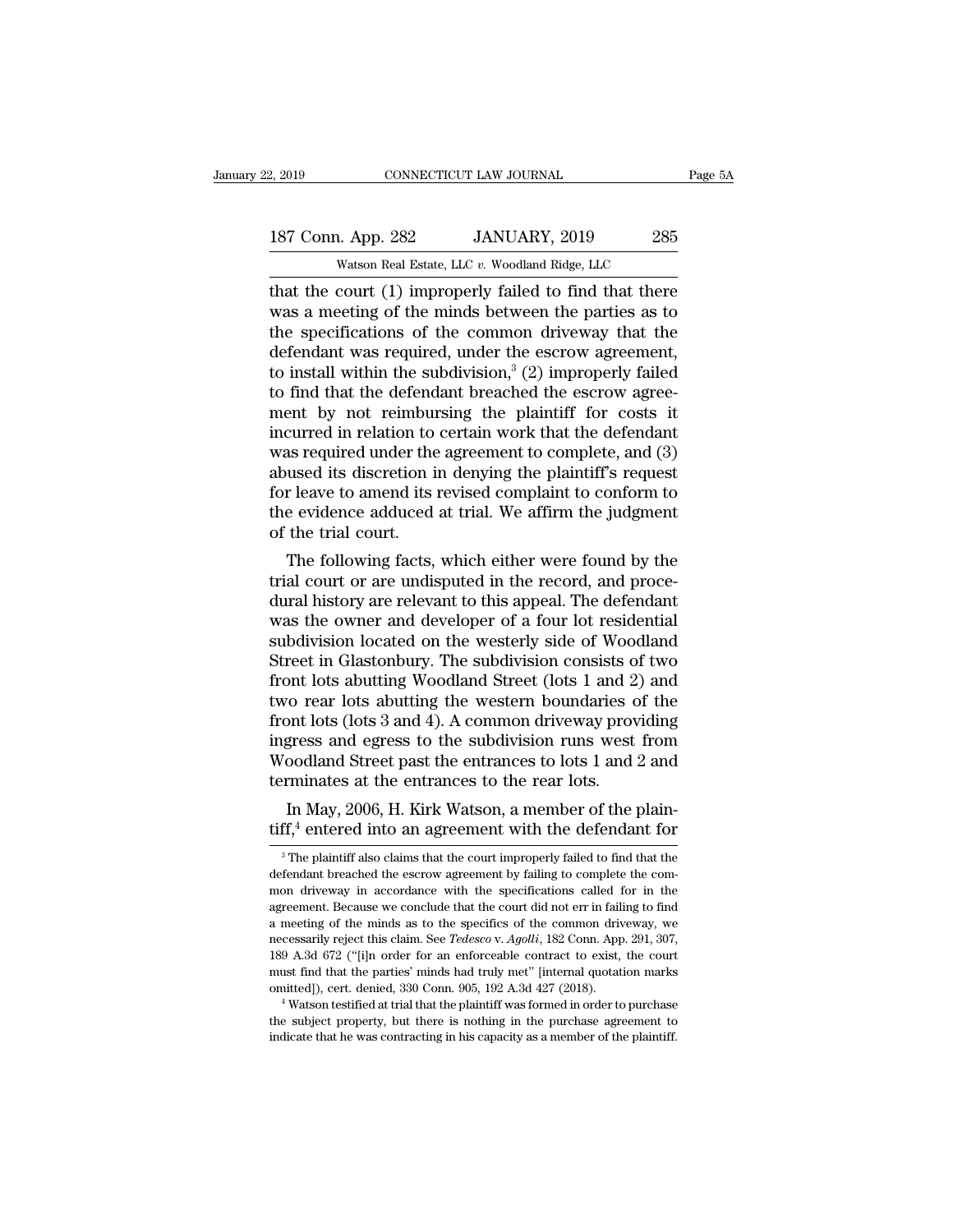that the court (1) improperly failed to find that there was a meeting of the minds between the parties as to the specifications of the common driveway that the defendant was required, under the escrow agreement, to install within the subdivision,[3] (2) improperly failed to find that the defendant breached the escrow agreement by not reimbursing the plaintiff for costs it incurred in relation to certain work that the defendant was required under the agreement to complete, and (3) abused its discretion in denying the plaintiff's request for leave to amend its revised complaint to conform to the evidence adduced at trial. We affirm the judgment of the trial court.

The following facts, which either were found by the trial court or are undisputed in the record, and procedural history are relevant to this appeal. The defendant was the owner and developer of a four lot residential subdivision located on the westerly side of Woodland Street in Glastonbury. The subdivision consists of two front lots abutting Woodland Street (lots 1 and 2) and two rear lots abutting the western boundaries of the front lots (lots 3 and 4). A common driveway providing ingress and egress to the subdivision runs west from Woodland Street past the entrances to lots 1 and 2 and terminates at the entrances to the rear lots.

In May, 2006, H. Kirk Watson, a member of the plaintiff,[4] entered into an agreement with the defendant for

---

[3] The plaintiff also claims that the court improperly failed to find that the defendant breached the escrow agreement by failing to complete the common driveway in accordance with the specifications called for in the agreement. Because we conclude that the court did not err in failing to find a meeting of the minds as to the specifics of the common driveway, we necessarily reject this claim. See *Tedesco* v. *Agolli*, 182 Conn. App. 291, 307, 189 A.3d 672 ("[i]n order for an enforceable contract to exist, the court must find that the parties' minds had truly met" [internal quotation marks omitted]), cert. denied, 330 Conn. 905, 192 A.3d 427 (2018).

[4] Watson testified at trial that the plaintiff was formed in order to purchase the subject property, but there is nothing in the purchase agreement to indicate that he was contracting in his capacity as a member of the plaintiff.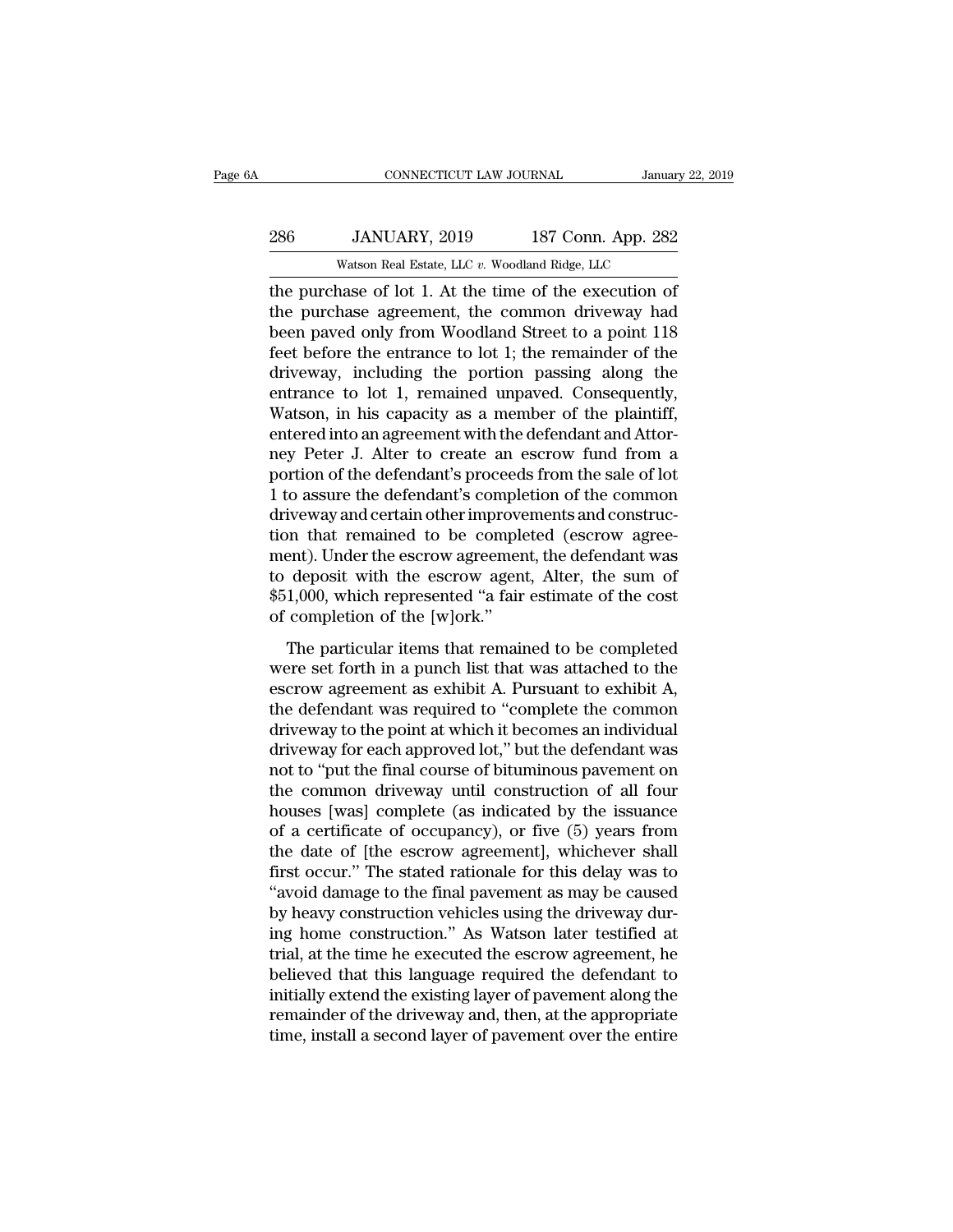the purchase of lot 1. At the time of the execution of the purchase agreement, the common driveway had been paved only from Woodland Street to a point 118 feet before the entrance to lot 1; the remainder of the driveway, including the portion passing along the entrance to lot 1, remained unpaved. Consequently, Watson, in his capacity as a member of the plaintiff, entered into an agreement with the defendant and Attorney Peter J. Alter to create an escrow fund from a portion of the defendant's proceeds from the sale of lot 1 to assure the defendant's completion of the common driveway and certain other improvements and construction that remained to be completed (escrow agreement). Under the escrow agreement, the defendant was to deposit with the escrow agent, Alter, the sum of $51,000, which represented "a fair estimate of the cost of completion of the [w]ork."

The particular items that remained to be completed were set forth in a punch list that was attached to the escrow agreement as exhibit A. Pursuant to exhibit A, the defendant was required to "complete the common driveway to the point at which it becomes an individual driveway for each approved lot," but the defendant was not to "put the final course of bituminous pavement on the common driveway until construction of all four houses [was] complete (as indicated by the issuance of a certificate of occupancy), or five (5) years from the date of [the escrow agreement], whichever shall first occur." The stated rationale for this delay was to "avoid damage to the final pavement as may be caused by heavy construction vehicles using the driveway during home construction." As Watson later testified at trial, at the time he executed the escrow agreement, he believed that this language required the defendant to initially extend the existing layer of pavement along the remainder of the driveway and, then, at the appropriate time, install a second layer of pavement over the entire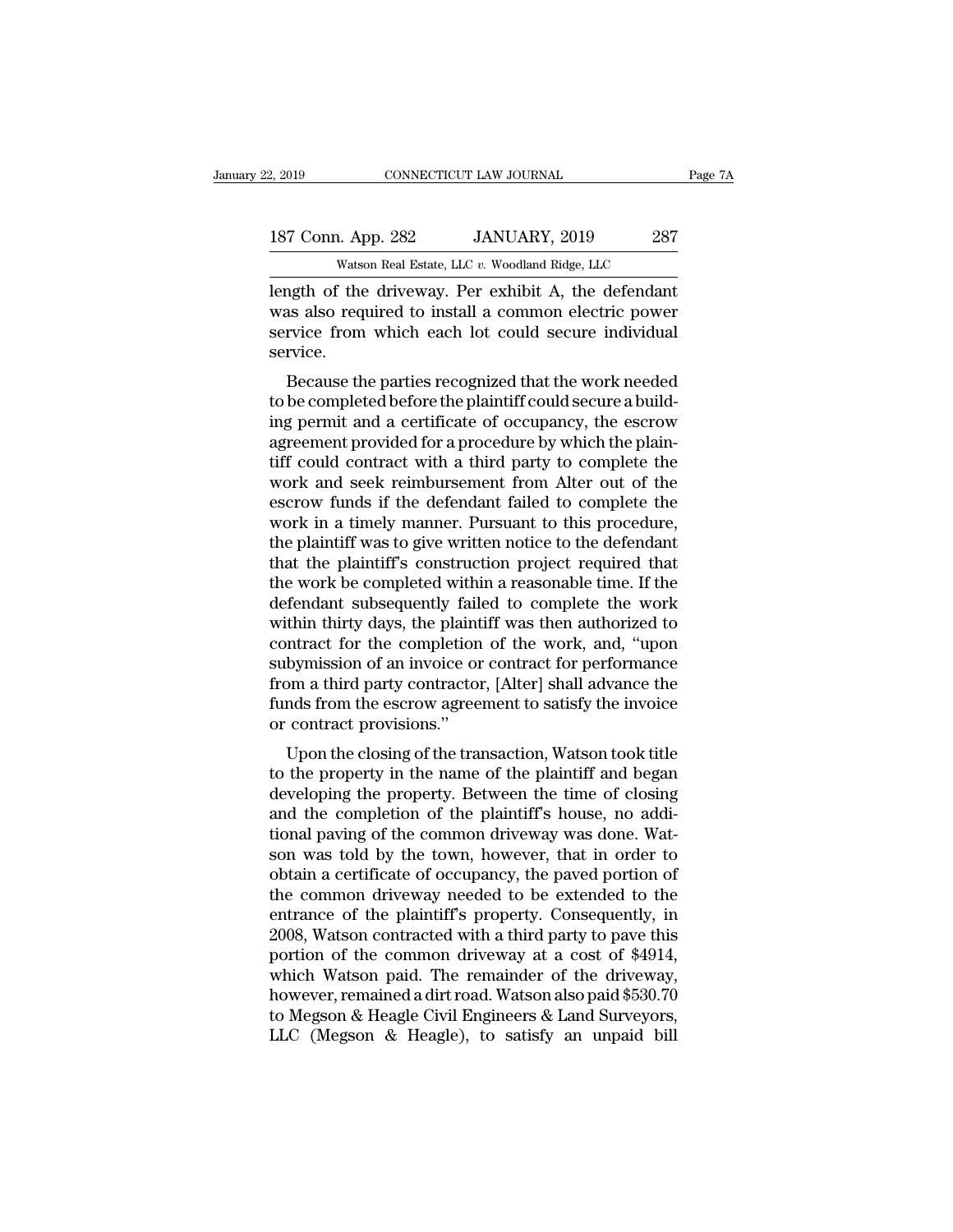length of the driveway. Per exhibit A, the defendant was also required to install a common electric power service from which each lot could secure individual service.

Because the parties recognized that the work needed to be completed before the plaintiff could secure a building permit and a certificate of occupancy, the escrow agreement provided for a procedure by which the plaintiff could contract with a third party to complete the work and seek reimbursement from Alter out of the escrow funds if the defendant failed to complete the work in a timely manner. Pursuant to this procedure, the plaintiff was to give written notice to the defendant that the plaintiff's construction project required that the work be completed within a reasonable time. If the defendant subsequently failed to complete the work within thirty days, the plaintiff was then authorized to contract for the completion of the work, and, "upon subymission of an invoice or contract for performance from a third party contractor, [Alter] shall advance the funds from the escrow agreement to satisfy the invoice or contract provisions."

Upon the closing of the transaction, Watson took title to the property in the name of the plaintiff and began developing the property. Between the time of closing and the completion of the plaintiff's house, no additional paving of the common driveway was done. Watson was told by the town, however, that in order to obtain a certificate of occupancy, the paved portion of the common driveway needed to be extended to the entrance of the plaintiff's property. Consequently, in 2008, Watson contracted with a third party to pave this portion of the common driveway at a cost of $4914, which Watson paid. The remainder of the driveway, however, remained a dirt road. Watson also paid $530.70 to Megson & Heagle Civil Engineers & Land Surveyors, LLC (Megson & Heagle), to satisfy an unpaid bill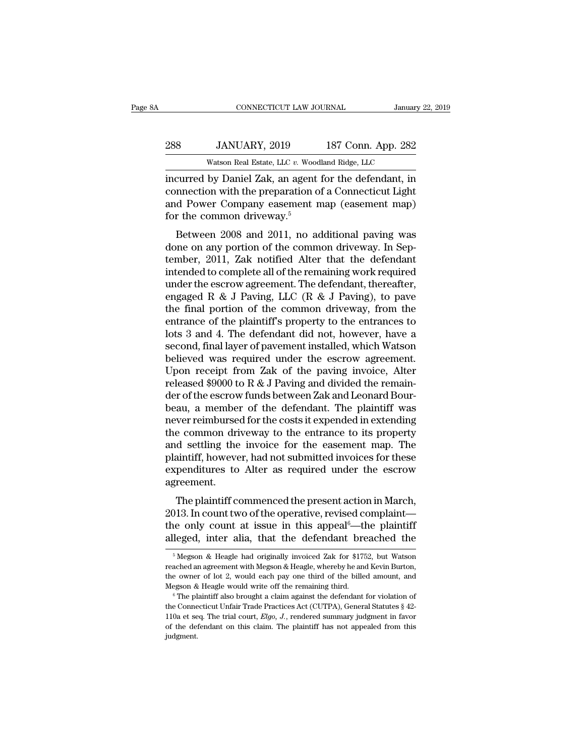incurred by Daniel Zak, an agent for the defendant, in connection with the preparation of a Connecticut Light and Power Company easement map (easement map) for the common driveway.[5]

Between 2008 and 2011, no additional paving was done on any portion of the common driveway. In September, 2011, Zak notified Alter that the defendant intended to complete all of the remaining work required under the escrow agreement. The defendant, thereafter, engaged R & J Paving, LLC (R & J Paving), to pave the final portion of the common driveway, from the entrance of the plaintiff's property to the entrances to lots 3 and 4. The defendant did not, however, have a second, final layer of pavement installed, which Watson believed was required under the escrow agreement. Upon receipt from Zak of the paving invoice, Alter released $9000 to R & J Paving and divided the remainder of the escrow funds between Zak and Leonard Bourbeau, a member of the defendant. The plaintiff was never reimbursed for the costs it expended in extending the common driveway to the entrance to its property and settling the invoice for the easement map. The plaintiff, however, had not submitted invoices for these expenditures to Alter as required under the escrow agreement.

The plaintiff commenced the present action in March, 2013. In count two of the operative, revised complaint—the only count at issue in this appeal[6]—the plaintiff alleged, inter alia, that the defendant breached the

---

[5] Megson & Heagle had originally invoiced Zak for $1752, but Watson reached an agreement with Megson & Heagle, whereby he and Kevin Burton, the owner of lot 2, would each pay one third of the billed amount, and Megson & Heagle would write off the remaining third.

[6] The plaintiff also brought a claim against the defendant for violation of the Connecticut Unfair Trade Practices Act (CUTPA), General Statutes § 42-110a et seq. The trial court, *Elgo, J.*, rendered summary judgment in favor of the defendant on this claim. The plaintiff has not appealed from this judgment.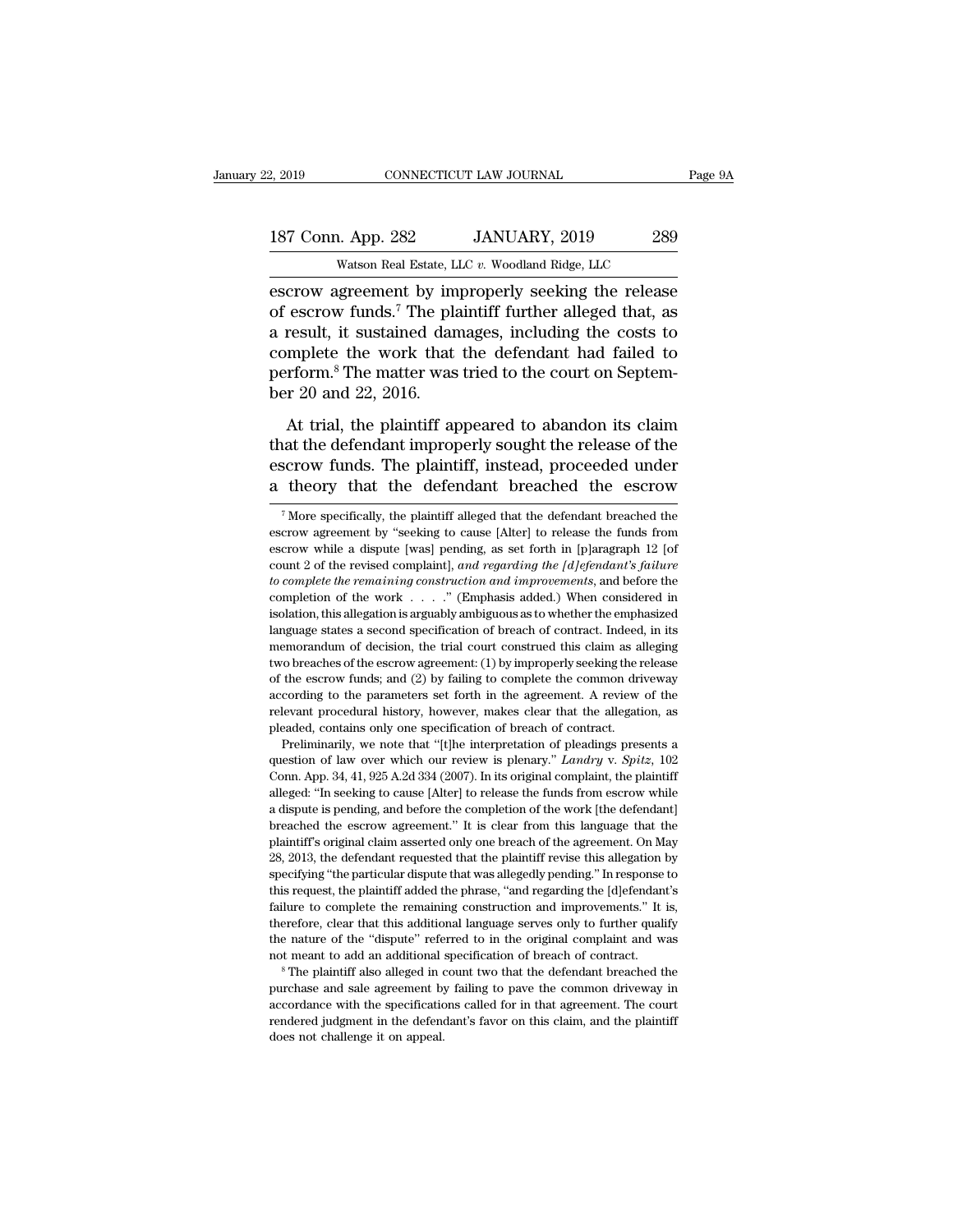escrow agreement by improperly seeking the release of escrow funds.[7] The plaintiff further alleged that, as a result, it sustained damages, including the costs to complete the work that the defendant had failed to perform.[8] The matter was tried to the court on September 20 and 22, 2016.

At trial, the plaintiff appeared to abandon its claim that the defendant improperly sought the release of the escrow funds. The plaintiff, instead, proceeded under a theory that the defendant breached the escrow

---

[7] More specifically, the plaintiff alleged that the defendant breached the escrow agreement by "seeking to cause [Alter] to release the funds from escrow while a dispute [was] pending, as set forth in [p]aragraph 12 [of count 2 of the revised complaint], *and regarding the [d]efendant's failure to complete the remaining construction and improvements*, and before the completion of the work . . . ." (Emphasis added.) When considered in isolation, this allegation is arguably ambiguous as to whether the emphasized language states a second specification of breach of contract. Indeed, in its memorandum of decision, the trial court construed this claim as alleging two breaches of the escrow agreement: (1) by improperly seeking the release of the escrow funds; and (2) by failing to complete the common driveway according to the parameters set forth in the agreement. A review of the relevant procedural history, however, makes clear that the allegation, as pleaded, contains only one specification of breach of contract.

Preliminarily, we note that "[t]he interpretation of pleadings presents a question of law over which our review is plenary." *Landry* v. *Spitz*, 102 Conn. App. 34, 41, 925 A.2d 334 (2007). In its original complaint, the plaintiff alleged: "In seeking to cause [Alter] to release the funds from escrow while a dispute is pending, and before the completion of the work [the defendant] breached the escrow agreement." It is clear from this language that the plaintiff's original claim asserted only one breach of the agreement. On May 28, 2013, the defendant requested that the plaintiff revise this allegation by specifying "the particular dispute that was allegedly pending." In response to this request, the plaintiff added the phrase, "and regarding the [d]efendant's failure to complete the remaining construction and improvements." It is, therefore, clear that this additional language serves only to further qualify the nature of the "dispute" referred to in the original complaint and was not meant to add an additional specification of breach of contract.

[8] The plaintiff also alleged in count two that the defendant breached the purchase and sale agreement by failing to pave the common driveway in accordance with the specifications called for in that agreement. The court rendered judgment in the defendant's favor on this claim, and the plaintiff does not challenge it on appeal.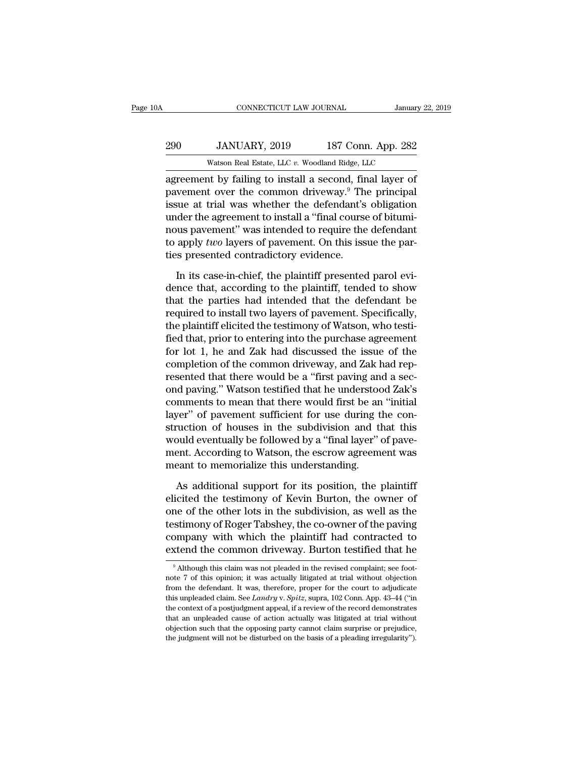agreement by failing to install a second, final layer of pavement over the common driveway.[9] The principal issue at trial was whether the defendant's obligation under the agreement to install a "final course of bituminous pavement" was intended to require the defendant to apply *two* layers of pavement. On this issue the parties presented contradictory evidence.

In its case-in-chief, the plaintiff presented parol evidence that, according to the plaintiff, tended to show that the parties had intended that the defendant be required to install two layers of pavement. Specifically, the plaintiff elicited the testimony of Watson, who testified that, prior to entering into the purchase agreement for lot 1, he and Zak had discussed the issue of the completion of the common driveway, and Zak had represented that there would be a "first paving and a second paving." Watson testified that he understood Zak's comments to mean that there would first be an "initial layer" of pavement sufficient for use during the construction of houses in the subdivision and that this would eventually be followed by a "final layer" of pavement. According to Watson, the escrow agreement was meant to memorialize this understanding.

As additional support for its position, the plaintiff elicited the testimony of Kevin Burton, the owner of one of the other lots in the subdivision, as well as the testimony of Roger Tabshey, the co-owner of the paving company with which the plaintiff had contracted to extend the common driveway. Burton testified that he

[9] Although this claim was not pleaded in the revised complaint; see footnote 7 of this opinion; it was actually litigated at trial without objection from the defendant. It was, therefore, proper for the court to adjudicate this unpleaded claim. See *Landry* v. *Spitz*, supra, 102 Conn. App. 43–44 ("in the context of a postjudgment appeal, if a review of the record demonstrates that an unpleaded cause of action actually was litigated at trial without objection such that the opposing party cannot claim surprise or prejudice, the judgment will not be disturbed on the basis of a pleading irregularity").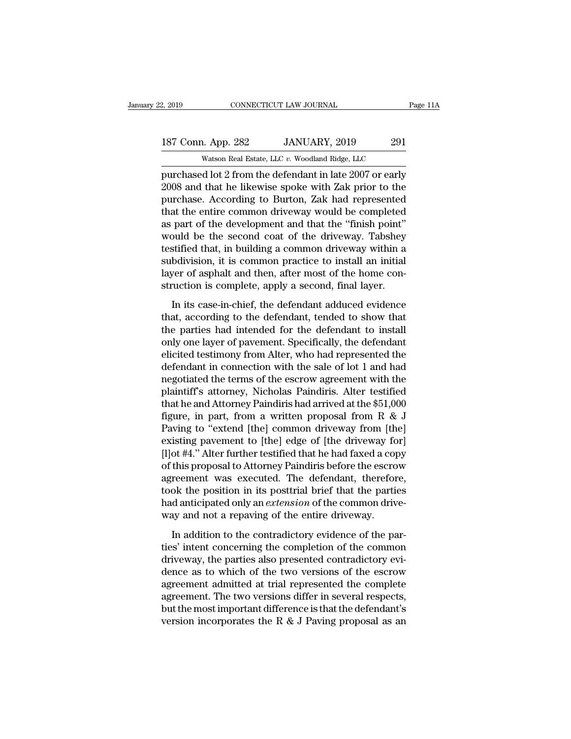purchased lot 2 from the defendant in late 2007 or early 2008 and that he likewise spoke with Zak prior to the purchase. According to Burton, Zak had represented that the entire common driveway would be completed as part of the development and that the "finish point" would be the second coat of the driveway. Tabshey testified that, in building a common driveway within a subdivision, it is common practice to install an initial layer of asphalt and then, after most of the home construction is complete, apply a second, final layer.

In its case-in-chief, the defendant adduced evidence that, according to the defendant, tended to show that the parties had intended for the defendant to install only one layer of pavement. Specifically, the defendant elicited testimony from Alter, who had represented the defendant in connection with the sale of lot 1 and had negotiated the terms of the escrow agreement with the plaintiff's attorney, Nicholas Paindiris. Alter testified that he and Attorney Paindiris had arrived at the $51,000 figure, in part, from a written proposal from R & J Paving to "extend [the] common driveway from [the] existing pavement to [the] edge of [the driveway for] [l]ot #4." Alter further testified that he had faxed a copy of this proposal to Attorney Paindiris before the escrow agreement was executed. The defendant, therefore, took the position in its posttrial brief that the parties had anticipated only an *extension* of the common driveway and not a repaving of the entire driveway.

In addition to the contradictory evidence of the parties' intent concerning the completion of the common driveway, the parties also presented contradictory evidence as to which of the two versions of the escrow agreement admitted at trial represented the complete agreement. The two versions differ in several respects, but the most important difference is that the defendant's version incorporates the R & J Paving proposal as an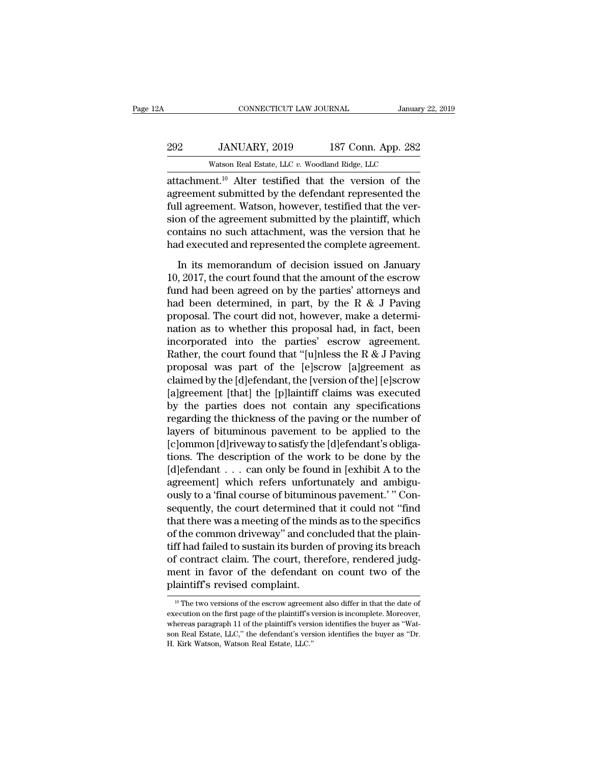attachment.[10] Alter testified that the version of the agreement submitted by the defendant represented the full agreement. Watson, however, testified that the version of the agreement submitted by the plaintiff, which contains no such attachment, was the version that he had executed and represented the complete agreement.

In its memorandum of decision issued on January 10, 2017, the court found that the amount of the escrow fund had been agreed on by the parties' attorneys and had been determined, in part, by the R & J Paving proposal. The court did not, however, make a determination as to whether this proposal had, in fact, been incorporated into the parties' escrow agreement. Rather, the court found that "[u]nless the R & J Paving proposal was part of the [e]scrow [a]greement as claimed by the [d]efendant, the [version of the] [e]scrow [a]greement [that] the [p]laintiff claims was executed by the parties does not contain any specifications regarding the thickness of the paving or the number of layers of bituminous pavement to be applied to the [c]ommon [d]riveway to satisfy the [d]efendant's obligations. The description of the work to be done by the [d]efendant . . . can only be found in [exhibit A to the agreement] which refers unfortunately and ambiguously to a 'final course of bituminous pavement.' " Consequently, the court determined that it could not "find that there was a meeting of the minds as to the specifics of the common driveway" and concluded that the plaintiff had failed to sustain its burden of proving its breach of contract claim. The court, therefore, rendered judgment in favor of the defendant on count two of the plaintiff's revised complaint.

[10] The two versions of the escrow agreement also differ in that the date of execution on the first page of the plaintiff's version is incomplete. Moreover, whereas paragraph 11 of the plaintiff's version identifies the buyer as "Watson Real Estate, LLC," the defendant's version identifies the buyer as "Dr. H. Kirk Watson, Watson Real Estate, LLC."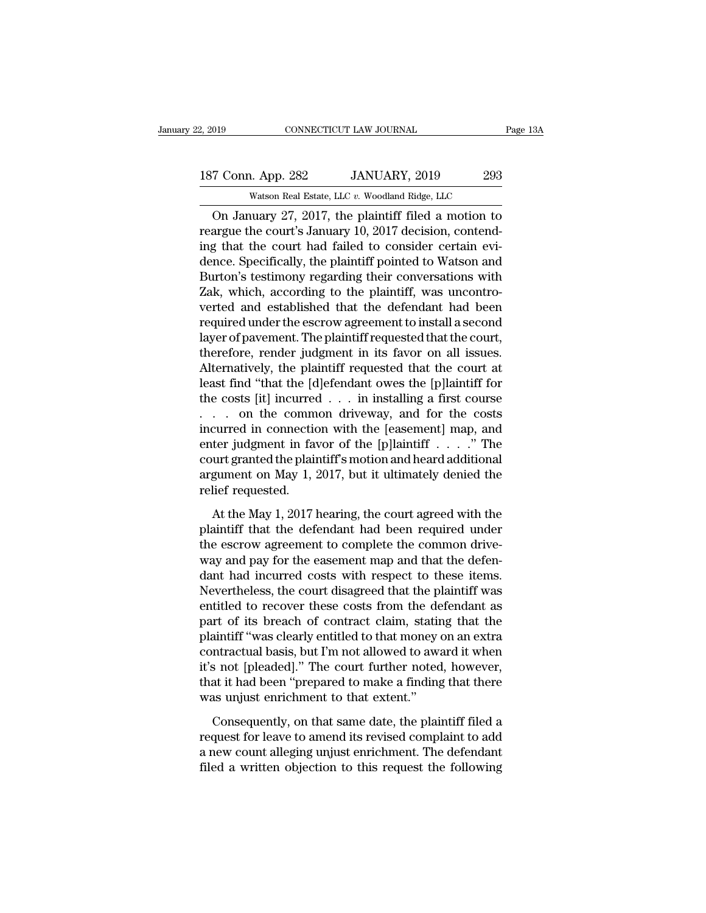On January 27, 2017, the plaintiff filed a motion to reargue the court's January 10, 2017 decision, contending that the court had failed to consider certain evidence. Specifically, the plaintiff pointed to Watson and Burton's testimony regarding their conversations with Zak, which, according to the plaintiff, was uncontroverted and established that the defendant had been required under the escrow agreement to install a second layer of pavement. The plaintiff requested that the court, therefore, render judgment in its favor on all issues. Alternatively, the plaintiff requested that the court at least find "that the [d]efendant owes the [p]laintiff for the costs [it] incurred . . . in installing a first course . . . on the common driveway, and for the costs incurred in connection with the [easement] map, and enter judgment in favor of the [p]laintiff . . . ." The court granted the plaintiff's motion and heard additional argument on May 1, 2017, but it ultimately denied the relief requested.

At the May 1, 2017 hearing, the court agreed with the plaintiff that the defendant had been required under the escrow agreement to complete the common driveway and pay for the easement map and that the defendant had incurred costs with respect to these items. Nevertheless, the court disagreed that the plaintiff was entitled to recover these costs from the defendant as part of its breach of contract claim, stating that the plaintiff "was clearly entitled to that money on an extra contractual basis, but I'm not allowed to award it when it's not [pleaded]." The court further noted, however, that it had been "prepared to make a finding that there was unjust enrichment to that extent."

Consequently, on that same date, the plaintiff filed a request for leave to amend its revised complaint to add a new count alleging unjust enrichment. The defendant filed a written objection to this request the following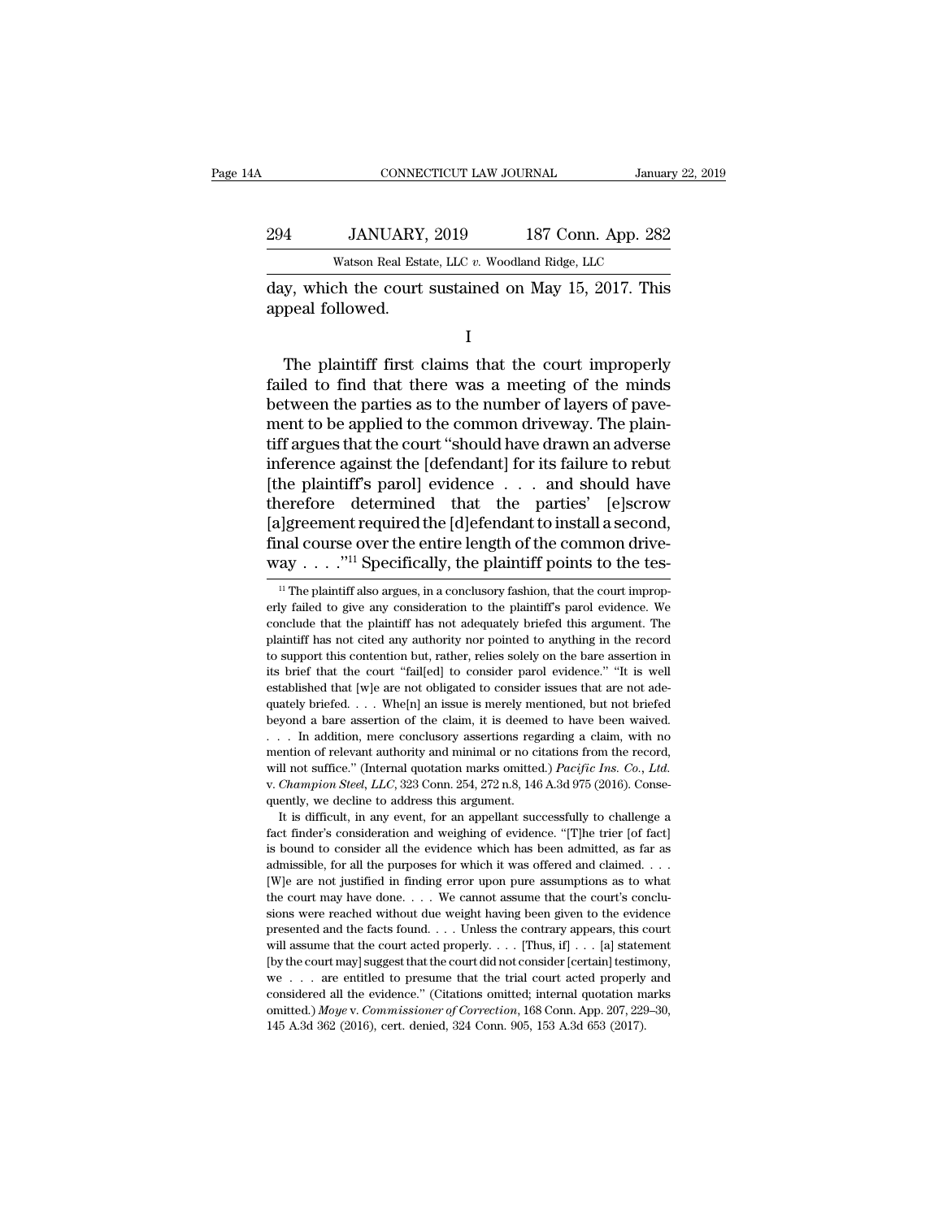day, which the court sustained on May 15, 2017. This appeal followed.

I

The plaintiff first claims that the court improperly failed to find that there was a meeting of the minds between the parties as to the number of layers of pavement to be applied to the common driveway. The plaintiff argues that the court "should have drawn an adverse inference against the [defendant] for its failure to rebut [the plaintiff's parol] evidence . . . and should have therefore determined that the parties' [e]scrow [a]greement required the [d]efendant to install a second, final course over the entire length of the common driveway . . . ."[11] Specifically, the plaintiff points to the tes-

[11] The plaintiff also argues, in a conclusory fashion, that the court improperly failed to give any consideration to the plaintiff's parol evidence. We conclude that the plaintiff has not adequately briefed this argument. The plaintiff has not cited any authority nor pointed to anything in the record to support this contention but, rather, relies solely on the bare assertion in its brief that the court "fail[ed] to consider parol evidence." "It is well established that [w]e are not obligated to consider issues that are not adequately briefed. . . . Whe[n] an issue is merely mentioned, but not briefed beyond a bare assertion of the claim, it is deemed to have been waived. . . . In addition, mere conclusory assertions regarding a claim, with no mention of relevant authority and minimal or no citations from the record, will not suffice." (Internal quotation marks omitted.) *Pacific Ins. Co., Ltd.* v. *Champion Steel, LLC*, 323 Conn. 254, 272 n.8, 146 A.3d 975 (2016). Consequently, we decline to address this argument.

It is difficult, in any event, for an appellant successfully to challenge a fact finder's consideration and weighing of evidence. "[T]he trier [of fact] is bound to consider all the evidence which has been admitted, as far as admissible, for all the purposes for which it was offered and claimed. . . . [W]e are not justified in finding error upon pure assumptions as to what the court may have done. . . . We cannot assume that the court's conclusions were reached without due weight having been given to the evidence presented and the facts found. . . . Unless the contrary appears, this court will assume that the court acted properly. . . . [Thus, if] . . . [a] statement [by the court may] suggest that the court did not consider [certain] testimony, we . . . are entitled to presume that the trial court acted properly and considered all the evidence." (Citations omitted; internal quotation marks omitted.) *Moye* v. *Commissioner of Correction*, 168 Conn. App. 207, 229–30, 145 A.3d 362 (2016), cert. denied, 324 Conn. 905, 153 A.3d 653 (2017).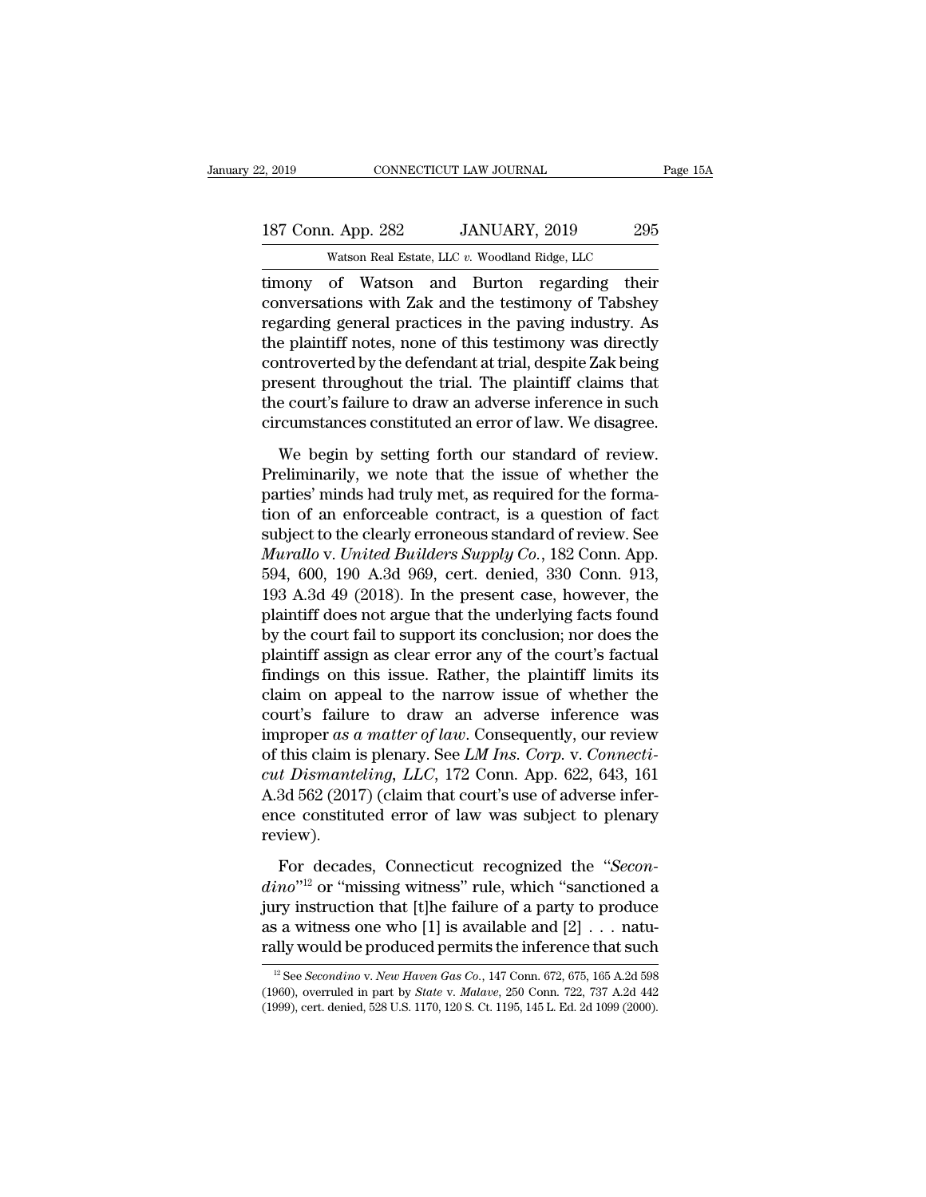timony of Watson and Burton regarding their conversations with Zak and the testimony of Tabshey regarding general practices in the paving industry. As the plaintiff notes, none of this testimony was directly controverted by the defendant at trial, despite Zak being present throughout the trial. The plaintiff claims that the court's failure to draw an adverse inference in such circumstances constituted an error of law. We disagree.

We begin by setting forth our standard of review. Preliminarily, we note that the issue of whether the parties' minds had truly met, as required for the formation of an enforceable contract, is a question of fact subject to the clearly erroneous standard of review. See *Murallo* v. *United Builders Supply Co.*, 182 Conn. App. 594, 600, 190 A.3d 969, cert. denied, 330 Conn. 913, 193 A.3d 49 (2018). In the present case, however, the plaintiff does not argue that the underlying facts found by the court fail to support its conclusion; nor does the plaintiff assign as clear error any of the court's factual findings on this issue. Rather, the plaintiff limits its claim on appeal to the narrow issue of whether the court's failure to draw an adverse inference was improper *as a matter of law*. Consequently, our review of this claim is plenary. See *LM Ins. Corp.* v. *Connecticut Dismanteling, LLC*, 172 Conn. App. 622, 643, 161 A.3d 562 (2017) (claim that court's use of adverse inference constituted error of law was subject to plenary review).

For decades, Connecticut recognized the "*Secondino*"[12] or "missing witness" rule, which "sanctioned a jury instruction that [t]he failure of a party to produce as a witness one who [1] is available and [2] . . . naturally would be produced permits the inference that such

[12] See *Secondino* v. *New Haven Gas Co.*, 147 Conn. 672, 675, 165 A.2d 598 (1960), overruled in part by *State* v. *Malave*, 250 Conn. 722, 737 A.2d 442 (1999), cert. denied, 528 U.S. 1170, 120 S. Ct. 1195, 145 L. Ed. 2d 1099 (2000).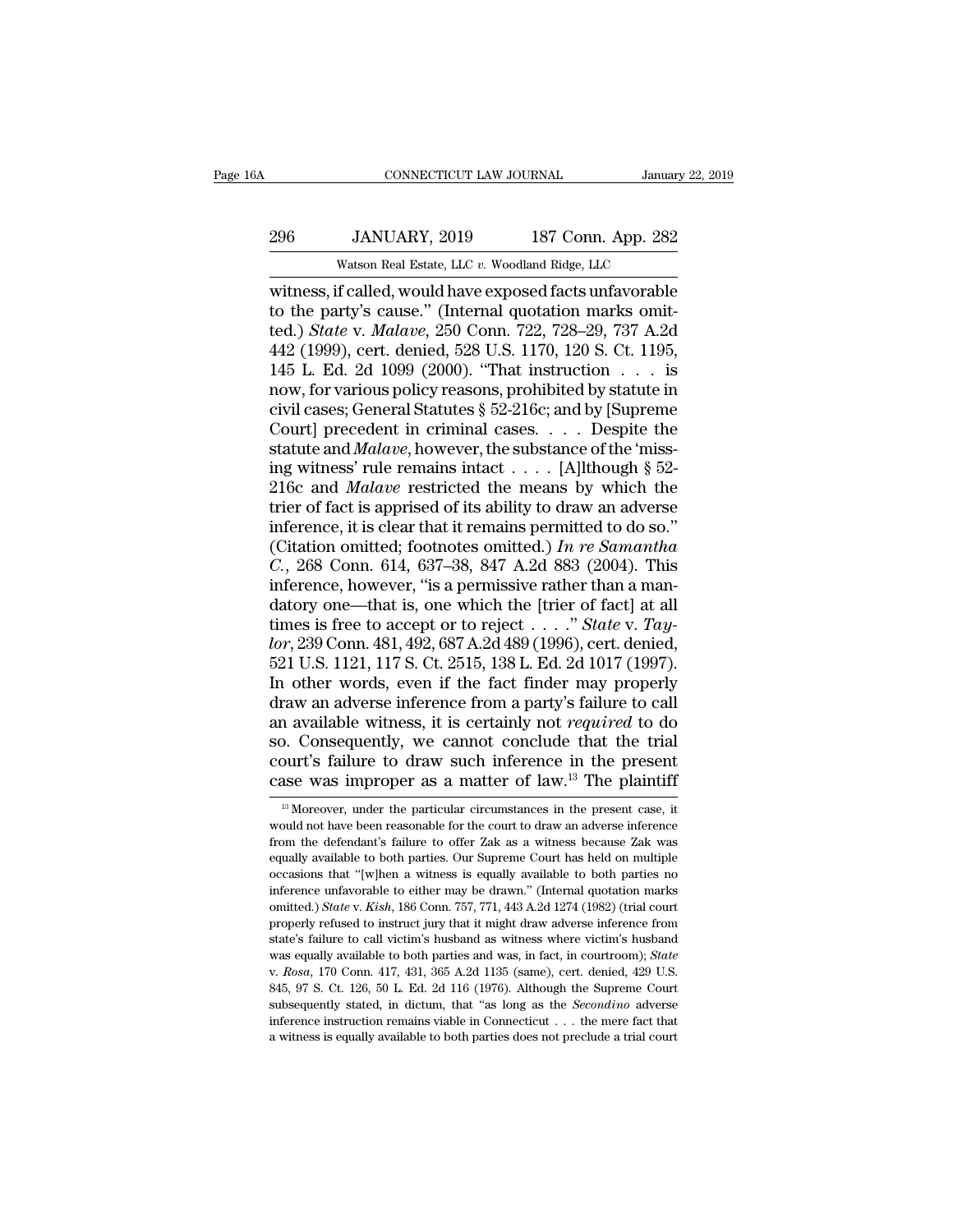witness, if called, would have exposed facts unfavorable to the party's cause." (Internal quotation marks omitted.) *State* v. *Malave*, 250 Conn. 722, 728–29, 737 A.2d 442 (1999), cert. denied, 528 U.S. 1170, 120 S. Ct. 1195, 145 L. Ed. 2d 1099 (2000). "That instruction . . . is now, for various policy reasons, prohibited by statute in civil cases; General Statutes § 52-216c; and by [Supreme Court] precedent in criminal cases. . . . Despite the statute and *Malave*, however, the substance of the 'missing witness' rule remains intact . . . . [A]lthough § 52-216c and *Malave* restricted the means by which the trier of fact is apprised of its ability to draw an adverse inference, it is clear that it remains permitted to do so." (Citation omitted; footnotes omitted.) *In re Samantha C.*, 268 Conn. 614, 637–38, 847 A.2d 883 (2004). This inference, however, "is a permissive rather than a mandatory one—that is, one which the [trier of fact] at all times is free to accept or to reject . . . ." *State* v. *Taylor*, 239 Conn. 481, 492, 687 A.2d 489 (1996), cert. denied, 521 U.S. 1121, 117 S. Ct. 2515, 138 L. Ed. 2d 1017 (1997). In other words, even if the fact finder may properly draw an adverse inference from a party's failure to call an available witness, it is certainly not *required* to do so. Consequently, we cannot conclude that the trial court's failure to draw such inference in the present case was improper as a matter of law.[13] The plaintiff

---

[13] Moreover, under the particular circumstances in the present case, it would not have been reasonable for the court to draw an adverse inference from the defendant's failure to offer Zak as a witness because Zak was equally available to both parties. Our Supreme Court has held on multiple occasions that "[w]hen a witness is equally available to both parties no inference unfavorable to either may be drawn." (Internal quotation marks omitted.) *State* v. *Kish*, 186 Conn. 757, 771, 443 A.2d 1274 (1982) (trial court properly refused to instruct jury that it might draw adverse inference from state's failure to call victim's husband as witness where victim's husband was equally available to both parties and was, in fact, in courtroom); *State* v. *Rosa*, 170 Conn. 417, 431, 365 A.2d 1135 (same), cert. denied, 429 U.S. 845, 97 S. Ct. 126, 50 L. Ed. 2d 116 (1976). Although the Supreme Court subsequently stated, in dictum, that "as long as the *Secondino* adverse inference instruction remains viable in Connecticut . . . the mere fact that a witness is equally available to both parties does not preclude a trial court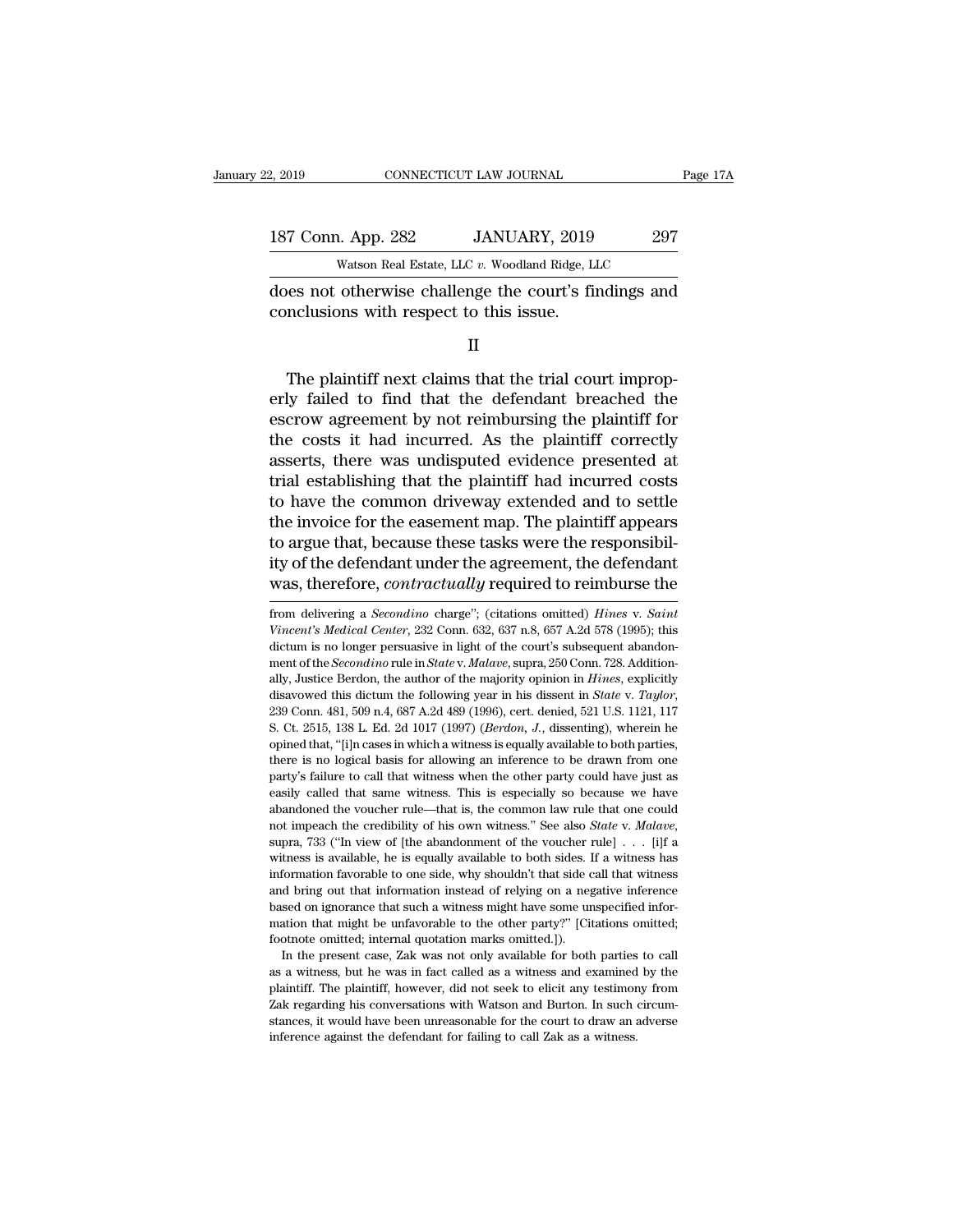does not otherwise challenge the court's findings and conclusions with respect to this issue.

II

The plaintiff next claims that the trial court improperly failed to find that the defendant breached the escrow agreement by not reimbursing the plaintiff for the costs it had incurred. As the plaintiff correctly asserts, there was undisputed evidence presented at trial establishing that the plaintiff had incurred costs to have the common driveway extended and to settle the invoice for the easement map. The plaintiff appears to argue that, because these tasks were the responsibility of the defendant under the agreement, the defendant was, therefore, *contractually* required to reimburse the

from delivering a *Secondino* charge"; (citations omitted) *Hines* v. *Saint Vincent's Medical Center*, 232 Conn. 632, 637 n.8, 657 A.2d 578 (1995); this dictum is no longer persuasive in light of the court's subsequent abandonment of the *Secondino* rule in *State* v. *Malave*, supra, 250 Conn. 728. Additionally, Justice Berdon, the author of the majority opinion in *Hines*, explicitly disavowed this dictum the following year in his dissent in *State* v. *Taylor*, 239 Conn. 481, 509 n.4, 687 A.2d 489 (1996), cert. denied, 521 U.S. 1121, 117 S. Ct. 2515, 138 L. Ed. 2d 1017 (1997) (*Berdon, J.*, dissenting), wherein he opined that, "[i]n cases in which a witness is equally available to both parties, there is no logical basis for allowing an inference to be drawn from one party's failure to call that witness when the other party could have just as easily called that same witness. This is especially so because we have abandoned the voucher rule—that is, the common law rule that one could not impeach the credibility of his own witness." See also *State* v. *Malave*, supra, 733 ("In view of [the abandonment of the voucher rule] . . . [i]f a witness is available, he is equally available to both sides. If a witness has information favorable to one side, why shouldn't that side call that witness and bring out that information instead of relying on a negative inference based on ignorance that such a witness might have some unspecified information that might be unfavorable to the other party?" [Citations omitted; footnote omitted; internal quotation marks omitted.]).

In the present case, Zak was not only available for both parties to call as a witness, but he was in fact called as a witness and examined by the plaintiff. The plaintiff, however, did not seek to elicit any testimony from Zak regarding his conversations with Watson and Burton. In such circumstances, it would have been unreasonable for the court to draw an adverse inference against the defendant for failing to call Zak as a witness.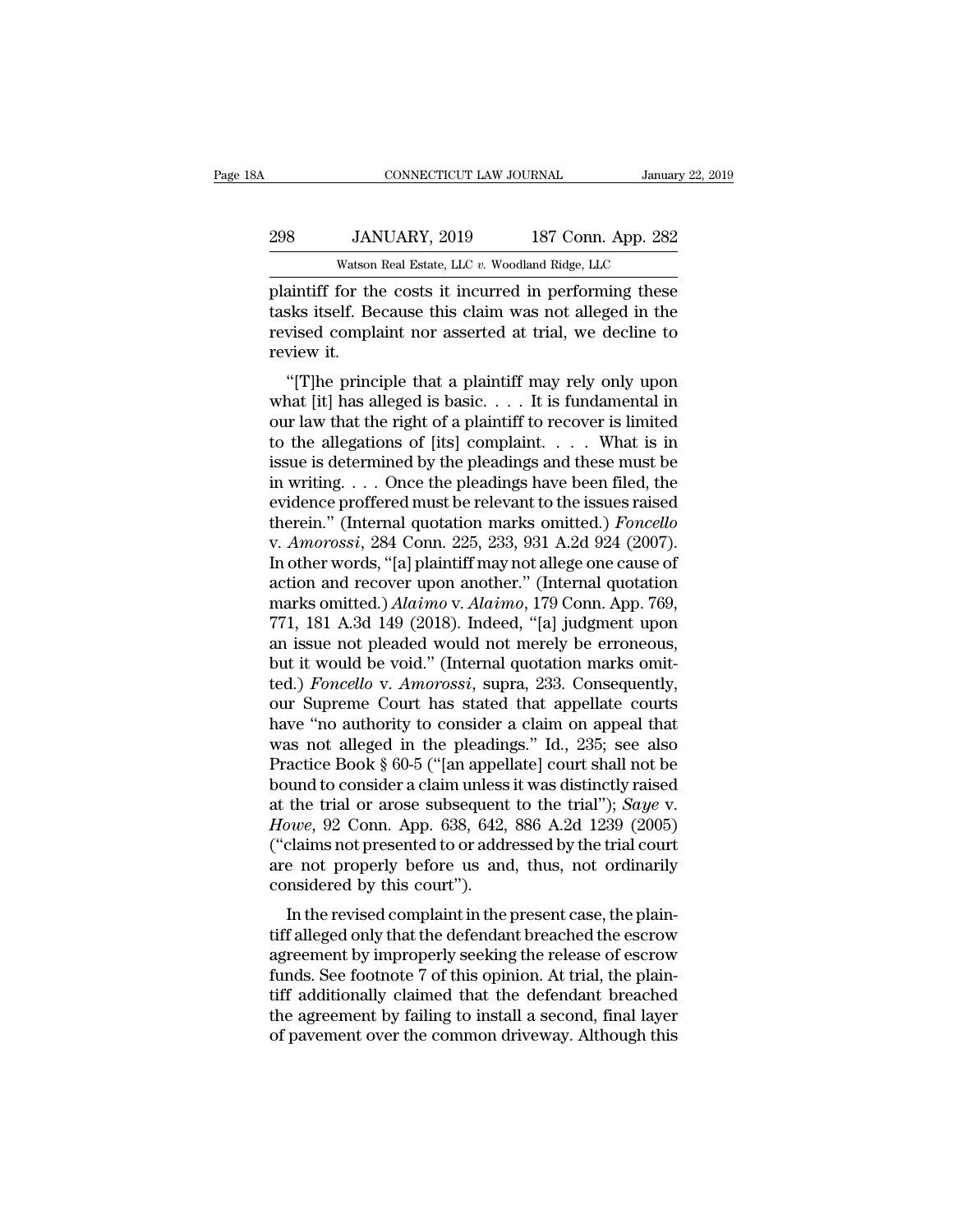plaintiff for the costs it incurred in performing these tasks itself. Because this claim was not alleged in the revised complaint nor asserted at trial, we decline to review it.

"[T]he principle that a plaintiff may rely only upon what [it] has alleged is basic. . . . It is fundamental in our law that the right of a plaintiff to recover is limited to the allegations of [its] complaint. . . . What is in issue is determined by the pleadings and these must be in writing. . . . Once the pleadings have been filed, the evidence proffered must be relevant to the issues raised therein." (Internal quotation marks omitted.) *Foncello* v. *Amorossi*, 284 Conn. 225, 233, 931 A.2d 924 (2007). In other words, "[a] plaintiff may not allege one cause of action and recover upon another." (Internal quotation marks omitted.) *Alaimo* v. *Alaimo*, 179 Conn. App. 769, 771, 181 A.3d 149 (2018). Indeed, "[a] judgment upon an issue not pleaded would not merely be erroneous, but it would be void." (Internal quotation marks omitted.) *Foncello* v. *Amorossi*, supra, 233. Consequently, our Supreme Court has stated that appellate courts have "no authority to consider a claim on appeal that was not alleged in the pleadings." Id., 235; see also Practice Book § 60-5 ("[an appellate] court shall not be bound to consider a claim unless it was distinctly raised at the trial or arose subsequent to the trial"); *Saye* v. *Howe*, 92 Conn. App. 638, 642, 886 A.2d 1239 (2005) ("claims not presented to or addressed by the trial court are not properly before us and, thus, not ordinarily considered by this court").

In the revised complaint in the present case, the plaintiff alleged only that the defendant breached the escrow agreement by improperly seeking the release of escrow funds. See footnote 7 of this opinion. At trial, the plaintiff additionally claimed that the defendant breached the agreement by failing to install a second, final layer of pavement over the common driveway. Although this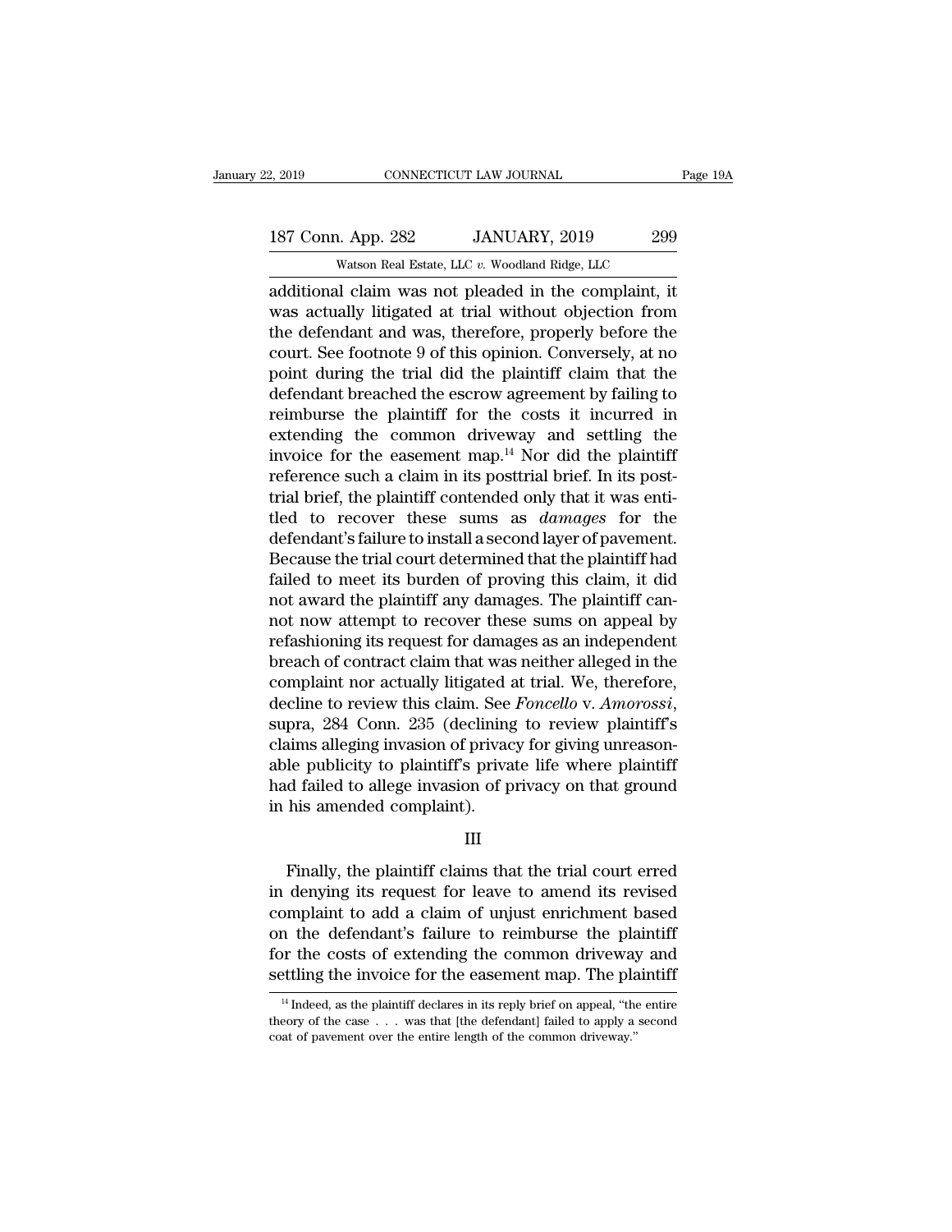additional claim was not pleaded in the complaint, it was actually litigated at trial without objection from the defendant and was, therefore, properly before the court. See footnote 9 of this opinion. Conversely, at no point during the trial did the plaintiff claim that the defendant breached the escrow agreement by failing to reimburse the plaintiff for the costs it incurred in extending the common driveway and settling the invoice for the easement map.[14] Nor did the plaintiff reference such a claim in its posttrial brief. In its posttrial brief, the plaintiff contended only that it was entitled to recover these sums as *damages* for the defendant's failure to install a second layer of pavement. Because the trial court determined that the plaintiff had failed to meet its burden of proving this claim, it did not award the plaintiff any damages. The plaintiff cannot now attempt to recover these sums on appeal by refashioning its request for damages as an independent breach of contract claim that was neither alleged in the complaint nor actually litigated at trial. We, therefore, decline to review this claim. See *Foncello* v. *Amorossi*, supra, 284 Conn. 235 (declining to review plaintiff's claims alleging invasion of privacy for giving unreasonable publicity to plaintiff's private life where plaintiff had failed to allege invasion of privacy on that ground in his amended complaint).

III

Finally, the plaintiff claims that the trial court erred in denying its request for leave to amend its revised complaint to add a claim of unjust enrichment based on the defendant's failure to reimburse the plaintiff for the costs of extending the common driveway and settling the invoice for the easement map. The plaintiff

[14] Indeed, as the plaintiff declares in its reply brief on appeal, "the entire theory of the case . . . was that [the defendant] failed to apply a second coat of pavement over the entire length of the common driveway."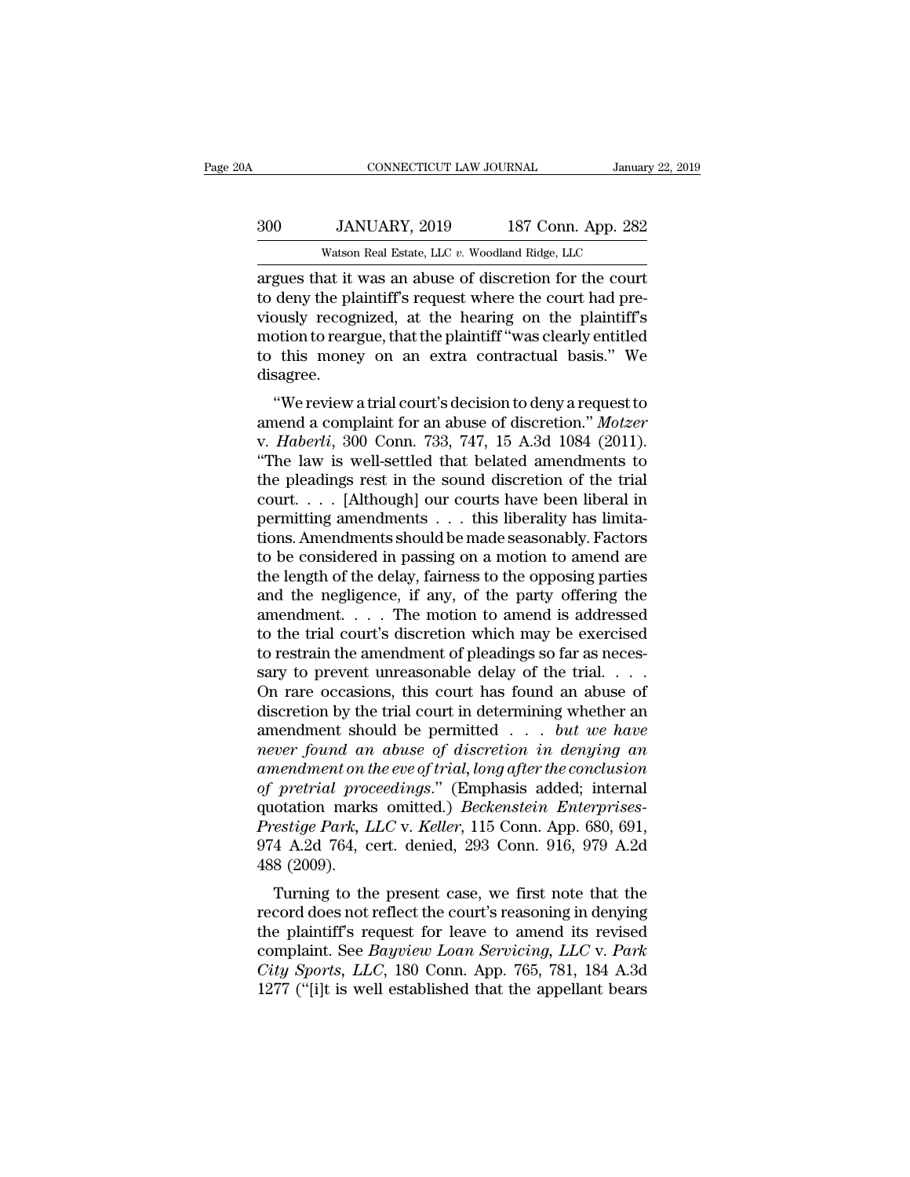argues that it was an abuse of discretion for the court to deny the plaintiff's request where the court had previously recognized, at the hearing on the plaintiff's motion to reargue, that the plaintiff "was clearly entitled to this money on an extra contractual basis." We disagree.

"We review a trial court's decision to deny a request to amend a complaint for an abuse of discretion." *Motzer* v. *Haberli*, 300 Conn. 733, 747, 15 A.3d 1084 (2011). "The law is well-settled that belated amendments to the pleadings rest in the sound discretion of the trial court. . . . [Although] our courts have been liberal in permitting amendments . . . this liberality has limitations. Amendments should be made seasonably. Factors to be considered in passing on a motion to amend are the length of the delay, fairness to the opposing parties and the negligence, if any, of the party offering the amendment. . . . The motion to amend is addressed to the trial court's discretion which may be exercised to restrain the amendment of pleadings so far as necessary to prevent unreasonable delay of the trial. . . . On rare occasions, this court has found an abuse of discretion by the trial court in determining whether an amendment should be permitted . . . *but we have never found an abuse of discretion in denying an amendment on the eve of trial, long after the conclusion of pretrial proceedings*." (Emphasis added; internal quotation marks omitted.) *Beckenstein Enterprises-Prestige Park, LLC* v. *Keller*, 115 Conn. App. 680, 691, 974 A.2d 764, cert. denied, 293 Conn. 916, 979 A.2d 488 (2009).

Turning to the present case, we first note that the record does not reflect the court's reasoning in denying the plaintiff's request for leave to amend its revised complaint. See *Bayview Loan Servicing, LLC* v. *Park City Sports, LLC*, 180 Conn. App. 765, 781, 184 A.3d 1277 ("[i]t is well established that the appellant bears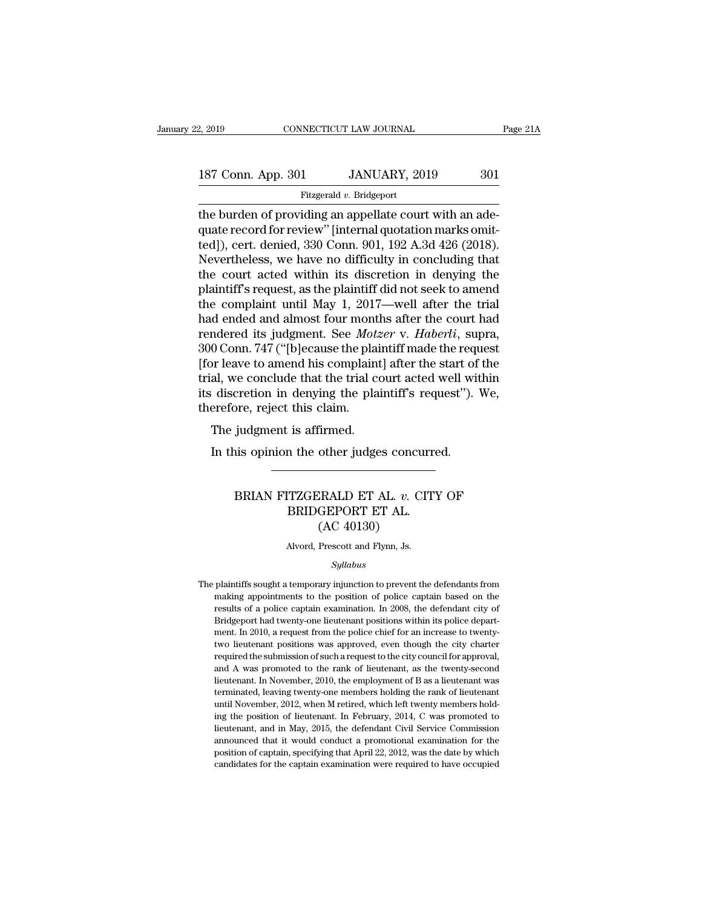the burden of providing an appellate court with an adequate record for review" [internal quotation marks omitted]), cert. denied, 330 Conn. 901, 192 A.3d 426 (2018). Nevertheless, we have no difficulty in concluding that the court acted within its discretion in denying the plaintiff's request, as the plaintiff did not seek to amend the complaint until May 1, 2017—well after the trial had ended and almost four months after the court had rendered its judgment. See *Motzer* v. *Haberli*, supra, 300 Conn. 747 ("[b]ecause the plaintiff made the request [for leave to amend his complaint] after the start of the trial, we conclude that the trial court acted well within its discretion in denying the plaintiff's request"). We, therefore, reject this claim.

The judgment is affirmed.

In this opinion the other judges concurred.

---

# BRIAN FITZGERALD ET AL. *v.* CITY OF BRIDGEPORT ET AL.
## (AC 40130)

Alvord, Prescott and Flynn, Js.

*Syllabus*

The plaintiffs sought a temporary injunction to prevent the defendants from making appointments to the position of police captain based on the results of a police captain examination. In 2008, the defendant city of Bridgeport had twenty-one lieutenant positions within its police department. In 2010, a request from the police chief for an increase to twenty-two lieutenant positions was approved, even though the city charter required the submission of such a request to the city council for approval, and A was promoted to the rank of lieutenant, as the twenty-second lieutenant. In November, 2010, the employment of B as a lieutenant was terminated, leaving twenty-one members holding the rank of lieutenant until November, 2012, when M retired, which left twenty members holding the position of lieutenant. In February, 2014, C was promoted to lieutenant, and in May, 2015, the defendant Civil Service Commission announced that it would conduct a promotional examination for the position of captain, specifying that April 22, 2012, was the date by which candidates for the captain examination were required to have occupied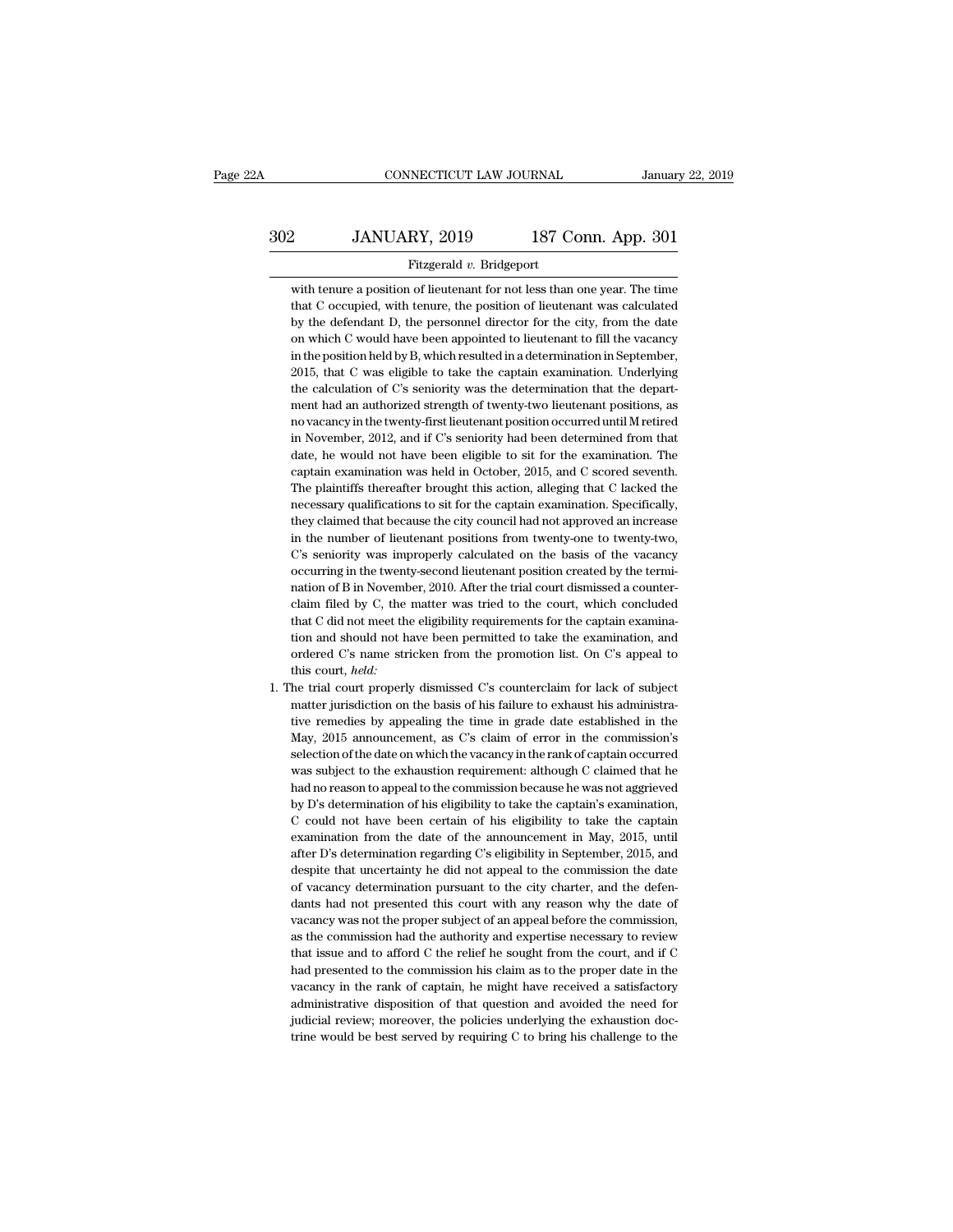with tenure a position of lieutenant for not less than one year. The time that C occupied, with tenure, the position of lieutenant was calculated by the defendant D, the personnel director for the city, from the date on which C would have been appointed to lieutenant to fill the vacancy in the position held by B, which resulted in a determination in September, 2015, that C was eligible to take the captain examination. Underlying the calculation of C's seniority was the determination that the department had an authorized strength of twenty-two lieutenant positions, as no vacancy in the twenty-first lieutenant position occurred until M retired in November, 2012, and if C's seniority had been determined from that date, he would not have been eligible to sit for the examination. The captain examination was held in October, 2015, and C scored seventh. The plaintiffs thereafter brought this action, alleging that C lacked the necessary qualifications to sit for the captain examination. Specifically, they claimed that because the city council had not approved an increase in the number of lieutenant positions from twenty-one to twenty-two, C's seniority was improperly calculated on the basis of the vacancy occurring in the twenty-second lieutenant position created by the termination of B in November, 2010. After the trial court dismissed a counterclaim filed by C, the matter was tried to the court, which concluded that C did not meet the eligibility requirements for the captain examination and should not have been permitted to take the examination, and ordered C's name stricken from the promotion list. On C's appeal to this court, *held:*

1. The trial court properly dismissed C's counterclaim for lack of subject matter jurisdiction on the basis of his failure to exhaust his administrative remedies by appealing the time in grade date established in the May, 2015 announcement, as C's claim of error in the commission's selection of the date on which the vacancy in the rank of captain occurred was subject to the exhaustion requirement: although C claimed that he had no reason to appeal to the commission because he was not aggrieved by D's determination of his eligibility to take the captain's examination, C could not have been certain of his eligibility to take the captain examination from the date of the announcement in May, 2015, until after D's determination regarding C's eligibility in September, 2015, and despite that uncertainty he did not appeal to the commission the date of vacancy determination pursuant to the city charter, and the defendants had not presented this court with any reason why the date of vacancy was not the proper subject of an appeal before the commission, as the commission had the authority and expertise necessary to review that issue and to afford C the relief he sought from the court, and if C had presented to the commission his claim as to the proper date in the vacancy in the rank of captain, he might have received a satisfactory administrative disposition of that question and avoided the need for judicial review; moreover, the policies underlying the exhaustion doctrine would be best served by requiring C to bring his challenge to the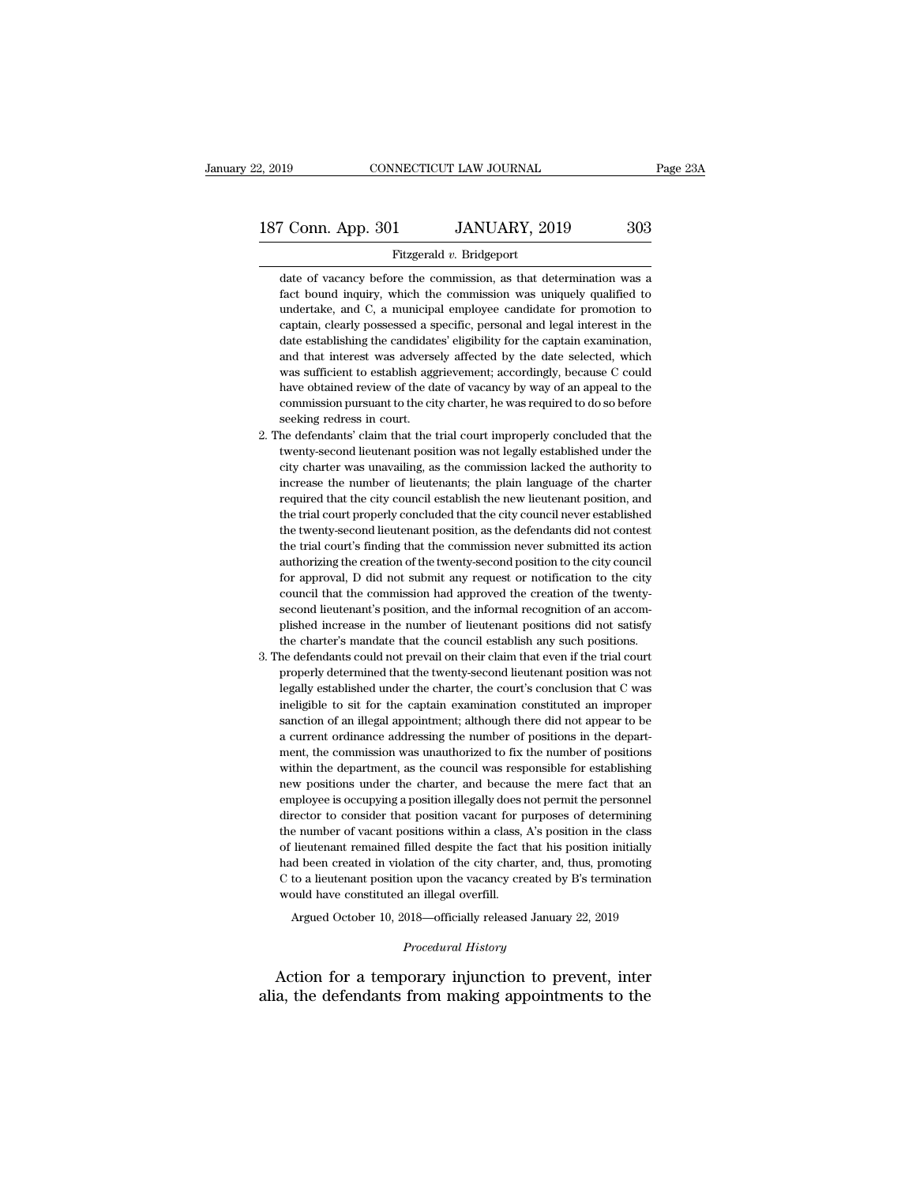date of vacancy before the commission, as that determination was a fact bound inquiry, which the commission was uniquely qualified to undertake, and C, a municipal employee candidate for promotion to captain, clearly possessed a specific, personal and legal interest in the date establishing the candidates' eligibility for the captain examination, and that interest was adversely affected by the date selected, which was sufficient to establish aggrievement; accordingly, because C could have obtained review of the date of vacancy by way of an appeal to the commission pursuant to the city charter, he was required to do so before seeking redress in court.

2. The defendants' claim that the trial court improperly concluded that the twenty-second lieutenant position was not legally established under the city charter was unavailing, as the commission lacked the authority to increase the number of lieutenants; the plain language of the charter required that the city council establish the new lieutenant position, and the trial court properly concluded that the city council never established the twenty-second lieutenant position, as the defendants did not contest the trial court's finding that the commission never submitted its action authorizing the creation of the twenty-second position to the city council for approval, D did not submit any request or notification to the city council that the commission had approved the creation of the twenty-second lieutenant's position, and the informal recognition of an accomplished increase in the number of lieutenant positions did not satisfy the charter's mandate that the council establish any such positions.

3. The defendants could not prevail on their claim that even if the trial court properly determined that the twenty-second lieutenant position was not legally established under the charter, the court's conclusion that C was ineligible to sit for the captain examination constituted an improper sanction of an illegal appointment; although there did not appear to be a current ordinance addressing the number of positions in the department, the commission was unauthorized to fix the number of positions within the department, as the council was responsible for establishing new positions under the charter, and because the mere fact that an employee is occupying a position illegally does not permit the personnel director to consider that position vacant for purposes of determining the number of vacant positions within a class, A's position in the class of lieutenant remained filled despite the fact that his position initially had been created in violation of the city charter, and, thus, promoting C to a lieutenant position upon the vacancy created by B's termination would have constituted an illegal overfill.

Argued October 10, 2018—officially released January 22, 2019

*Procedural History*

Action for a temporary injunction to prevent, inter alia, the defendants from making appointments to the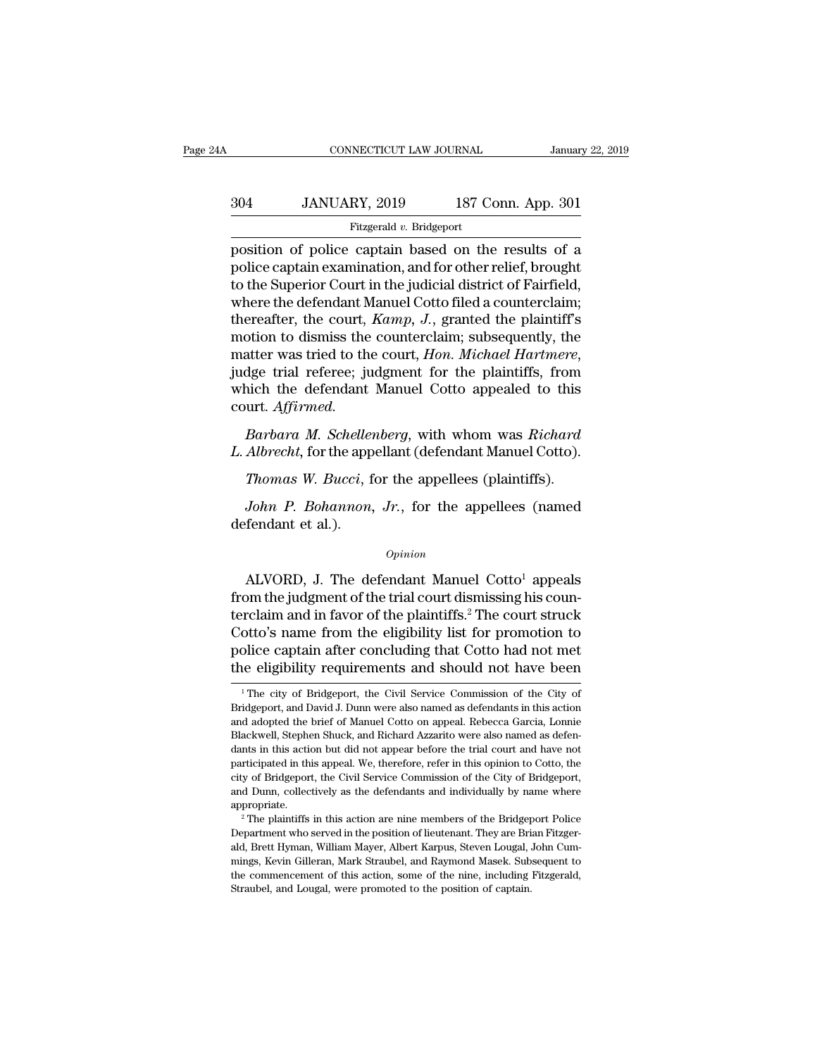position of police captain based on the results of a police captain examination, and for other relief, brought to the Superior Court in the judicial district of Fairfield, where the defendant Manuel Cotto filed a counterclaim; thereafter, the court, *Kamp, J.*, granted the plaintiff's motion to dismiss the counterclaim; subsequently, the matter was tried to the court, *Hon. Michael Hartmere*, judge trial referee; judgment for the plaintiffs, from which the defendant Manuel Cotto appealed to this court. *Affirmed.*

*Barbara M. Schellenberg*, with whom was *Richard L. Albrecht*, for the appellant (defendant Manuel Cotto).

*Thomas W. Bucci*, for the appellees (plaintiffs).

*John P. Bohannon, Jr.*, for the appellees (named defendant et al.).

*Opinion*

ALVORD, J. The defendant Manuel Cotto[1] appeals from the judgment of the trial court dismissing his counterclaim and in favor of the plaintiffs.[2] The court struck Cotto's name from the eligibility list for promotion to police captain after concluding that Cotto had not met the eligibility requirements and should not have been

---

[1] The city of Bridgeport, the Civil Service Commission of the City of Bridgeport, and David J. Dunn were also named as defendants in this action and adopted the brief of Manuel Cotto on appeal. Rebecca Garcia, Lonnie Blackwell, Stephen Shuck, and Richard Azzarito were also named as defendants in this action but did not appear before the trial court and have not participated in this appeal. We, therefore, refer in this opinion to Cotto, the city of Bridgeport, the Civil Service Commission of the City of Bridgeport, and Dunn, collectively as the defendants and individually by name where appropriate.

[2] The plaintiffs in this action are nine members of the Bridgeport Police Department who served in the position of lieutenant. They are Brian Fitzgerald, Brett Hyman, William Mayer, Albert Karpus, Steven Lougal, John Cummings, Kevin Gilleran, Mark Straubel, and Raymond Masek. Subsequent to the commencement of this action, some of the nine, including Fitzgerald, Straubel, and Lougal, were promoted to the position of captain.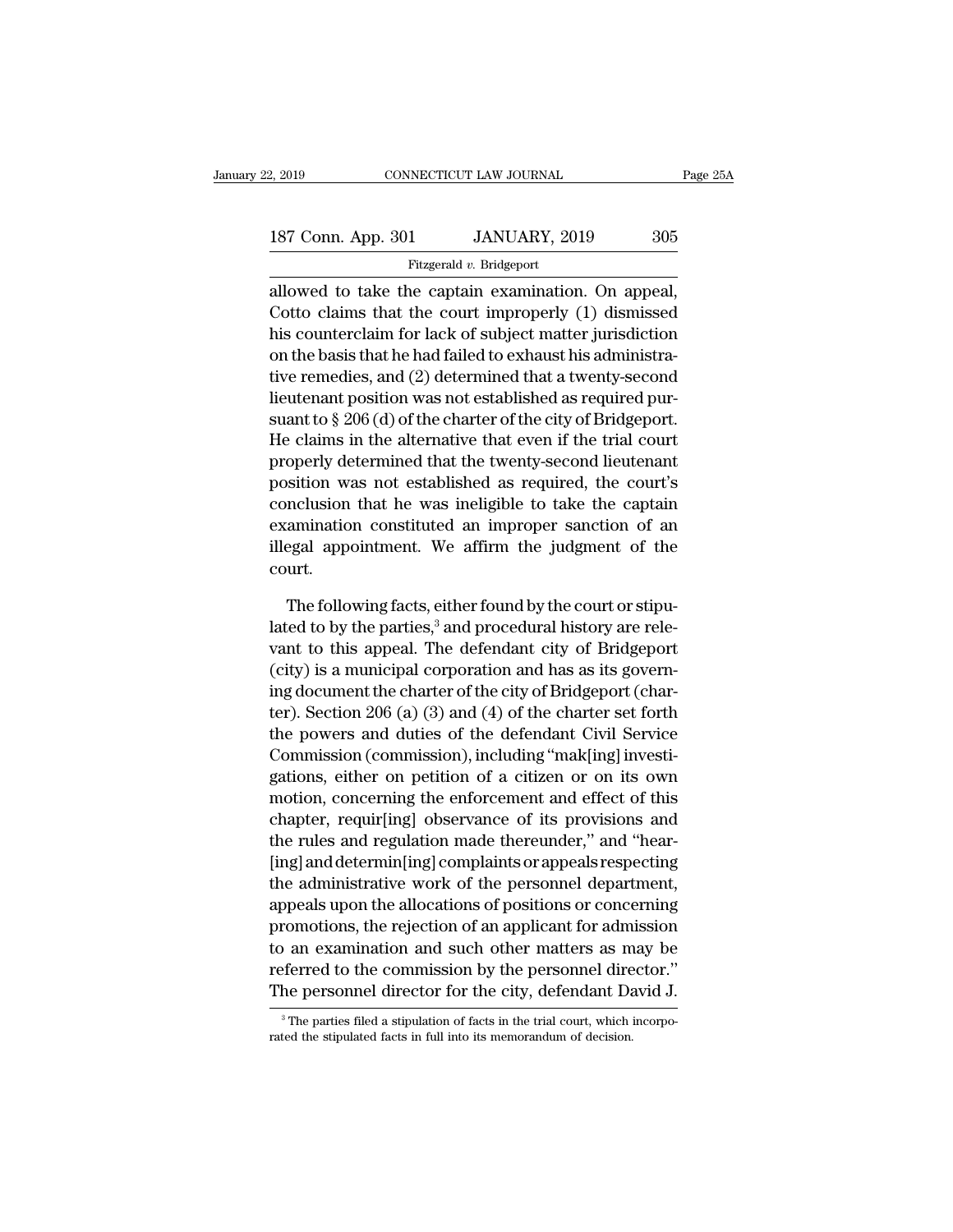allowed to take the captain examination. On appeal, Cotto claims that the court improperly (1) dismissed his counterclaim for lack of subject matter jurisdiction on the basis that he had failed to exhaust his administrative remedies, and (2) determined that a twenty-second lieutenant position was not established as required pursuant to § 206 (d) of the charter of the city of Bridgeport. He claims in the alternative that even if the trial court properly determined that the twenty-second lieutenant position was not established as required, the court's conclusion that he was ineligible to take the captain examination constituted an improper sanction of an illegal appointment. We affirm the judgment of the court.

The following facts, either found by the court or stipulated to by the parties,[3] and procedural history are relevant to this appeal. The defendant city of Bridgeport (city) is a municipal corporation and has as its governing document the charter of the city of Bridgeport (charter). Section 206 (a) (3) and (4) of the charter set forth the powers and duties of the defendant Civil Service Commission (commission), including "mak[ing] investigations, either on petition of a citizen or on its own motion, concerning the enforcement and effect of this chapter, requir[ing] observance of its provisions and the rules and regulation made thereunder," and "hear[ing] and determin[ing] complaints or appeals respecting the administrative work of the personnel department, appeals upon the allocations of positions or concerning promotions, the rejection of an applicant for admission to an examination and such other matters as may be referred to the commission by the personnel director." The personnel director for the city, defendant David J.

[3] The parties filed a stipulation of facts in the trial court, which incorporated the stipulated facts in full into its memorandum of decision.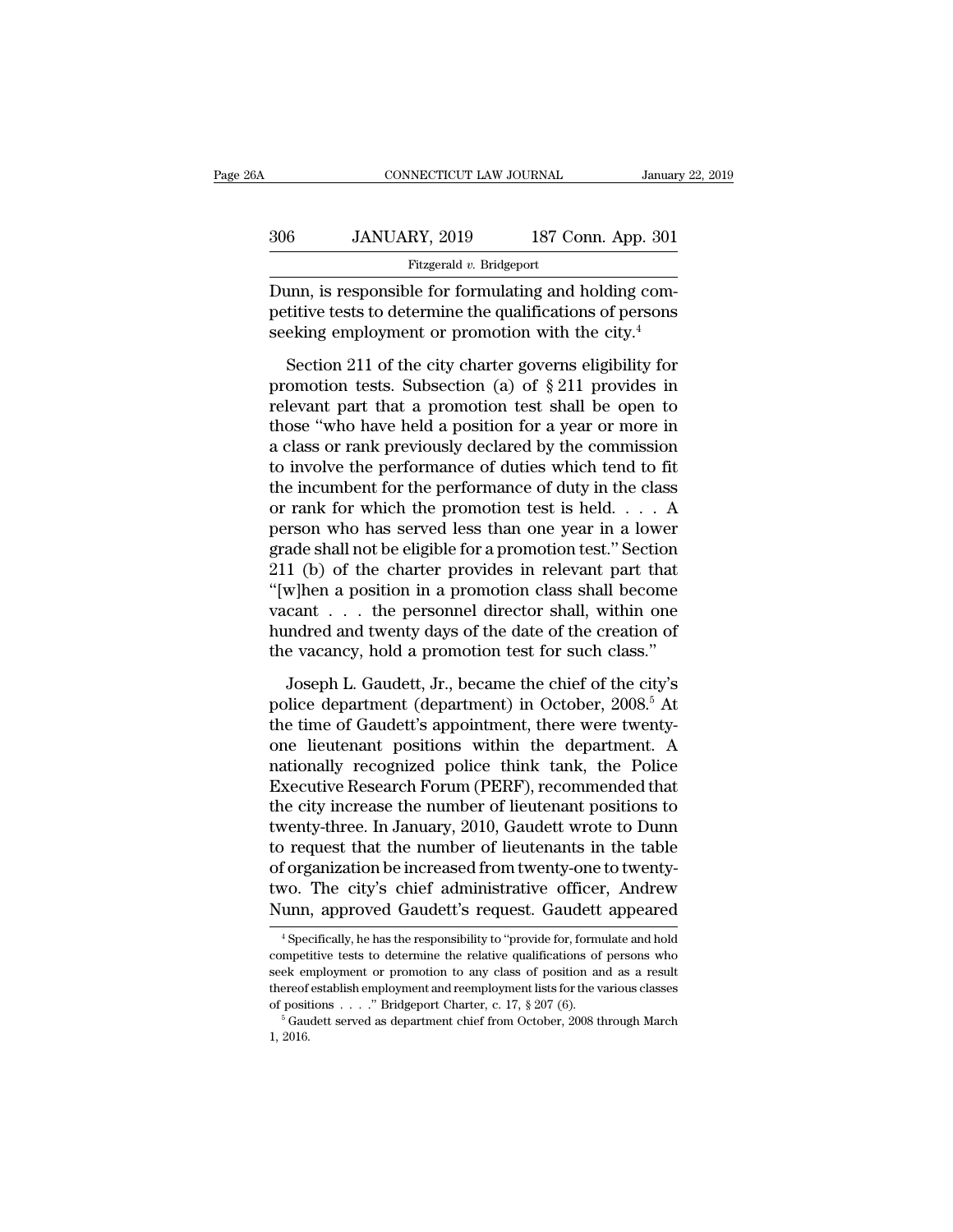Dunn, is responsible for formulating and holding competitive tests to determine the qualifications of persons seeking employment or promotion with the city.[4]

Section 211 of the city charter governs eligibility for promotion tests. Subsection (a) of § 211 provides in relevant part that a promotion test shall be open to those "who have held a position for a year or more in a class or rank previously declared by the commission to involve the performance of duties which tend to fit the incumbent for the performance of duty in the class or rank for which the promotion test is held. . . . A person who has served less than one year in a lower grade shall not be eligible for a promotion test." Section 211 (b) of the charter provides in relevant part that "[w]hen a position in a promotion class shall become vacant . . . the personnel director shall, within one hundred and twenty days of the date of the creation of the vacancy, hold a promotion test for such class."

Joseph L. Gaudett, Jr., became the chief of the city's police department (department) in October, 2008.[5] At the time of Gaudett's appointment, there were twenty-one lieutenant positions within the department. A nationally recognized police think tank, the Police Executive Research Forum (PERF), recommended that the city increase the number of lieutenant positions to twenty-three. In January, 2010, Gaudett wrote to Dunn to request that the number of lieutenants in the table of organization be increased from twenty-one to twenty-two. The city's chief administrative officer, Andrew Nunn, approved Gaudett's request. Gaudett appeared

---

[4] Specifically, he has the responsibility to "provide for, formulate and hold competitive tests to determine the relative qualifications of persons who seek employment or promotion to any class of position and as a result thereof establish employment and reemployment lists for the various classes of positions . . . ." Bridgeport Charter, c. 17, § 207 (6).

[5] Gaudett served as department chief from October, 2008 through March 1, 2016.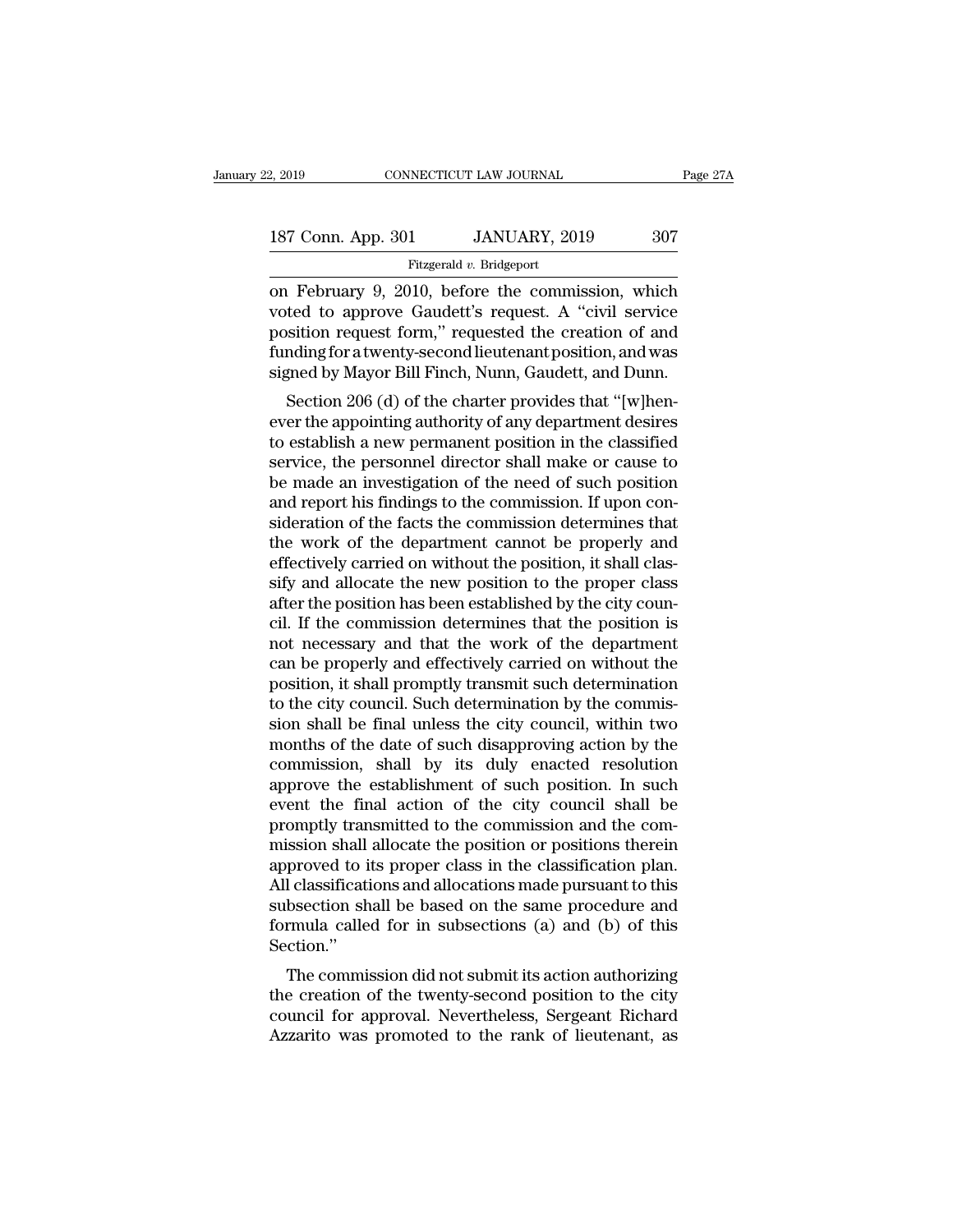on February 9, 2010, before the commission, which voted to approve Gaudett's request. A "civil service position request form," requested the creation of and funding for a twenty-second lieutenant position, and was signed by Mayor Bill Finch, Nunn, Gaudett, and Dunn.

Section 206 (d) of the charter provides that "[w]henever the appointing authority of any department desires to establish a new permanent position in the classified service, the personnel director shall make or cause to be made an investigation of the need of such position and report his findings to the commission. If upon consideration of the facts the commission determines that the work of the department cannot be properly and effectively carried on without the position, it shall classify and allocate the new position to the proper class after the position has been established by the city council. If the commission determines that the position is not necessary and that the work of the department can be properly and effectively carried on without the position, it shall promptly transmit such determination to the city council. Such determination by the commission shall be final unless the city council, within two months of the date of such disapproving action by the commission, shall by its duly enacted resolution approve the establishment of such position. In such event the final action of the city council shall be promptly transmitted to the commission and the commission shall allocate the position or positions therein approved to its proper class in the classification plan. All classifications and allocations made pursuant to this subsection shall be based on the same procedure and formula called for in subsections (a) and (b) of this Section."

The commission did not submit its action authorizing the creation of the twenty-second position to the city council for approval. Nevertheless, Sergeant Richard Azzarito was promoted to the rank of lieutenant, as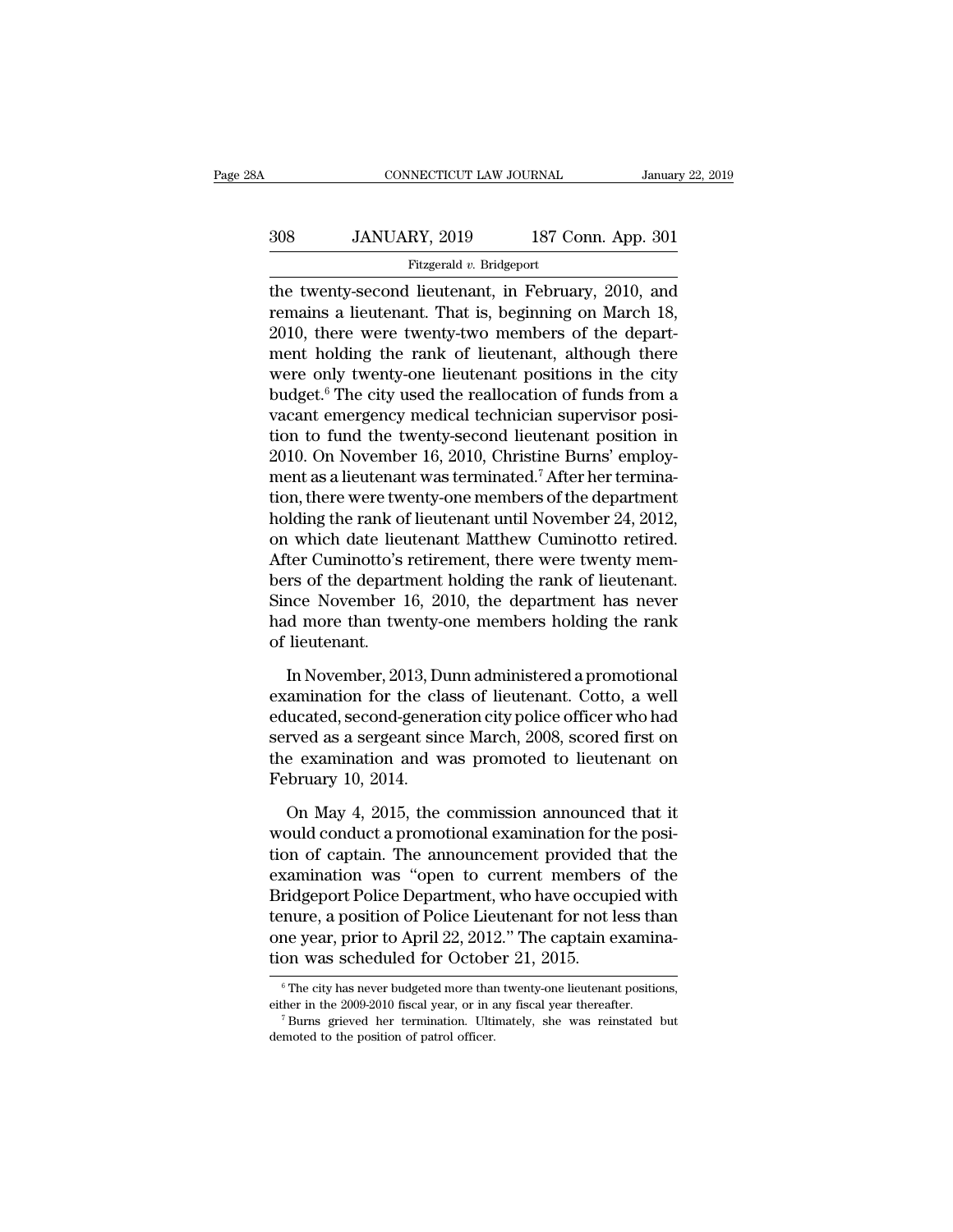the twenty-second lieutenant, in February, 2010, and remains a lieutenant. That is, beginning on March 18, 2010, there were twenty-two members of the department holding the rank of lieutenant, although there were only twenty-one lieutenant positions in the city budget.[6] The city used the reallocation of funds from a vacant emergency medical technician supervisor position to fund the twenty-second lieutenant position in 2010. On November 16, 2010, Christine Burns' employment as a lieutenant was terminated.[7] After her termination, there were twenty-one members of the department holding the rank of lieutenant until November 24, 2012, on which date lieutenant Matthew Cuminotto retired. After Cuminotto's retirement, there were twenty members of the department holding the rank of lieutenant. Since November 16, 2010, the department has never had more than twenty-one members holding the rank of lieutenant.

In November, 2013, Dunn administered a promotional examination for the class of lieutenant. Cotto, a well educated, second-generation city police officer who had served as a sergeant since March, 2008, scored first on the examination and was promoted to lieutenant on February 10, 2014.

On May 4, 2015, the commission announced that it would conduct a promotional examination for the position of captain. The announcement provided that the examination was "open to current members of the Bridgeport Police Department, who have occupied with tenure, a position of Police Lieutenant for not less than one year, prior to April 22, 2012." The captain examination was scheduled for October 21, 2015.

[6] The city has never budgeted more than twenty-one lieutenant positions, either in the 2009-2010 fiscal year, or in any fiscal year thereafter.

[7] Burns grieved her termination. Ultimately, she was reinstated but demoted to the position of patrol officer.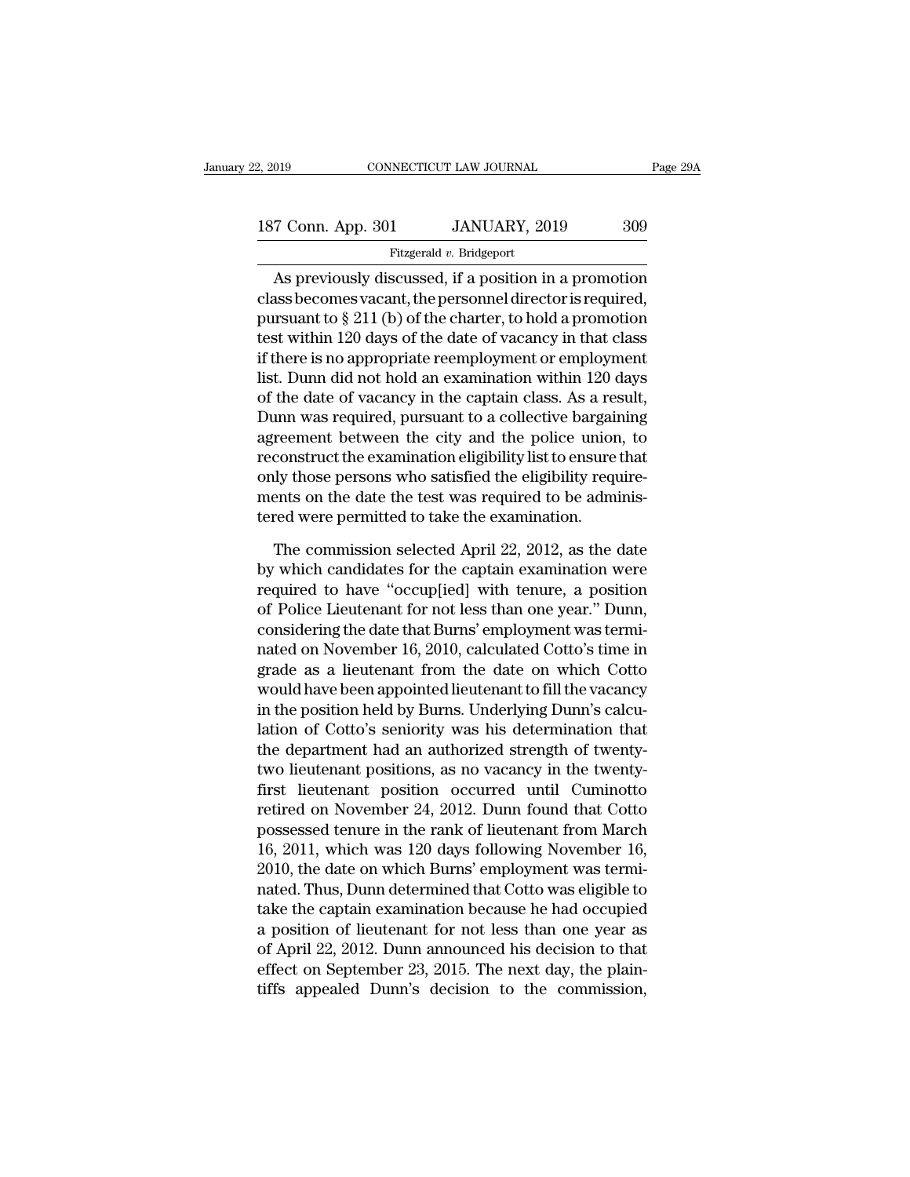As previously discussed, if a position in a promotion class becomes vacant, the personnel director is required, pursuant to § 211 (b) of the charter, to hold a promotion test within 120 days of the date of vacancy in that class if there is no appropriate reemployment or employment list. Dunn did not hold an examination within 120 days of the date of vacancy in the captain class. As a result, Dunn was required, pursuant to a collective bargaining agreement between the city and the police union, to reconstruct the examination eligibility list to ensure that only those persons who satisfied the eligibility requirements on the date the test was required to be administered were permitted to take the examination.

The commission selected April 22, 2012, as the date by which candidates for the captain examination were required to have "occup[ied] with tenure, a position of Police Lieutenant for not less than one year." Dunn, considering the date that Burns' employment was terminated on November 16, 2010, calculated Cotto's time in grade as a lieutenant from the date on which Cotto would have been appointed lieutenant to fill the vacancy in the position held by Burns. Underlying Dunn's calculation of Cotto's seniority was his determination that the department had an authorized strength of twenty-two lieutenant positions, as no vacancy in the twenty-first lieutenant position occurred until Cuminotto retired on November 24, 2012. Dunn found that Cotto possessed tenure in the rank of lieutenant from March 16, 2011, which was 120 days following November 16, 2010, the date on which Burns' employment was terminated. Thus, Dunn determined that Cotto was eligible to take the captain examination because he had occupied a position of lieutenant for not less than one year as of April 22, 2012. Dunn announced his decision to that effect on September 23, 2015. The next day, the plaintiffs appealed Dunn's decision to the commission,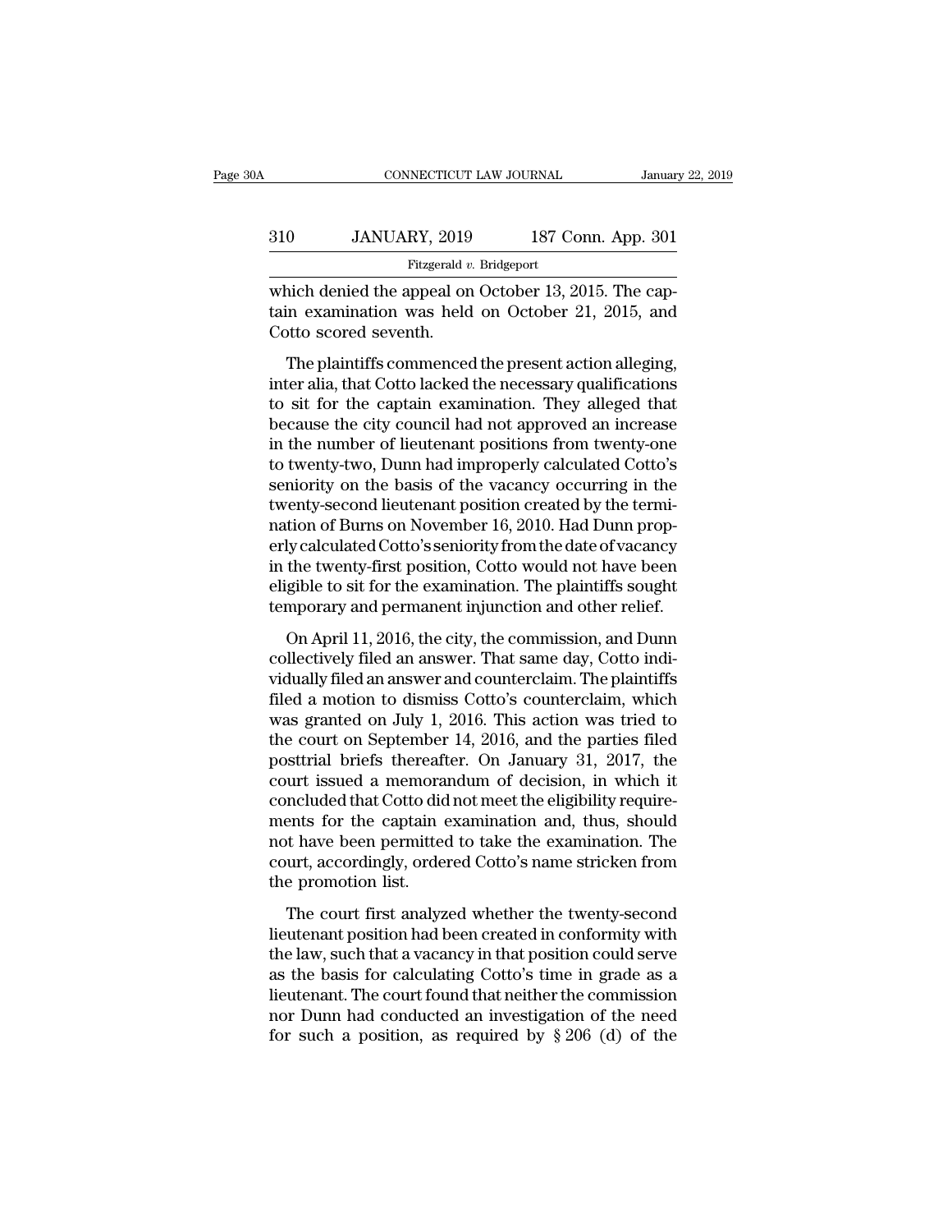which denied the appeal on October 13, 2015. The captain examination was held on October 21, 2015, and Cotto scored seventh.

The plaintiffs commenced the present action alleging, inter alia, that Cotto lacked the necessary qualifications to sit for the captain examination. They alleged that because the city council had not approved an increase in the number of lieutenant positions from twenty-one to twenty-two, Dunn had improperly calculated Cotto's seniority on the basis of the vacancy occurring in the twenty-second lieutenant position created by the termination of Burns on November 16, 2010. Had Dunn properly calculated Cotto's seniority from the date of vacancy in the twenty-first position, Cotto would not have been eligible to sit for the examination. The plaintiffs sought temporary and permanent injunction and other relief.

On April 11, 2016, the city, the commission, and Dunn collectively filed an answer. That same day, Cotto individually filed an answer and counterclaim. The plaintiffs filed a motion to dismiss Cotto's counterclaim, which was granted on July 1, 2016. This action was tried to the court on September 14, 2016, and the parties filed posttrial briefs thereafter. On January 31, 2017, the court issued a memorandum of decision, in which it concluded that Cotto did not meet the eligibility requirements for the captain examination and, thus, should not have been permitted to take the examination. The court, accordingly, ordered Cotto's name stricken from the promotion list.

The court first analyzed whether the twenty-second lieutenant position had been created in conformity with the law, such that a vacancy in that position could serve as the basis for calculating Cotto's time in grade as a lieutenant. The court found that neither the commission nor Dunn had conducted an investigation of the need for such a position, as required by § 206 (d) of the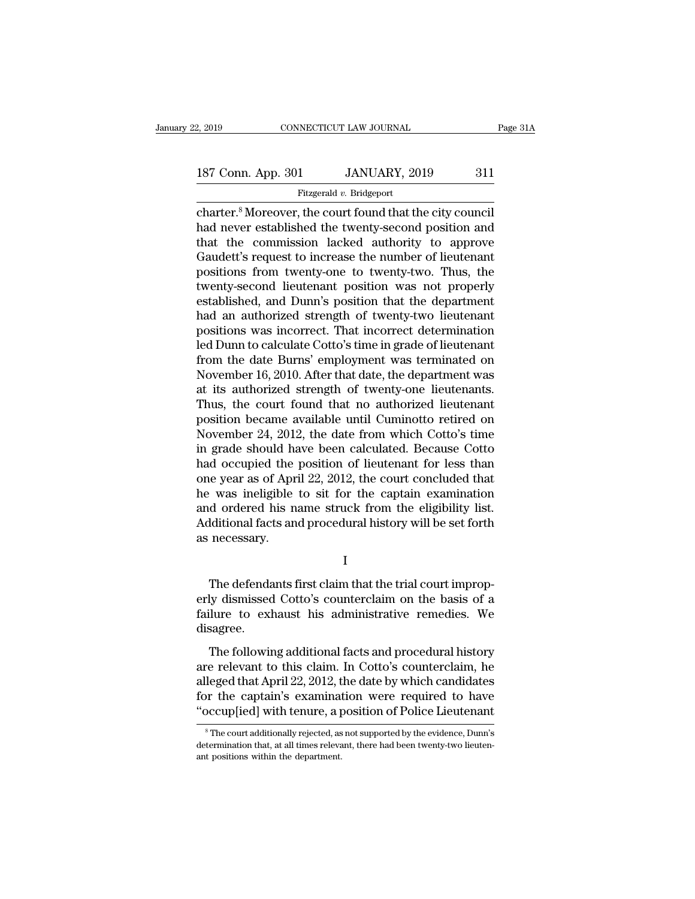charter.[8] Moreover, the court found that the city council had never established the twenty-second position and that the commission lacked authority to approve Gaudett's request to increase the number of lieutenant positions from twenty-one to twenty-two. Thus, the twenty-second lieutenant position was not properly established, and Dunn's position that the department had an authorized strength of twenty-two lieutenant positions was incorrect. That incorrect determination led Dunn to calculate Cotto's time in grade of lieutenant from the date Burns' employment was terminated on November 16, 2010. After that date, the department was at its authorized strength of twenty-one lieutenants. Thus, the court found that no authorized lieutenant position became available until Cuminotto retired on November 24, 2012, the date from which Cotto's time in grade should have been calculated. Because Cotto had occupied the position of lieutenant for less than one year as of April 22, 2012, the court concluded that he was ineligible to sit for the captain examination and ordered his name struck from the eligibility list. Additional facts and procedural history will be set forth as necessary.

I

The defendants first claim that the trial court improperly dismissed Cotto's counterclaim on the basis of a failure to exhaust his administrative remedies. We disagree.

The following additional facts and procedural history are relevant to this claim. In Cotto's counterclaim, he alleged that April 22, 2012, the date by which candidates for the captain's examination were required to have "occup[ied] with tenure, a position of Police Lieutenant

[8] The court additionally rejected, as not supported by the evidence, Dunn's determination that, at all times relevant, there had been twenty-two lieutenant positions within the department.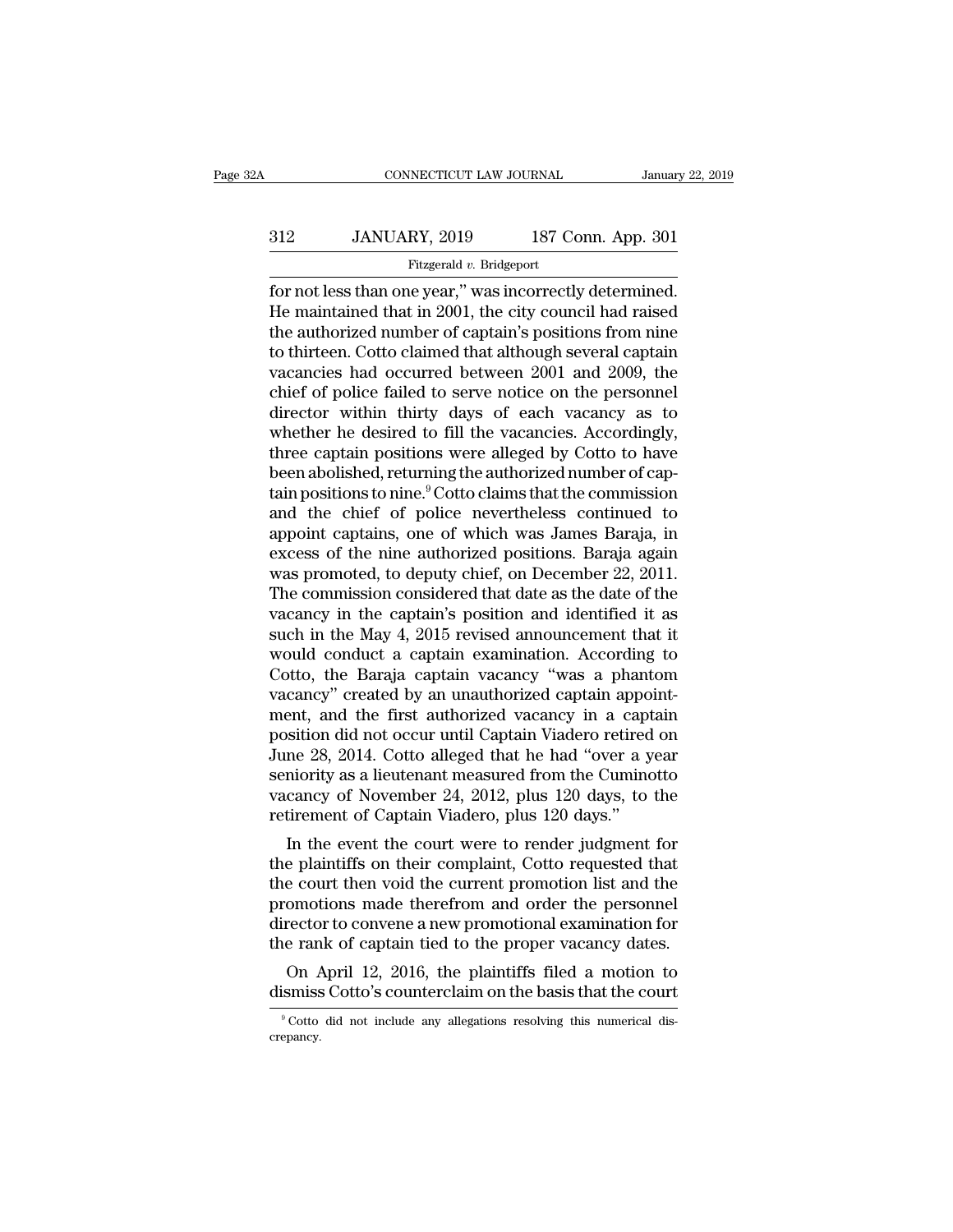for not less than one year," was incorrectly determined. He maintained that in 2001, the city council had raised the authorized number of captain's positions from nine to thirteen. Cotto claimed that although several captain vacancies had occurred between 2001 and 2009, the chief of police failed to serve notice on the personnel director within thirty days of each vacancy as to whether he desired to fill the vacancies. Accordingly, three captain positions were alleged by Cotto to have been abolished, returning the authorized number of captain positions to nine.[9] Cotto claims that the commission and the chief of police nevertheless continued to appoint captains, one of which was James Baraja, in excess of the nine authorized positions. Baraja again was promoted, to deputy chief, on December 22, 2011. The commission considered that date as the date of the vacancy in the captain's position and identified it as such in the May 4, 2015 revised announcement that it would conduct a captain examination. According to Cotto, the Baraja captain vacancy "was a phantom vacancy" created by an unauthorized captain appointment, and the first authorized vacancy in a captain position did not occur until Captain Viadero retired on June 28, 2014. Cotto alleged that he had "over a year seniority as a lieutenant measured from the Cuminotto vacancy of November 24, 2012, plus 120 days, to the retirement of Captain Viadero, plus 120 days."

In the event the court were to render judgment for the plaintiffs on their complaint, Cotto requested that the court then void the current promotion list and the promotions made therefrom and order the personnel director to convene a new promotional examination for the rank of captain tied to the proper vacancy dates.

On April 12, 2016, the plaintiffs filed a motion to dismiss Cotto's counterclaim on the basis that the court

[9] Cotto did not include any allegations resolving this numerical discrepancy.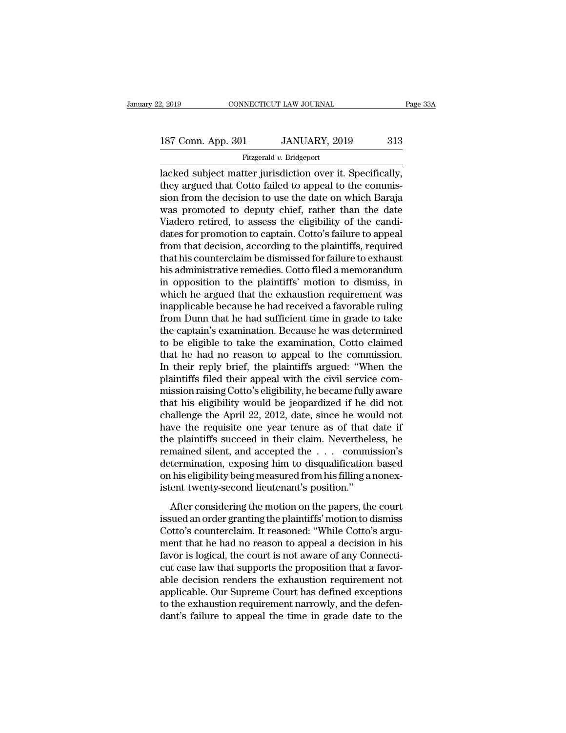lacked subject matter jurisdiction over it. Specifically, they argued that Cotto failed to appeal to the commission from the decision to use the date on which Baraja was promoted to deputy chief, rather than the date Viadero retired, to assess the eligibility of the candidates for promotion to captain. Cotto's failure to appeal from that decision, according to the plaintiffs, required that his counterclaim be dismissed for failure to exhaust his administrative remedies. Cotto filed a memorandum in opposition to the plaintiffs' motion to dismiss, in which he argued that the exhaustion requirement was inapplicable because he had received a favorable ruling from Dunn that he had sufficient time in grade to take the captain's examination. Because he was determined to be eligible to take the examination, Cotto claimed that he had no reason to appeal to the commission. In their reply brief, the plaintiffs argued: "When the plaintiffs filed their appeal with the civil service commission raising Cotto's eligibility, he became fully aware that his eligibility would be jeopardized if he did not challenge the April 22, 2012, date, since he would not have the requisite one year tenure as of that date if the plaintiffs succeed in their claim. Nevertheless, he remained silent, and accepted the . . . commission's determination, exposing him to disqualification based on his eligibility being measured from his filling a nonexistent twenty-second lieutenant's position."

After considering the motion on the papers, the court issued an order granting the plaintiffs' motion to dismiss Cotto's counterclaim. It reasoned: "While Cotto's argument that he had no reason to appeal a decision in his favor is logical, the court is not aware of any Connecticut case law that supports the proposition that a favorable decision renders the exhaustion requirement not applicable. Our Supreme Court has defined exceptions to the exhaustion requirement narrowly, and the defendant's failure to appeal the time in grade date to the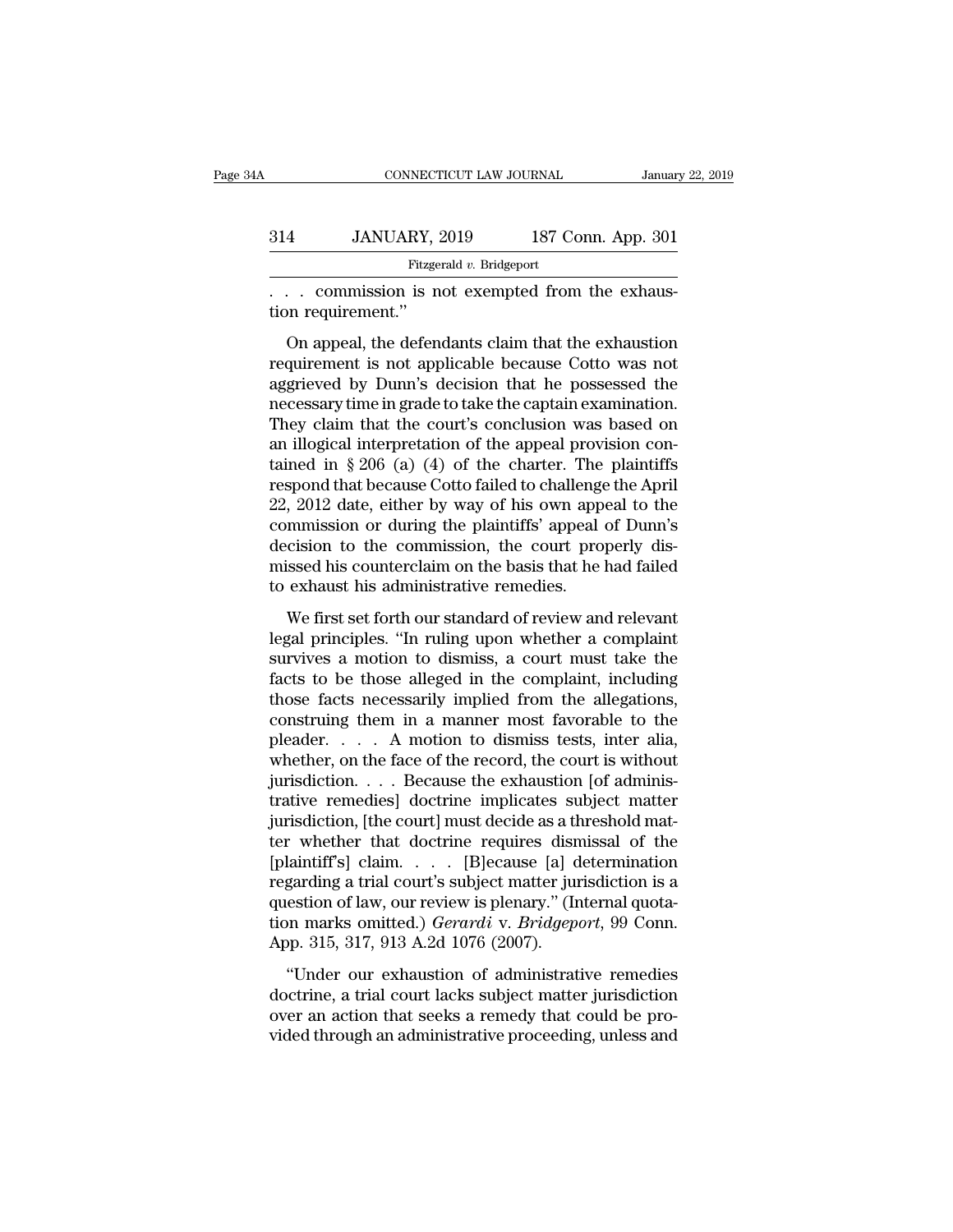. . . commission is not exempted from the exhaustion requirement."

On appeal, the defendants claim that the exhaustion requirement is not applicable because Cotto was not aggrieved by Dunn's decision that he possessed the necessary time in grade to take the captain examination. They claim that the court's conclusion was based on an illogical interpretation of the appeal provision contained in § 206 (a) (4) of the charter. The plaintiffs respond that because Cotto failed to challenge the April 22, 2012 date, either by way of his own appeal to the commission or during the plaintiffs' appeal of Dunn's decision to the commission, the court properly dismissed his counterclaim on the basis that he had failed to exhaust his administrative remedies.

We first set forth our standard of review and relevant legal principles. "In ruling upon whether a complaint survives a motion to dismiss, a court must take the facts to be those alleged in the complaint, including those facts necessarily implied from the allegations, construing them in a manner most favorable to the pleader. . . . A motion to dismiss tests, inter alia, whether, on the face of the record, the court is without jurisdiction. . . . Because the exhaustion [of administrative remedies] doctrine implicates subject matter jurisdiction, [the court] must decide as a threshold matter whether that doctrine requires dismissal of the [plaintiff's] claim. . . . [B]ecause [a] determination regarding a trial court's subject matter jurisdiction is a question of law, our review is plenary." (Internal quotation marks omitted.) *Gerardi* v. *Bridgeport*, 99 Conn. App. 315, 317, 913 A.2d 1076 (2007).

"Under our exhaustion of administrative remedies doctrine, a trial court lacks subject matter jurisdiction over an action that seeks a remedy that could be provided through an administrative proceeding, unless and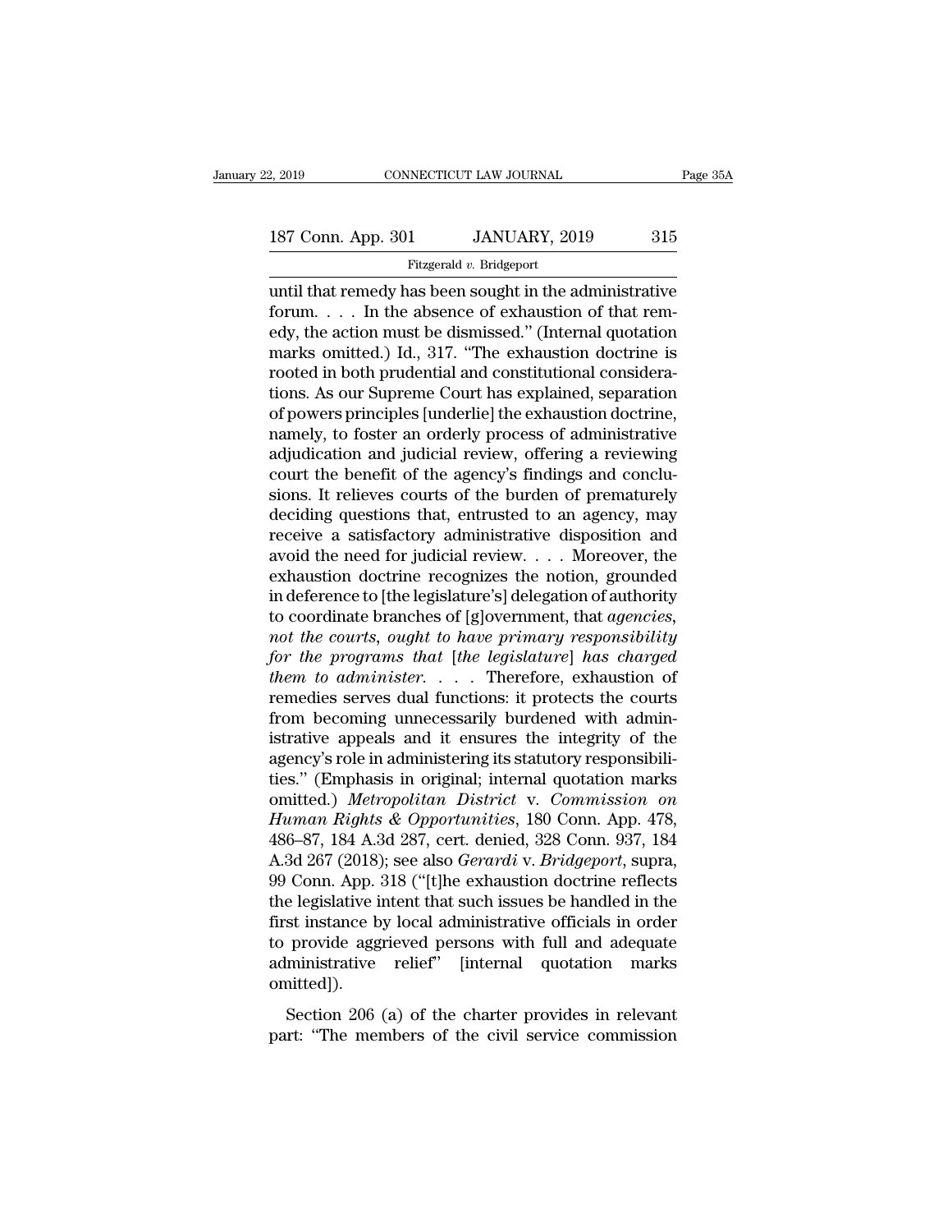until that remedy has been sought in the administrative forum. . . . In the absence of exhaustion of that remedy, the action must be dismissed." (Internal quotation marks omitted.) Id., 317. "The exhaustion doctrine is rooted in both prudential and constitutional considerations. As our Supreme Court has explained, separation of powers principles [underlie] the exhaustion doctrine, namely, to foster an orderly process of administrative adjudication and judicial review, offering a reviewing court the benefit of the agency's findings and conclusions. It relieves courts of the burden of prematurely deciding questions that, entrusted to an agency, may receive a satisfactory administrative disposition and avoid the need for judicial review. . . . Moreover, the exhaustion doctrine recognizes the notion, grounded in deference to [the legislature's] delegation of authority to coordinate branches of [g]overnment, that *agencies, not the courts, ought to have primary responsibility for the programs that [the legislature] has charged them to administer*. . . . Therefore, exhaustion of remedies serves dual functions: it protects the courts from becoming unnecessarily burdened with administrative appeals and it ensures the integrity of the agency's role in administering its statutory responsibilities." (Emphasis in original; internal quotation marks omitted.) *Metropolitan District* v. *Commission on Human Rights & Opportunities*, 180 Conn. App. 478, 486–87, 184 A.3d 287, cert. denied, 328 Conn. 937, 184 A.3d 267 (2018); see also *Gerardi* v. *Bridgeport*, supra, 99 Conn. App. 318 ("[t]he exhaustion doctrine reflects the legislative intent that such issues be handled in the first instance by local administrative officials in order to provide aggrieved persons with full and adequate administrative relief" [internal quotation marks omitted]).

Section 206 (a) of the charter provides in relevant part: "The members of the civil service commission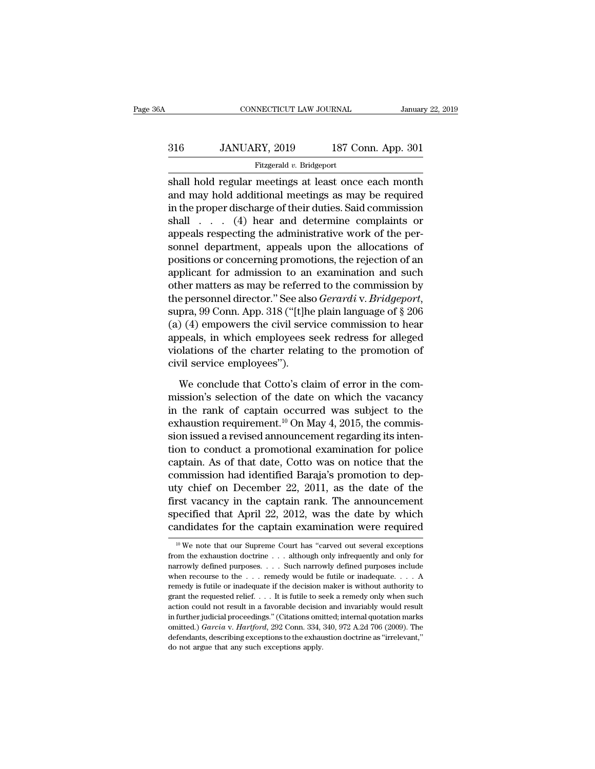shall hold regular meetings at least once each month and may hold additional meetings as may be required in the proper discharge of their duties. Said commission shall . . . (4) hear and determine complaints or appeals respecting the administrative work of the personnel department, appeals upon the allocations of positions or concerning promotions, the rejection of an applicant for admission to an examination and such other matters as may be referred to the commission by the personnel director." See also *Gerardi* v. *Bridgeport*, supra, 99 Conn. App. 318 ("[t]he plain language of § 206 (a) (4) empowers the civil service commission to hear appeals, in which employees seek redress for alleged violations of the charter relating to the promotion of civil service employees").

We conclude that Cotto's claim of error in the commission's selection of the date on which the vacancy in the rank of captain occurred was subject to the exhaustion requirement.[10] On May 4, 2015, the commission issued a revised announcement regarding its intention to conduct a promotional examination for police captain. As of that date, Cotto was on notice that the commission had identified Baraja's promotion to deputy chief on December 22, 2011, as the date of the first vacancy in the captain rank. The announcement specified that April 22, 2012, was the date by which candidates for the captain examination were required

---

[10] We note that our Supreme Court has "carved out several exceptions from the exhaustion doctrine . . . although only infrequently and only for narrowly defined purposes. . . . Such narrowly defined purposes include when recourse to the . . . remedy would be futile or inadequate. . . . A remedy is futile or inadequate if the decision maker is without authority to grant the requested relief. . . . It is futile to seek a remedy only when such action could not result in a favorable decision and invariably would result in further judicial proceedings." (Citations omitted; internal quotation marks omitted.) *Garcia* v. *Hartford*, 292 Conn. 334, 340, 972 A.2d 706 (2009). The defendants, describing exceptions to the exhaustion doctrine as "irrelevant," do not argue that any such exceptions apply.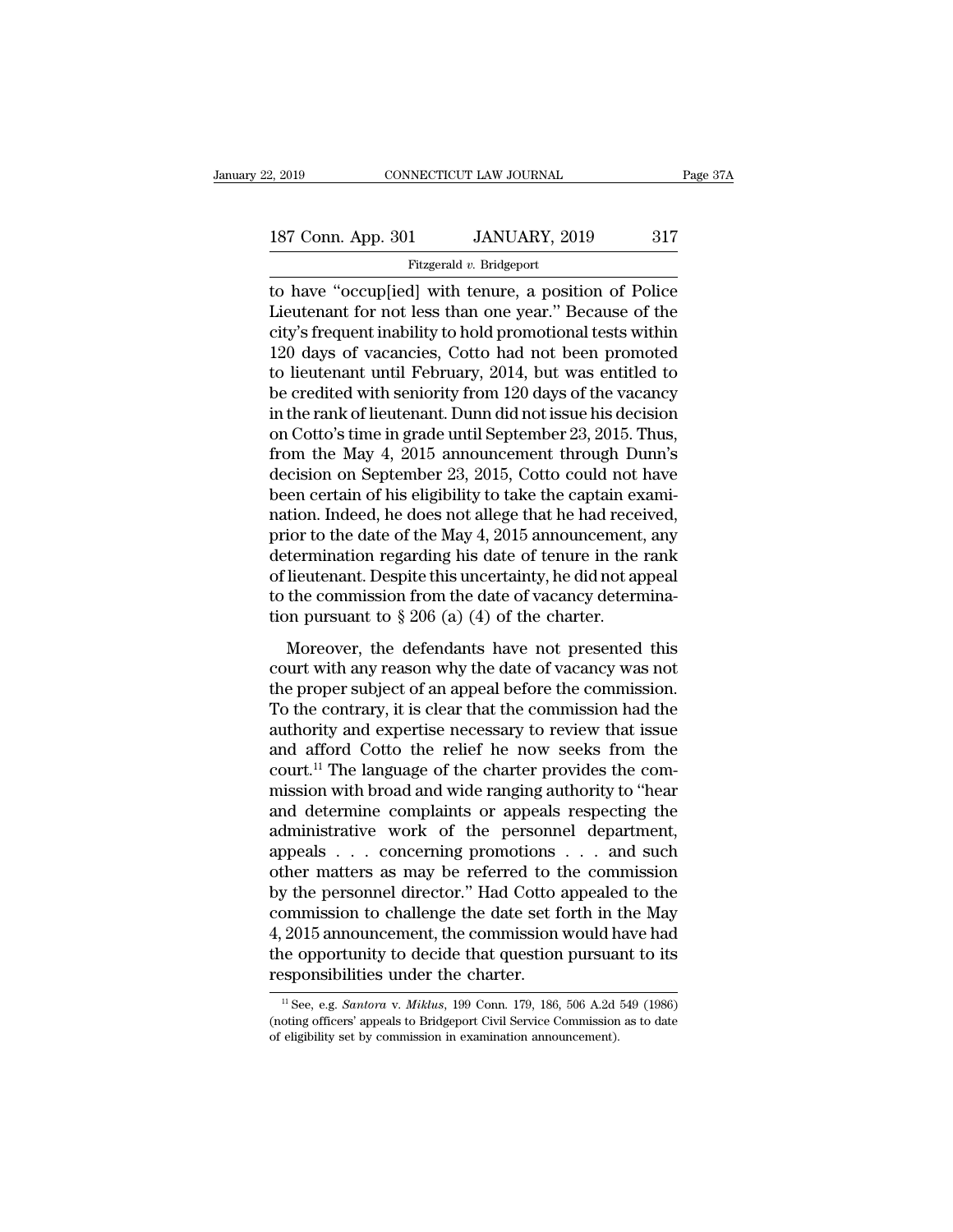to have "occup[ied] with tenure, a position of Police Lieutenant for not less than one year." Because of the city's frequent inability to hold promotional tests within 120 days of vacancies, Cotto had not been promoted to lieutenant until February, 2014, but was entitled to be credited with seniority from 120 days of the vacancy in the rank of lieutenant. Dunn did not issue his decision on Cotto's time in grade until September 23, 2015. Thus, from the May 4, 2015 announcement through Dunn's decision on September 23, 2015, Cotto could not have been certain of his eligibility to take the captain examination. Indeed, he does not allege that he had received, prior to the date of the May 4, 2015 announcement, any determination regarding his date of tenure in the rank of lieutenant. Despite this uncertainty, he did not appeal to the commission from the date of vacancy determination pursuant to § 206 (a) (4) of the charter.

Moreover, the defendants have not presented this court with any reason why the date of vacancy was not the proper subject of an appeal before the commission. To the contrary, it is clear that the commission had the authority and expertise necessary to review that issue and afford Cotto the relief he now seeks from the court.[11] The language of the charter provides the commission with broad and wide ranging authority to "hear and determine complaints or appeals respecting the administrative work of the personnel department, appeals . . . concerning promotions . . . and such other matters as may be referred to the commission by the personnel director." Had Cotto appealed to the commission to challenge the date set forth in the May 4, 2015 announcement, the commission would have had the opportunity to decide that question pursuant to its responsibilities under the charter.

[11] See, e.g. *Santora* v. *Miklus*, 199 Conn. 179, 186, 506 A.2d 549 (1986) (noting officers' appeals to Bridgeport Civil Service Commission as to date of eligibility set by commission in examination announcement).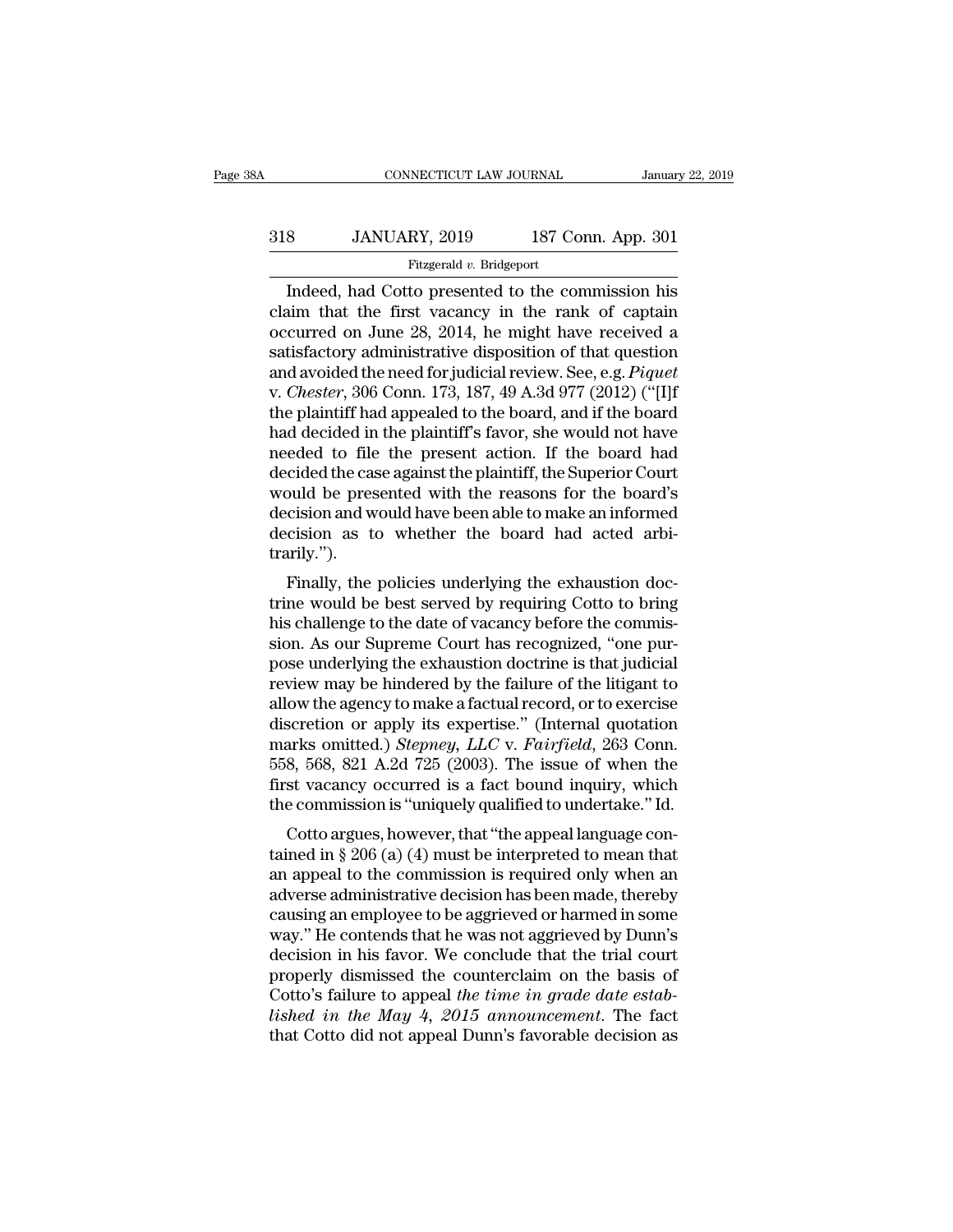Indeed, had Cotto presented to the commission his claim that the first vacancy in the rank of captain occurred on June 28, 2014, he might have received a satisfactory administrative disposition of that question and avoided the need for judicial review. See, e.g. *Piquet* v. *Chester*, 306 Conn. 173, 187, 49 A.3d 977 (2012) ("[I]f the plaintiff had appealed to the board, and if the board had decided in the plaintiff's favor, she would not have needed to file the present action. If the board had decided the case against the plaintiff, the Superior Court would be presented with the reasons for the board's decision and would have been able to make an informed decision as to whether the board had acted arbitrarily.").

Finally, the policies underlying the exhaustion doctrine would be best served by requiring Cotto to bring his challenge to the date of vacancy before the commission. As our Supreme Court has recognized, "one purpose underlying the exhaustion doctrine is that judicial review may be hindered by the failure of the litigant to allow the agency to make a factual record, or to exercise discretion or apply its expertise." (Internal quotation marks omitted.) *Stepney, LLC* v. *Fairfield*, 263 Conn. 558, 568, 821 A.2d 725 (2003). The issue of when the first vacancy occurred is a fact bound inquiry, which the commission is "uniquely qualified to undertake." Id.

Cotto argues, however, that "the appeal language contained in § 206 (a) (4) must be interpreted to mean that an appeal to the commission is required only when an adverse administrative decision has been made, thereby causing an employee to be aggrieved or harmed in some way." He contends that he was not aggrieved by Dunn's decision in his favor. We conclude that the trial court properly dismissed the counterclaim on the basis of Cotto's failure to appeal *the time in grade date established in the May 4, 2015 announcement*. The fact that Cotto did not appeal Dunn's favorable decision as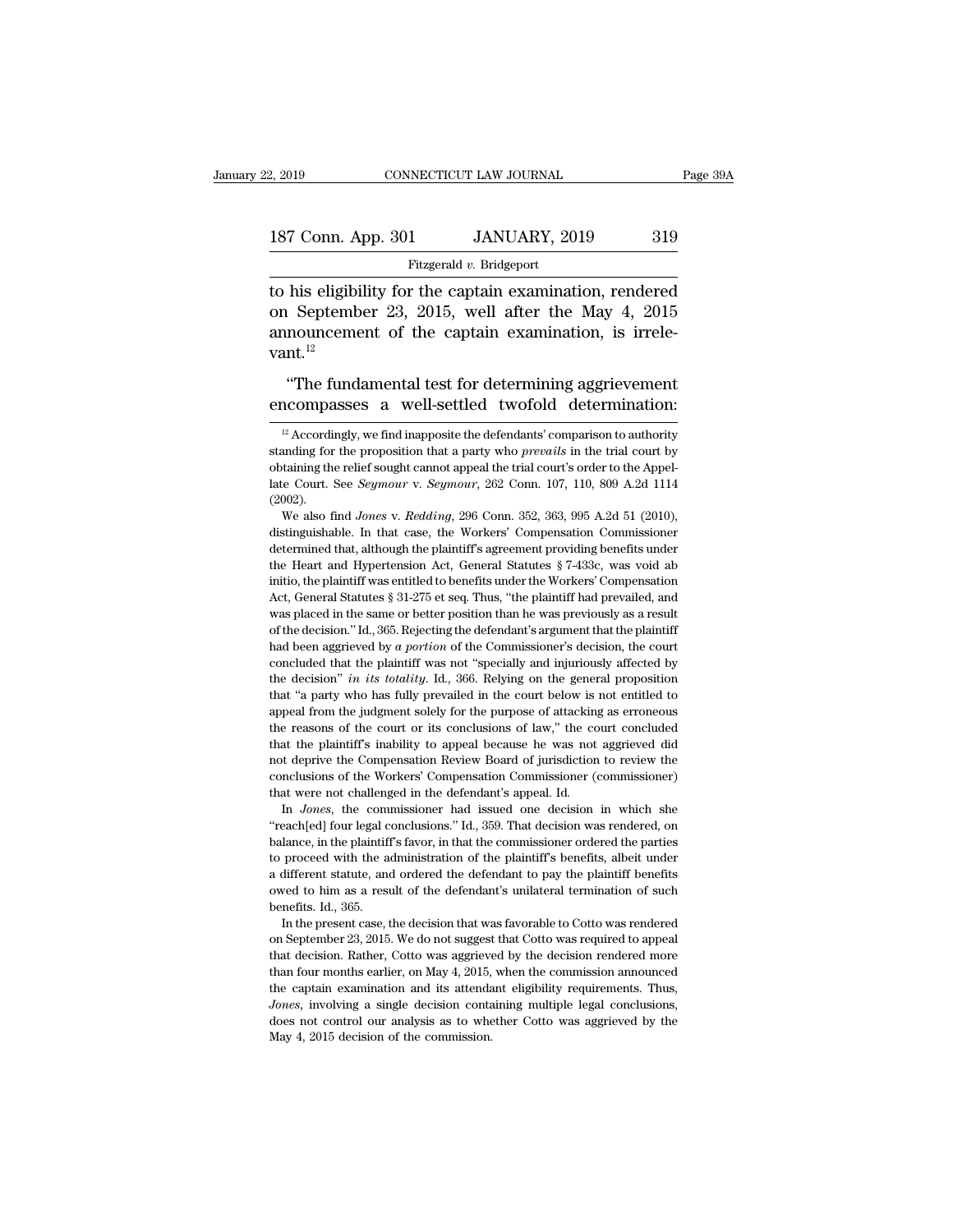to his eligibility for the captain examination, rendered on September 23, 2015, well after the May 4, 2015 announcement of the captain examination, is irrelevant.[12]

"The fundamental test for determining aggrievement encompasses a well-settled twofold determination:

[12] Accordingly, we find inapposite the defendants' comparison to authority standing for the proposition that a party who *prevails* in the trial court by obtaining the relief sought cannot appeal the trial court's order to the Appellate Court. See *Seymour* v. *Seymour*, 262 Conn. 107, 110, 809 A.2d 1114 (2002).

We also find *Jones* v. *Redding*, 296 Conn. 352, 363, 995 A.2d 51 (2010), distinguishable. In that case, the Workers' Compensation Commissioner determined that, although the plaintiff's agreement providing benefits under the Heart and Hypertension Act, General Statutes § 7-433c, was void ab initio, the plaintiff was entitled to benefits under the Workers' Compensation Act, General Statutes § 31-275 et seq. Thus, "the plaintiff had prevailed, and was placed in the same or better position than he was previously as a result of the decision." Id., 365. Rejecting the defendant's argument that the plaintiff had been aggrieved by *a portion* of the Commissioner's decision, the court concluded that the plaintiff was not "specially and injuriously affected by the decision" *in its totality*. Id., 366. Relying on the general proposition that "a party who has fully prevailed in the court below is not entitled to appeal from the judgment solely for the purpose of attacking as erroneous the reasons of the court or its conclusions of law," the court concluded that the plaintiff's inability to appeal because he was not aggrieved did not deprive the Compensation Review Board of jurisdiction to review the conclusions of the Workers' Compensation Commissioner (commissioner) that were not challenged in the defendant's appeal. Id.

In *Jones*, the commissioner had issued one decision in which she "reach[ed] four legal conclusions." Id., 359. That decision was rendered, on balance, in the plaintiff's favor, in that the commissioner ordered the parties to proceed with the administration of the plaintiff's benefits, albeit under a different statute, and ordered the defendant to pay the plaintiff benefits owed to him as a result of the defendant's unilateral termination of such benefits. Id., 365.

In the present case, the decision that was favorable to Cotto was rendered on September 23, 2015. We do not suggest that Cotto was required to appeal that decision. Rather, Cotto was aggrieved by the decision rendered more than four months earlier, on May 4, 2015, when the commission announced the captain examination and its attendant eligibility requirements. Thus, *Jones*, involving a single decision containing multiple legal conclusions, does not control our analysis as to whether Cotto was aggrieved by the May 4, 2015 decision of the commission.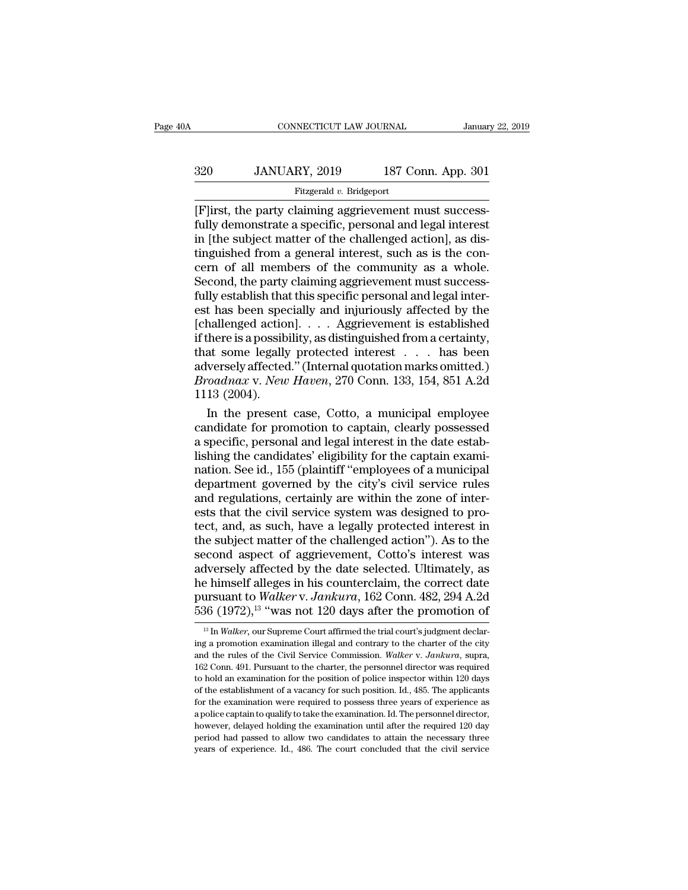[F]irst, the party claiming aggrievement must successfully demonstrate a specific, personal and legal interest in [the subject matter of the challenged action], as distinguished from a general interest, such as is the concern of all members of the community as a whole. Second, the party claiming aggrievement must successfully establish that this specific personal and legal interest has been specially and injuriously affected by the [challenged action]. . . . Aggrievement is established if there is a possibility, as distinguished from a certainty, that some legally protected interest . . . has been adversely affected." (Internal quotation marks omitted.) *Broadnax* v. *New Haven*, 270 Conn. 133, 154, 851 A.2d 1113 (2004).

In the present case, Cotto, a municipal employee candidate for promotion to captain, clearly possessed a specific, personal and legal interest in the date establishing the candidates' eligibility for the captain examination. See id., 155 (plaintiff "employees of a municipal department governed by the city's civil service rules and regulations, certainly are within the zone of interests that the civil service system was designed to protect, and, as such, have a legally protected interest in the subject matter of the challenged action"). As to the second aspect of aggrievement, Cotto's interest was adversely affected by the date selected. Ultimately, as he himself alleges in his counterclaim, the correct date pursuant to *Walker* v. *Jankura*, 162 Conn. 482, 294 A.2d 536 (1972),[13] "was not 120 days after the promotion of

---

[13] In *Walker*, our Supreme Court affirmed the trial court's judgment declaring a promotion examination illegal and contrary to the charter of the city and the rules of the Civil Service Commission. *Walker* v. *Jankura*, supra, 162 Conn. 491. Pursuant to the charter, the personnel director was required to hold an examination for the position of police inspector within 120 days of the establishment of a vacancy for such position. Id., 485. The applicants for the examination were required to possess three years of experience as a police captain to qualify to take the examination. Id. The personnel director, however, delayed holding the examination until after the required 120 day period had passed to allow two candidates to attain the necessary three years of experience. Id., 486. The court concluded that the civil service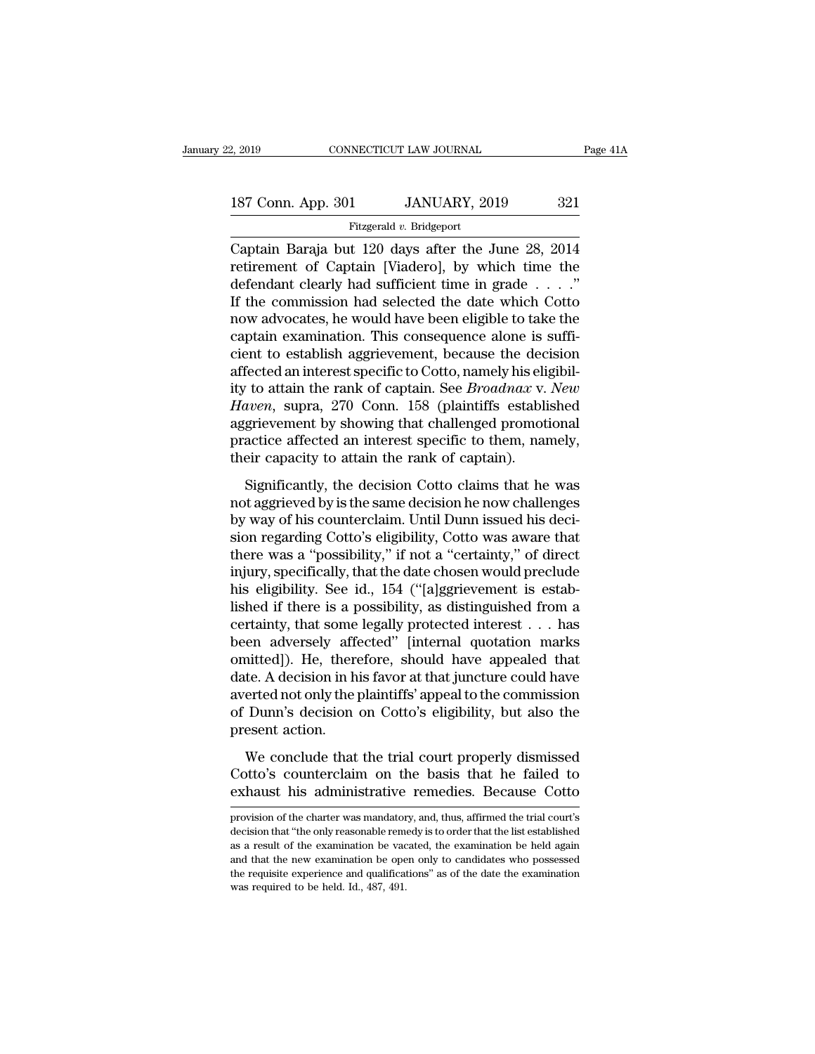Captain Baraja but 120 days after the June 28, 2014 retirement of Captain [Viadero], by which time the defendant clearly had sufficient time in grade . . . ." If the commission had selected the date which Cotto now advocates, he would have been eligible to take the captain examination. This consequence alone is sufficient to establish aggrievement, because the decision affected an interest specific to Cotto, namely his eligibility to attain the rank of captain. See *Broadnax* v. *New Haven*, supra, 270 Conn. 158 (plaintiffs established aggrievement by showing that challenged promotional practice affected an interest specific to them, namely, their capacity to attain the rank of captain).

Significantly, the decision Cotto claims that he was not aggrieved by is the same decision he now challenges by way of his counterclaim. Until Dunn issued his decision regarding Cotto's eligibility, Cotto was aware that there was a "possibility," if not a "certainty," of direct injury, specifically, that the date chosen would preclude his eligibility. See id., 154 ("[a]ggrievement is established if there is a possibility, as distinguished from a certainty, that some legally protected interest . . . has been adversely affected" [internal quotation marks omitted]). He, therefore, should have appealed that date. A decision in his favor at that juncture could have averted not only the plaintiffs' appeal to the commission of Dunn's decision on Cotto's eligibility, but also the present action.

We conclude that the trial court properly dismissed Cotto's counterclaim on the basis that he failed to exhaust his administrative remedies. Because Cotto

---

provision of the charter was mandatory, and, thus, affirmed the trial court's decision that "the only reasonable remedy is to order that the list established as a result of the examination be vacated, the examination be held again and that the new examination be open only to candidates who possessed the requisite experience and qualifications" as of the date the examination was required to be held. Id., 487, 491.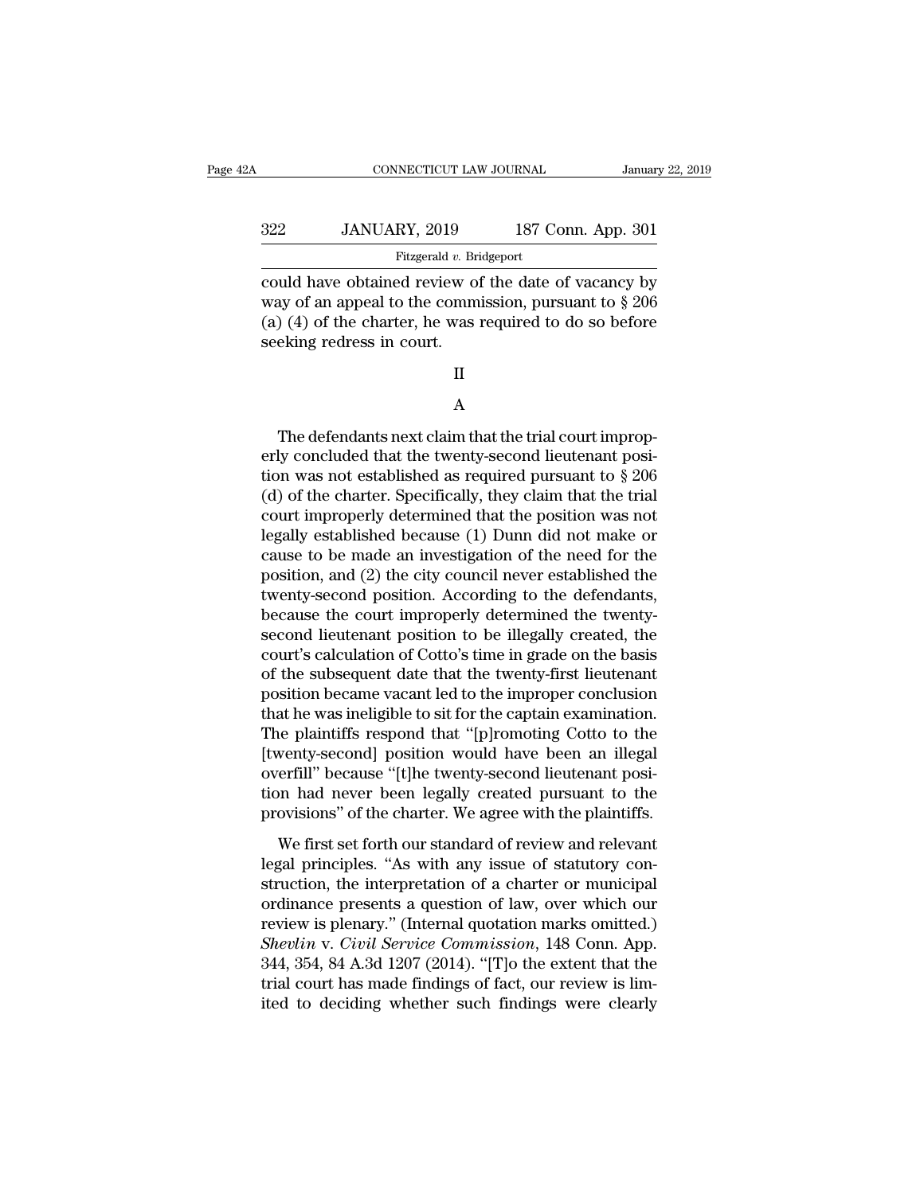could have obtained review of the date of vacancy by way of an appeal to the commission, pursuant to § 206 (a) (4) of the charter, he was required to do so before seeking redress in court.

II

A

The defendants next claim that the trial court improperly concluded that the twenty-second lieutenant position was not established as required pursuant to § 206 (d) of the charter. Specifically, they claim that the trial court improperly determined that the position was not legally established because (1) Dunn did not make or cause to be made an investigation of the need for the position, and (2) the city council never established the twenty-second position. According to the defendants, because the court improperly determined the twenty-second lieutenant position to be illegally created, the court's calculation of Cotto's time in grade on the basis of the subsequent date that the twenty-first lieutenant position became vacant led to the improper conclusion that he was ineligible to sit for the captain examination. The plaintiffs respond that "[p]romoting Cotto to the [twenty-second] position would have been an illegal overfill" because "[t]he twenty-second lieutenant position had never been legally created pursuant to the provisions" of the charter. We agree with the plaintiffs.

We first set forth our standard of review and relevant legal principles. "As with any issue of statutory construction, the interpretation of a charter or municipal ordinance presents a question of law, over which our review is plenary." (Internal quotation marks omitted.) *Shevlin* v. *Civil Service Commission*, 148 Conn. App. 344, 354, 84 A.3d 1207 (2014). "[T]o the extent that the trial court has made findings of fact, our review is limited to deciding whether such findings were clearly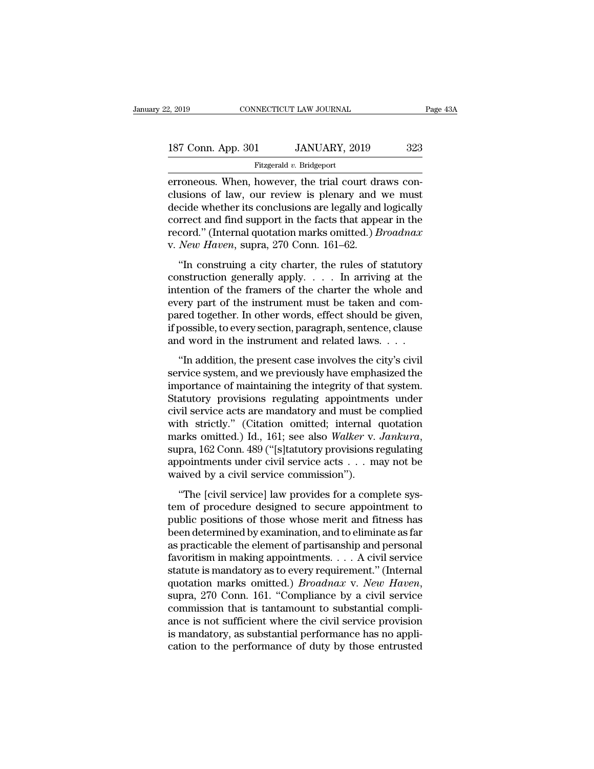erroneous. When, however, the trial court draws conclusions of law, our review is plenary and we must decide whether its conclusions are legally and logically correct and find support in the facts that appear in the record." (Internal quotation marks omitted.) *Broadnax* v. *New Haven*, supra, 270 Conn. 161–62.

"In construing a city charter, the rules of statutory construction generally apply. . . . In arriving at the intention of the framers of the charter the whole and every part of the instrument must be taken and compared together. In other words, effect should be given, if possible, to every section, paragraph, sentence, clause and word in the instrument and related laws. . . .

"In addition, the present case involves the city's civil service system, and we previously have emphasized the importance of maintaining the integrity of that system. Statutory provisions regulating appointments under civil service acts are mandatory and must be complied with strictly." (Citation omitted; internal quotation marks omitted.) Id., 161; see also *Walker* v. *Jankura*, supra, 162 Conn. 489 ("[s]tatutory provisions regulating appointments under civil service acts . . . may not be waived by a civil service commission").

"The [civil service] law provides for a complete system of procedure designed to secure appointment to public positions of those whose merit and fitness has been determined by examination, and to eliminate as far as practicable the element of partisanship and personal favoritism in making appointments. . . . A civil service statute is mandatory as to every requirement." (Internal quotation marks omitted.) *Broadnax* v. *New Haven*, supra, 270 Conn. 161. "Compliance by a civil service commission that is tantamount to substantial compliance is not sufficient where the civil service provision is mandatory, as substantial performance has no application to the performance of duty by those entrusted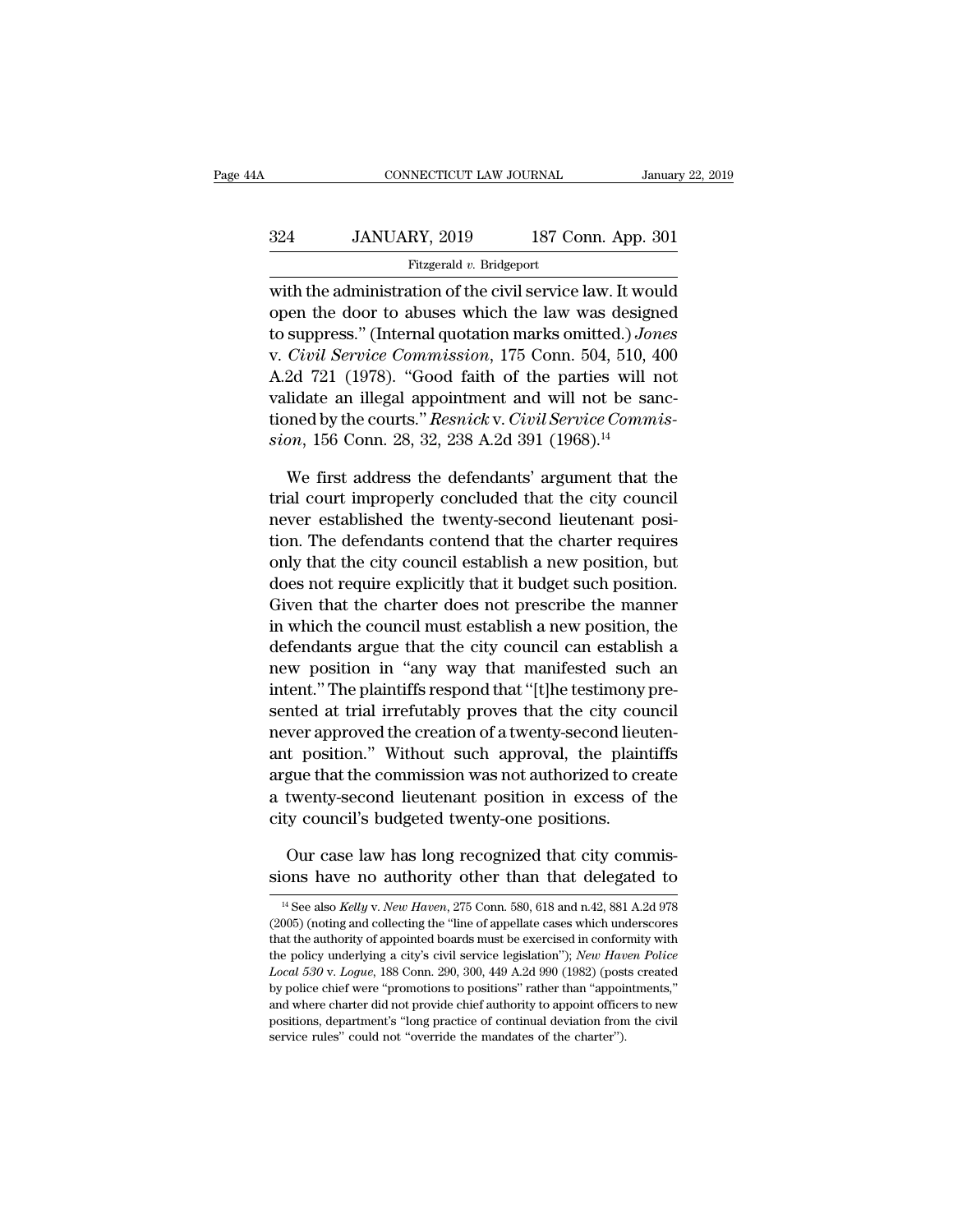with the administration of the civil service law. It would open the door to abuses which the law was designed to suppress." (Internal quotation marks omitted.) *Jones* v. *Civil Service Commission*, 175 Conn. 504, 510, 400 A.2d 721 (1978). "Good faith of the parties will not validate an illegal appointment and will not be sanctioned by the courts." *Resnick* v. *Civil Service Commission*, 156 Conn. 28, 32, 238 A.2d 391 (1968).[14]

We first address the defendants' argument that the trial court improperly concluded that the city council never established the twenty-second lieutenant position. The defendants contend that the charter requires only that the city council establish a new position, but does not require explicitly that it budget such position. Given that the charter does not prescribe the manner in which the council must establish a new position, the defendants argue that the city council can establish a new position in "any way that manifested such an intent." The plaintiffs respond that "[t]he testimony presented at trial irrefutably proves that the city council never approved the creation of a twenty-second lieutenant position." Without such approval, the plaintiffs argue that the commission was not authorized to create a twenty-second lieutenant position in excess of the city council's budgeted twenty-one positions.

Our case law has long recognized that city commissions have no authority other than that delegated to

[14] See also *Kelly* v. *New Haven*, 275 Conn. 580, 618 and n.42, 881 A.2d 978 (2005) (noting and collecting the "line of appellate cases which underscores that the authority of appointed boards must be exercised in conformity with the policy underlying a city's civil service legislation"); *New Haven Police Local 530* v. *Logue*, 188 Conn. 290, 300, 449 A.2d 990 (1982) (posts created by police chief were "promotions to positions" rather than "appointments," and where charter did not provide chief authority to appoint officers to new positions, department's "long practice of continual deviation from the civil service rules" could not "override the mandates of the charter").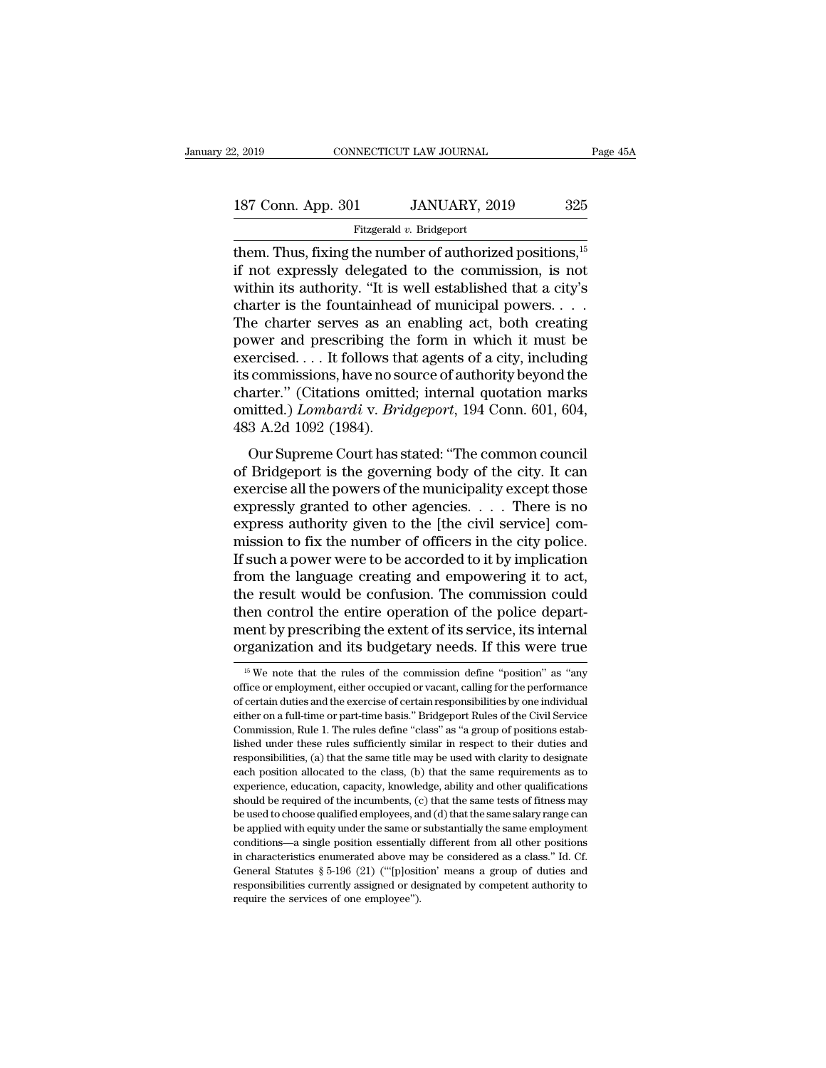them. Thus, fixing the number of authorized positions,[15] if not expressly delegated to the commission, is not within its authority. "It is well established that a city's charter is the fountainhead of municipal powers. . . . The charter serves as an enabling act, both creating power and prescribing the form in which it must be exercised. . . . It follows that agents of a city, including its commissions, have no source of authority beyond the charter." (Citations omitted; internal quotation marks omitted.) *Lombardi* v. *Bridgeport*, 194 Conn. 601, 604, 483 A.2d 1092 (1984).

Our Supreme Court has stated: "The common council of Bridgeport is the governing body of the city. It can exercise all the powers of the municipality except those expressly granted to other agencies. . . . There is no express authority given to the [the civil service] commission to fix the number of officers in the city police. If such a power were to be accorded to it by implication from the language creating and empowering it to act, the result would be confusion. The commission could then control the entire operation of the police department by prescribing the extent of its service, its internal organization and its budgetary needs. If this were true

[15] We note that the rules of the commission define "position" as "any office or employment, either occupied or vacant, calling for the performance of certain duties and the exercise of certain responsibilities by one individual either on a full-time or part-time basis." Bridgeport Rules of the Civil Service Commission, Rule 1. The rules define "class" as "a group of positions established under these rules sufficiently similar in respect to their duties and responsibilities, (a) that the same title may be used with clarity to designate each position allocated to the class, (b) that the same requirements as to experience, education, capacity, knowledge, ability and other qualifications should be required of the incumbents, (c) that the same tests of fitness may be used to choose qualified employees, and (d) that the same salary range can be applied with equity under the same or substantially the same employment conditions—a single position essentially different from all other positions in characteristics enumerated above may be considered as a class." Id. Cf. General Statutes § 5-196 (21) ("'[p]osition' means a group of duties and responsibilities currently assigned or designated by competent authority to require the services of one employee").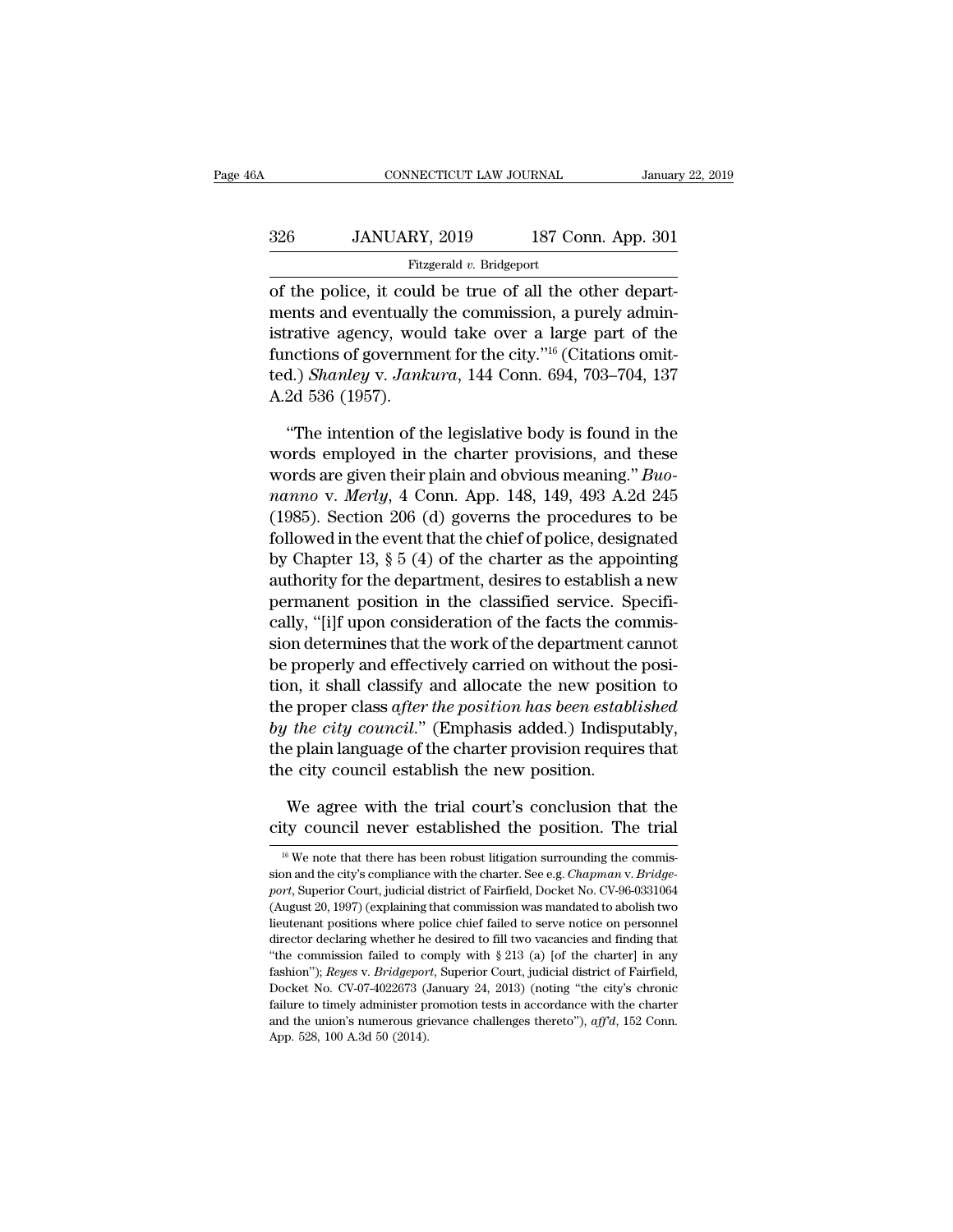of the police, it could be true of all the other departments and eventually the commission, a purely administrative agency, would take over a large part of the functions of government for the city."[16] (Citations omitted.) *Shanley* v. *Jankura*, 144 Conn. 694, 703–704, 137 A.2d 536 (1957).

"The intention of the legislative body is found in the words employed in the charter provisions, and these words are given their plain and obvious meaning." *Buonanno* v. *Merly*, 4 Conn. App. 148, 149, 493 A.2d 245 (1985). Section 206 (d) governs the procedures to be followed in the event that the chief of police, designated by Chapter 13, § 5 (4) of the charter as the appointing authority for the department, desires to establish a new permanent position in the classified service. Specifically, "[i]f upon consideration of the facts the commission determines that the work of the department cannot be properly and effectively carried on without the position, it shall classify and allocate the new position to the proper class *after the position has been established by the city council*." (Emphasis added.) Indisputably, the plain language of the charter provision requires that the city council establish the new position.

We agree with the trial court's conclusion that the city council never established the position. The trial

[16] We note that there has been robust litigation surrounding the commission and the city's compliance with the charter. See e.g. *Chapman* v. *Bridgeport*, Superior Court, judicial district of Fairfield, Docket No. CV-96-0331064 (August 20, 1997) (explaining that commission was mandated to abolish two lieutenant positions where police chief failed to serve notice on personnel director declaring whether he desired to fill two vacancies and finding that "the commission failed to comply with § 213 (a) [of the charter] in any fashion"); *Reyes* v. *Bridgeport*, Superior Court, judicial district of Fairfield, Docket No. CV-07-4022673 (January 24, 2013) (noting "the city's chronic failure to timely administer promotion tests in accordance with the charter and the union's numerous grievance challenges thereto"), *aff'd*, 152 Conn. App. 528, 100 A.3d 50 (2014).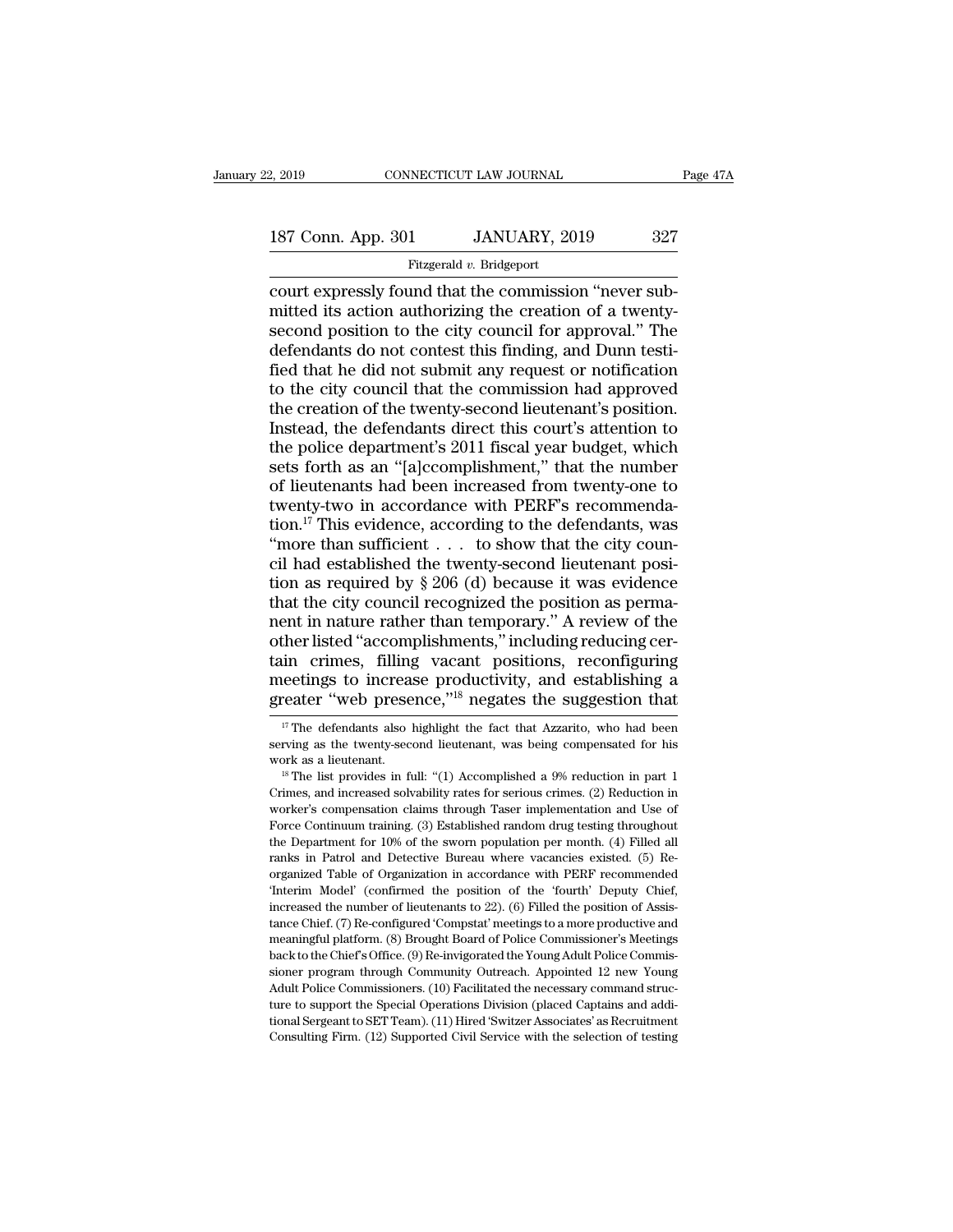court expressly found that the commission "never submitted its action authorizing the creation of a twenty-second position to the city council for approval." The defendants do not contest this finding, and Dunn testified that he did not submit any request or notification to the city council that the commission had approved the creation of the twenty-second lieutenant's position. Instead, the defendants direct this court's attention to the police department's 2011 fiscal year budget, which sets forth as an "[a]ccomplishment," that the number of lieutenants had been increased from twenty-one to twenty-two in accordance with PERF's recommendation.[17] This evidence, according to the defendants, was "more than sufficient . . . to show that the city council had established the twenty-second lieutenant position as required by § 206 (d) because it was evidence that the city council recognized the position as permanent in nature rather than temporary." A review of the other listed "accomplishments," including reducing certain crimes, filling vacant positions, reconfiguring meetings to increase productivity, and establishing a greater "web presence,"[18] negates the suggestion that

[17] The defendants also highlight the fact that Azzarito, who had been serving as the twenty-second lieutenant, was being compensated for his work as a lieutenant.

[18] The list provides in full: "(1) Accomplished a 9% reduction in part 1 Crimes, and increased solvability rates for serious crimes. (2) Reduction in worker's compensation claims through Taser implementation and Use of Force Continuum training. (3) Established random drug testing throughout the Department for 10% of the sworn population per month. (4) Filled all ranks in Patrol and Detective Bureau where vacancies existed. (5) Re-organized Table of Organization in accordance with PERF recommended 'Interim Model' (confirmed the position of the 'fourth' Deputy Chief, increased the number of lieutenants to 22). (6) Filled the position of Assistance Chief. (7) Re-configured 'Compstat' meetings to a more productive and meaningful platform. (8) Brought Board of Police Commissioner's Meetings back to the Chief's Office. (9) Re-invigorated the Young Adult Police Commissioner program through Community Outreach. Appointed 12 new Young Adult Police Commissioners. (10) Facilitated the necessary command structure to support the Special Operations Division (placed Captains and additional Sergeant to SET Team). (11) Hired 'Switzer Associates' as Recruitment Consulting Firm. (12) Supported Civil Service with the selection of testing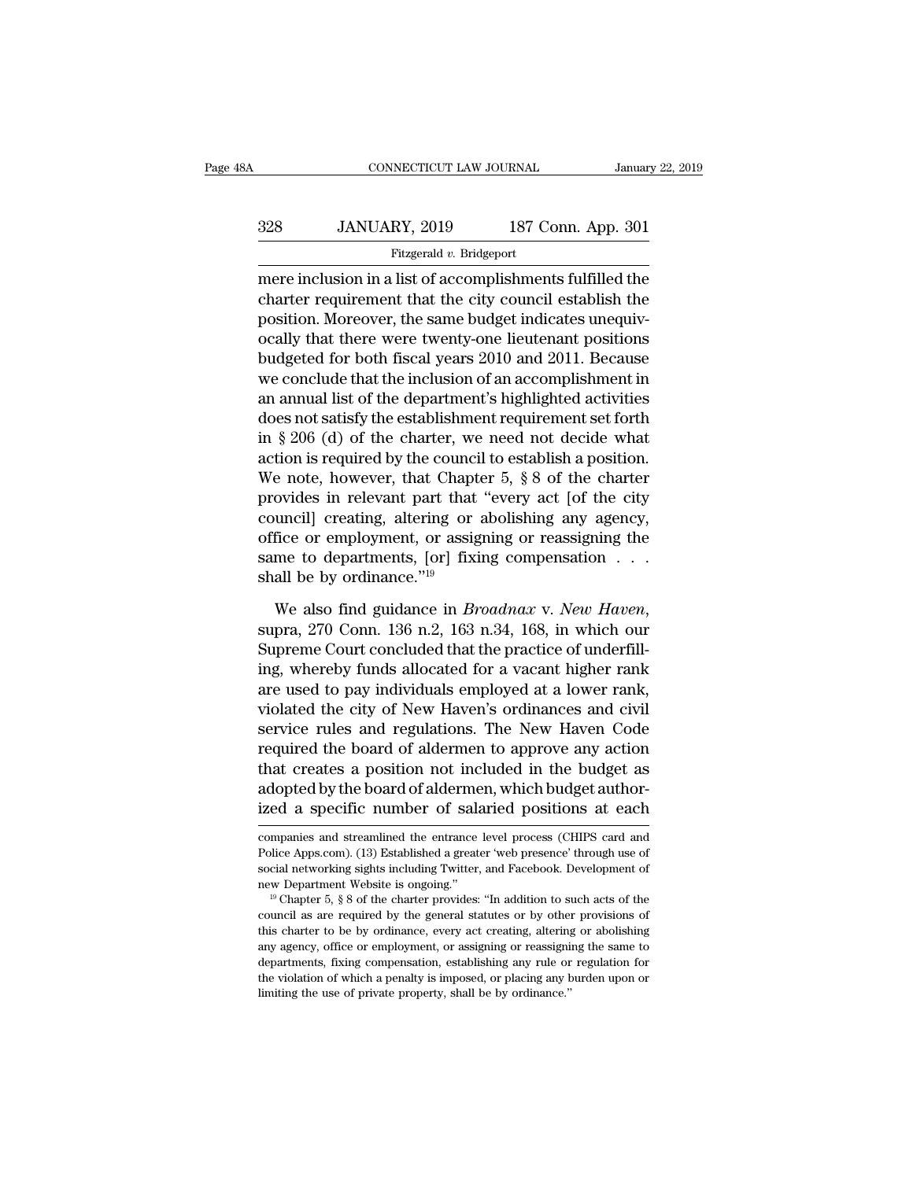mere inclusion in a list of accomplishments fulfilled the charter requirement that the city council establish the position. Moreover, the same budget indicates unequivocally that there were twenty-one lieutenant positions budgeted for both fiscal years 2010 and 2011. Because we conclude that the inclusion of an accomplishment in an annual list of the department's highlighted activities does not satisfy the establishment requirement set forth in § 206 (d) of the charter, we need not decide what action is required by the council to establish a position. We note, however, that Chapter 5, § 8 of the charter provides in relevant part that "every act [of the city council] creating, altering or abolishing any agency, office or employment, or assigning or reassigning the same to departments, [or] fixing compensation . . . shall be by ordinance."[19]

We also find guidance in *Broadnax* v. *New Haven*, supra, 270 Conn. 136 n.2, 163 n.34, 168, in which our Supreme Court concluded that the practice of underfilling, whereby funds allocated for a vacant higher rank are used to pay individuals employed at a lower rank, violated the city of New Haven's ordinances and civil service rules and regulations. The New Haven Code required the board of aldermen to approve any action that creates a position not included in the budget as adopted by the board of aldermen, which budget authorized a specific number of salaried positions at each

---

companies and streamlined the entrance level process (CHIPS card and Police Apps.com). (13) Established a greater 'web presence' through use of social networking sights including Twitter, and Facebook. Development of new Department Website is ongoing."

[19] Chapter 5, § 8 of the charter provides: "In addition to such acts of the council as are required by the general statutes or by other provisions of this charter to be by ordinance, every act creating, altering or abolishing any agency, office or employment, or assigning or reassigning the same to departments, fixing compensation, establishing any rule or regulation for the violation of which a penalty is imposed, or placing any burden upon or limiting the use of private property, shall be by ordinance."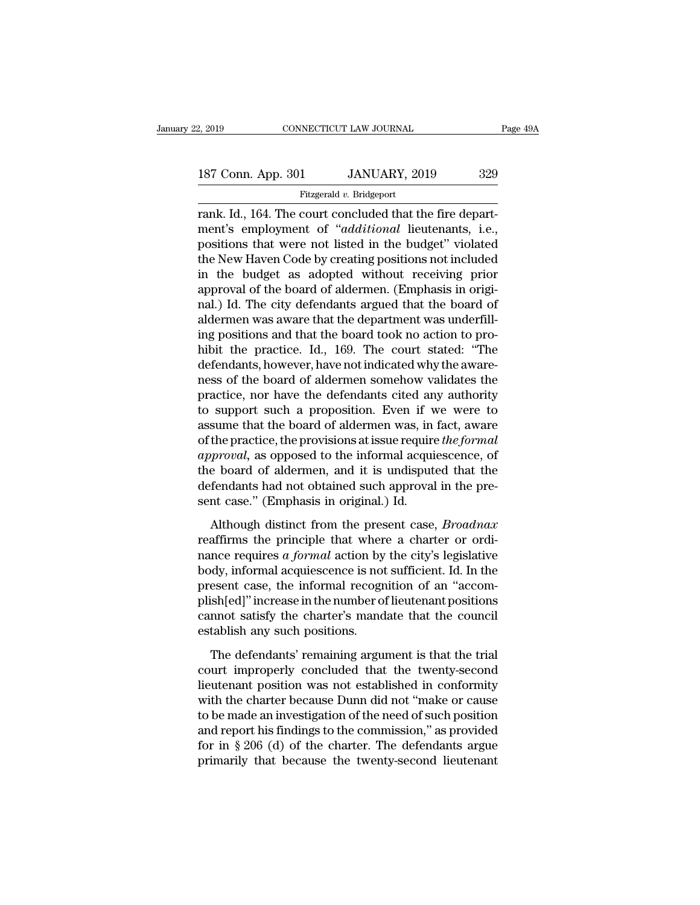rank. Id., 164. The court concluded that the fire department's employment of "*additional* lieutenants, i.e., positions that were not listed in the budget" violated the New Haven Code by creating positions not included in the budget as adopted without receiving prior approval of the board of aldermen. (Emphasis in original.) Id. The city defendants argued that the board of aldermen was aware that the department was underfilling positions and that the board took no action to prohibit the practice. Id., 169. The court stated: "The defendants, however, have not indicated why the awareness of the board of aldermen somehow validates the practice, nor have the defendants cited any authority to support such a proposition. Even if we were to assume that the board of aldermen was, in fact, aware of the practice, the provisions at issue require *the formal approval*, as opposed to the informal acquiescence, of the board of aldermen, and it is undisputed that the defendants had not obtained such approval in the present case." (Emphasis in original.) Id.

Although distinct from the present case, *Broadnax* reaffirms the principle that where a charter or ordinance requires *a formal* action by the city's legislative body, informal acquiescence is not sufficient. Id. In the present case, the informal recognition of an "accomplish[ed]" increase in the number of lieutenant positions cannot satisfy the charter's mandate that the council establish any such positions.

The defendants' remaining argument is that the trial court improperly concluded that the twenty-second lieutenant position was not established in conformity with the charter because Dunn did not "make or cause to be made an investigation of the need of such position and report his findings to the commission," as provided for in § 206 (d) of the charter. The defendants argue primarily that because the twenty-second lieutenant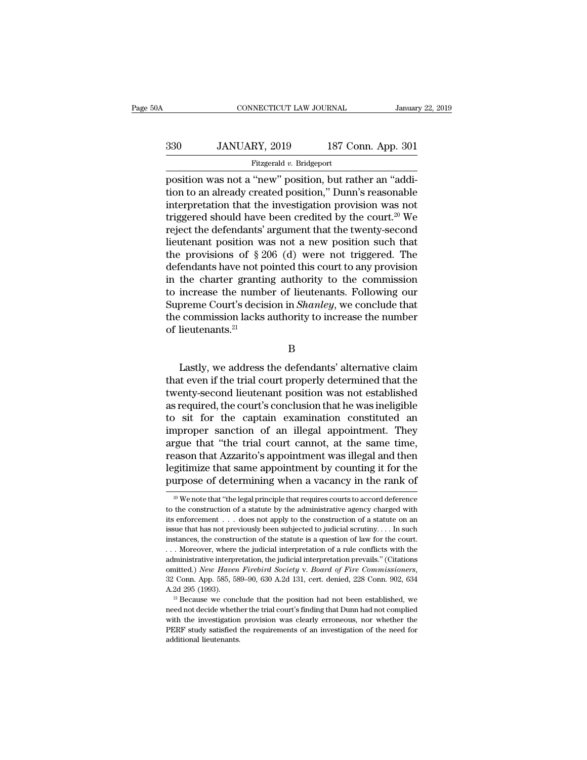position was not a "new" position, but rather an "addition to an already created position," Dunn's reasonable interpretation that the investigation provision was not triggered should have been credited by the court.[20] We reject the defendants' argument that the twenty-second lieutenant position was not a new position such that the provisions of § 206 (d) were not triggered. The defendants have not pointed this court to any provision in the charter granting authority to the commission to increase the number of lieutenants. Following our Supreme Court's decision in *Shanley*, we conclude that the commission lacks authority to increase the number of lieutenants.[21]

B

Lastly, we address the defendants' alternative claim that even if the trial court properly determined that the twenty-second lieutenant position was not established as required, the court's conclusion that he was ineligible to sit for the captain examination constituted an improper sanction of an illegal appointment. They argue that "the trial court cannot, at the same time, reason that Azzarito's appointment was illegal and then legitimize that same appointment by counting it for the purpose of determining when a vacancy in the rank of

[20] We note that "the legal principle that requires courts to accord deference to the construction of a statute by the administrative agency charged with its enforcement . . . does not apply to the construction of a statute on an issue that has not previously been subjected to judicial scrutiny. . . . In such instances, the construction of the statute is a question of law for the court. . . . Moreover, where the judicial interpretation of a rule conflicts with the administrative interpretation, the judicial interpretation prevails." (Citations omitted.) *New Haven Firebird Society* v. *Board of Fire Commissioners*, 32 Conn. App. 585, 589–90, 630 A.2d 131, cert. denied, 228 Conn. 902, 634 A.2d 295 (1993).

[21] Because we conclude that the position had not been established, we need not decide whether the trial court's finding that Dunn had not complied with the investigation provision was clearly erroneous, nor whether the PERF study satisfied the requirements of an investigation of the need for additional lieutenants.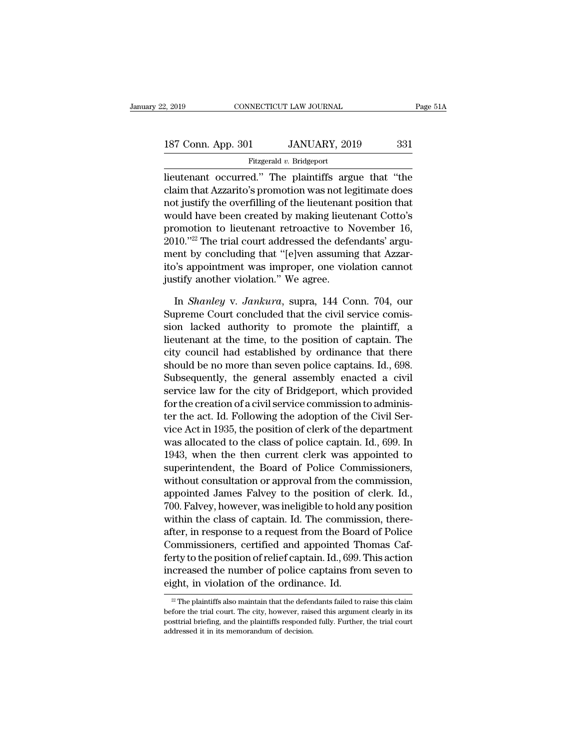lieutenant occurred." The plaintiffs argue that "the claim that Azzarito's promotion was not legitimate does not justify the overfilling of the lieutenant position that would have been created by making lieutenant Cotto's promotion to lieutenant retroactive to November 16, 2010."[22] The trial court addressed the defendants' argument by concluding that "[e]ven assuming that Azzarito's appointment was improper, one violation cannot justify another violation." We agree.

In *Shanley* v. *Jankura*, supra, 144 Conn. 704, our Supreme Court concluded that the civil service comission lacked authority to promote the plaintiff, a lieutenant at the time, to the position of captain. The city council had established by ordinance that there should be no more than seven police captains. Id., 698. Subsequently, the general assembly enacted a civil service law for the city of Bridgeport, which provided for the creation of a civil service commission to administer the act. Id. Following the adoption of the Civil Service Act in 1935, the position of clerk of the department was allocated to the class of police captain. Id., 699. In 1943, when the then current clerk was appointed to superintendent, the Board of Police Commissioners, without consultation or approval from the commission, appointed James Falvey to the position of clerk. Id., 700. Falvey, however, was ineligible to hold any position within the class of captain. Id. The commission, thereafter, in response to a request from the Board of Police Commissioners, certified and appointed Thomas Cafferty to the position of relief captain. Id., 699. This action increased the number of police captains from seven to eight, in violation of the ordinance. Id.

[22] The plaintiffs also maintain that the defendants failed to raise this claim before the trial court. The city, however, raised this argument clearly in its posttrial briefing, and the plaintiffs responded fully. Further, the trial court addressed it in its memorandum of decision.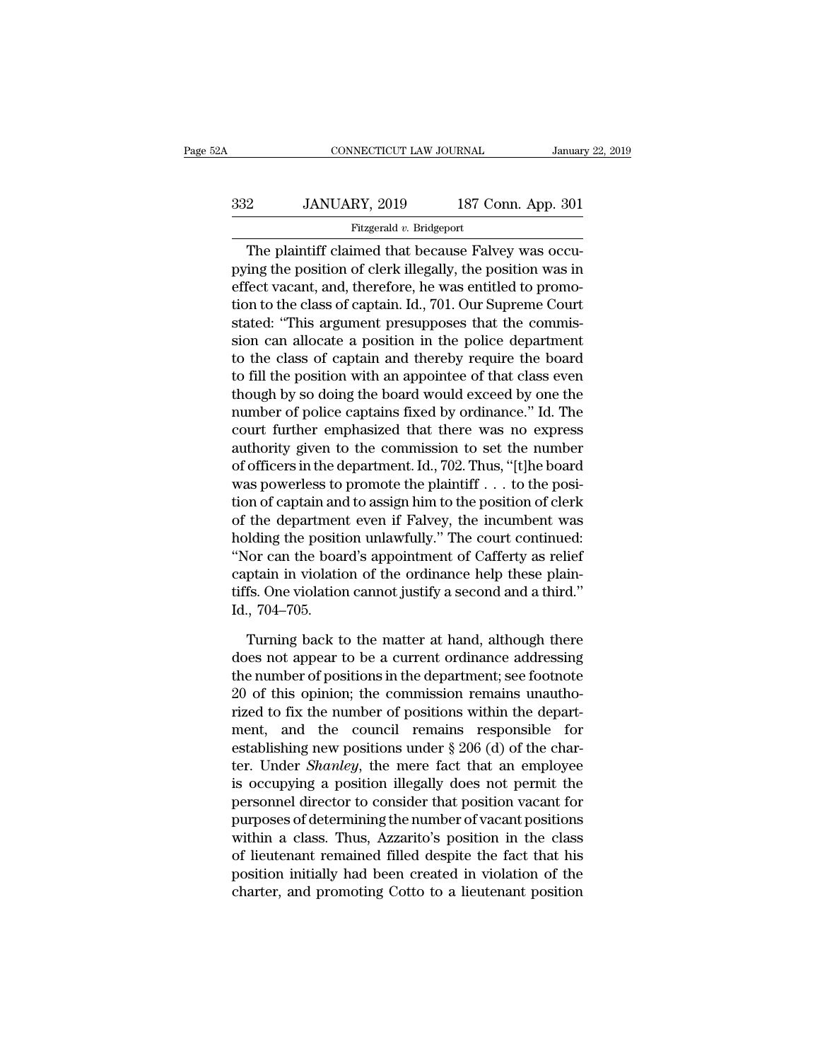The plaintiff claimed that because Falvey was occupying the position of clerk illegally, the position was in effect vacant, and, therefore, he was entitled to promotion to the class of captain. Id., 701. Our Supreme Court stated: "This argument presupposes that the commission can allocate a position in the police department to the class of captain and thereby require the board to fill the position with an appointee of that class even though by so doing the board would exceed by one the number of police captains fixed by ordinance." Id. The court further emphasized that there was no express authority given to the commission to set the number of officers in the department. Id., 702. Thus, "[t]he board was powerless to promote the plaintiff . . . to the position of captain and to assign him to the position of clerk of the department even if Falvey, the incumbent was holding the position unlawfully." The court continued: "Nor can the board's appointment of Cafferty as relief captain in violation of the ordinance help these plaintiffs. One violation cannot justify a second and a third." Id., 704–705.

Turning back to the matter at hand, although there does not appear to be a current ordinance addressing the number of positions in the department; see footnote 20 of this opinion; the commission remains unauthorized to fix the number of positions within the department, and the council remains responsible for establishing new positions under § 206 (d) of the charter. Under *Shanley*, the mere fact that an employee is occupying a position illegally does not permit the personnel director to consider that position vacant for purposes of determining the number of vacant positions within a class. Thus, Azzarito's position in the class of lieutenant remained filled despite the fact that his position initially had been created in violation of the charter, and promoting Cotto to a lieutenant position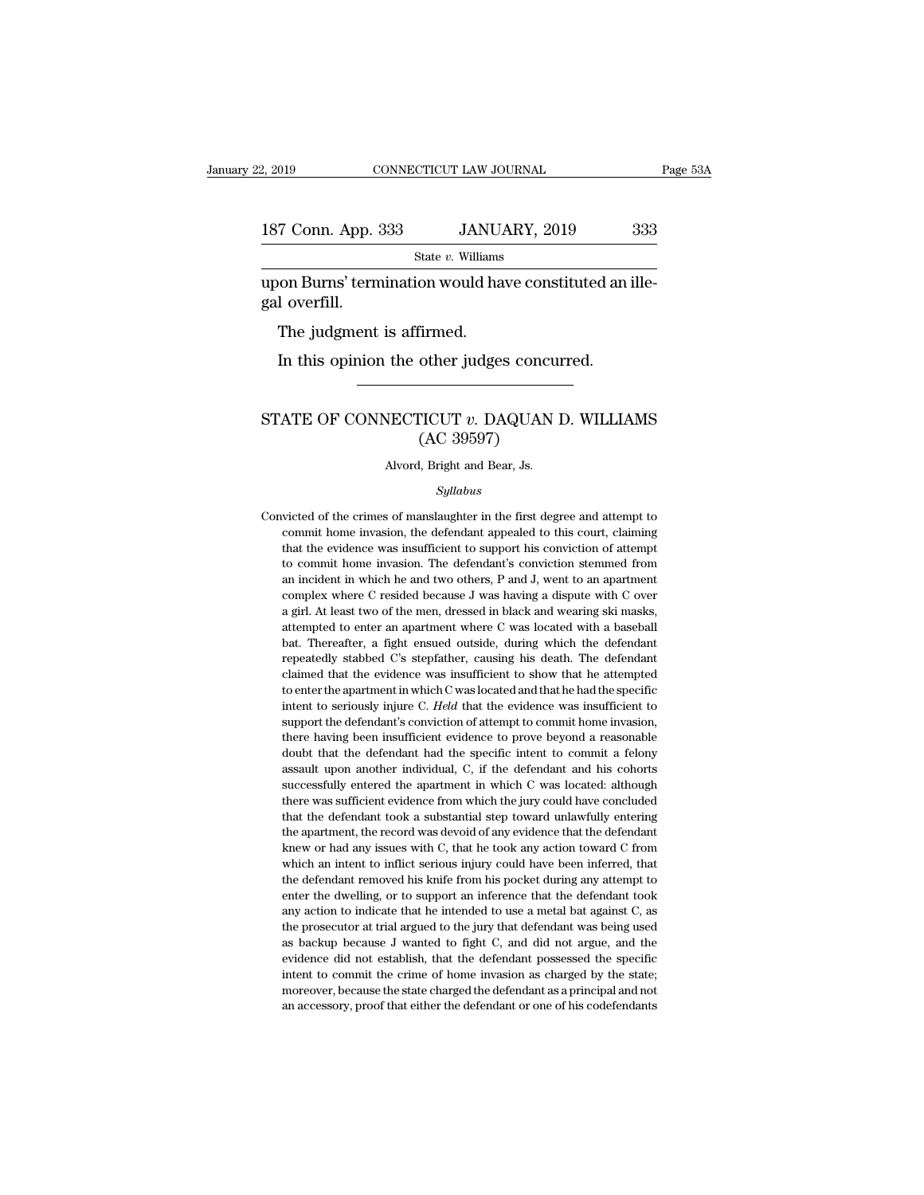upon Burns' termination would have constituted an illegal overfill.

The judgment is affirmed.

In this opinion the other judges concurred.

---

# STATE OF CONNECTICUT *v.* DAQUAN D. WILLIAMS (AC 39597)

Alvord, Bright and Bear, Js.

*Syllabus*

Convicted of the crimes of manslaughter in the first degree and attempt to commit home invasion, the defendant appealed to this court, claiming that the evidence was insufficient to support his conviction of attempt to commit home invasion. The defendant's conviction stemmed from an incident in which he and two others, P and J, went to an apartment complex where C resided because J was having a dispute with C over a girl. At least two of the men, dressed in black and wearing ski masks, attempted to enter an apartment where C was located with a baseball bat. Thereafter, a fight ensued outside, during which the defendant repeatedly stabbed C's stepfather, causing his death. The defendant claimed that the evidence was insufficient to show that he attempted to enter the apartment in which C was located and that he had the specific intent to seriously injure C. *Held* that the evidence was insufficient to support the defendant's conviction of attempt to commit home invasion, there having been insufficient evidence to prove beyond a reasonable doubt that the defendant had the specific intent to commit a felony assault upon another individual, C, if the defendant and his cohorts successfully entered the apartment in which C was located: although there was sufficient evidence from which the jury could have concluded that the defendant took a substantial step toward unlawfully entering the apartment, the record was devoid of any evidence that the defendant knew or had any issues with C, that he took any action toward C from which an intent to inflict serious injury could have been inferred, that the defendant removed his knife from his pocket during any attempt to enter the dwelling, or to support an inference that the defendant took any action to indicate that he intended to use a metal bat against C, as the prosecutor at trial argued to the jury that defendant was being used as backup because J wanted to fight C, and did not argue, and the evidence did not establish, that the defendant possessed the specific intent to commit the crime of home invasion as charged by the state; moreover, because the state charged the defendant as a principal and not an accessory, proof that either the defendant or one of his codefendants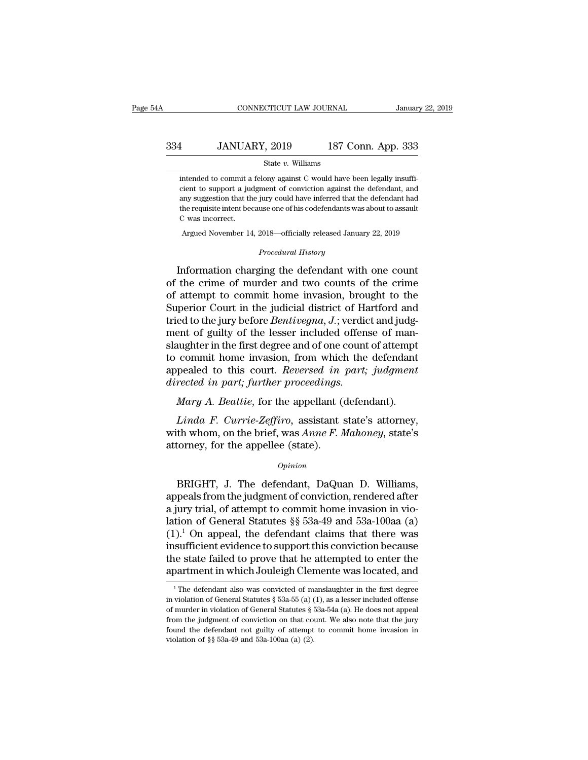intended to commit a felony against C would have been legally insufficient to support a judgment of conviction against the defendant, and any suggestion that the jury could have inferred that the defendant had the requisite intent because one of his codefendants was about to assault C was incorrect.

Argued November 14, 2018—officially released January 22, 2019

*Procedural History*

Information charging the defendant with one count of the crime of murder and two counts of the crime of attempt to commit home invasion, brought to the Superior Court in the judicial district of Hartford and tried to the jury before *Bentivegna, J.*; verdict and judgment of guilty of the lesser included offense of manslaughter in the first degree and of one count of attempt to commit home invasion, from which the defendant appealed to this court. *Reversed in part; judgment directed in part; further proceedings.*

*Mary A. Beattie*, for the appellant (defendant).

*Linda F. Currie-Zeffiro*, assistant state's attorney, with whom, on the brief, was *Anne F. Mahoney*, state's attorney, for the appellee (state).

*Opinion*

BRIGHT, J. The defendant, DaQuan D. Williams, appeals from the judgment of conviction, rendered after a jury trial, of attempt to commit home invasion in violation of General Statutes §§ 53a-49 and 53a-100aa (a) (1).[1] On appeal, the defendant claims that there was insufficient evidence to support this conviction because the state failed to prove that he attempted to enter the apartment in which Jouleigh Clemente was located, and

[1] The defendant also was convicted of manslaughter in the first degree in violation of General Statutes § 53a-55 (a) (1), as a lesser included offense of murder in violation of General Statutes § 53a-54a (a). He does not appeal from the judgment of conviction on that count. We also note that the jury found the defendant not guilty of attempt to commit home invasion in violation of §§ 53a-49 and 53a-100aa (a) (2).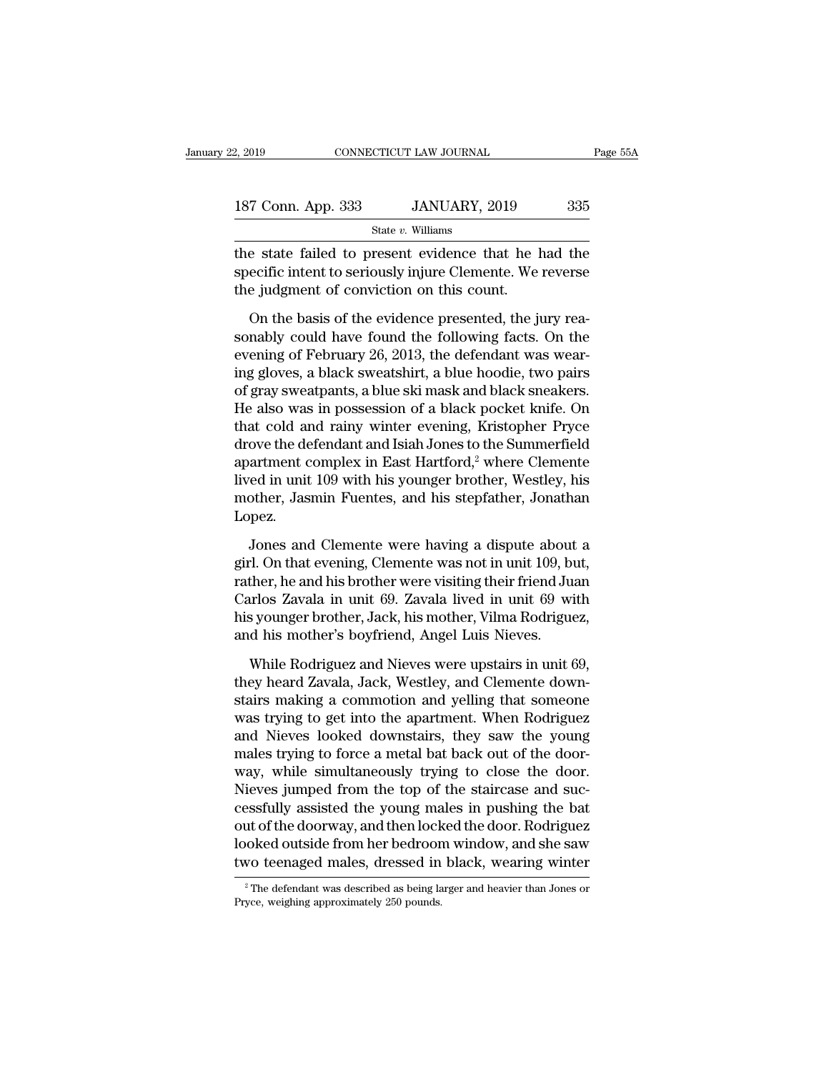the state failed to present evidence that he had the specific intent to seriously injure Clemente. We reverse the judgment of conviction on this count.

On the basis of the evidence presented, the jury reasonably could have found the following facts. On the evening of February 26, 2013, the defendant was wearing gloves, a black sweatshirt, a blue hoodie, two pairs of gray sweatpants, a blue ski mask and black sneakers. He also was in possession of a black pocket knife. On that cold and rainy winter evening, Kristopher Pryce drove the defendant and Isiah Jones to the Summerfield apartment complex in East Hartford,[2] where Clemente lived in unit 109 with his younger brother, Westley, his mother, Jasmin Fuentes, and his stepfather, Jonathan Lopez.

Jones and Clemente were having a dispute about a girl. On that evening, Clemente was not in unit 109, but, rather, he and his brother were visiting their friend Juan Carlos Zavala in unit 69. Zavala lived in unit 69 with his younger brother, Jack, his mother, Vilma Rodriguez, and his mother's boyfriend, Angel Luis Nieves.

While Rodriguez and Nieves were upstairs in unit 69, they heard Zavala, Jack, Westley, and Clemente downstairs making a commotion and yelling that someone was trying to get into the apartment. When Rodriguez and Nieves looked downstairs, they saw the young males trying to force a metal bat back out of the doorway, while simultaneously trying to close the door. Nieves jumped from the top of the staircase and successfully assisted the young males in pushing the bat out of the doorway, and then locked the door. Rodriguez looked outside from her bedroom window, and she saw two teenaged males, dressed in black, wearing winter

[2] The defendant was described as being larger and heavier than Jones or Pryce, weighing approximately 250 pounds.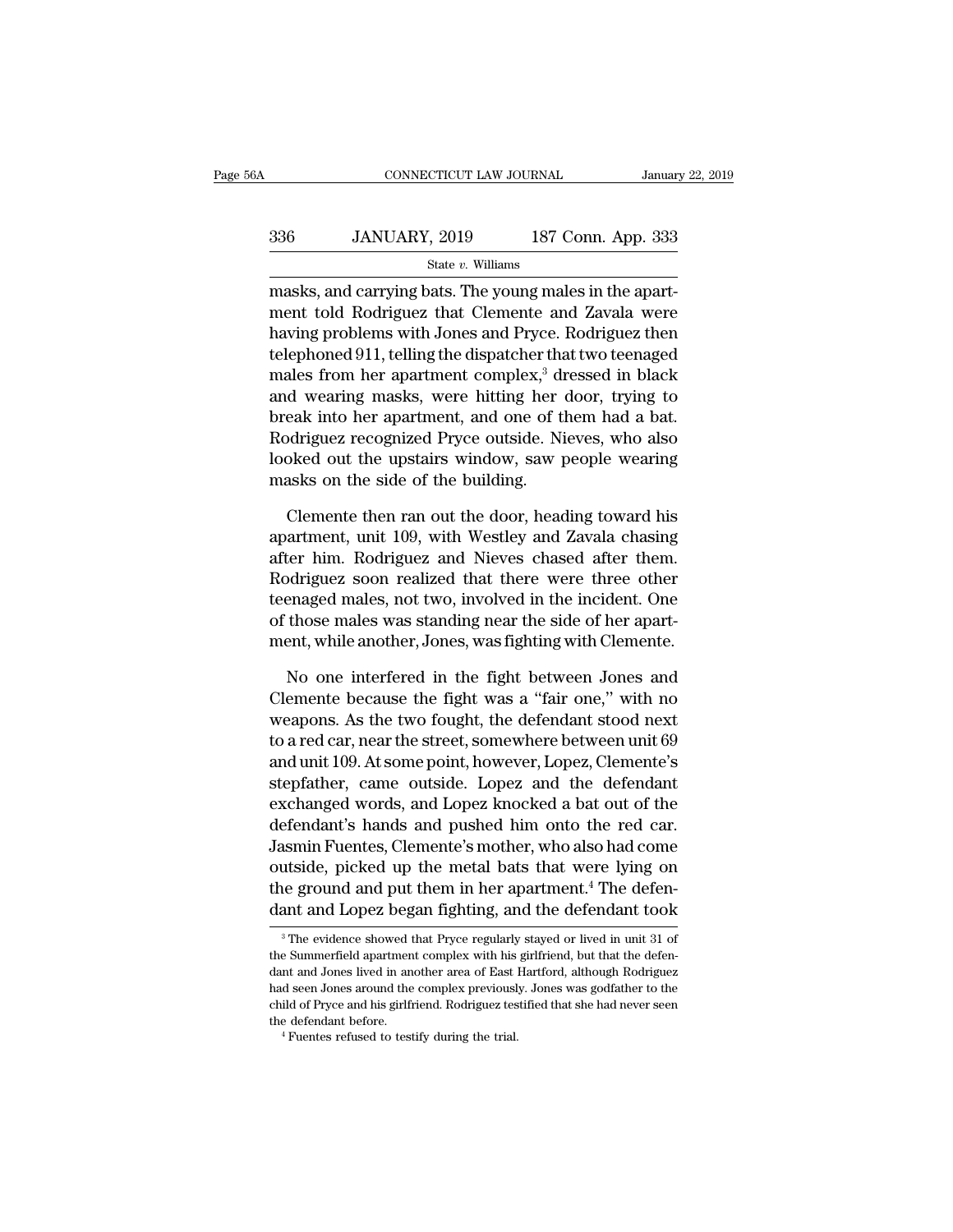masks, and carrying bats. The young males in the apartment told Rodriguez that Clemente and Zavala were having problems with Jones and Pryce. Rodriguez then telephoned 911, telling the dispatcher that two teenaged males from her apartment complex,[3] dressed in black and wearing masks, were hitting her door, trying to break into her apartment, and one of them had a bat. Rodriguez recognized Pryce outside. Nieves, who also looked out the upstairs window, saw people wearing masks on the side of the building.

Clemente then ran out the door, heading toward his apartment, unit 109, with Westley and Zavala chasing after him. Rodriguez and Nieves chased after them. Rodriguez soon realized that there were three other teenaged males, not two, involved in the incident. One of those males was standing near the side of her apartment, while another, Jones, was fighting with Clemente.

No one interfered in the fight between Jones and Clemente because the fight was a "fair one," with no weapons. As the two fought, the defendant stood next to a red car, near the street, somewhere between unit 69 and unit 109. At some point, however, Lopez, Clemente's stepfather, came outside. Lopez and the defendant exchanged words, and Lopez knocked a bat out of the defendant's hands and pushed him onto the red car. Jasmin Fuentes, Clemente's mother, who also had come outside, picked up the metal bats that were lying on the ground and put them in her apartment.[4] The defendant and Lopez began fighting, and the defendant took

[3] The evidence showed that Pryce regularly stayed or lived in unit 31 of the Summerfield apartment complex with his girlfriend, but that the defendant and Jones lived in another area of East Hartford, although Rodriguez had seen Jones around the complex previously. Jones was godfather to the child of Pryce and his girlfriend. Rodriguez testified that she had never seen the defendant before.

[4] Fuentes refused to testify during the trial.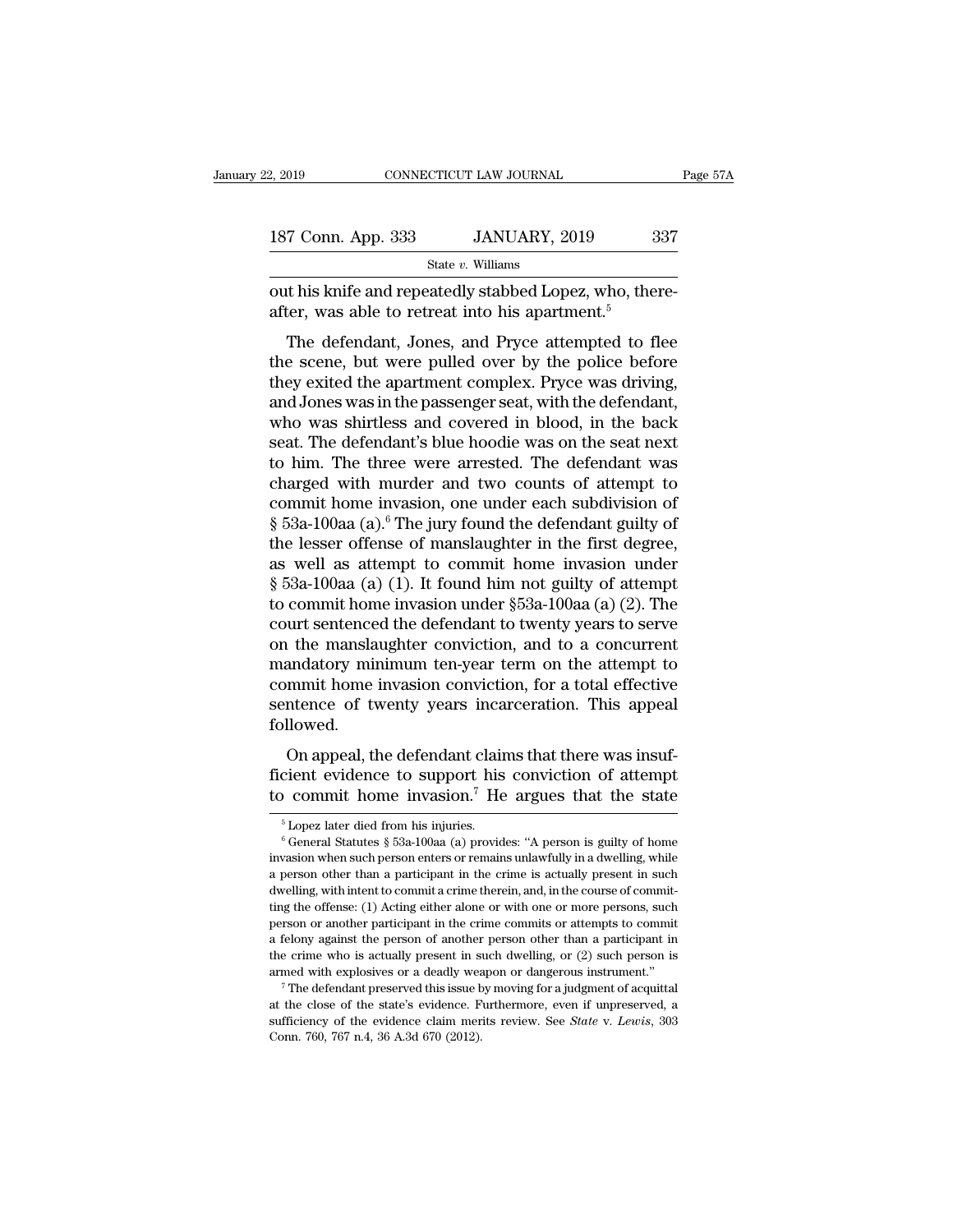out his knife and repeatedly stabbed Lopez, who, thereafter, was able to retreat into his apartment.[5]

The defendant, Jones, and Pryce attempted to flee the scene, but were pulled over by the police before they exited the apartment complex. Pryce was driving, and Jones was in the passenger seat, with the defendant, who was shirtless and covered in blood, in the back seat. The defendant's blue hoodie was on the seat next to him. The three were arrested. The defendant was charged with murder and two counts of attempt to commit home invasion, one under each subdivision of § 53a-100aa (a).[6] The jury found the defendant guilty of the lesser offense of manslaughter in the first degree, as well as attempt to commit home invasion under § 53a-100aa (a) (1). It found him not guilty of attempt to commit home invasion under §53a-100aa (a) (2). The court sentenced the defendant to twenty years to serve on the manslaughter conviction, and to a concurrent mandatory minimum ten-year term on the attempt to commit home invasion conviction, for a total effective sentence of twenty years incarceration. This appeal followed.

On appeal, the defendant claims that there was insufficient evidence to support his conviction of attempt to commit home invasion.[7] He argues that the state

---

[5] Lopez later died from his injuries.

[6] General Statutes § 53a-100aa (a) provides: "A person is guilty of home invasion when such person enters or remains unlawfully in a dwelling, while a person other than a participant in the crime is actually present in such dwelling, with intent to commit a crime therein, and, in the course of committing the offense: (1) Acting either alone or with one or more persons, such person or another participant in the crime commits or attempts to commit a felony against the person of another person other than a participant in the crime who is actually present in such dwelling, or (2) such person is armed with explosives or a deadly weapon or dangerous instrument."

[7] The defendant preserved this issue by moving for a judgment of acquittal at the close of the state's evidence. Furthermore, even if unpreserved, a sufficiency of the evidence claim merits review. See *State* v. *Lewis*, 303 Conn. 760, 767 n.4, 36 A.3d 670 (2012).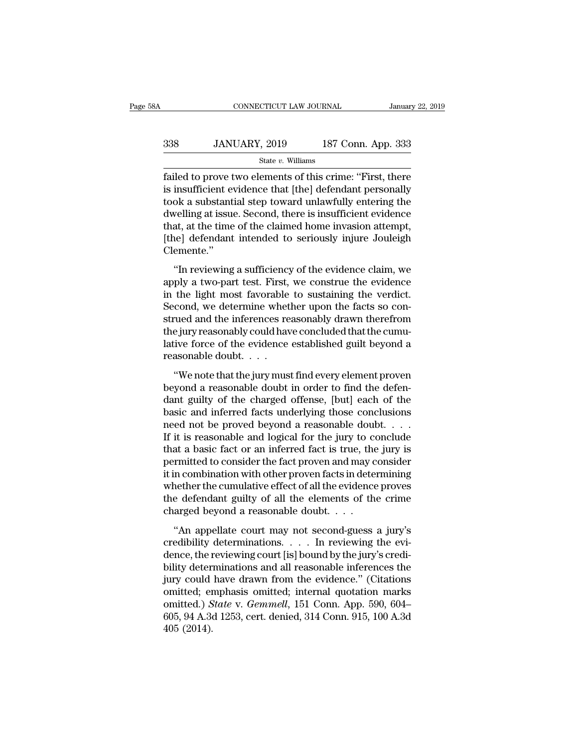failed to prove two elements of this crime: "First, there is insufficient evidence that [the] defendant personally took a substantial step toward unlawfully entering the dwelling at issue. Second, there is insufficient evidence that, at the time of the claimed home invasion attempt, [the] defendant intended to seriously injure Jouleigh Clemente."

"In reviewing a sufficiency of the evidence claim, we apply a two-part test. First, we construe the evidence in the light most favorable to sustaining the verdict. Second, we determine whether upon the facts so construed and the inferences reasonably drawn therefrom the jury reasonably could have concluded that the cumulative force of the evidence established guilt beyond a reasonable doubt. . . .

"We note that the jury must find every element proven beyond a reasonable doubt in order to find the defendant guilty of the charged offense, [but] each of the basic and inferred facts underlying those conclusions need not be proved beyond a reasonable doubt. . . . If it is reasonable and logical for the jury to conclude that a basic fact or an inferred fact is true, the jury is permitted to consider the fact proven and may consider it in combination with other proven facts in determining whether the cumulative effect of all the evidence proves the defendant guilty of all the elements of the crime charged beyond a reasonable doubt. . . .

"An appellate court may not second-guess a jury's credibility determinations. . . . In reviewing the evidence, the reviewing court [is] bound by the jury's credibility determinations and all reasonable inferences the jury could have drawn from the evidence." (Citations omitted; emphasis omitted; internal quotation marks omitted.) *State* v. *Gemmell*, 151 Conn. App. 590, 604–605, 94 A.3d 1253, cert. denied, 314 Conn. 915, 100 A.3d 405 (2014).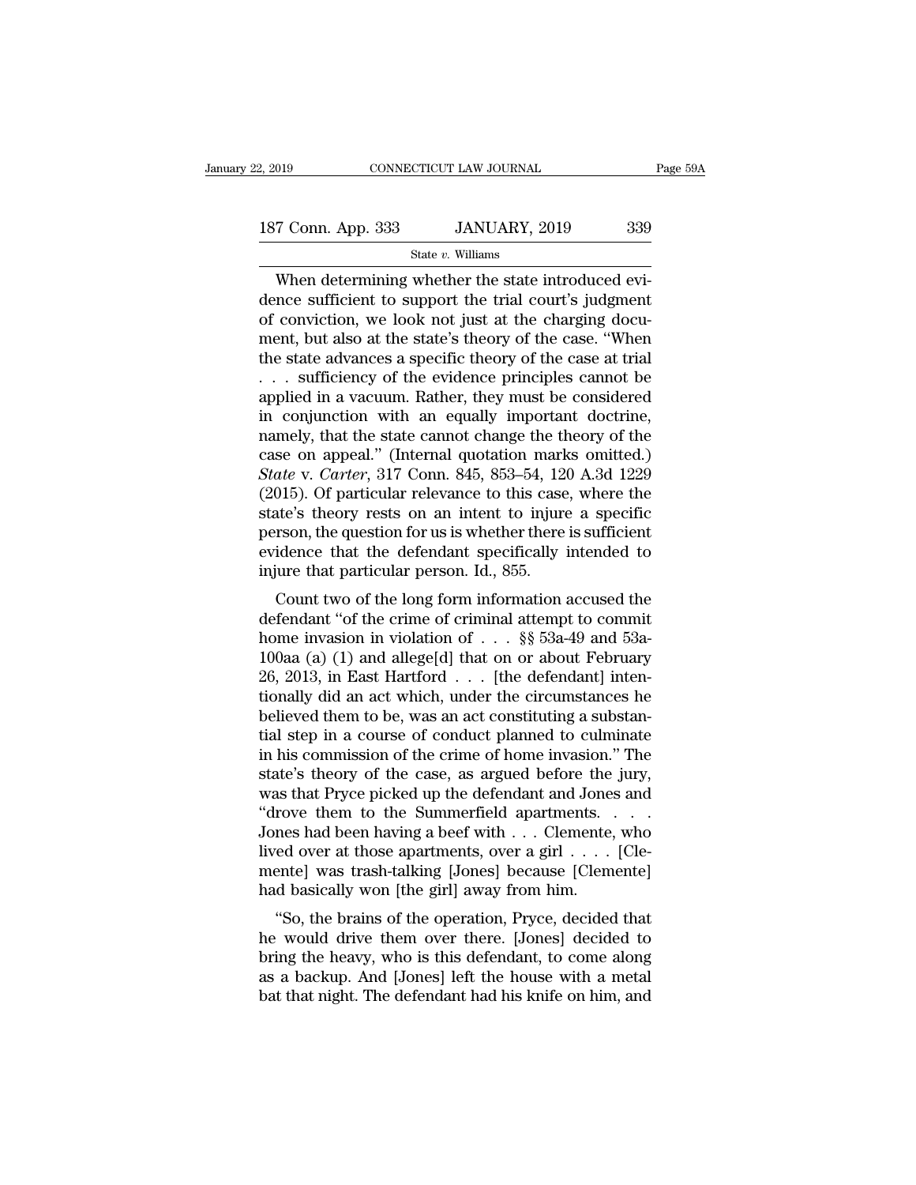When determining whether the state introduced evidence sufficient to support the trial court's judgment of conviction, we look not just at the charging document, but also at the state's theory of the case. "When the state advances a specific theory of the case at trial . . . sufficiency of the evidence principles cannot be applied in a vacuum. Rather, they must be considered in conjunction with an equally important doctrine, namely, that the state cannot change the theory of the case on appeal." (Internal quotation marks omitted.) *State* v. *Carter*, 317 Conn. 845, 853–54, 120 A.3d 1229 (2015). Of particular relevance to this case, where the state's theory rests on an intent to injure a specific person, the question for us is whether there is sufficient evidence that the defendant specifically intended to injure that particular person. Id., 855.

Count two of the long form information accused the defendant "of the crime of criminal attempt to commit home invasion in violation of . . . §§ 53a-49 and 53a-100aa (a) (1) and allege[d] that on or about February 26, 2013, in East Hartford . . . [the defendant] intentionally did an act which, under the circumstances he believed them to be, was an act constituting a substantial step in a course of conduct planned to culminate in his commission of the crime of home invasion." The state's theory of the case, as argued before the jury, was that Pryce picked up the defendant and Jones and "drove them to the Summerfield apartments. . . . Jones had been having a beef with . . . Clemente, who lived over at those apartments, over a girl . . . . [Clemente] was trash-talking [Jones] because [Clemente] had basically won [the girl] away from him.

"So, the brains of the operation, Pryce, decided that he would drive them over there. [Jones] decided to bring the heavy, who is this defendant, to come along as a backup. And [Jones] left the house with a metal bat that night. The defendant had his knife on him, and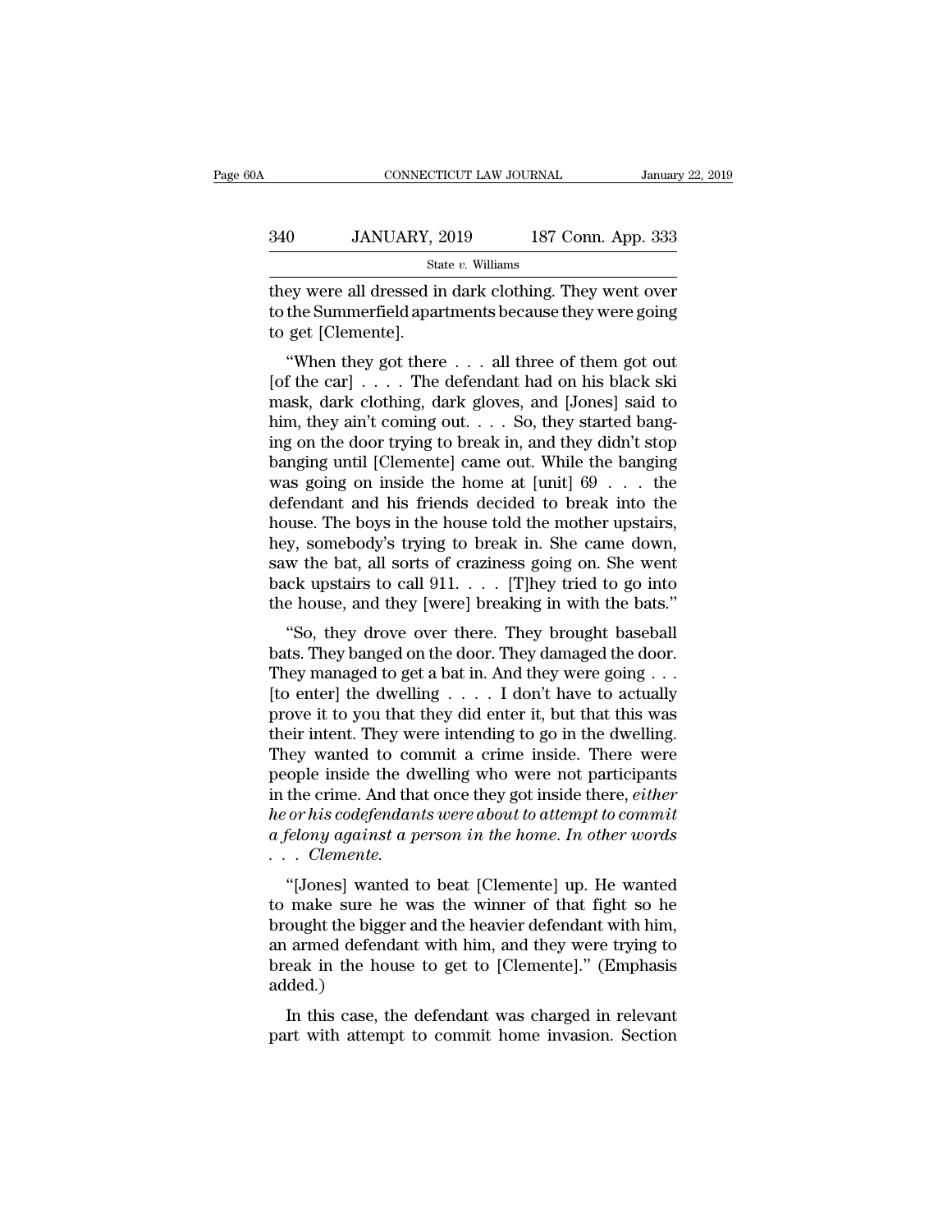they were all dressed in dark clothing. They went over to the Summerfield apartments because they were going to get [Clemente].

"When they got there . . . all three of them got out [of the car] . . . . The defendant had on his black ski mask, dark clothing, dark gloves, and [Jones] said to him, they ain't coming out. . . . So, they started banging on the door trying to break in, and they didn't stop banging until [Clemente] came out. While the banging was going on inside the home at [unit] 69 . . . the defendant and his friends decided to break into the house. The boys in the house told the mother upstairs, hey, somebody's trying to break in. She came down, saw the bat, all sorts of craziness going on. She went back upstairs to call 911. . . . [T]hey tried to go into the house, and they [were] breaking in with the bats."

"So, they drove over there. They brought baseball bats. They banged on the door. They damaged the door. They managed to get a bat in. And they were going . . . [to enter] the dwelling . . . . I don't have to actually prove it to you that they did enter it, but that this was their intent. They were intending to go in the dwelling. They wanted to commit a crime inside. There were people inside the dwelling who were not participants in the crime. And that once they got inside there, *either he or his codefendants were about to attempt to commit a felony against a person in the home. In other words . . . Clemente.*

"[Jones] wanted to beat [Clemente] up. He wanted to make sure he was the winner of that fight so he brought the bigger and the heavier defendant with him, an armed defendant with him, and they were trying to break in the house to get to [Clemente]." (Emphasis added.)

In this case, the defendant was charged in relevant part with attempt to commit home invasion. Section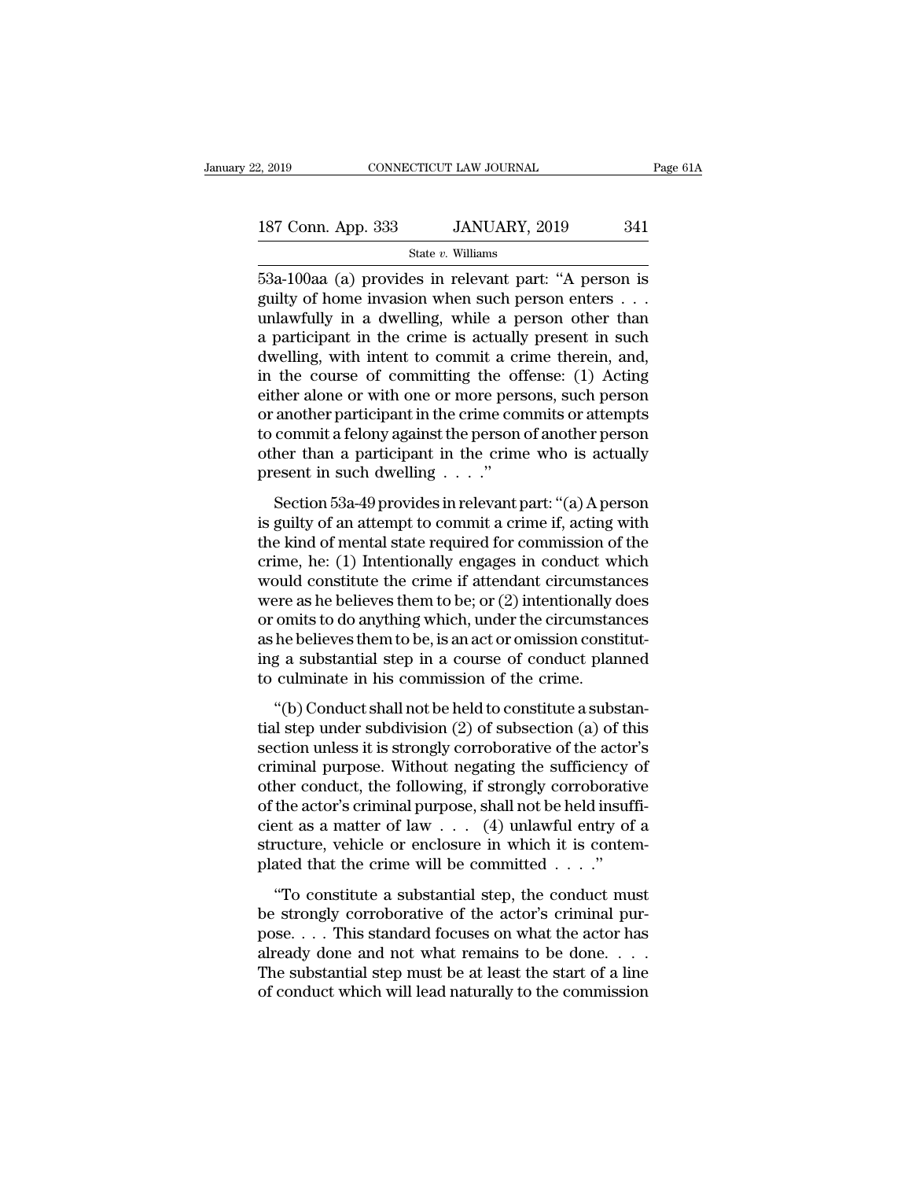53a-100aa (a) provides in relevant part: "A person is guilty of home invasion when such person enters . . . unlawfully in a dwelling, while a person other than a participant in the crime is actually present in such dwelling, with intent to commit a crime therein, and, in the course of committing the offense: (1) Acting either alone or with one or more persons, such person or another participant in the crime commits or attempts to commit a felony against the person of another person other than a participant in the crime who is actually present in such dwelling . . . ."

Section 53a-49 provides in relevant part: "(a) A person is guilty of an attempt to commit a crime if, acting with the kind of mental state required for commission of the crime, he: (1) Intentionally engages in conduct which would constitute the crime if attendant circumstances were as he believes them to be; or (2) intentionally does or omits to do anything which, under the circumstances as he believes them to be, is an act or omission constituting a substantial step in a course of conduct planned to culminate in his commission of the crime.

"(b) Conduct shall not be held to constitute a substantial step under subdivision (2) of subsection (a) of this section unless it is strongly corroborative of the actor's criminal purpose. Without negating the sufficiency of other conduct, the following, if strongly corroborative of the actor's criminal purpose, shall not be held insufficient as a matter of law . . . (4) unlawful entry of a structure, vehicle or enclosure in which it is contemplated that the crime will be committed . . . ."

"To constitute a substantial step, the conduct must be strongly corroborative of the actor's criminal purpose. . . . This standard focuses on what the actor has already done and not what remains to be done. . . . The substantial step must be at least the start of a line of conduct which will lead naturally to the commission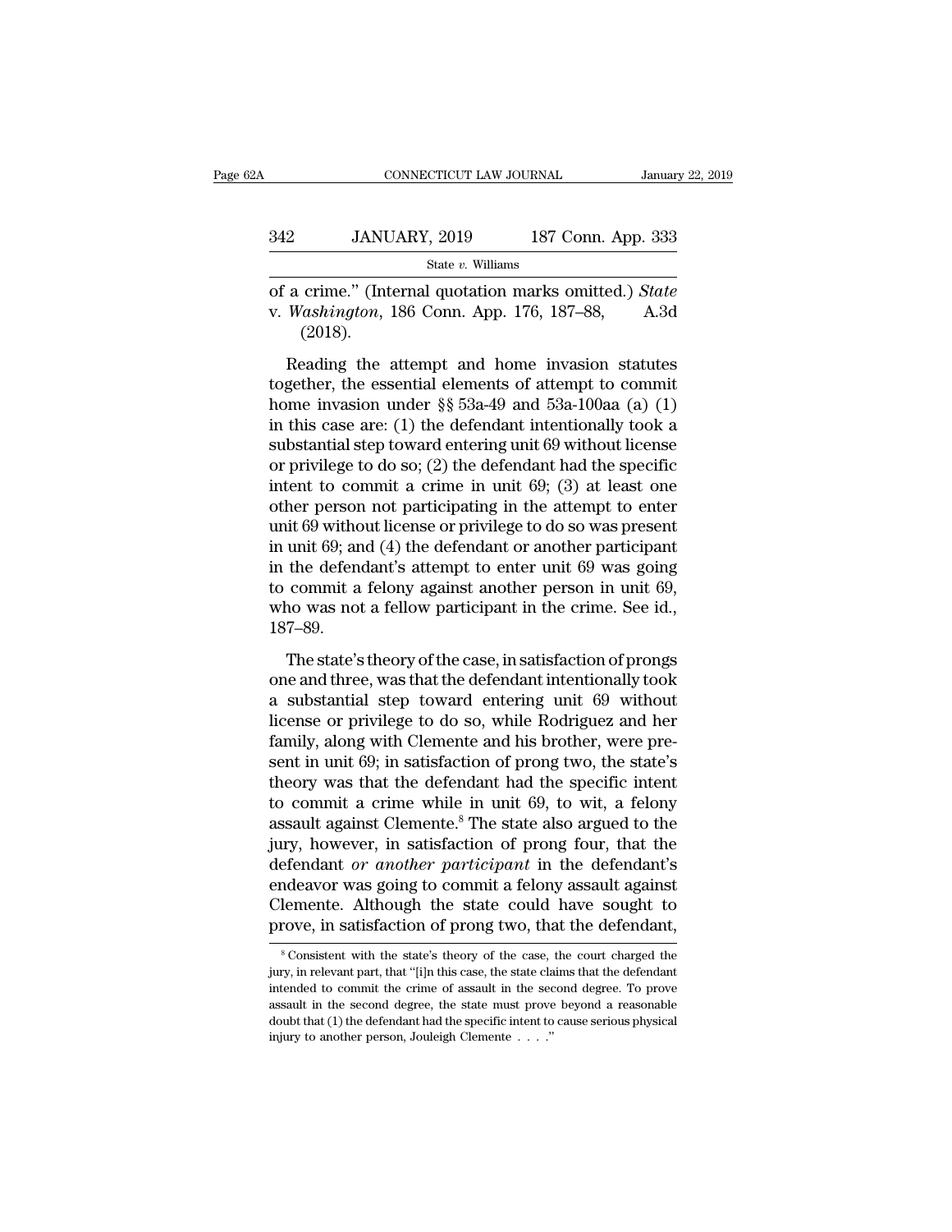of a crime." (Internal quotation marks omitted.) *State* v. *Washington*, 186 Conn. App. 176, 187–88, A.3d (2018).

Reading the attempt and home invasion statutes together, the essential elements of attempt to commit home invasion under §§ 53a-49 and 53a-100aa (a) (1) in this case are: (1) the defendant intentionally took a substantial step toward entering unit 69 without license or privilege to do so; (2) the defendant had the specific intent to commit a crime in unit 69; (3) at least one other person not participating in the attempt to enter unit 69 without license or privilege to do so was present in unit 69; and (4) the defendant or another participant in the defendant's attempt to enter unit 69 was going to commit a felony against another person in unit 69, who was not a fellow participant in the crime. See id., 187–89.

The state's theory of the case, in satisfaction of prongs one and three, was that the defendant intentionally took a substantial step toward entering unit 69 without license or privilege to do so, while Rodriguez and her family, along with Clemente and his brother, were present in unit 69; in satisfaction of prong two, the state's theory was that the defendant had the specific intent to commit a crime while in unit 69, to wit, a felony assault against Clemente.[8] The state also argued to the jury, however, in satisfaction of prong four, that the defendant *or another participant* in the defendant's endeavor was going to commit a felony assault against Clemente. Although the state could have sought to prove, in satisfaction of prong two, that the defendant,

[8] Consistent with the state's theory of the case, the court charged the jury, in relevant part, that "[i]n this case, the state claims that the defendant intended to commit the crime of assault in the second degree. To prove assault in the second degree, the state must prove beyond a reasonable doubt that (1) the defendant had the specific intent to cause serious physical injury to another person, Jouleigh Clemente . . . ."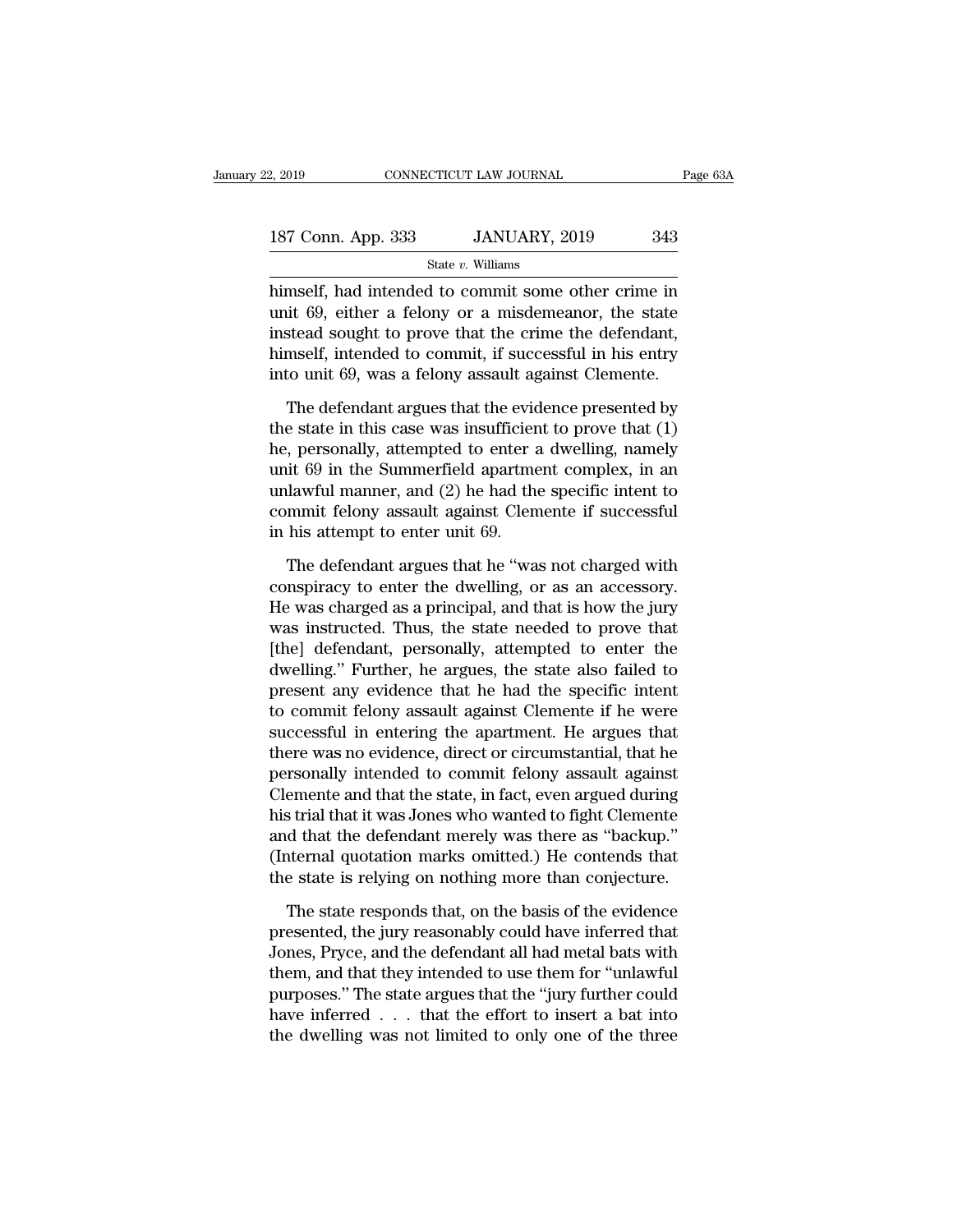himself, had intended to commit some other crime in unit 69, either a felony or a misdemeanor, the state instead sought to prove that the crime the defendant, himself, intended to commit, if successful in his entry into unit 69, was a felony assault against Clemente.

The defendant argues that the evidence presented by the state in this case was insufficient to prove that (1) he, personally, attempted to enter a dwelling, namely unit 69 in the Summerfield apartment complex, in an unlawful manner, and (2) he had the specific intent to commit felony assault against Clemente if successful in his attempt to enter unit 69.

The defendant argues that he "was not charged with conspiracy to enter the dwelling, or as an accessory. He was charged as a principal, and that is how the jury was instructed. Thus, the state needed to prove that [the] defendant, personally, attempted to enter the dwelling." Further, he argues, the state also failed to present any evidence that he had the specific intent to commit felony assault against Clemente if he were successful in entering the apartment. He argues that there was no evidence, direct or circumstantial, that he personally intended to commit felony assault against Clemente and that the state, in fact, even argued during his trial that it was Jones who wanted to fight Clemente and that the defendant merely was there as "backup." (Internal quotation marks omitted.) He contends that the state is relying on nothing more than conjecture.

The state responds that, on the basis of the evidence presented, the jury reasonably could have inferred that Jones, Pryce, and the defendant all had metal bats with them, and that they intended to use them for "unlawful purposes." The state argues that the "jury further could have inferred . . . that the effort to insert a bat into the dwelling was not limited to only one of the three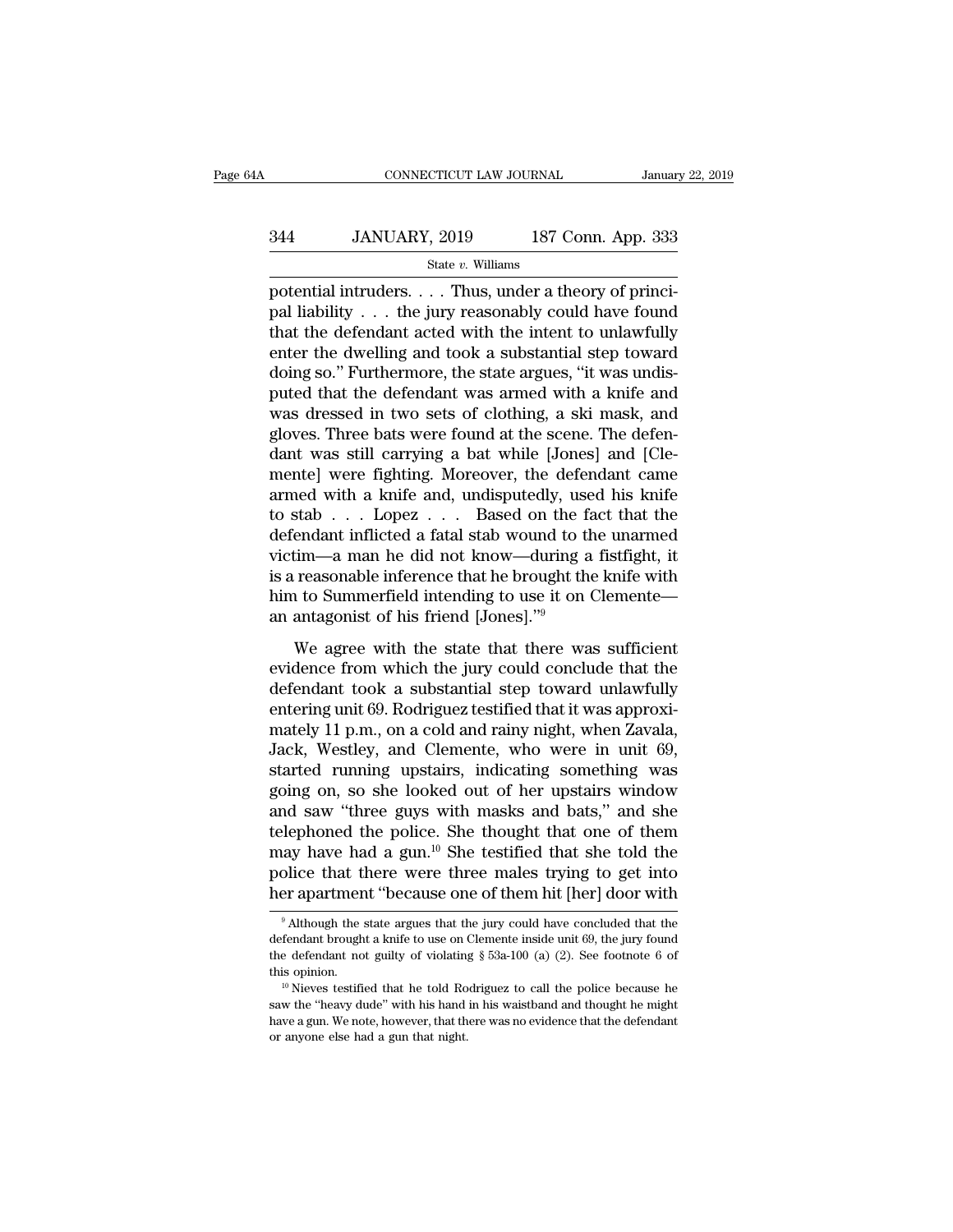potential intruders. . . . Thus, under a theory of principal liability . . . the jury reasonably could have found that the defendant acted with the intent to unlawfully enter the dwelling and took a substantial step toward doing so." Furthermore, the state argues, "it was undisputed that the defendant was armed with a knife and was dressed in two sets of clothing, a ski mask, and gloves. Three bats were found at the scene. The defendant was still carrying a bat while [Jones] and [Clemente] were fighting. Moreover, the defendant came armed with a knife and, undisputedly, used his knife to stab . . . Lopez . . . Based on the fact that the defendant inflicted a fatal stab wound to the unarmed victim—a man he did not know—during a fistfight, it is a reasonable inference that he brought the knife with him to Summerfield intending to use it on Clemente—an antagonist of his friend [Jones]."[9]

We agree with the state that there was sufficient evidence from which the jury could conclude that the defendant took a substantial step toward unlawfully entering unit 69. Rodriguez testified that it was approximately 11 p.m., on a cold and rainy night, when Zavala, Jack, Westley, and Clemente, who were in unit 69, started running upstairs, indicating something was going on, so she looked out of her upstairs window and saw "three guys with masks and bats," and she telephoned the police. She thought that one of them may have had a gun.[10] She testified that she told the police that there were three males trying to get into her apartment "because one of them hit [her] door with

[9] Although the state argues that the jury could have concluded that the defendant brought a knife to use on Clemente inside unit 69, the jury found the defendant not guilty of violating § 53a-100 (a) (2). See footnote 6 of this opinion.

[10] Nieves testified that he told Rodriguez to call the police because he saw the "heavy dude" with his hand in his waistband and thought he might have a gun. We note, however, that there was no evidence that the defendant or anyone else had a gun that night.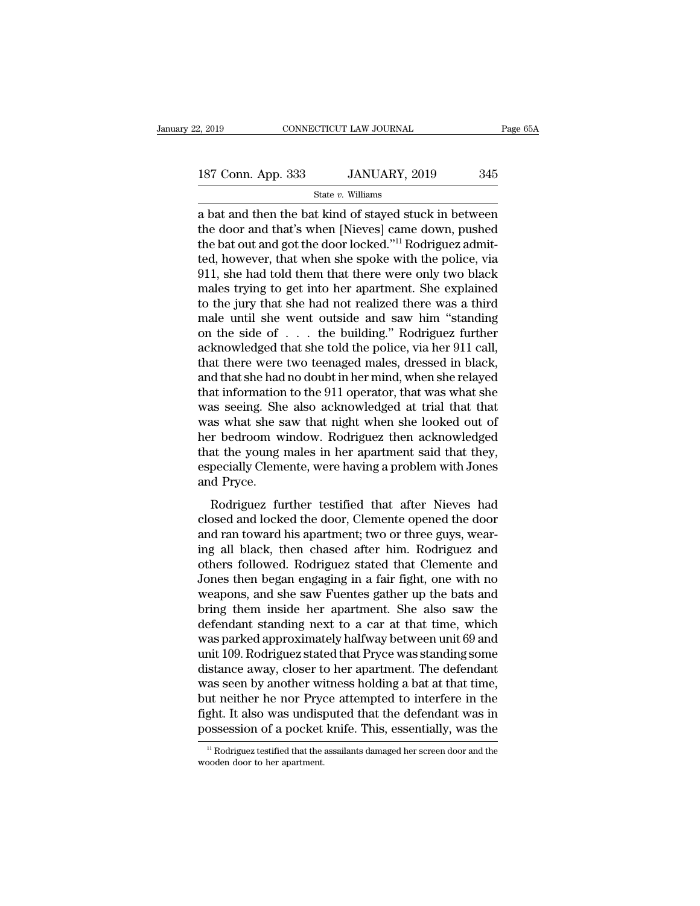a bat and then the bat kind of stayed stuck in between the door and that's when [Nieves] came down, pushed the bat out and got the door locked."[11] Rodriguez admitted, however, that when she spoke with the police, via 911, she had told them that there were only two black males trying to get into her apartment. She explained to the jury that she had not realized there was a third male until she went outside and saw him "standing on the side of . . . the building." Rodriguez further acknowledged that she told the police, via her 911 call, that there were two teenaged males, dressed in black, and that she had no doubt in her mind, when she relayed that information to the 911 operator, that was what she was seeing. She also acknowledged at trial that that was what she saw that night when she looked out of her bedroom window. Rodriguez then acknowledged that the young males in her apartment said that they, especially Clemente, were having a problem with Jones and Pryce.

Rodriguez further testified that after Nieves had closed and locked the door, Clemente opened the door and ran toward his apartment; two or three guys, wearing all black, then chased after him. Rodriguez and others followed. Rodriguez stated that Clemente and Jones then began engaging in a fair fight, one with no weapons, and she saw Fuentes gather up the bats and bring them inside her apartment. She also saw the defendant standing next to a car at that time, which was parked approximately halfway between unit 69 and unit 109. Rodriguez stated that Pryce was standing some distance away, closer to her apartment. The defendant was seen by another witness holding a bat at that time, but neither he nor Pryce attempted to interfere in the fight. It also was undisputed that the defendant was in possession of a pocket knife. This, essentially, was the

[11] Rodriguez testified that the assailants damaged her screen door and the wooden door to her apartment.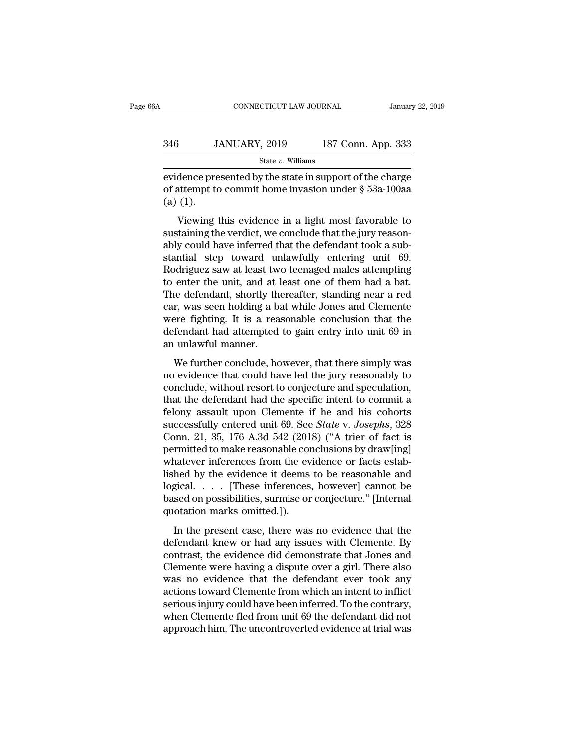evidence presented by the state in support of the charge of attempt to commit home invasion under § 53a-100aa (a) (1).

Viewing this evidence in a light most favorable to sustaining the verdict, we conclude that the jury reasonably could have inferred that the defendant took a substantial step toward unlawfully entering unit 69. Rodriguez saw at least two teenaged males attempting to enter the unit, and at least one of them had a bat. The defendant, shortly thereafter, standing near a red car, was seen holding a bat while Jones and Clemente were fighting. It is a reasonable conclusion that the defendant had attempted to gain entry into unit 69 in an unlawful manner.

We further conclude, however, that there simply was no evidence that could have led the jury reasonably to conclude, without resort to conjecture and speculation, that the defendant had the specific intent to commit a felony assault upon Clemente if he and his cohorts successfully entered unit 69. See *State* v. *Josephs*, 328 Conn. 21, 35, 176 A.3d 542 (2018) ("A trier of fact is permitted to make reasonable conclusions by draw[ing] whatever inferences from the evidence or facts established by the evidence it deems to be reasonable and logical. . . . [These inferences, however] cannot be based on possibilities, surmise or conjecture." [Internal quotation marks omitted.]).

In the present case, there was no evidence that the defendant knew or had any issues with Clemente. By contrast, the evidence did demonstrate that Jones and Clemente were having a dispute over a girl. There also was no evidence that the defendant ever took any actions toward Clemente from which an intent to inflict serious injury could have been inferred. To the contrary, when Clemente fled from unit 69 the defendant did not approach him. The uncontroverted evidence at trial was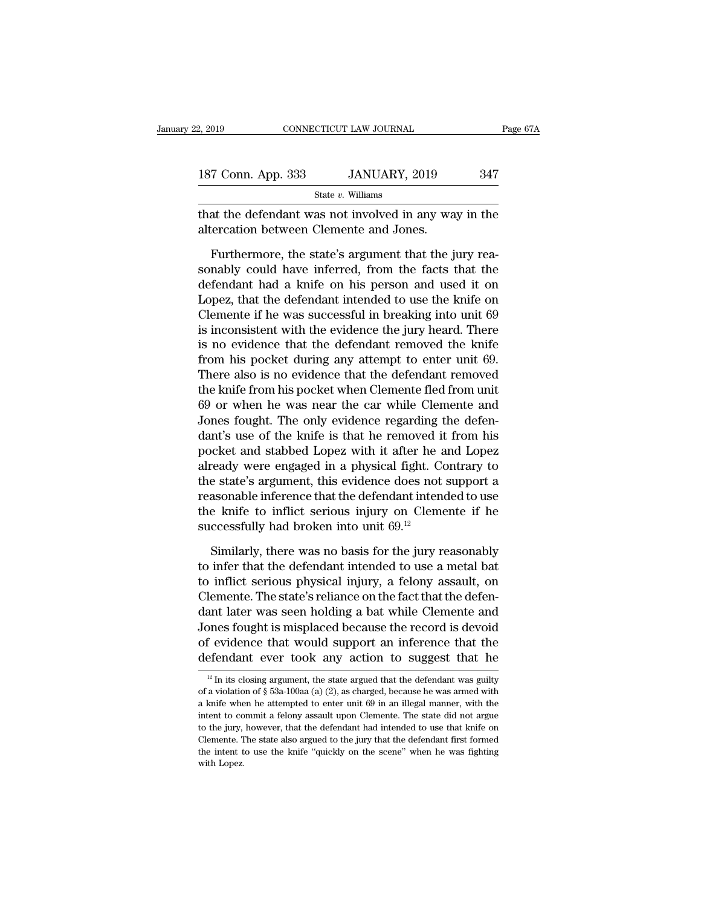that the defendant was not involved in any way in the altercation between Clemente and Jones.

Furthermore, the state's argument that the jury reasonably could have inferred, from the facts that the defendant had a knife on his person and used it on Lopez, that the defendant intended to use the knife on Clemente if he was successful in breaking into unit 69 is inconsistent with the evidence the jury heard. There is no evidence that the defendant removed the knife from his pocket during any attempt to enter unit 69. There also is no evidence that the defendant removed the knife from his pocket when Clemente fled from unit 69 or when he was near the car while Clemente and Jones fought. The only evidence regarding the defendant's use of the knife is that he removed it from his pocket and stabbed Lopez with it after he and Lopez already were engaged in a physical fight. Contrary to the state's argument, this evidence does not support a reasonable inference that the defendant intended to use the knife to inflict serious injury on Clemente if he successfully had broken into unit 69.[12]

Similarly, there was no basis for the jury reasonably to infer that the defendant intended to use a metal bat to inflict serious physical injury, a felony assault, on Clemente. The state's reliance on the fact that the defendant later was seen holding a bat while Clemente and Jones fought is misplaced because the record is devoid of evidence that would support an inference that the defendant ever took any action to suggest that he

[12] In its closing argument, the state argued that the defendant was guilty of a violation of § 53a-100aa (a) (2), as charged, because he was armed with a knife when he attempted to enter unit 69 in an illegal manner, with the intent to commit a felony assault upon Clemente. The state did not argue to the jury, however, that the defendant had intended to use that knife on Clemente. The state also argued to the jury that the defendant first formed the intent to use the knife "quickly on the scene" when he was fighting with Lopez.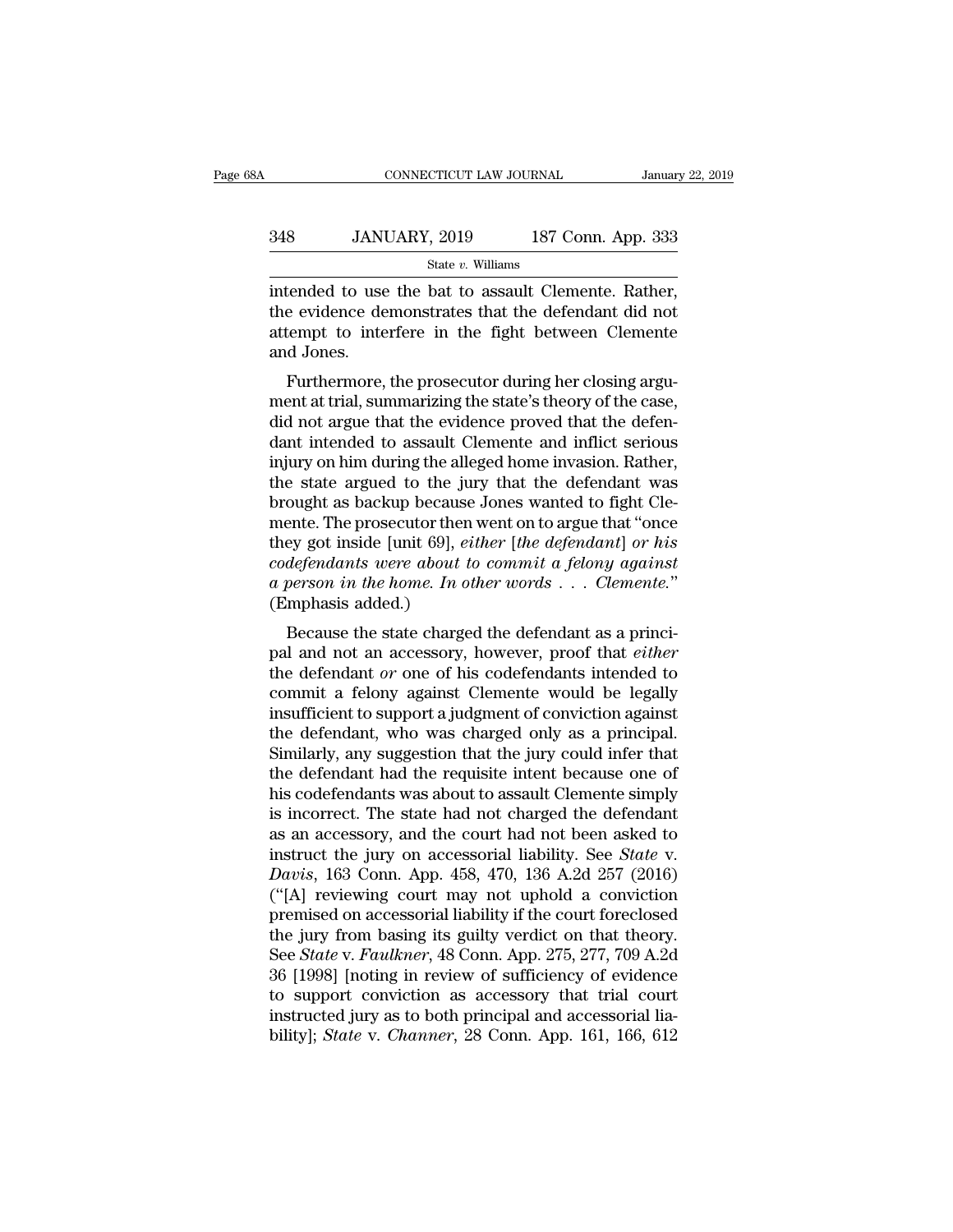intended to use the bat to assault Clemente. Rather, the evidence demonstrates that the defendant did not attempt to interfere in the fight between Clemente and Jones.

Furthermore, the prosecutor during her closing argument at trial, summarizing the state's theory of the case, did not argue that the evidence proved that the defendant intended to assault Clemente and inflict serious injury on him during the alleged home invasion. Rather, the state argued to the jury that the defendant was brought as backup because Jones wanted to fight Clemente. The prosecutor then went on to argue that "once they got inside [unit 69], *either* [*the defendant*] *or his codefendants were about to commit a felony against a person in the home. In other words . . . Clemente.*" (Emphasis added.)

Because the state charged the defendant as a principal and not an accessory, however, proof that *either* the defendant *or* one of his codefendants intended to commit a felony against Clemente would be legally insufficient to support a judgment of conviction against the defendant, who was charged only as a principal. Similarly, any suggestion that the jury could infer that the defendant had the requisite intent because one of his codefendants was about to assault Clemente simply is incorrect. The state had not charged the defendant as an accessory, and the court had not been asked to instruct the jury on accessorial liability. See *State* v. *Davis*, 163 Conn. App. 458, 470, 136 A.2d 257 (2016) ("[A] reviewing court may not uphold a conviction premised on accessorial liability if the court foreclosed the jury from basing its guilty verdict on that theory. See *State* v. *Faulkner*, 48 Conn. App. 275, 277, 709 A.2d 36 [1998] [noting in review of sufficiency of evidence to support conviction as accessory that trial court instructed jury as to both principal and accessorial liability]; *State* v. *Channer*, 28 Conn. App. 161, 166, 612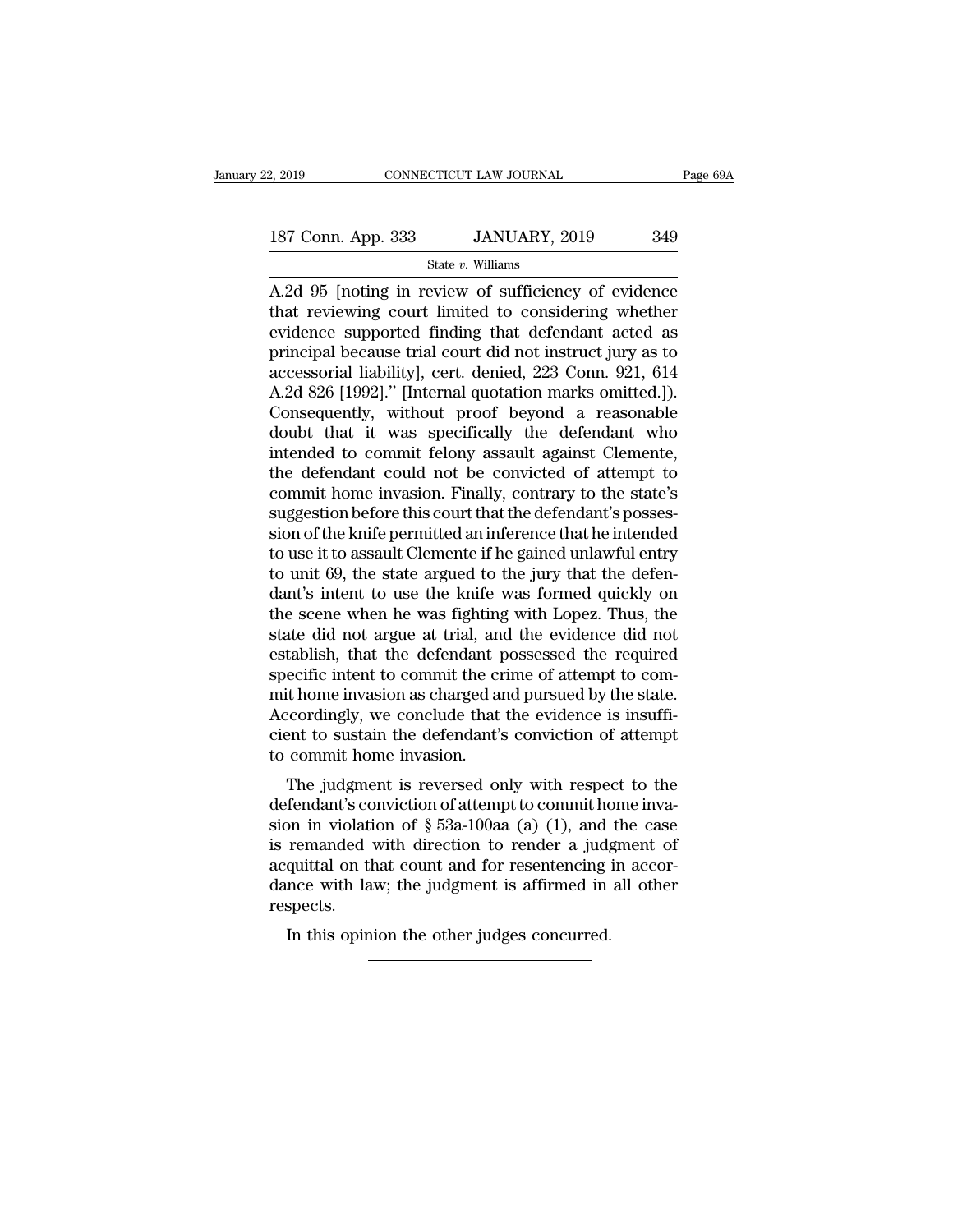A.2d 95 [noting in review of sufficiency of evidence that reviewing court limited to considering whether evidence supported finding that defendant acted as principal because trial court did not instruct jury as to accessorial liability], cert. denied, 223 Conn. 921, 614 A.2d 826 [1992]." [Internal quotation marks omitted.]). Consequently, without proof beyond a reasonable doubt that it was specifically the defendant who intended to commit felony assault against Clemente, the defendant could not be convicted of attempt to commit home invasion. Finally, contrary to the state's suggestion before this court that the defendant's possession of the knife permitted an inference that he intended to use it to assault Clemente if he gained unlawful entry to unit 69, the state argued to the jury that the defendant's intent to use the knife was formed quickly on the scene when he was fighting with Lopez. Thus, the state did not argue at trial, and the evidence did not establish, that the defendant possessed the required specific intent to commit the crime of attempt to commit home invasion as charged and pursued by the state. Accordingly, we conclude that the evidence is insufficient to sustain the defendant's conviction of attempt to commit home invasion.

The judgment is reversed only with respect to the defendant's conviction of attempt to commit home invasion in violation of § 53a-100aa (a) (1), and the case is remanded with direction to render a judgment of acquittal on that count and for resentencing in accordance with law; the judgment is affirmed in all other respects.

In this opinion the other judges concurred.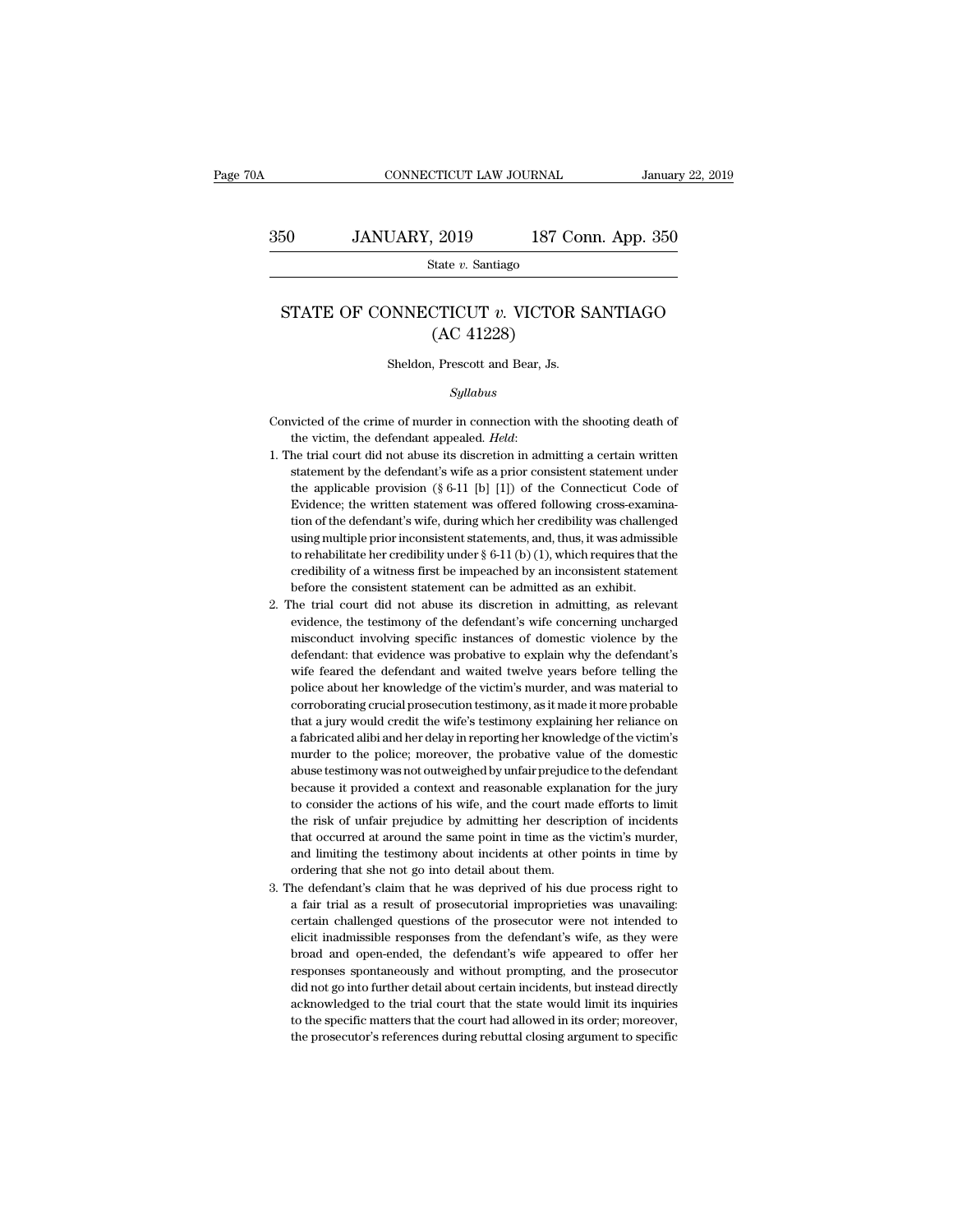# STATE OF CONNECTICUT *v.* VICTOR SANTIAGO (AC 41228)

Sheldon, Prescott and Bear, Js.

*Syllabus*

Convicted of the crime of murder in connection with the shooting death of the victim, the defendant appealed. *Held*:

1. The trial court did not abuse its discretion in admitting a certain written statement by the defendant's wife as a prior consistent statement under the applicable provision (§ 6-11 [b] [1]) of the Connecticut Code of Evidence; the written statement was offered following cross-examination of the defendant's wife, during which her credibility was challenged using multiple prior inconsistent statements, and, thus, it was admissible to rehabilitate her credibility under § 6-11 (b) (1), which requires that the credibility of a witness first be impeached by an inconsistent statement before the consistent statement can be admitted as an exhibit.

2. The trial court did not abuse its discretion in admitting, as relevant evidence, the testimony of the defendant's wife concerning uncharged misconduct involving specific instances of domestic violence by the defendant: that evidence was probative to explain why the defendant's wife feared the defendant and waited twelve years before telling the police about her knowledge of the victim's murder, and was material to corroborating crucial prosecution testimony, as it made it more probable that a jury would credit the wife's testimony explaining her reliance on a fabricated alibi and her delay in reporting her knowledge of the victim's murder to the police; moreover, the probative value of the domestic abuse testimony was not outweighed by unfair prejudice to the defendant because it provided a context and reasonable explanation for the jury to consider the actions of his wife, and the court made efforts to limit the risk of unfair prejudice by admitting her description of incidents that occurred at around the same point in time as the victim's murder, and limiting the testimony about incidents at other points in time by ordering that she not go into detail about them.

3. The defendant's claim that he was deprived of his due process right to a fair trial as a result of prosecutorial improprieties was unavailing: certain challenged questions of the prosecutor were not intended to elicit inadmissible responses from the defendant's wife, as they were broad and open-ended, the defendant's wife appeared to offer her responses spontaneously and without prompting, and the prosecutor did not go into further detail about certain incidents, but instead directly acknowledged to the trial court that the state would limit its inquiries to the specific matters that the court had allowed in its order; moreover, the prosecutor's references during rebuttal closing argument to specific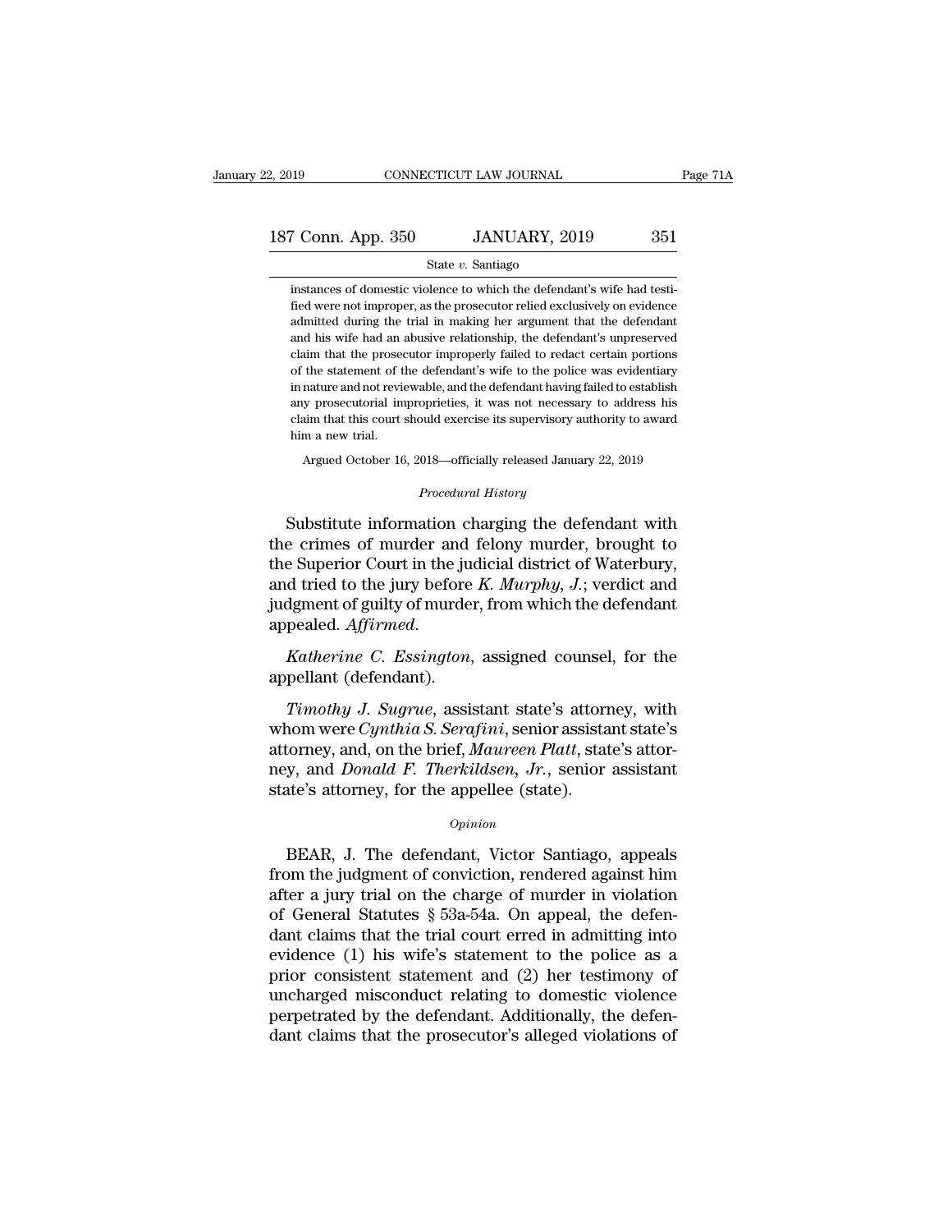instances of domestic violence to which the defendant's wife had testified were not improper, as the prosecutor relied exclusively on evidence admitted during the trial in making her argument that the defendant and his wife had an abusive relationship, the defendant's unpreserved claim that the prosecutor improperly failed to redact certain portions of the statement of the defendant's wife to the police was evidentiary in nature and not reviewable, and the defendant having failed to establish any prosecutorial improprieties, it was not necessary to address his claim that this court should exercise its supervisory authority to award him a new trial.

Argued October 16, 2018—officially released January 22, 2019

*Procedural History*

Substitute information charging the defendant with the crimes of murder and felony murder, brought to the Superior Court in the judicial district of Waterbury, and tried to the jury before *K. Murphy, J.*; verdict and judgment of guilty of murder, from which the defendant appealed. *Affirmed.*

*Katherine C. Essington*, assigned counsel, for the appellant (defendant).

*Timothy J. Sugrue*, assistant state's attorney, with whom were *Cynthia S. Serafini*, senior assistant state's attorney, and, on the brief, *Maureen Platt*, state's attorney, and *Donald F. Therkildsen, Jr.*, senior assistant state's attorney, for the appellee (state).

*Opinion*

BEAR, J. The defendant, Victor Santiago, appeals from the judgment of conviction, rendered against him after a jury trial on the charge of murder in violation of General Statutes § 53a-54a. On appeal, the defendant claims that the trial court erred in admitting into evidence (1) his wife's statement to the police as a prior consistent statement and (2) her testimony of uncharged misconduct relating to domestic violence perpetrated by the defendant. Additionally, the defendant claims that the prosecutor's alleged violations of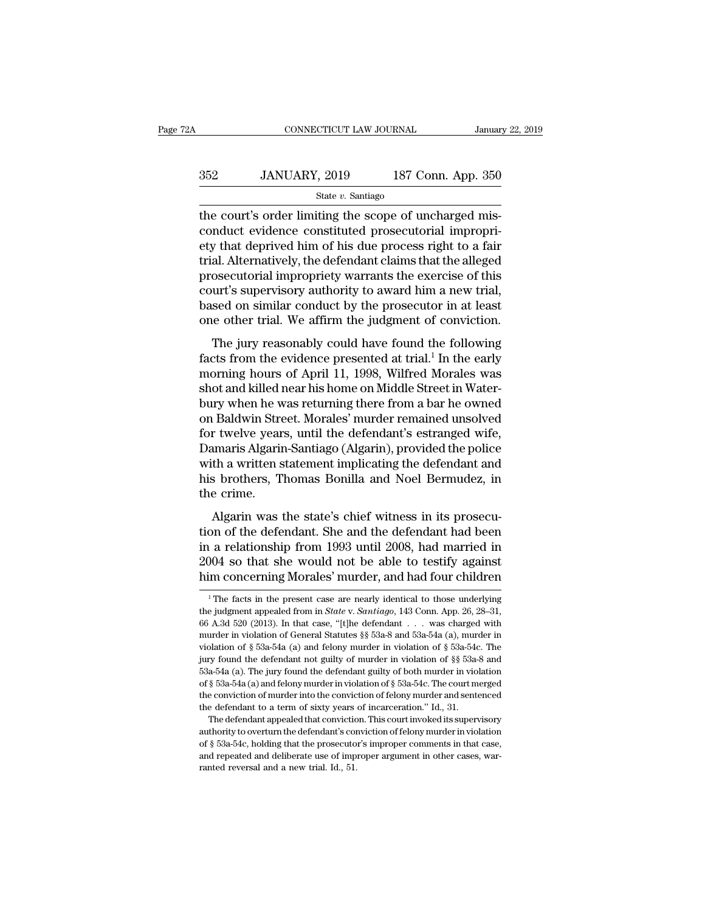the court's order limiting the scope of uncharged misconduct evidence constituted prosecutorial impropriety that deprived him of his due process right to a fair trial. Alternatively, the defendant claims that the alleged prosecutorial impropriety warrants the exercise of this court's supervisory authority to award him a new trial, based on similar conduct by the prosecutor in at least one other trial. We affirm the judgment of conviction.

The jury reasonably could have found the following facts from the evidence presented at trial.[1] In the early morning hours of April 11, 1998, Wilfred Morales was shot and killed near his home on Middle Street in Waterbury when he was returning there from a bar he owned on Baldwin Street. Morales' murder remained unsolved for twelve years, until the defendant's estranged wife, Damaris Algarin-Santiago (Algarin), provided the police with a written statement implicating the defendant and his brothers, Thomas Bonilla and Noel Bermudez, in the crime.

Algarin was the state's chief witness in its prosecution of the defendant. She and the defendant had been in a relationship from 1993 until 2008, had married in 2004 so that she would not be able to testify against him concerning Morales' murder, and had four children

[1] The facts in the present case are nearly identical to those underlying the judgment appealed from in *State* v. *Santiago*, 143 Conn. App. 26, 28–31, 66 A.3d 520 (2013). In that case, "[t]he defendant . . . was charged with murder in violation of General Statutes §§ 53a-8 and 53a-54a (a), murder in violation of § 53a-54a (a) and felony murder in violation of § 53a-54c. The jury found the defendant not guilty of murder in violation of §§ 53a-8 and 53a-54a (a). The jury found the defendant guilty of both murder in violation of § 53a-54a (a) and felony murder in violation of § 53a-54c. The court merged the conviction of murder into the conviction of felony murder and sentenced the defendant to a term of sixty years of incarceration." Id., 31.

The defendant appealed that conviction. This court invoked its supervisory authority to overturn the defendant's conviction of felony murder in violation of § 53a-54c, holding that the prosecutor's improper comments in that case, and repeated and deliberate use of improper argument in other cases, warranted reversal and a new trial. Id., 51.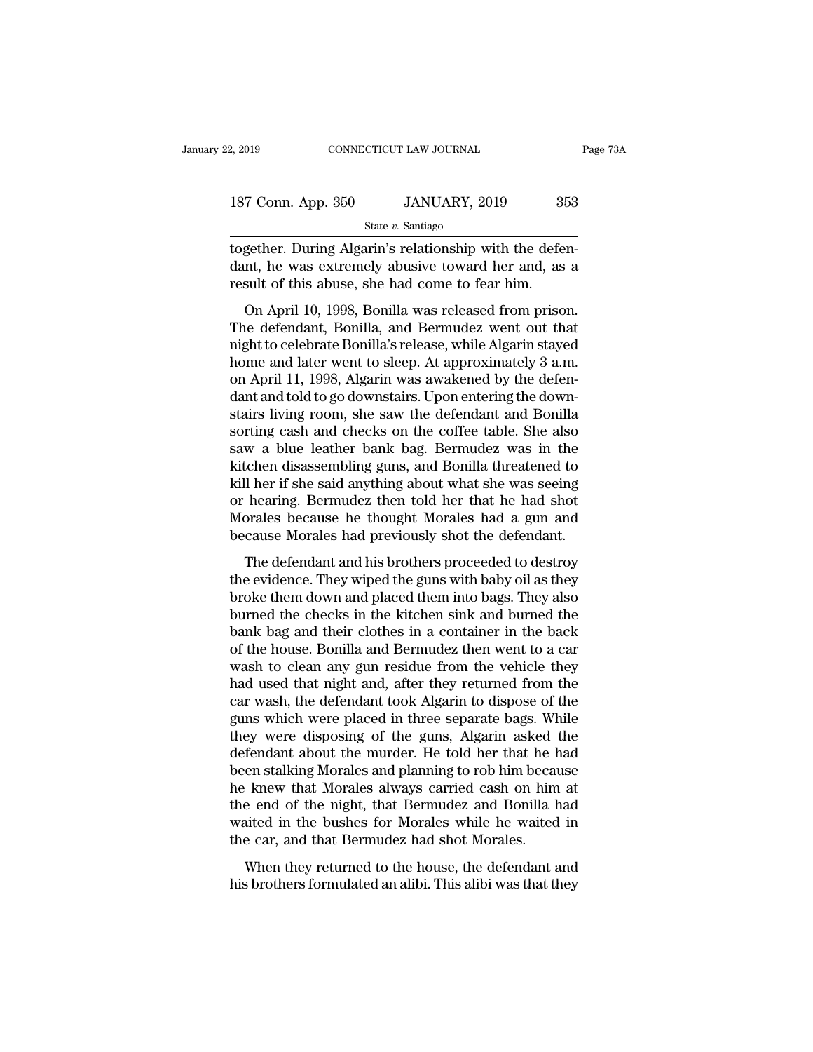together. During Algarin's relationship with the defendant, he was extremely abusive toward her and, as a result of this abuse, she had come to fear him.

On April 10, 1998, Bonilla was released from prison. The defendant, Bonilla, and Bermudez went out that night to celebrate Bonilla's release, while Algarin stayed home and later went to sleep. At approximately 3 a.m. on April 11, 1998, Algarin was awakened by the defendant and told to go downstairs. Upon entering the downstairs living room, she saw the defendant and Bonilla sorting cash and checks on the coffee table. She also saw a blue leather bank bag. Bermudez was in the kitchen disassembling guns, and Bonilla threatened to kill her if she said anything about what she was seeing or hearing. Bermudez then told her that he had shot Morales because he thought Morales had a gun and because Morales had previously shot the defendant.

The defendant and his brothers proceeded to destroy the evidence. They wiped the guns with baby oil as they broke them down and placed them into bags. They also burned the checks in the kitchen sink and burned the bank bag and their clothes in a container in the back of the house. Bonilla and Bermudez then went to a car wash to clean any gun residue from the vehicle they had used that night and, after they returned from the car wash, the defendant took Algarin to dispose of the guns which were placed in three separate bags. While they were disposing of the guns, Algarin asked the defendant about the murder. He told her that he had been stalking Morales and planning to rob him because he knew that Morales always carried cash on him at the end of the night, that Bermudez and Bonilla had waited in the bushes for Morales while he waited in the car, and that Bermudez had shot Morales.

When they returned to the house, the defendant and his brothers formulated an alibi. This alibi was that they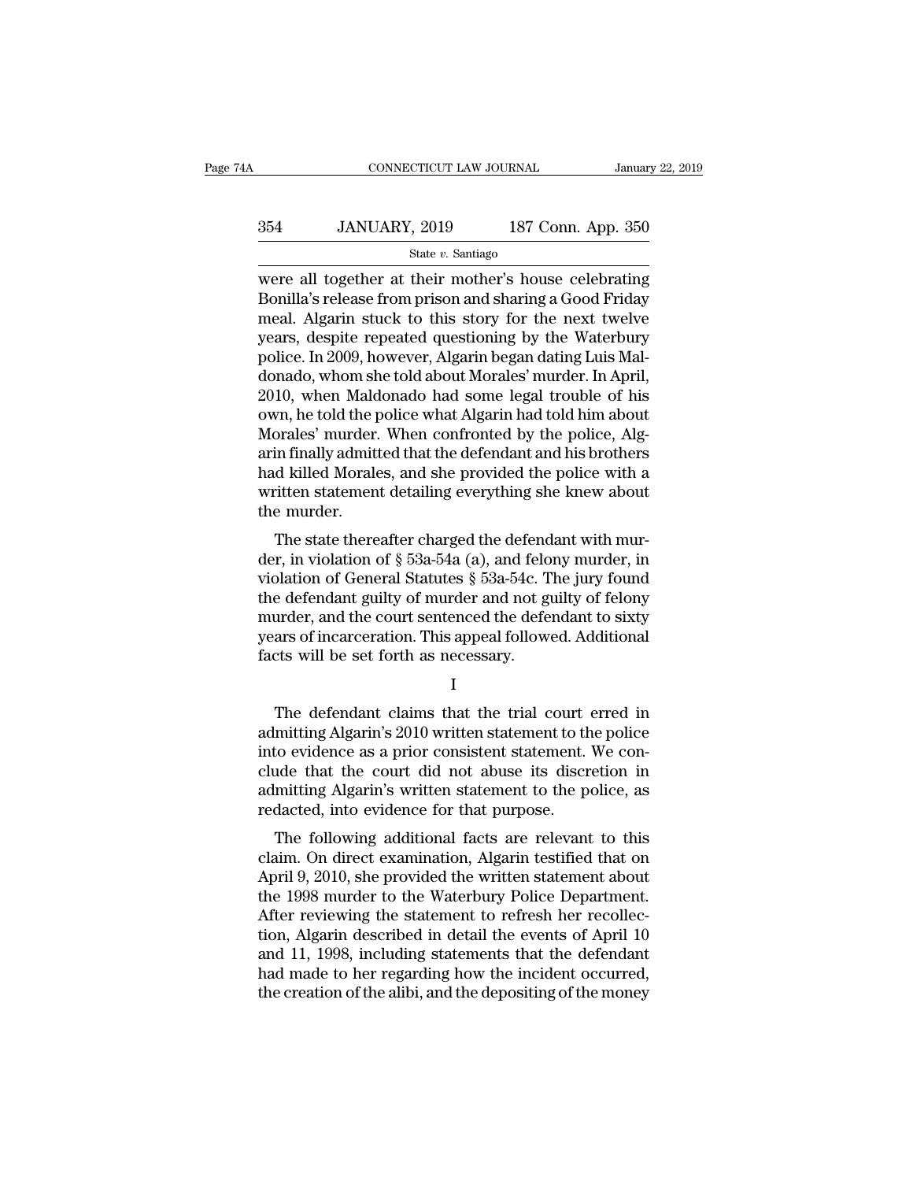were all together at their mother's house celebrating Bonilla's release from prison and sharing a Good Friday meal. Algarin stuck to this story for the next twelve years, despite repeated questioning by the Waterbury police. In 2009, however, Algarin began dating Luis Maldonado, whom she told about Morales' murder. In April, 2010, when Maldonado had some legal trouble of his own, he told the police what Algarin had told him about Morales' murder. When confronted by the police, Algarin finally admitted that the defendant and his brothers had killed Morales, and she provided the police with a written statement detailing everything she knew about the murder.

The state thereafter charged the defendant with murder, in violation of § 53a-54a (a), and felony murder, in violation of General Statutes § 53a-54c. The jury found the defendant guilty of murder and not guilty of felony murder, and the court sentenced the defendant to sixty years of incarceration. This appeal followed. Additional facts will be set forth as necessary.

I

The defendant claims that the trial court erred in admitting Algarin's 2010 written statement to the police into evidence as a prior consistent statement. We conclude that the court did not abuse its discretion in admitting Algarin's written statement to the police, as redacted, into evidence for that purpose.

The following additional facts are relevant to this claim. On direct examination, Algarin testified that on April 9, 2010, she provided the written statement about the 1998 murder to the Waterbury Police Department. After reviewing the statement to refresh her recollection, Algarin described in detail the events of April 10 and 11, 1998, including statements that the defendant had made to her regarding how the incident occurred, the creation of the alibi, and the depositing of the money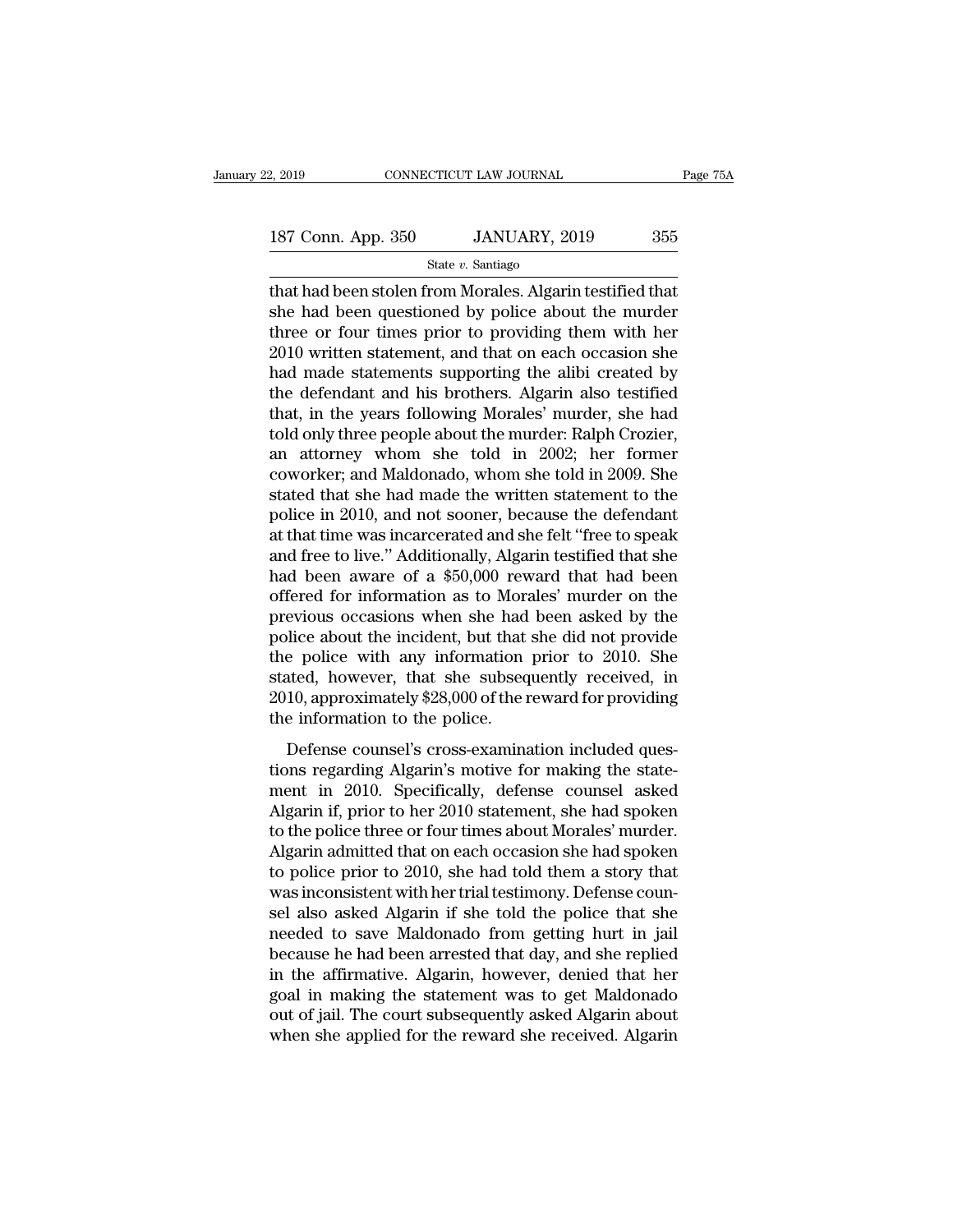that had been stolen from Morales. Algarin testified that she had been questioned by police about the murder three or four times prior to providing them with her 2010 written statement, and that on each occasion she had made statements supporting the alibi created by the defendant and his brothers. Algarin also testified that, in the years following Morales' murder, she had told only three people about the murder: Ralph Crozier, an attorney whom she told in 2002; her former coworker; and Maldonado, whom she told in 2009. She stated that she had made the written statement to the police in 2010, and not sooner, because the defendant at that time was incarcerated and she felt "free to speak and free to live." Additionally, Algarin testified that she had been aware of a $50,000 reward that had been offered for information as to Morales' murder on the previous occasions when she had been asked by the police about the incident, but that she did not provide the police with any information prior to 2010. She stated, however, that she subsequently received, in 2010, approximately $28,000 of the reward for providing the information to the police.

Defense counsel's cross-examination included questions regarding Algarin's motive for making the statement in 2010. Specifically, defense counsel asked Algarin if, prior to her 2010 statement, she had spoken to the police three or four times about Morales' murder. Algarin admitted that on each occasion she had spoken to police prior to 2010, she had told them a story that was inconsistent with her trial testimony. Defense counsel also asked Algarin if she told the police that she needed to save Maldonado from getting hurt in jail because he had been arrested that day, and she replied in the affirmative. Algarin, however, denied that her goal in making the statement was to get Maldonado out of jail. The court subsequently asked Algarin about when she applied for the reward she received. Algarin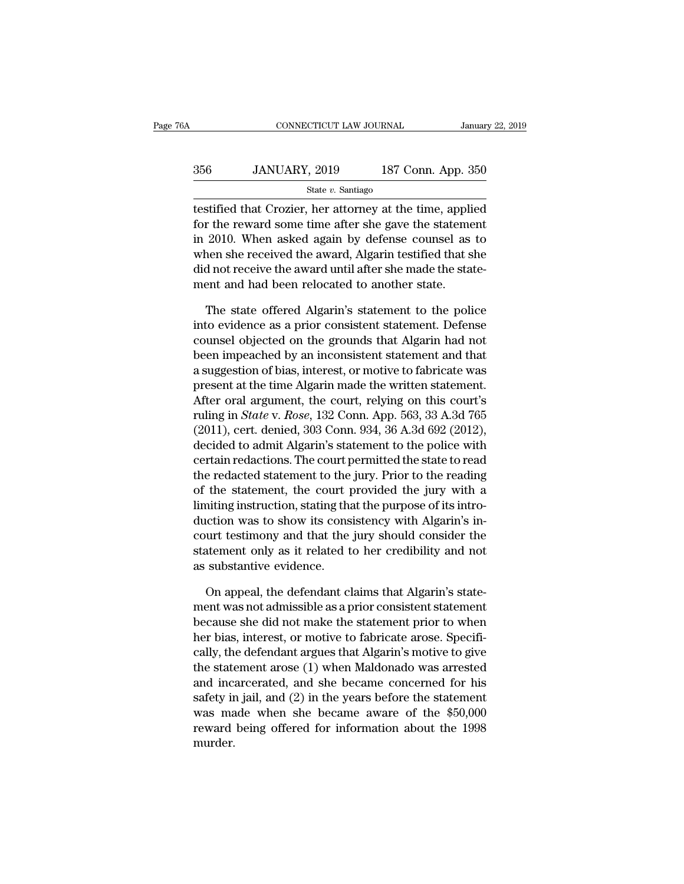testified that Crozier, her attorney at the time, applied for the reward some time after she gave the statement in 2010. When asked again by defense counsel as to when she received the award, Algarin testified that she did not receive the award until after she made the statement and had been relocated to another state.

The state offered Algarin's statement to the police into evidence as a prior consistent statement. Defense counsel objected on the grounds that Algarin had not been impeached by an inconsistent statement and that a suggestion of bias, interest, or motive to fabricate was present at the time Algarin made the written statement. After oral argument, the court, relying on this court's ruling in *State* v. *Rose*, 132 Conn. App. 563, 33 A.3d 765 (2011), cert. denied, 303 Conn. 934, 36 A.3d 692 (2012), decided to admit Algarin's statement to the police with certain redactions. The court permitted the state to read the redacted statement to the jury. Prior to the reading of the statement, the court provided the jury with a limiting instruction, stating that the purpose of its introduction was to show its consistency with Algarin's in-court testimony and that the jury should consider the statement only as it related to her credibility and not as substantive evidence.

On appeal, the defendant claims that Algarin's statement was not admissible as a prior consistent statement because she did not make the statement prior to when her bias, interest, or motive to fabricate arose. Specifically, the defendant argues that Algarin's motive to give the statement arose (1) when Maldonado was arrested and incarcerated, and she became concerned for his safety in jail, and (2) in the years before the statement was made when she became aware of the $50,000 reward being offered for information about the 1998 murder.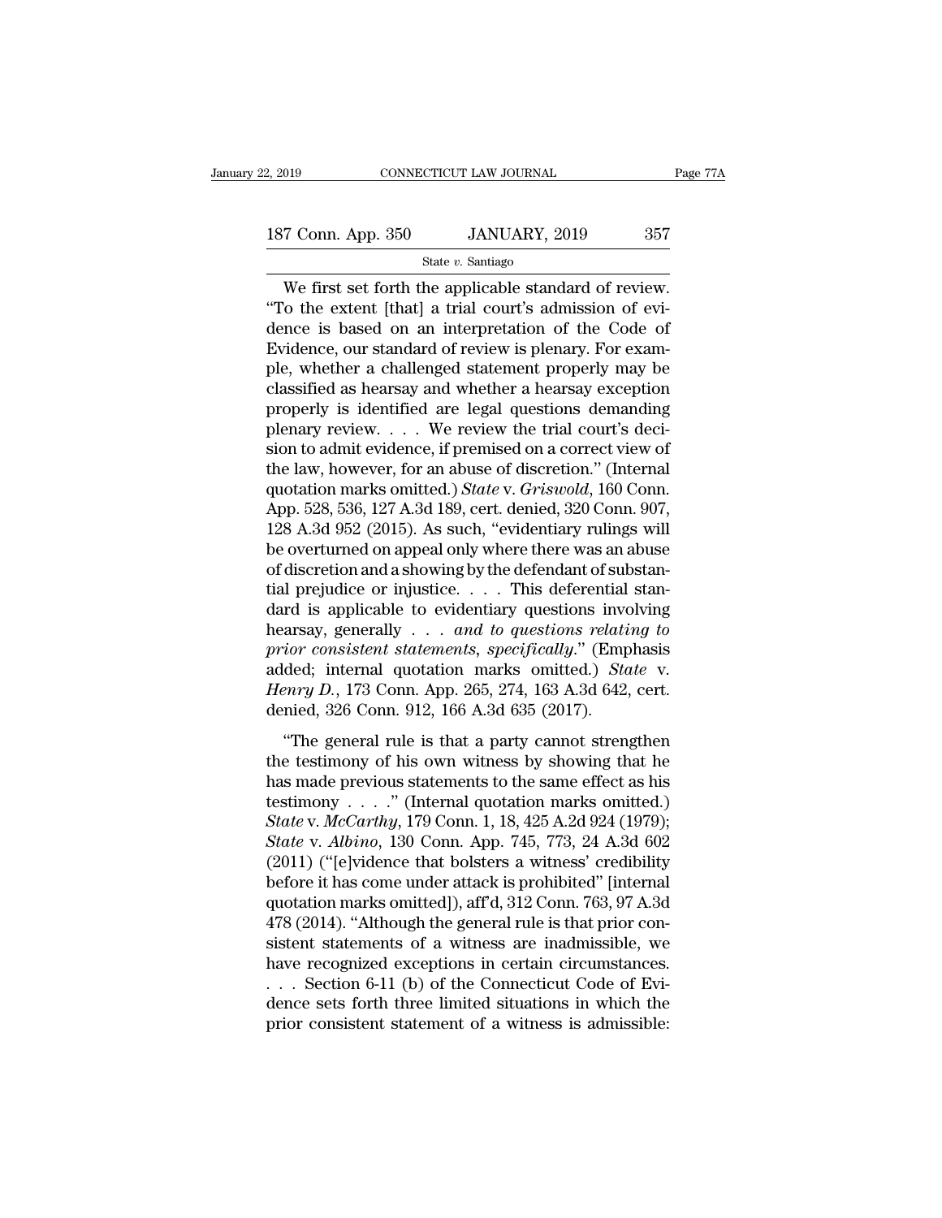We first set forth the applicable standard of review. "To the extent [that] a trial court's admission of evidence is based on an interpretation of the Code of Evidence, our standard of review is plenary. For example, whether a challenged statement properly may be classified as hearsay and whether a hearsay exception properly is identified are legal questions demanding plenary review. . . . We review the trial court's decision to admit evidence, if premised on a correct view of the law, however, for an abuse of discretion." (Internal quotation marks omitted.) *State* v. *Griswold*, 160 Conn. App. 528, 536, 127 A.3d 189, cert. denied, 320 Conn. 907, 128 A.3d 952 (2015). As such, "evidentiary rulings will be overturned on appeal only where there was an abuse of discretion and a showing by the defendant of substantial prejudice or injustice. . . . This deferential standard is applicable to evidentiary questions involving hearsay, generally . . . *and to questions relating to prior consistent statements, specifically*." (Emphasis added; internal quotation marks omitted.) *State* v. *Henry D.*, 173 Conn. App. 265, 274, 163 A.3d 642, cert. denied, 326 Conn. 912, 166 A.3d 635 (2017).

"The general rule is that a party cannot strengthen the testimony of his own witness by showing that he has made previous statements to the same effect as his testimony . . . ." (Internal quotation marks omitted.) *State* v. *McCarthy*, 179 Conn. 1, 18, 425 A.2d 924 (1979); *State* v. *Albino*, 130 Conn. App. 745, 773, 24 A.3d 602 (2011) ("[e]vidence that bolsters a witness' credibility before it has come under attack is prohibited" [internal quotation marks omitted]), aff'd, 312 Conn. 763, 97 A.3d 478 (2014). "Although the general rule is that prior consistent statements of a witness are inadmissible, we have recognized exceptions in certain circumstances. . . . Section 6-11 (b) of the Connecticut Code of Evidence sets forth three limited situations in which the prior consistent statement of a witness is admissible: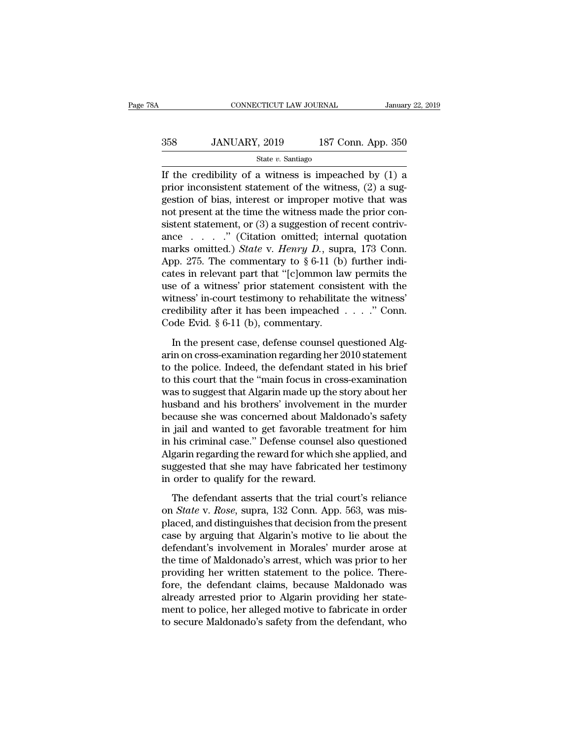If the credibility of a witness is impeached by (1) a prior inconsistent statement of the witness, (2) a suggestion of bias, interest or improper motive that was not present at the time the witness made the prior consistent statement, or (3) a suggestion of recent contrivance . . . ." (Citation omitted; internal quotation marks omitted.) *State* v. *Henry D.*, supra, 173 Conn. App. 275. The commentary to § 6-11 (b) further indicates in relevant part that "[c]ommon law permits the use of a witness' prior statement consistent with the witness' in-court testimony to rehabilitate the witness' credibility after it has been impeached . . . ." Conn. Code Evid. § 6-11 (b), commentary.

In the present case, defense counsel questioned Algarin on cross-examination regarding her 2010 statement to the police. Indeed, the defendant stated in his brief to this court that the "main focus in cross-examination was to suggest that Algarin made up the story about her husband and his brothers' involvement in the murder because she was concerned about Maldonado's safety in jail and wanted to get favorable treatment for him in his criminal case." Defense counsel also questioned Algarin regarding the reward for which she applied, and suggested that she may have fabricated her testimony in order to qualify for the reward.

The defendant asserts that the trial court's reliance on *State* v. *Rose*, supra, 132 Conn. App. 563, was misplaced, and distinguishes that decision from the present case by arguing that Algarin's motive to lie about the defendant's involvement in Morales' murder arose at the time of Maldonado's arrest, which was prior to her providing her written statement to the police. Therefore, the defendant claims, because Maldonado was already arrested prior to Algarin providing her statement to police, her alleged motive to fabricate in order to secure Maldonado's safety from the defendant, who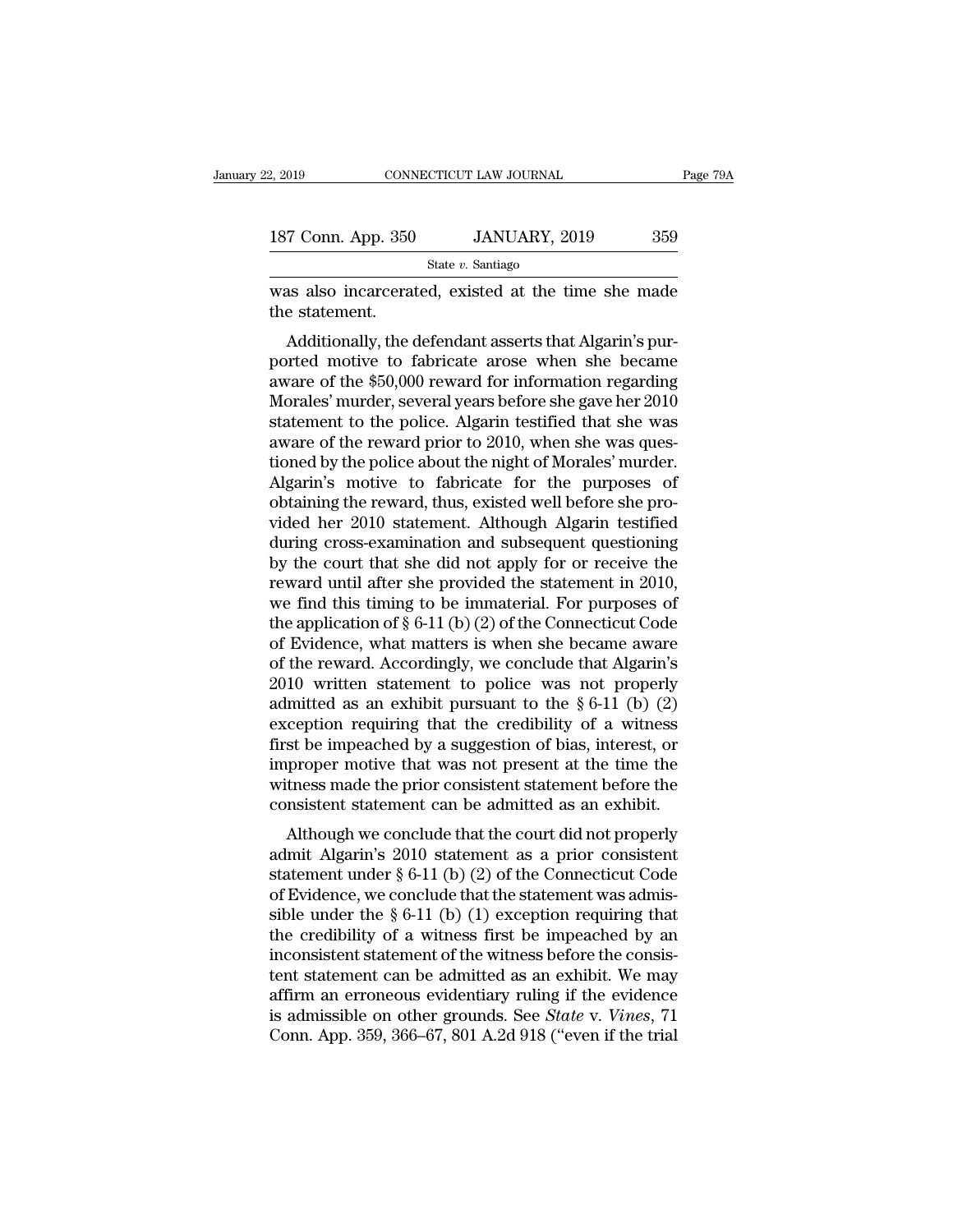was also incarcerated, existed at the time she made the statement.

Additionally, the defendant asserts that Algarin's purported motive to fabricate arose when she became aware of the $50,000 reward for information regarding Morales' murder, several years before she gave her 2010 statement to the police. Algarin testified that she was aware of the reward prior to 2010, when she was questioned by the police about the night of Morales' murder. Algarin's motive to fabricate for the purposes of obtaining the reward, thus, existed well before she provided her 2010 statement. Although Algarin testified during cross-examination and subsequent questioning by the court that she did not apply for or receive the reward until after she provided the statement in 2010, we find this timing to be immaterial. For purposes of the application of § 6-11 (b) (2) of the Connecticut Code of Evidence, what matters is when she became aware of the reward. Accordingly, we conclude that Algarin's 2010 written statement to police was not properly admitted as an exhibit pursuant to the § 6-11 (b) (2) exception requiring that the credibility of a witness first be impeached by a suggestion of bias, interest, or improper motive that was not present at the time the witness made the prior consistent statement before the consistent statement can be admitted as an exhibit.

Although we conclude that the court did not properly admit Algarin's 2010 statement as a prior consistent statement under § 6-11 (b) (2) of the Connecticut Code of Evidence, we conclude that the statement was admissible under the § 6-11 (b) (1) exception requiring that the credibility of a witness first be impeached by an inconsistent statement of the witness before the consistent statement can be admitted as an exhibit. We may affirm an erroneous evidentiary ruling if the evidence is admissible on other grounds. See *State* v. *Vines*, 71 Conn. App. 359, 366–67, 801 A.2d 918 ("even if the trial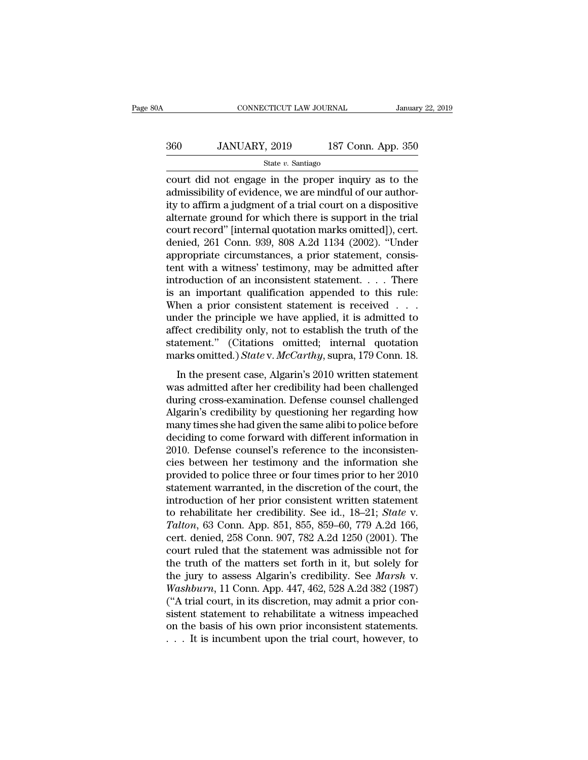court did not engage in the proper inquiry as to the admissibility of evidence, we are mindful of our authority to affirm a judgment of a trial court on a dispositive alternate ground for which there is support in the trial court record" [internal quotation marks omitted]), cert. denied, 261 Conn. 939, 808 A.2d 1134 (2002). "Under appropriate circumstances, a prior statement, consistent with a witness' testimony, may be admitted after introduction of an inconsistent statement. . . . There is an important qualification appended to this rule: When a prior consistent statement is received . . . under the principle we have applied, it is admitted to affect credibility only, not to establish the truth of the statement." (Citations omitted; internal quotation marks omitted.) *State* v. *McCarthy*, supra, 179 Conn. 18.

In the present case, Algarin's 2010 written statement was admitted after her credibility had been challenged during cross-examination. Defense counsel challenged Algarin's credibility by questioning her regarding how many times she had given the same alibi to police before deciding to come forward with different information in 2010. Defense counsel's reference to the inconsistencies between her testimony and the information she provided to police three or four times prior to her 2010 statement warranted, in the discretion of the court, the introduction of her prior consistent written statement to rehabilitate her credibility. See id., 18–21; *State* v. *Talton*, 63 Conn. App. 851, 855, 859–60, 779 A.2d 166, cert. denied, 258 Conn. 907, 782 A.2d 1250 (2001). The court ruled that the statement was admissible not for the truth of the matters set forth in it, but solely for the jury to assess Algarin's credibility. See *Marsh* v. *Washburn*, 11 Conn. App. 447, 462, 528 A.2d 382 (1987) ("A trial court, in its discretion, may admit a prior consistent statement to rehabilitate a witness impeached on the basis of his own prior inconsistent statements. . . . It is incumbent upon the trial court, however, to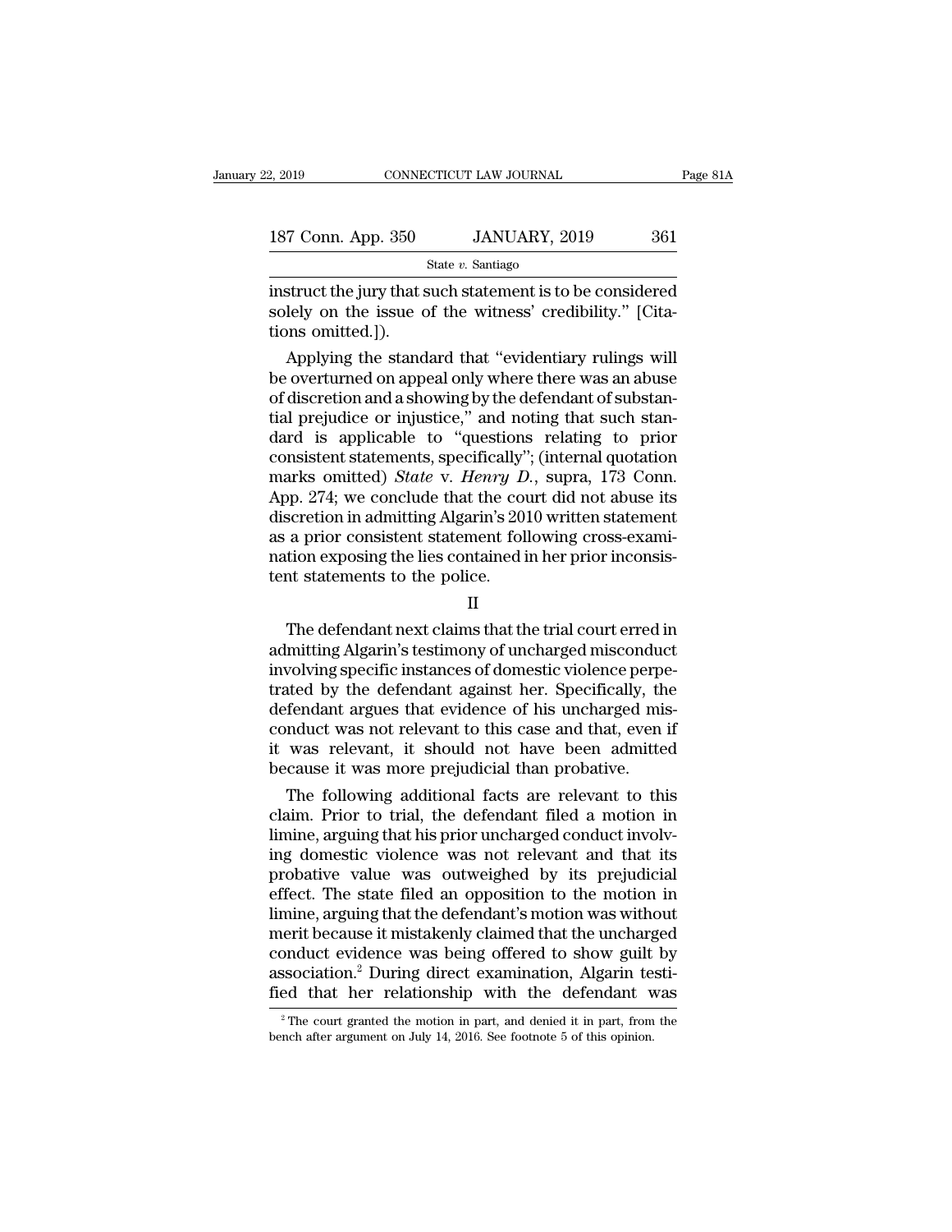instruct the jury that such statement is to be considered solely on the issue of the witness' credibility." [Citations omitted.]).

Applying the standard that "evidentiary rulings will be overturned on appeal only where there was an abuse of discretion and a showing by the defendant of substantial prejudice or injustice," and noting that such standard is applicable to "questions relating to prior consistent statements, specifically"; (internal quotation marks omitted) *State* v. *Henry D.*, supra, 173 Conn. App. 274; we conclude that the court did not abuse its discretion in admitting Algarin's 2010 written statement as a prior consistent statement following cross-examination exposing the lies contained in her prior inconsistent statements to the police.

## II

The defendant next claims that the trial court erred in admitting Algarin's testimony of uncharged misconduct involving specific instances of domestic violence perpetrated by the defendant against her. Specifically, the defendant argues that evidence of his uncharged misconduct was not relevant to this case and that, even if it was relevant, it should not have been admitted because it was more prejudicial than probative.

The following additional facts are relevant to this claim. Prior to trial, the defendant filed a motion in limine, arguing that his prior uncharged conduct involving domestic violence was not relevant and that its probative value was outweighed by its prejudicial effect. The state filed an opposition to the motion in limine, arguing that the defendant's motion was without merit because it mistakenly claimed that the uncharged conduct evidence was being offered to show guilt by association.[2] During direct examination, Algarin testified that her relationship with the defendant was

[2] The court granted the motion in part, and denied it in part, from the bench after argument on July 14, 2016. See footnote 5 of this opinion.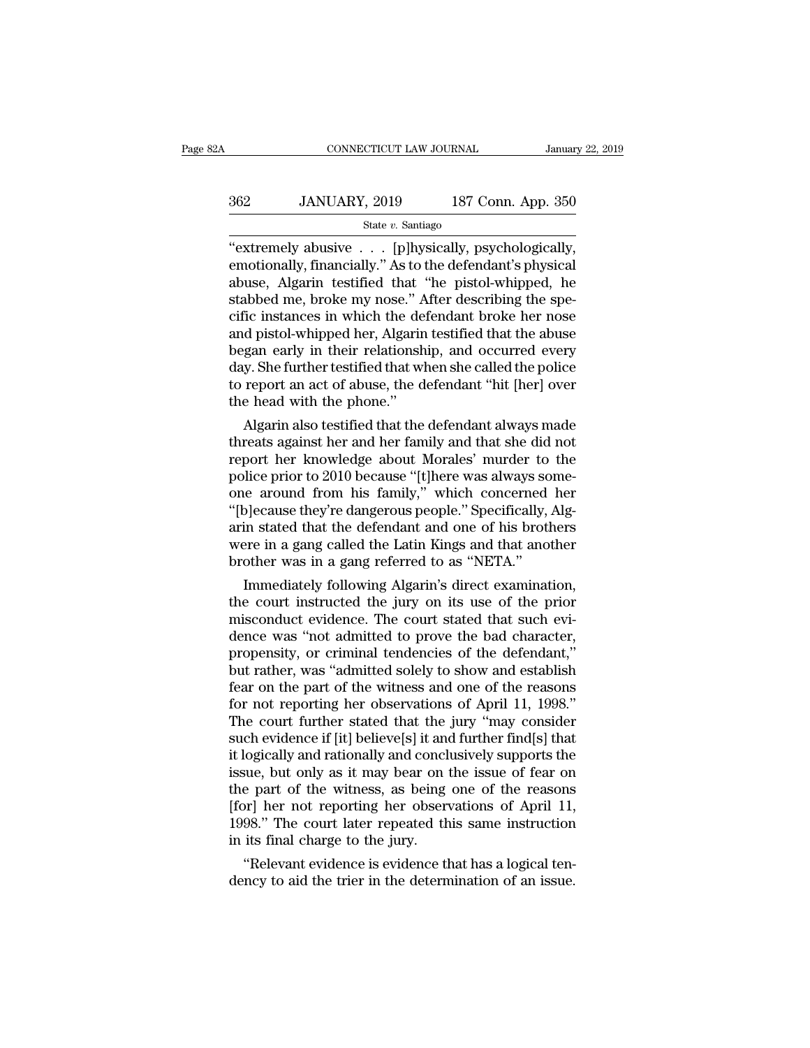"extremely abusive . . . [p]hysically, psychologically, emotionally, financially." As to the defendant's physical abuse, Algarin testified that "he pistol-whipped, he stabbed me, broke my nose." After describing the specific instances in which the defendant broke her nose and pistol-whipped her, Algarin testified that the abuse began early in their relationship, and occurred every day. She further testified that when she called the police to report an act of abuse, the defendant "hit [her] over the head with the phone."

Algarin also testified that the defendant always made threats against her and her family and that she did not report her knowledge about Morales' murder to the police prior to 2010 because "[t]here was always someone around from his family," which concerned her "[b]ecause they're dangerous people." Specifically, Algarin stated that the defendant and one of his brothers were in a gang called the Latin Kings and that another brother was in a gang referred to as "NETA."

Immediately following Algarin's direct examination, the court instructed the jury on its use of the prior misconduct evidence. The court stated that such evidence was "not admitted to prove the bad character, propensity, or criminal tendencies of the defendant," but rather, was "admitted solely to show and establish fear on the part of the witness and one of the reasons for not reporting her observations of April 11, 1998." The court further stated that the jury "may consider such evidence if [it] believe[s] it and further find[s] that it logically and rationally and conclusively supports the issue, but only as it may bear on the issue of fear on the part of the witness, as being one of the reasons [for] her not reporting her observations of April 11, 1998." The court later repeated this same instruction in its final charge to the jury.

"Relevant evidence is evidence that has a logical tendency to aid the trier in the determination of an issue.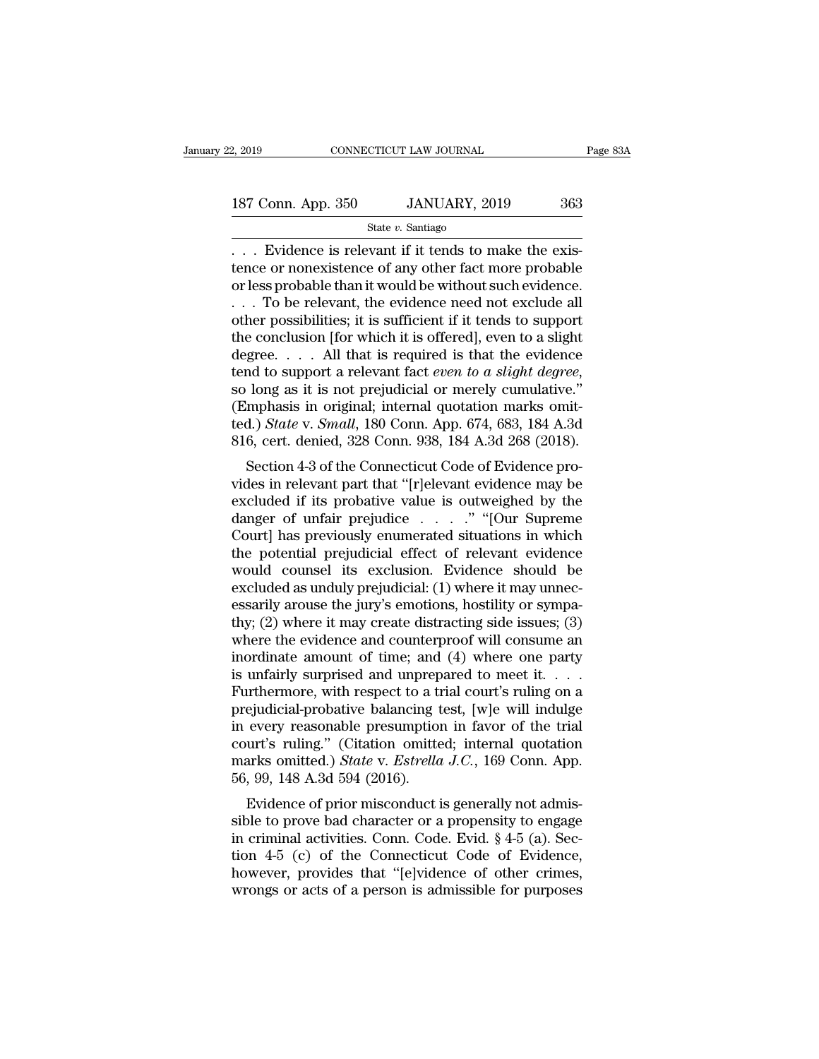. . . Evidence is relevant if it tends to make the existence or nonexistence of any other fact more probable or less probable than it would be without such evidence. . . . To be relevant, the evidence need not exclude all other possibilities; it is sufficient if it tends to support the conclusion [for which it is offered], even to a slight degree. . . . All that is required is that the evidence tend to support a relevant fact *even to a slight degree*, so long as it is not prejudicial or merely cumulative." (Emphasis in original; internal quotation marks omitted.) *State* v. *Small*, 180 Conn. App. 674, 683, 184 A.3d 816, cert. denied, 328 Conn. 938, 184 A.3d 268 (2018).

Section 4-3 of the Connecticut Code of Evidence provides in relevant part that "[r]elevant evidence may be excluded if its probative value is outweighed by the danger of unfair prejudice . . . ." "[Our Supreme Court] has previously enumerated situations in which the potential prejudicial effect of relevant evidence would counsel its exclusion. Evidence should be excluded as unduly prejudicial: (1) where it may unnecessarily arouse the jury's emotions, hostility or sympathy; (2) where it may create distracting side issues; (3) where the evidence and counterproof will consume an inordinate amount of time; and (4) where one party is unfairly surprised and unprepared to meet it. . . . Furthermore, with respect to a trial court's ruling on a prejudicial-probative balancing test, [w]e will indulge in every reasonable presumption in favor of the trial court's ruling." (Citation omitted; internal quotation marks omitted.) *State* v. *Estrella J.C.*, 169 Conn. App. 56, 99, 148 A.3d 594 (2016).

Evidence of prior misconduct is generally not admissible to prove bad character or a propensity to engage in criminal activities. Conn. Code. Evid. § 4-5 (a). Section 4-5 (c) of the Connecticut Code of Evidence, however, provides that "[e]vidence of other crimes, wrongs or acts of a person is admissible for purposes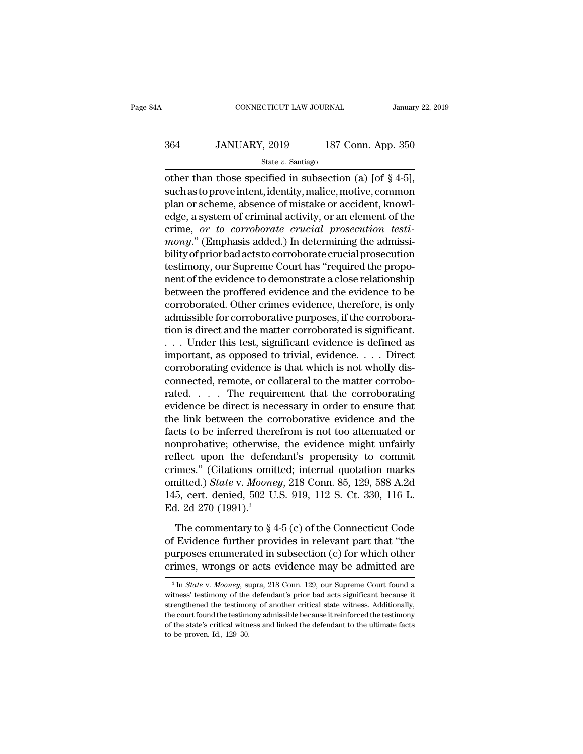other than those specified in subsection (a) [of § 4-5], such as to prove intent, identity, malice, motive, common plan or scheme, absence of mistake or accident, knowledge, a system of criminal activity, or an element of the crime, *or to corroborate crucial prosecution testimony*." (Emphasis added.) In determining the admissibility of prior bad acts to corroborate crucial prosecution testimony, our Supreme Court has "required the proponent of the evidence to demonstrate a close relationship between the proffered evidence and the evidence to be corroborated. Other crimes evidence, therefore, is only admissible for corroborative purposes, if the corroboration is direct and the matter corroborated is significant. . . . Under this test, significant evidence is defined as important, as opposed to trivial, evidence. . . . Direct corroborating evidence is that which is not wholly disconnected, remote, or collateral to the matter corroborated. . . . The requirement that the corroborating evidence be direct is necessary in order to ensure that the link between the corroborative evidence and the facts to be inferred therefrom is not too attenuated or nonprobative; otherwise, the evidence might unfairly reflect upon the defendant's propensity to commit crimes." (Citations omitted; internal quotation marks omitted.) *State* v. *Mooney*, 218 Conn. 85, 129, 588 A.2d 145, cert. denied, 502 U.S. 919, 112 S. Ct. 330, 116 L. Ed. 2d 270 (1991).[3]

The commentary to § 4-5 (c) of the Connecticut Code of Evidence further provides in relevant part that "the purposes enumerated in subsection (c) for which other crimes, wrongs or acts evidence may be admitted are

[3] In *State* v. *Mooney*, supra, 218 Conn. 129, our Supreme Court found a witness' testimony of the defendant's prior bad acts significant because it strengthened the testimony of another critical state witness. Additionally, the court found the testimony admissible because it reinforced the testimony of the state's critical witness and linked the defendant to the ultimate facts to be proven. Id., 129–30.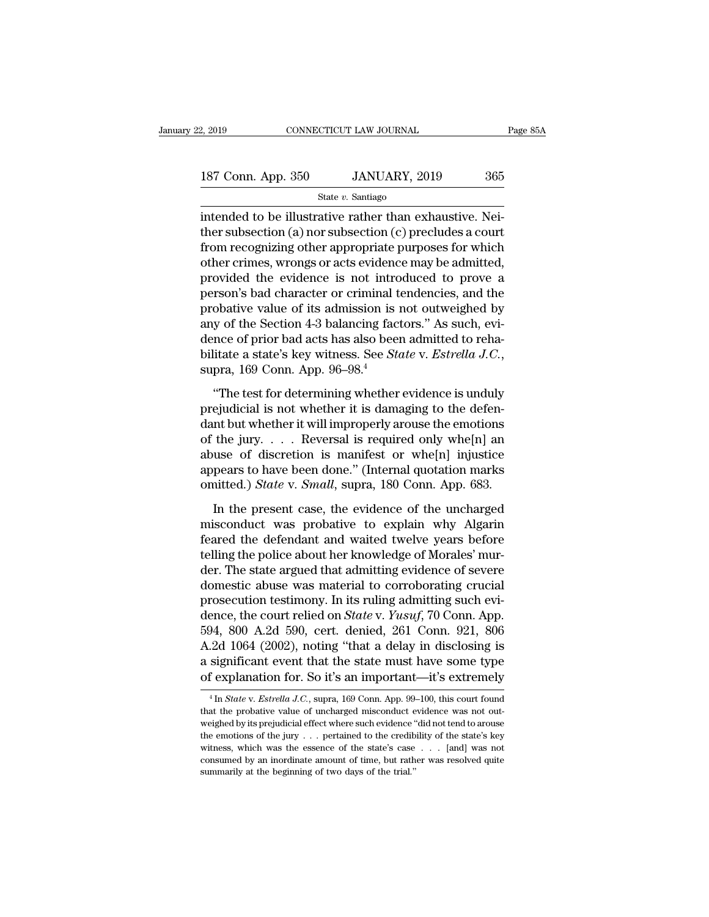intended to be illustrative rather than exhaustive. Neither subsection (a) nor subsection (c) precludes a court from recognizing other appropriate purposes for which other crimes, wrongs or acts evidence may be admitted, provided the evidence is not introduced to prove a person's bad character or criminal tendencies, and the probative value of its admission is not outweighed by any of the Section 4-3 balancing factors." As such, evidence of prior bad acts has also been admitted to rehabilitate a state's key witness. See *State* v. *Estrella J.C.*, supra, 169 Conn. App. 96–98.[4]

"The test for determining whether evidence is unduly prejudicial is not whether it is damaging to the defendant but whether it will improperly arouse the emotions of the jury. . . . Reversal is required only whe[n] an abuse of discretion is manifest or whe[n] injustice appears to have been done." (Internal quotation marks omitted.) *State* v. *Small*, supra, 180 Conn. App. 683.

In the present case, the evidence of the uncharged misconduct was probative to explain why Algarin feared the defendant and waited twelve years before telling the police about her knowledge of Morales' murder. The state argued that admitting evidence of severe domestic abuse was material to corroborating crucial prosecution testimony. In its ruling admitting such evidence, the court relied on *State* v. *Yusuf*, 70 Conn. App. 594, 800 A.2d 590, cert. denied, 261 Conn. 921, 806 A.2d 1064 (2002), noting "that a delay in disclosing is a significant event that the state must have some type of explanation for. So it's an important—it's extremely

[4] In *State* v. *Estrella J.C.*, supra, 169 Conn. App. 99–100, this court found that the probative value of uncharged misconduct evidence was not outweighed by its prejudicial effect where such evidence "did not tend to arouse the emotions of the jury . . . pertained to the credibility of the state's key witness, which was the essence of the state's case . . . [and] was not consumed by an inordinate amount of time, but rather was resolved quite summarily at the beginning of two days of the trial."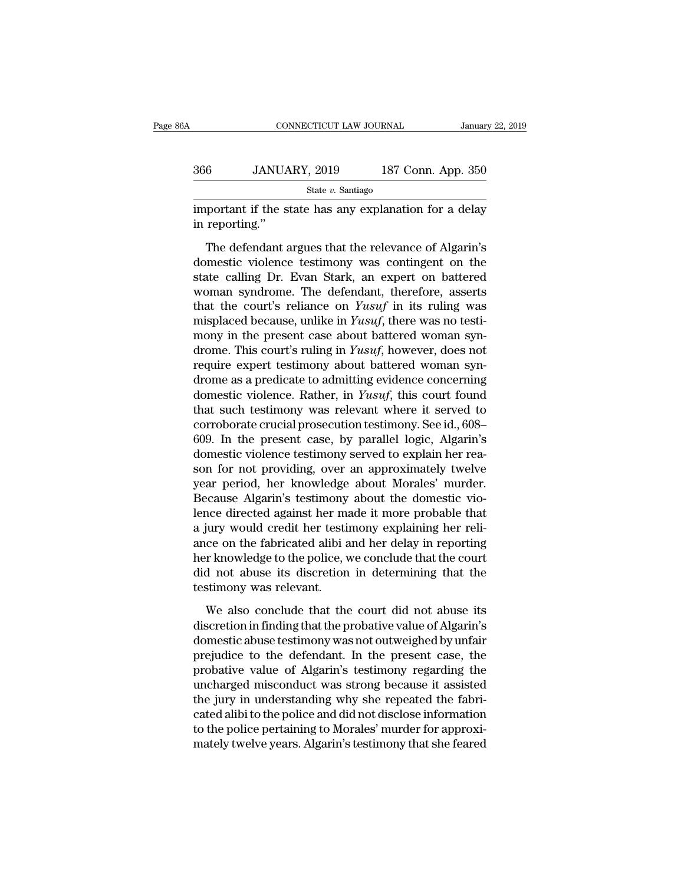important if the state has any explanation for a delay in reporting."

The defendant argues that the relevance of Algarin's domestic violence testimony was contingent on the state calling Dr. Evan Stark, an expert on battered woman syndrome. The defendant, therefore, asserts that the court's reliance on *Yusuf* in its ruling was misplaced because, unlike in *Yusuf*, there was no testimony in the present case about battered woman syndrome. This court's ruling in *Yusuf*, however, does not require expert testimony about battered woman syndrome as a predicate to admitting evidence concerning domestic violence. Rather, in *Yusuf*, this court found that such testimony was relevant where it served to corroborate crucial prosecution testimony. See id., 608–609. In the present case, by parallel logic, Algarin's domestic violence testimony served to explain her reason for not providing, over an approximately twelve year period, her knowledge about Morales' murder. Because Algarin's testimony about the domestic violence directed against her made it more probable that a jury would credit her testimony explaining her reliance on the fabricated alibi and her delay in reporting her knowledge to the police, we conclude that the court did not abuse its discretion in determining that the testimony was relevant.

We also conclude that the court did not abuse its discretion in finding that the probative value of Algarin's domestic abuse testimony was not outweighed by unfair prejudice to the defendant. In the present case, the probative value of Algarin's testimony regarding the uncharged misconduct was strong because it assisted the jury in understanding why she repeated the fabricated alibi to the police and did not disclose information to the police pertaining to Morales' murder for approximately twelve years. Algarin's testimony that she feared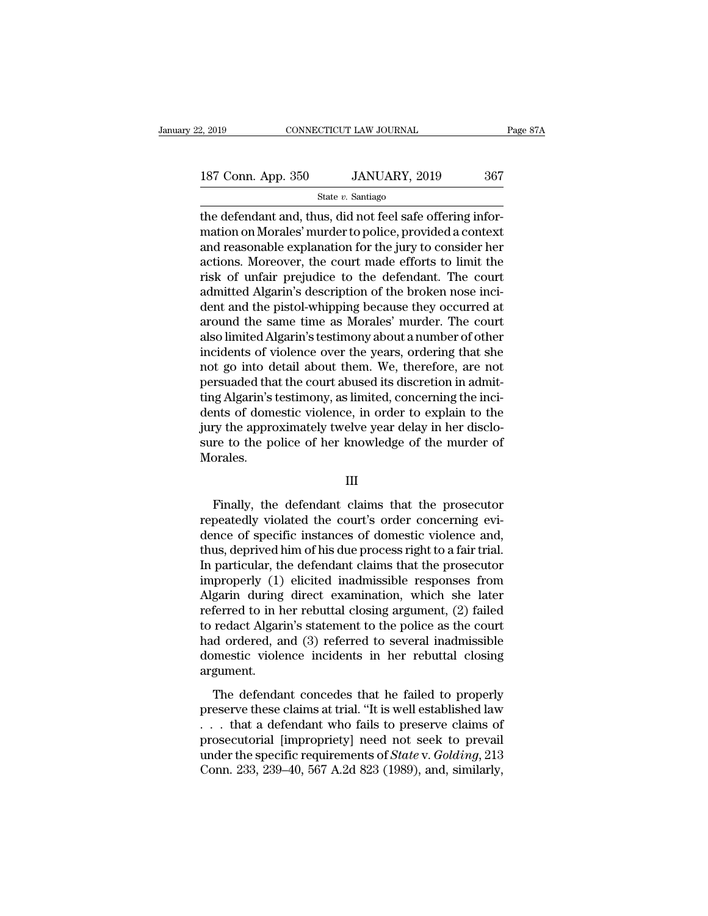the defendant and, thus, did not feel safe offering information on Morales' murder to police, provided a context and reasonable explanation for the jury to consider her actions. Moreover, the court made efforts to limit the risk of unfair prejudice to the defendant. The court admitted Algarin's description of the broken nose incident and the pistol-whipping because they occurred at around the same time as Morales' murder. The court also limited Algarin's testimony about a number of other incidents of violence over the years, ordering that she not go into detail about them. We, therefore, are not persuaded that the court abused its discretion in admitting Algarin's testimony, as limited, concerning the incidents of domestic violence, in order to explain to the jury the approximately twelve year delay in her disclosure to the police of her knowledge of the murder of Morales.

III

Finally, the defendant claims that the prosecutor repeatedly violated the court's order concerning evidence of specific instances of domestic violence and, thus, deprived him of his due process right to a fair trial. In particular, the defendant claims that the prosecutor improperly (1) elicited inadmissible responses from Algarin during direct examination, which she later referred to in her rebuttal closing argument, (2) failed to redact Algarin's statement to the police as the court had ordered, and (3) referred to several inadmissible domestic violence incidents in her rebuttal closing argument.

The defendant concedes that he failed to properly preserve these claims at trial. "It is well established law . . . that a defendant who fails to preserve claims of prosecutorial [impropriety] need not seek to prevail under the specific requirements of *State* v. *Golding*, 213 Conn. 233, 239–40, 567 A.2d 823 (1989), and, similarly,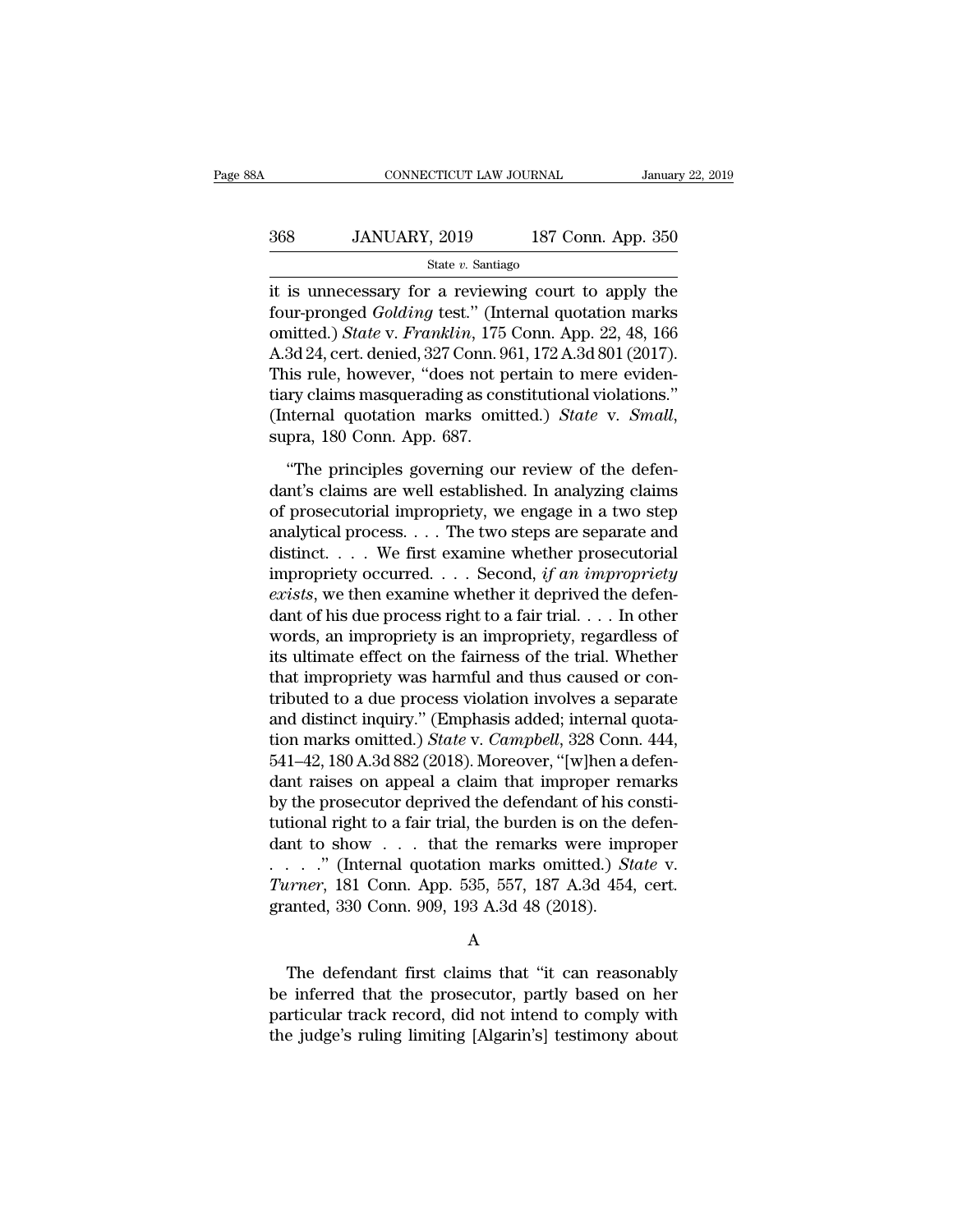it is unnecessary for a reviewing court to apply the four-pronged *Golding* test." (Internal quotation marks omitted.) *State* v. *Franklin*, 175 Conn. App. 22, 48, 166 A.3d 24, cert. denied, 327 Conn. 961, 172 A.3d 801 (2017). This rule, however, "does not pertain to mere evidentiary claims masquerading as constitutional violations." (Internal quotation marks omitted.) *State* v. *Small*, supra, 180 Conn. App. 687.

"The principles governing our review of the defendant's claims are well established. In analyzing claims of prosecutorial impropriety, we engage in a two step analytical process. . . . The two steps are separate and distinct. . . . We first examine whether prosecutorial impropriety occurred. . . . Second, *if an impropriety exists*, we then examine whether it deprived the defendant of his due process right to a fair trial. . . . In other words, an impropriety is an impropriety, regardless of its ultimate effect on the fairness of the trial. Whether that impropriety was harmful and thus caused or contributed to a due process violation involves a separate and distinct inquiry." (Emphasis added; internal quotation marks omitted.) *State* v. *Campbell*, 328 Conn. 444, 541–42, 180 A.3d 882 (2018). Moreover, "[w]hen a defendant raises on appeal a claim that improper remarks by the prosecutor deprived the defendant of his constitutional right to a fair trial, the burden is on the defendant to show . . . that the remarks were improper . . . ." (Internal quotation marks omitted.) *State* v. *Turner*, 181 Conn. App. 535, 557, 187 A.3d 454, cert. granted, 330 Conn. 909, 193 A.3d 48 (2018).

A

The defendant first claims that "it can reasonably be inferred that the prosecutor, partly based on her particular track record, did not intend to comply with the judge's ruling limiting [Algarin's] testimony about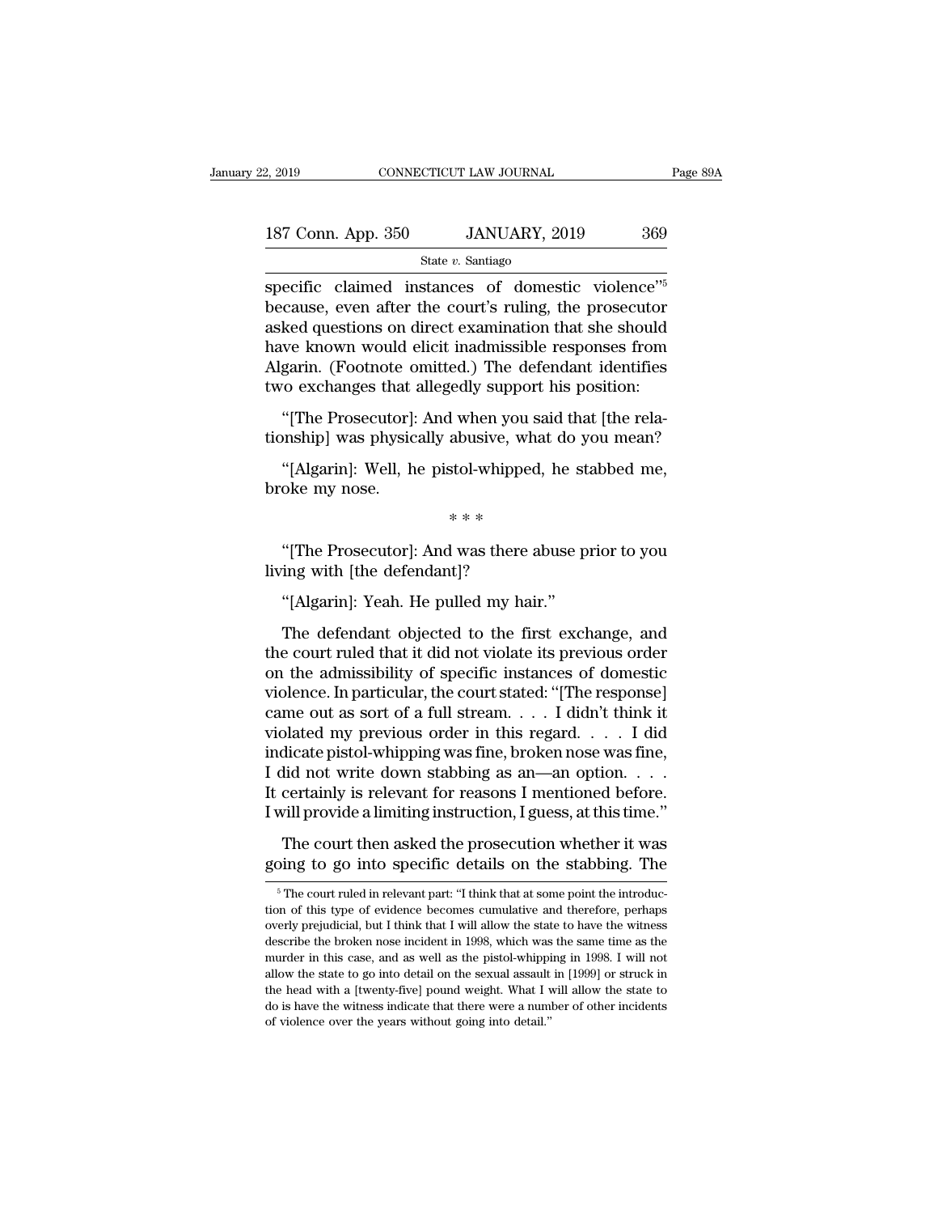specific claimed instances of domestic violence"[5] because, even after the court's ruling, the prosecutor asked questions on direct examination that she should have known would elicit inadmissible responses from Algarin. (Footnote omitted.) The defendant identifies two exchanges that allegedly support his position:

"[The Prosecutor]: And when you said that [the relationship] was physically abusive, what do you mean?

"[Algarin]: Well, he pistol-whipped, he stabbed me, broke my nose.

\* \* \*

"[The Prosecutor]: And was there abuse prior to you living with [the defendant]?

"[Algarin]: Yeah. He pulled my hair."

The defendant objected to the first exchange, and the court ruled that it did not violate its previous order on the admissibility of specific instances of domestic violence. In particular, the court stated: "[The response] came out as sort of a full stream. . . . I didn't think it violated my previous order in this regard. . . . I did indicate pistol-whipping was fine, broken nose was fine, I did not write down stabbing as an—an option. . . . It certainly is relevant for reasons I mentioned before. I will provide a limiting instruction, I guess, at this time."

The court then asked the prosecution whether it was going to go into specific details on the stabbing. The

---

[5] The court ruled in relevant part: "I think that at some point the introduction of this type of evidence becomes cumulative and therefore, perhaps overly prejudicial, but I think that I will allow the state to have the witness describe the broken nose incident in 1998, which was the same time as the murder in this case, and as well as the pistol-whipping in 1998. I will not allow the state to go into detail on the sexual assault in [1999] or struck in the head with a [twenty-five] pound weight. What I will allow the state to do is have the witness indicate that there were a number of other incidents of violence over the years without going into detail."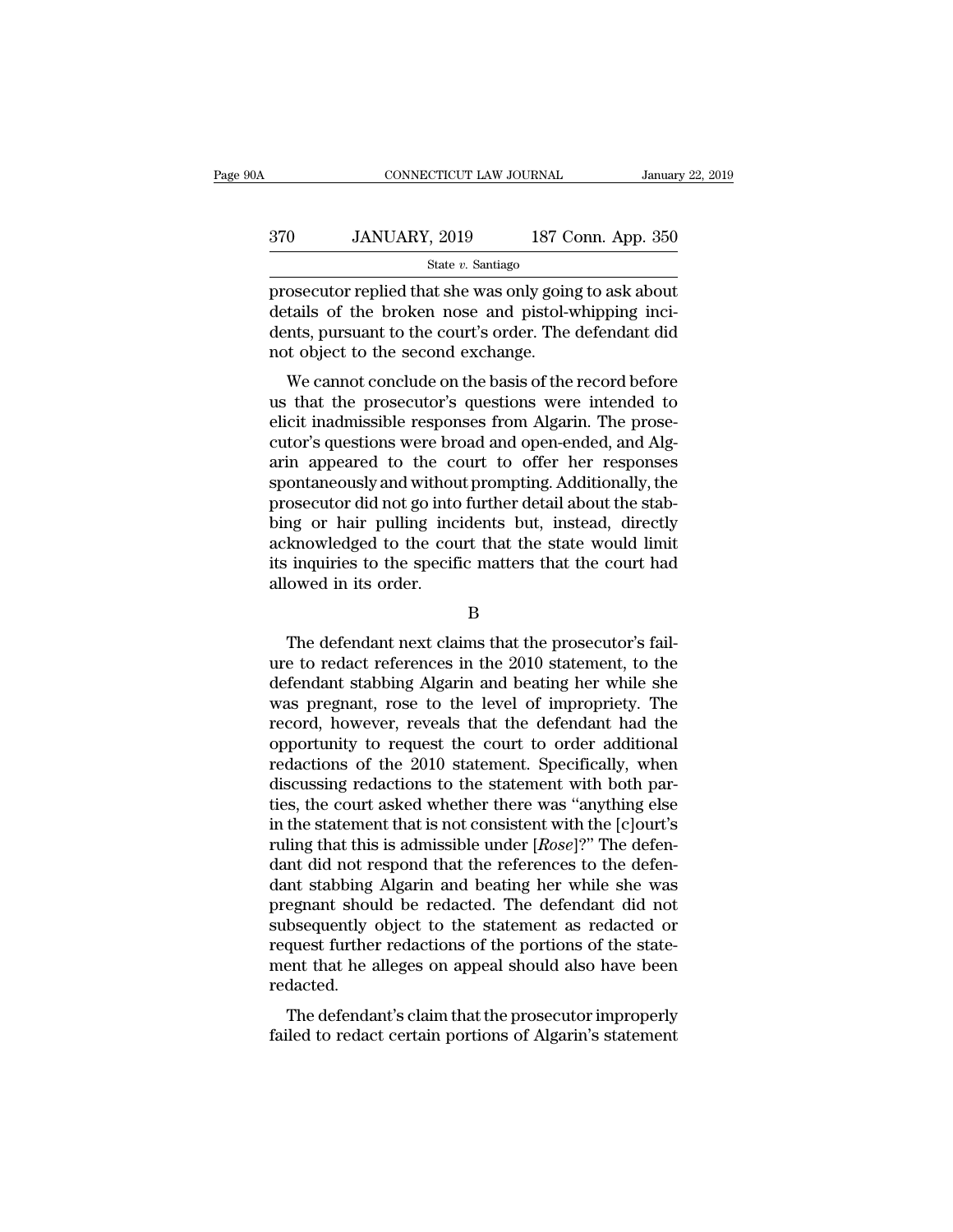prosecutor replied that she was only going to ask about details of the broken nose and pistol-whipping incidents, pursuant to the court's order. The defendant did not object to the second exchange.

We cannot conclude on the basis of the record before us that the prosecutor's questions were intended to elicit inadmissible responses from Algarin. The prosecutor's questions were broad and open-ended, and Algarin appeared to the court to offer her responses spontaneously and without prompting. Additionally, the prosecutor did not go into further detail about the stabbing or hair pulling incidents but, instead, directly acknowledged to the court that the state would limit its inquiries to the specific matters that the court had allowed in its order.

B

The defendant next claims that the prosecutor's failure to redact references in the 2010 statement, to the defendant stabbing Algarin and beating her while she was pregnant, rose to the level of impropriety. The record, however, reveals that the defendant had the opportunity to request the court to order additional redactions of the 2010 statement. Specifically, when discussing redactions to the statement with both parties, the court asked whether there was "anything else in the statement that is not consistent with the [c]ourt's ruling that this is admissible under [*Rose*]?" The defendant did not respond that the references to the defendant stabbing Algarin and beating her while she was pregnant should be redacted. The defendant did not subsequently object to the statement as redacted or request further redactions of the portions of the statement that he alleges on appeal should also have been redacted.

The defendant's claim that the prosecutor improperly failed to redact certain portions of Algarin's statement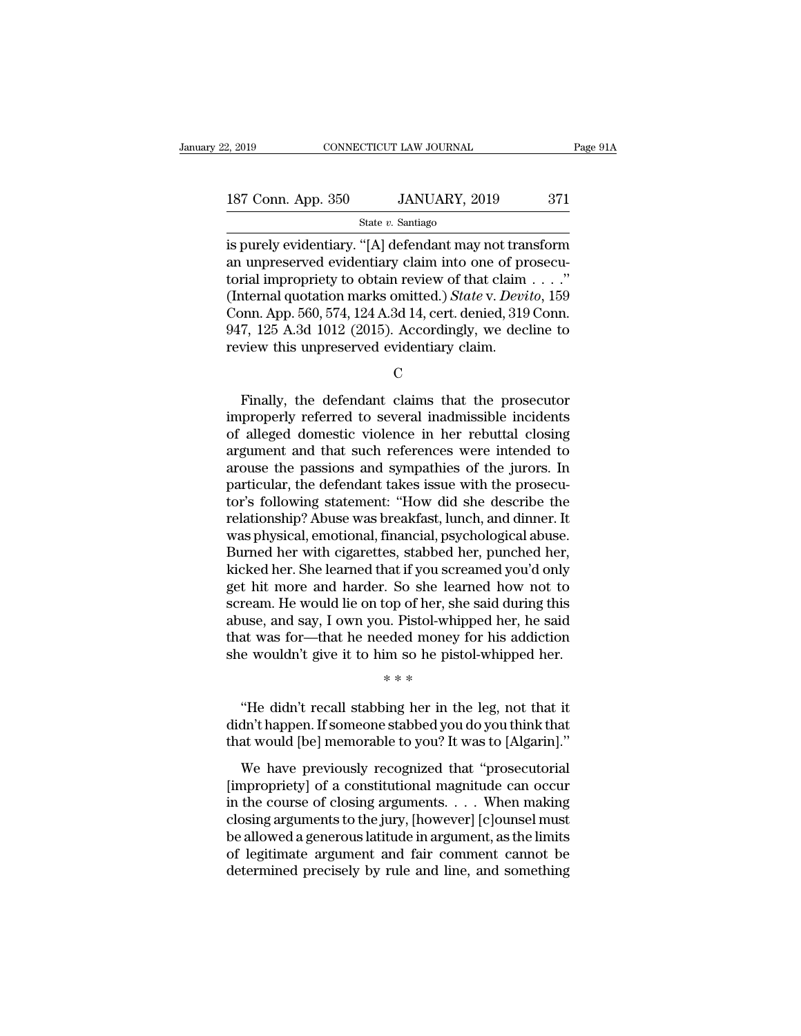is purely evidentiary. "[A] defendant may not transform an unpreserved evidentiary claim into one of prosecutorial impropriety to obtain review of that claim . . . ." (Internal quotation marks omitted.) *State* v. *Devito*, 159 Conn. App. 560, 574, 124 A.3d 14, cert. denied, 319 Conn. 947, 125 A.3d 1012 (2015). Accordingly, we decline to review this unpreserved evidentiary claim.

C

Finally, the defendant claims that the prosecutor improperly referred to several inadmissible incidents of alleged domestic violence in her rebuttal closing argument and that such references were intended to arouse the passions and sympathies of the jurors. In particular, the defendant takes issue with the prosecutor's following statement: "How did she describe the relationship? Abuse was breakfast, lunch, and dinner. It was physical, emotional, financial, psychological abuse. Burned her with cigarettes, stabbed her, punched her, kicked her. She learned that if you screamed you'd only get hit more and harder. So she learned how not to scream. He would lie on top of her, she said during this abuse, and say, I own you. Pistol-whipped her, he said that was for—that he needed money for his addiction she wouldn't give it to him so he pistol-whipped her.

\* \* \*

"He didn't recall stabbing her in the leg, not that it didn't happen. If someone stabbed you do you think that that would [be] memorable to you? It was to [Algarin]."

We have previously recognized that "prosecutorial [impropriety] of a constitutional magnitude can occur in the course of closing arguments. . . . When making closing arguments to the jury, [however] [c]ounsel must be allowed a generous latitude in argument, as the limits of legitimate argument and fair comment cannot be determined precisely by rule and line, and something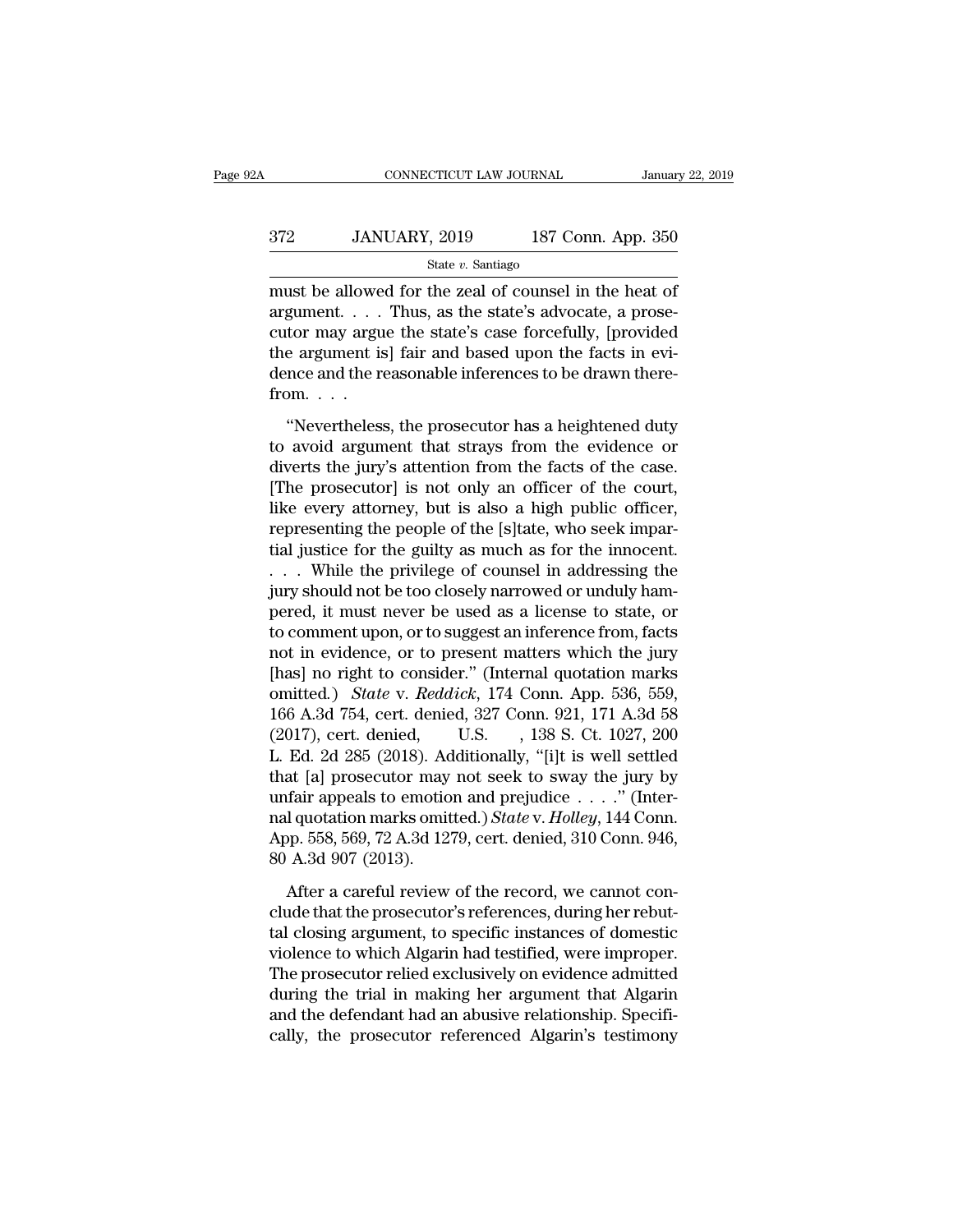must be allowed for the zeal of counsel in the heat of argument. . . . Thus, as the state's advocate, a prosecutor may argue the state's case forcefully, [provided the argument is] fair and based upon the facts in evidence and the reasonable inferences to be drawn therefrom. . . .

"Nevertheless, the prosecutor has a heightened duty to avoid argument that strays from the evidence or diverts the jury's attention from the facts of the case. [The prosecutor] is not only an officer of the court, like every attorney, but is also a high public officer, representing the people of the [s]tate, who seek impartial justice for the guilty as much as for the innocent. . . . While the privilege of counsel in addressing the jury should not be too closely narrowed or unduly hampered, it must never be used as a license to state, or to comment upon, or to suggest an inference from, facts not in evidence, or to present matters which the jury [has] no right to consider." (Internal quotation marks omitted.) *State* v. *Reddick*, 174 Conn. App. 536, 559, 166 A.3d 754, cert. denied, 327 Conn. 921, 171 A.3d 58 (2017), cert. denied, U.S. , 138 S. Ct. 1027, 200 L. Ed. 2d 285 (2018). Additionally, "[i]t is well settled that [a] prosecutor may not seek to sway the jury by unfair appeals to emotion and prejudice . . . ." (Internal quotation marks omitted.) *State* v. *Holley*, 144 Conn. App. 558, 569, 72 A.3d 1279, cert. denied, 310 Conn. 946, 80 A.3d 907 (2013).

After a careful review of the record, we cannot conclude that the prosecutor's references, during her rebuttal closing argument, to specific instances of domestic violence to which Algarin had testified, were improper. The prosecutor relied exclusively on evidence admitted during the trial in making her argument that Algarin and the defendant had an abusive relationship. Specifically, the prosecutor referenced Algarin's testimony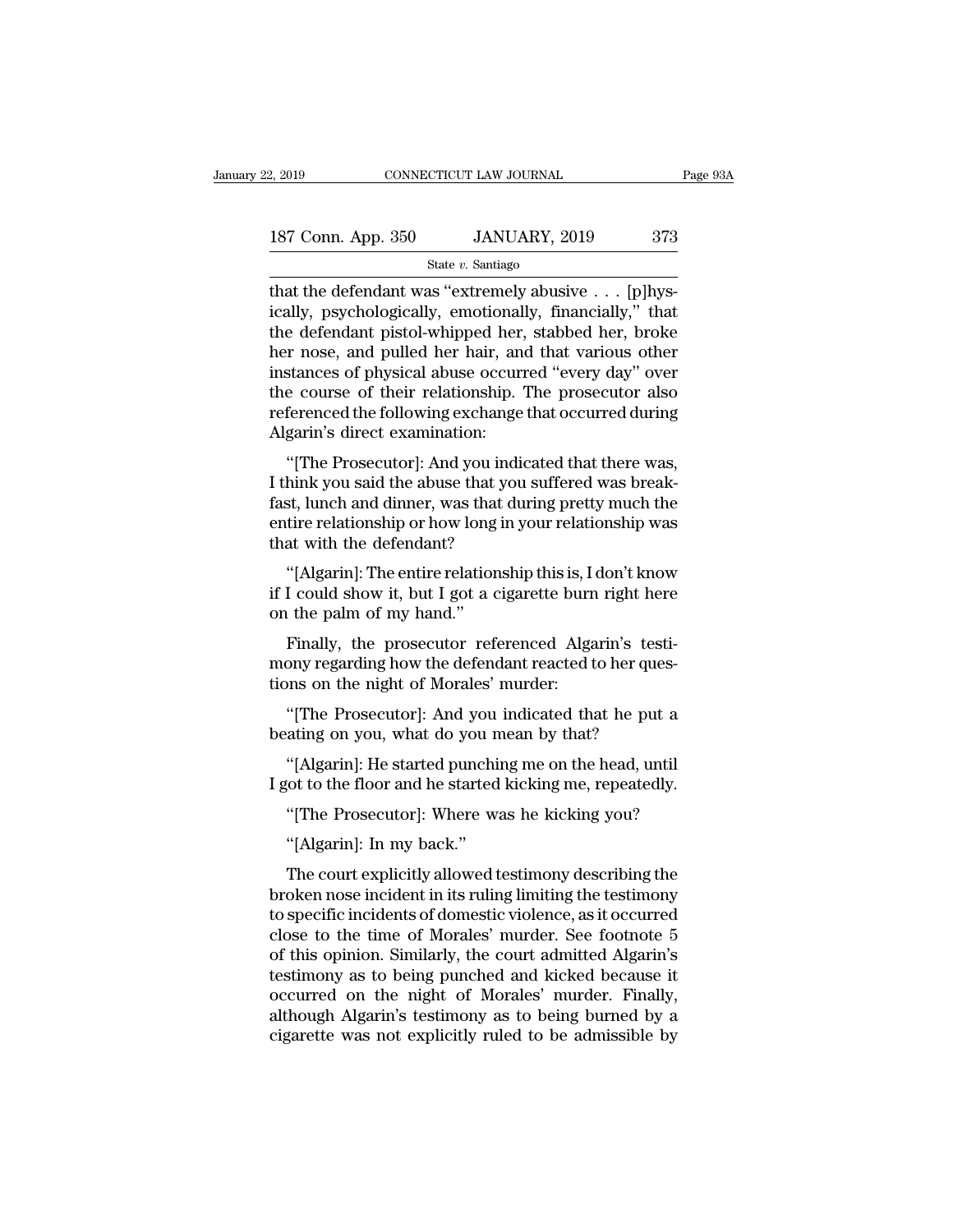that the defendant was "extremely abusive . . . [p]hysically, psychologically, emotionally, financially," that the defendant pistol-whipped her, stabbed her, broke her nose, and pulled her hair, and that various other instances of physical abuse occurred "every day" over the course of their relationship. The prosecutor also referenced the following exchange that occurred during Algarin's direct examination:

"[The Prosecutor]: And you indicated that there was, I think you said the abuse that you suffered was breakfast, lunch and dinner, was that during pretty much the entire relationship or how long in your relationship was that with the defendant?

"[Algarin]: The entire relationship this is, I don't know if I could show it, but I got a cigarette burn right here on the palm of my hand."

Finally, the prosecutor referenced Algarin's testimony regarding how the defendant reacted to her questions on the night of Morales' murder:

"[The Prosecutor]: And you indicated that he put a beating on you, what do you mean by that?

"[Algarin]: He started punching me on the head, until I got to the floor and he started kicking me, repeatedly.

"[The Prosecutor]: Where was he kicking you?

"[Algarin]: In my back."

The court explicitly allowed testimony describing the broken nose incident in its ruling limiting the testimony to specific incidents of domestic violence, as it occurred close to the time of Morales' murder. See footnote 5 of this opinion. Similarly, the court admitted Algarin's testimony as to being punched and kicked because it occurred on the night of Morales' murder. Finally, although Algarin's testimony as to being burned by a cigarette was not explicitly ruled to be admissible by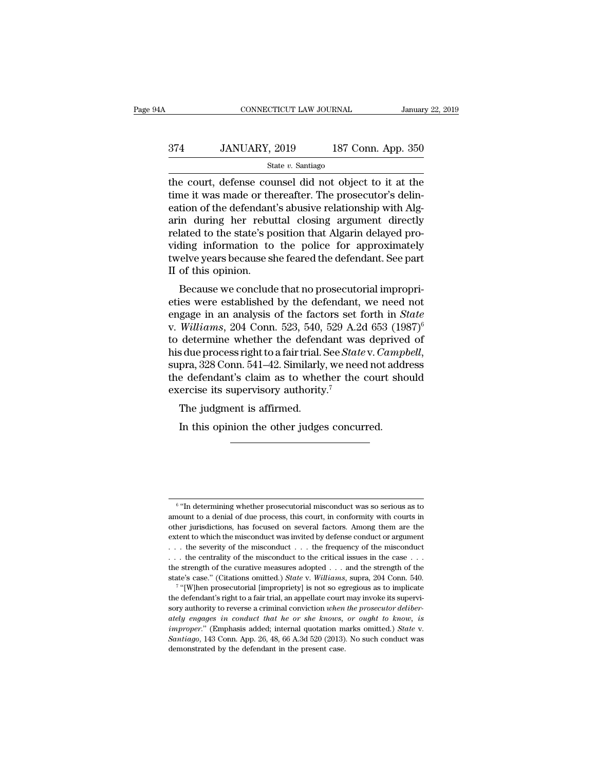the court, defense counsel did not object to it at the time it was made or thereafter. The prosecutor's delineation of the defendant's abusive relationship with Algarin during her rebuttal closing argument directly related to the state's position that Algarin delayed providing information to the police for approximately twelve years because she feared the defendant. See part II of this opinion.

Because we conclude that no prosecutorial improprieties were established by the defendant, we need not engage in an analysis of the factors set forth in *State* v. *Williams*, 204 Conn. 523, 540, 529 A.2d 653 (1987)[6] to determine whether the defendant was deprived of his due process right to a fair trial. See *State* v. *Campbell*, supra, 328 Conn. 541–42. Similarly, we need not address the defendant's claim as to whether the court should exercise its supervisory authority.[7]

The judgment is affirmed.

In this opinion the other judges concurred.

---

[6] "In determining whether prosecutorial misconduct was so serious as to amount to a denial of due process, this court, in conformity with courts in other jurisdictions, has focused on several factors. Among them are the extent to which the misconduct was invited by defense conduct or argument . . . the severity of the misconduct . . . the frequency of the misconduct . . . the centrality of the misconduct to the critical issues in the case . . . the strength of the curative measures adopted . . . and the strength of the state's case." (Citations omitted.) *State* v. *Williams*, supra, 204 Conn. 540.

[7] "[W]hen prosecutorial [impropriety] is not so egregious as to implicate the defendant's right to a fair trial, an appellate court may invoke its supervisory authority to reverse a criminal conviction *when the prosecutor deliberately engages in conduct that he or she knows, or ought to know, is improper*." (Emphasis added; internal quotation marks omitted.) *State* v. *Santiago*, 143 Conn. App. 26, 48, 66 A.3d 520 (2013). No such conduct was demonstrated by the defendant in the present case.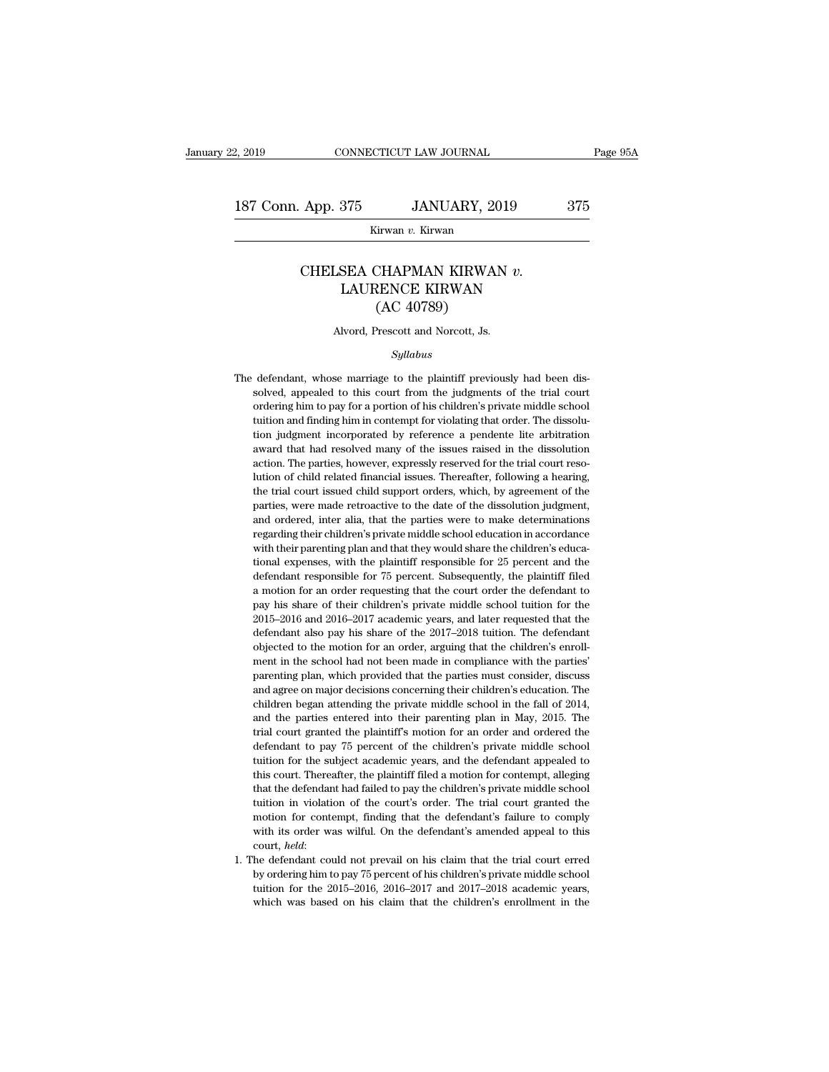# CHELSEA CHAPMAN KIRWAN *v.* LAURENCE KIRWAN (AC 40789)

Alvord, Prescott and Norcott, Js.

*Syllabus*

The defendant, whose marriage to the plaintiff previously had been dissolved, appealed to this court from the judgments of the trial court ordering him to pay for a portion of his children's private middle school tuition and finding him in contempt for violating that order. The dissolution judgment incorporated by reference a pendente lite arbitration award that had resolved many of the issues raised in the dissolution action. The parties, however, expressly reserved for the trial court resolution of child related financial issues. Thereafter, following a hearing, the trial court issued child support orders, which, by agreement of the parties, were made retroactive to the date of the dissolution judgment, and ordered, inter alia, that the parties were to make determinations regarding their children's private middle school education in accordance with their parenting plan and that they would share the children's educational expenses, with the plaintiff responsible for 25 percent and the defendant responsible for 75 percent. Subsequently, the plaintiff filed a motion for an order requesting that the court order the defendant to pay his share of their children's private middle school tuition for the 2015–2016 and 2016–2017 academic years, and later requested that the defendant also pay his share of the 2017–2018 tuition. The defendant objected to the motion for an order, arguing that the children's enrollment in the school had not been made in compliance with the parties' parenting plan, which provided that the parties must consider, discuss and agree on major decisions concerning their children's education. The children began attending the private middle school in the fall of 2014, and the parties entered into their parenting plan in May, 2015. The trial court granted the plaintiff's motion for an order and ordered the defendant to pay 75 percent of the children's private middle school tuition for the subject academic years, and the defendant appealed to this court. Thereafter, the plaintiff filed a motion for contempt, alleging that the defendant had failed to pay the children's private middle school tuition in violation of the court's order. The trial court granted the motion for contempt, finding that the defendant's failure to comply with its order was wilful. On the defendant's amended appeal to this court, *held*:

1. The defendant could not prevail on his claim that the trial court erred by ordering him to pay 75 percent of his children's private middle school tuition for the 2015–2016, 2016–2017 and 2017–2018 academic years, which was based on his claim that the children's enrollment in the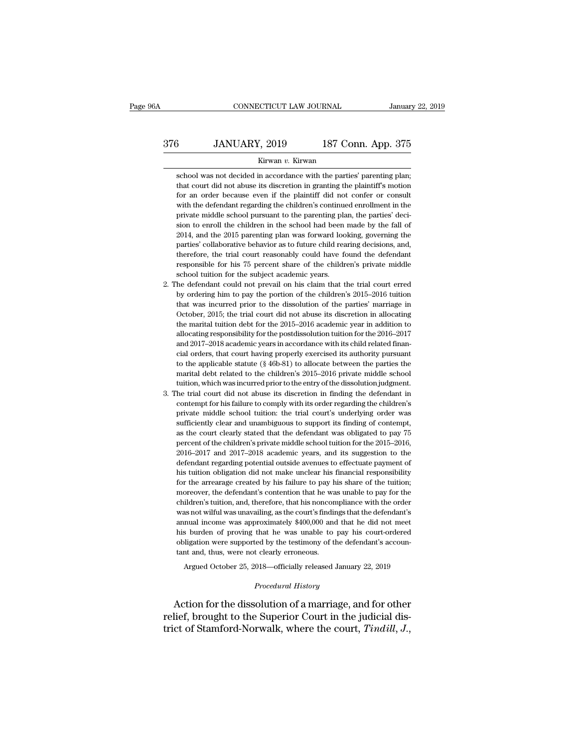school was not decided in accordance with the parties' parenting plan; that court did not abuse its discretion in granting the plaintiff's motion for an order because even if the plaintiff did not confer or consult with the defendant regarding the children's continued enrollment in the private middle school pursuant to the parenting plan, the parties' decision to enroll the children in the school had been made by the fall of 2014, and the 2015 parenting plan was forward looking, governing the parties' collaborative behavior as to future child rearing decisions, and, therefore, the trial court reasonably could have found the defendant responsible for his 75 percent share of the children's private middle school tuition for the subject academic years.

2. The defendant could not prevail on his claim that the trial court erred by ordering him to pay the portion of the children's 2015–2016 tuition that was incurred prior to the dissolution of the parties' marriage in October, 2015; the trial court did not abuse its discretion in allocating the marital tuition debt for the 2015–2016 academic year in addition to allocating responsibility for the postdissolution tuition for the 2016–2017 and 2017–2018 academic years in accordance with its child related financial orders, that court having properly exercised its authority pursuant to the applicable statute (§ 46b-81) to allocate between the parties the marital debt related to the children's 2015–2016 private middle school tuition, which was incurred prior to the entry of the dissolution judgment.

3. The trial court did not abuse its discretion in finding the defendant in contempt for his failure to comply with its order regarding the children's private middle school tuition: the trial court's underlying order was sufficiently clear and unambiguous to support its finding of contempt, as the court clearly stated that the defendant was obligated to pay 75 percent of the children's private middle school tuition for the 2015–2016, 2016–2017 and 2017–2018 academic years, and its suggestion to the defendant regarding potential outside avenues to effectuate payment of his tuition obligation did not make unclear his financial responsibility for the arrearage created by his failure to pay his share of the tuition; moreover, the defendant's contention that he was unable to pay for the children's tuition, and, therefore, that his noncompliance with the order was not wilful was unavailing, as the court's findings that the defendant's annual income was approximately $400,000 and that he did not meet his burden of proving that he was unable to pay his court-ordered obligation were supported by the testimony of the defendant's accountant and, thus, were not clearly erroneous.

Argued October 25, 2018—officially released January 22, 2019

*Procedural History*

Action for the dissolution of a marriage, and for other relief, brought to the Superior Court in the judicial district of Stamford-Norwalk, where the court, *Tindill, J.*,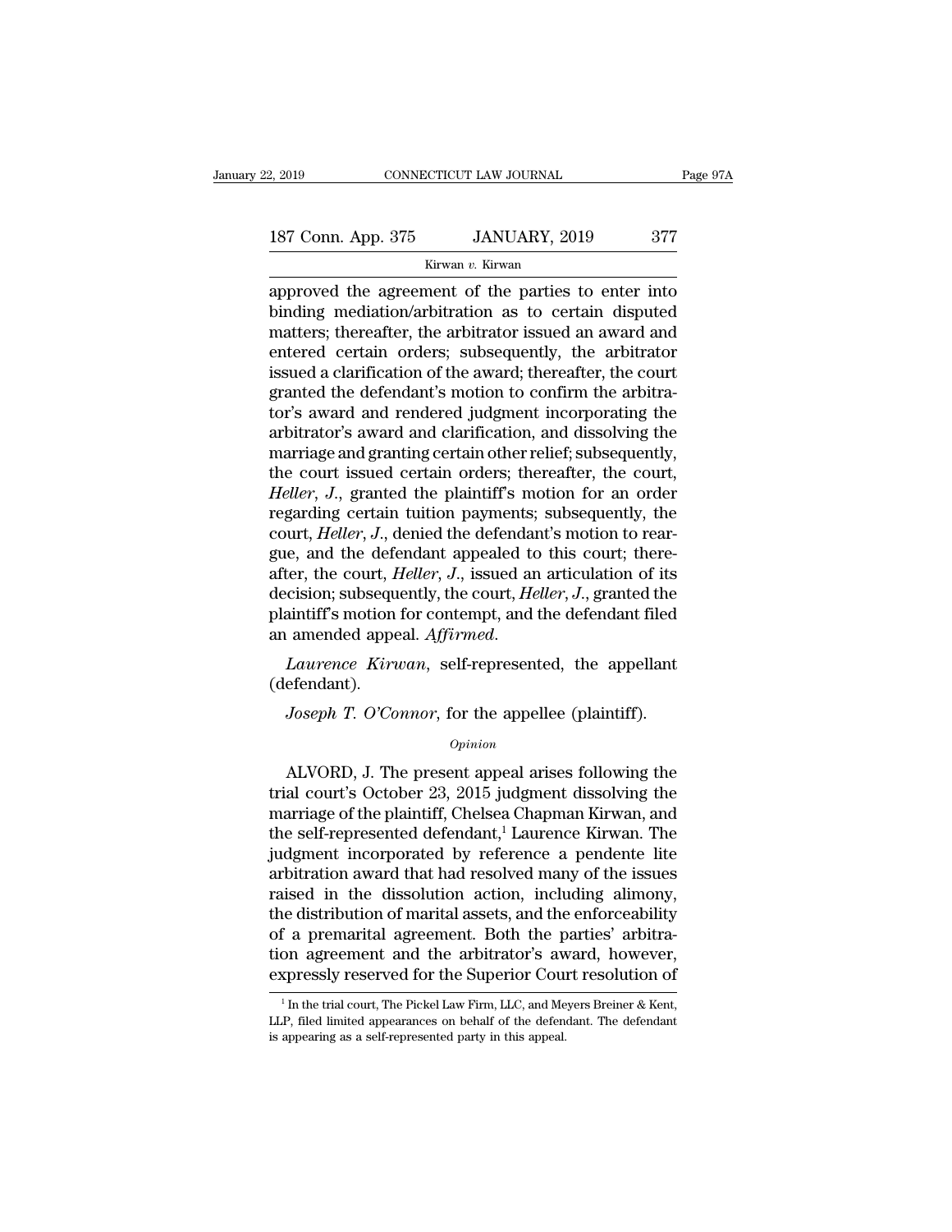approved the agreement of the parties to enter into binding mediation/arbitration as to certain disputed matters; thereafter, the arbitrator issued an award and entered certain orders; subsequently, the arbitrator issued a clarification of the award; thereafter, the court granted the defendant's motion to confirm the arbitrator's award and rendered judgment incorporating the arbitrator's award and clarification, and dissolving the marriage and granting certain other relief; subsequently, the court issued certain orders; thereafter, the court, *Heller*, *J.*, granted the plaintiff's motion for an order regarding certain tuition payments; subsequently, the court, *Heller*, *J.*, denied the defendant's motion to reargue, and the defendant appealed to this court; thereafter, the court, *Heller*, *J.*, issued an articulation of its decision; subsequently, the court, *Heller*, *J.*, granted the plaintiff's motion for contempt, and the defendant filed an amended appeal. *Affirmed.*

*Laurence Kirwan*, self-represented, the appellant (defendant).

*Joseph T. O'Connor*, for the appellee (plaintiff).

*Opinion*

ALVORD, J. The present appeal arises following the trial court's October 23, 2015 judgment dissolving the marriage of the plaintiff, Chelsea Chapman Kirwan, and the self-represented defendant,[1] Laurence Kirwan. The judgment incorporated by reference a pendente lite arbitration award that had resolved many of the issues raised in the dissolution action, including alimony, the distribution of marital assets, and the enforceability of a premarital agreement. Both the parties' arbitration agreement and the arbitrator's award, however, expressly reserved for the Superior Court resolution of

[1] In the trial court, The Pickel Law Firm, LLC, and Meyers Breiner & Kent, LLP, filed limited appearances on behalf of the defendant. The defendant is appearing as a self-represented party in this appeal.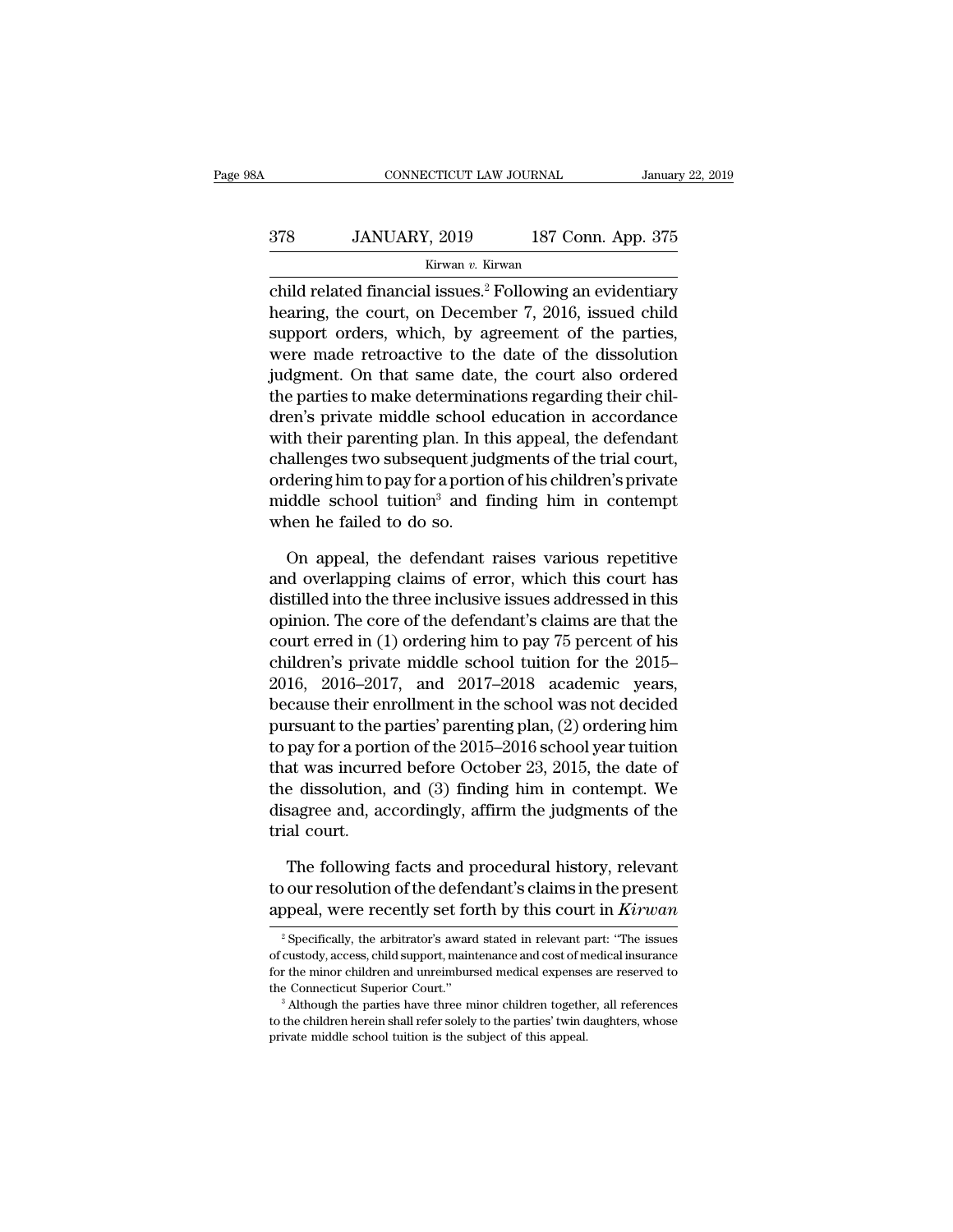child related financial issues.[2] Following an evidentiary hearing, the court, on December 7, 2016, issued child support orders, which, by agreement of the parties, were made retroactive to the date of the dissolution judgment. On that same date, the court also ordered the parties to make determinations regarding their children's private middle school education in accordance with their parenting plan. In this appeal, the defendant challenges two subsequent judgments of the trial court, ordering him to pay for a portion of his children's private middle school tuition[3] and finding him in contempt when he failed to do so.

On appeal, the defendant raises various repetitive and overlapping claims of error, which this court has distilled into the three inclusive issues addressed in this opinion. The core of the defendant's claims are that the court erred in (1) ordering him to pay 75 percent of his children's private middle school tuition for the 2015–2016, 2016–2017, and 2017–2018 academic years, because their enrollment in the school was not decided pursuant to the parties' parenting plan, (2) ordering him to pay for a portion of the 2015–2016 school year tuition that was incurred before October 23, 2015, the date of the dissolution, and (3) finding him in contempt. We disagree and, accordingly, affirm the judgments of the trial court.

The following facts and procedural history, relevant to our resolution of the defendant's claims in the present appeal, were recently set forth by this court in *Kirwan*

---

[2] Specifically, the arbitrator's award stated in relevant part: "The issues of custody, access, child support, maintenance and cost of medical insurance for the minor children and unreimbursed medical expenses are reserved to the Connecticut Superior Court."

[3] Although the parties have three minor children together, all references to the children herein shall refer solely to the parties' twin daughters, whose private middle school tuition is the subject of this appeal.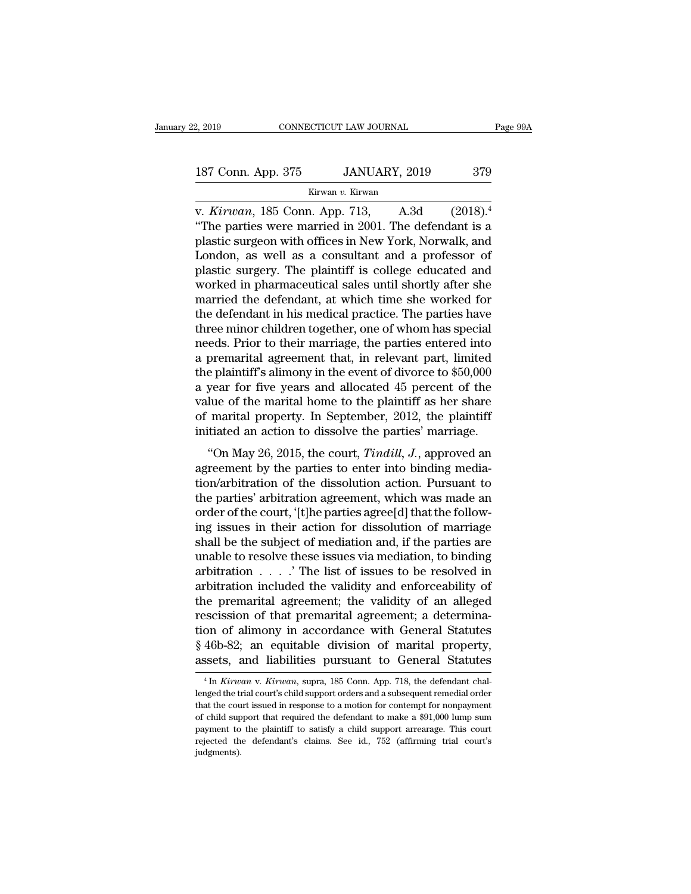v. *Kirwan*, 185 Conn. App. 713, A.3d (2018).[4] "The parties were married in 2001. The defendant is a plastic surgeon with offices in New York, Norwalk, and London, as well as a consultant and a professor of plastic surgery. The plaintiff is college educated and worked in pharmaceutical sales until shortly after she married the defendant, at which time she worked for the defendant in his medical practice. The parties have three minor children together, one of whom has special needs. Prior to their marriage, the parties entered into a premarital agreement that, in relevant part, limited the plaintiff's alimony in the event of divorce to $50,000 a year for five years and allocated 45 percent of the value of the marital home to the plaintiff as her share of marital property. In September, 2012, the plaintiff initiated an action to dissolve the parties' marriage.

"On May 26, 2015, the court, *Tindill*, *J.*, approved an agreement by the parties to enter into binding mediation/arbitration of the dissolution action. Pursuant to the parties' arbitration agreement, which was made an order of the court, '[t]he parties agree[d] that the following issues in their action for dissolution of marriage shall be the subject of mediation and, if the parties are unable to resolve these issues via mediation, to binding arbitration . . . .' The list of issues to be resolved in arbitration included the validity and enforceability of the premarital agreement; the validity of an alleged rescission of that premarital agreement; a determination of alimony in accordance with General Statutes § 46b-82; an equitable division of marital property, assets, and liabilities pursuant to General Statutes

---

[4] In *Kirwan* v. *Kirwan*, supra, 185 Conn. App. 718, the defendant challenged the trial court's child support orders and a subsequent remedial order that the court issued in response to a motion for contempt for nonpayment of child support that required the defendant to make a $91,000 lump sum payment to the plaintiff to satisfy a child support arrearage. This court rejected the defendant's claims. See id., 752 (affirming trial court's judgments).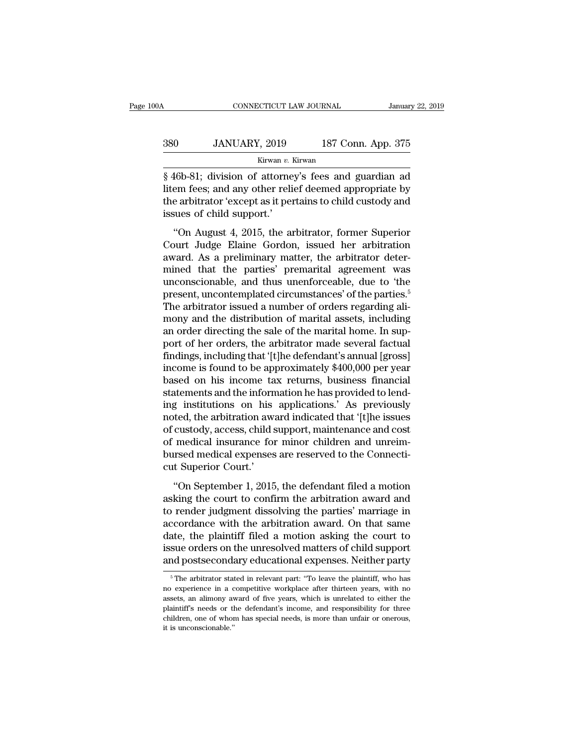§ 46b-81; division of attorney's fees and guardian ad litem fees; and any other relief deemed appropriate by the arbitrator 'except as it pertains to child custody and issues of child support.'

"On August 4, 2015, the arbitrator, former Superior Court Judge Elaine Gordon, issued her arbitration award. As a preliminary matter, the arbitrator determined that the parties' premarital agreement was unconscionable, and thus unenforceable, due to 'the present, uncontemplated circumstances' of the parties.[5] The arbitrator issued a number of orders regarding alimony and the distribution of marital assets, including an order directing the sale of the marital home. In support of her orders, the arbitrator made several factual findings, including that '[t]he defendant's annual [gross] income is found to be approximately $400,000 per year based on his income tax returns, business financial statements and the information he has provided to lending institutions on his applications.' As previously noted, the arbitration award indicated that '[t]he issues of custody, access, child support, maintenance and cost of medical insurance for minor children and unreimbursed medical expenses are reserved to the Connecticut Superior Court.'

"On September 1, 2015, the defendant filed a motion asking the court to confirm the arbitration award and to render judgment dissolving the parties' marriage in accordance with the arbitration award. On that same date, the plaintiff filed a motion asking the court to issue orders on the unresolved matters of child support and postsecondary educational expenses. Neither party

[5] The arbitrator stated in relevant part: "To leave the plaintiff, who has no experience in a competitive workplace after thirteen years, with no assets, an alimony award of five years, which is unrelated to either the plaintiff's needs or the defendant's income, and responsibility for three children, one of whom has special needs, is more than unfair or onerous, it is unconscionable."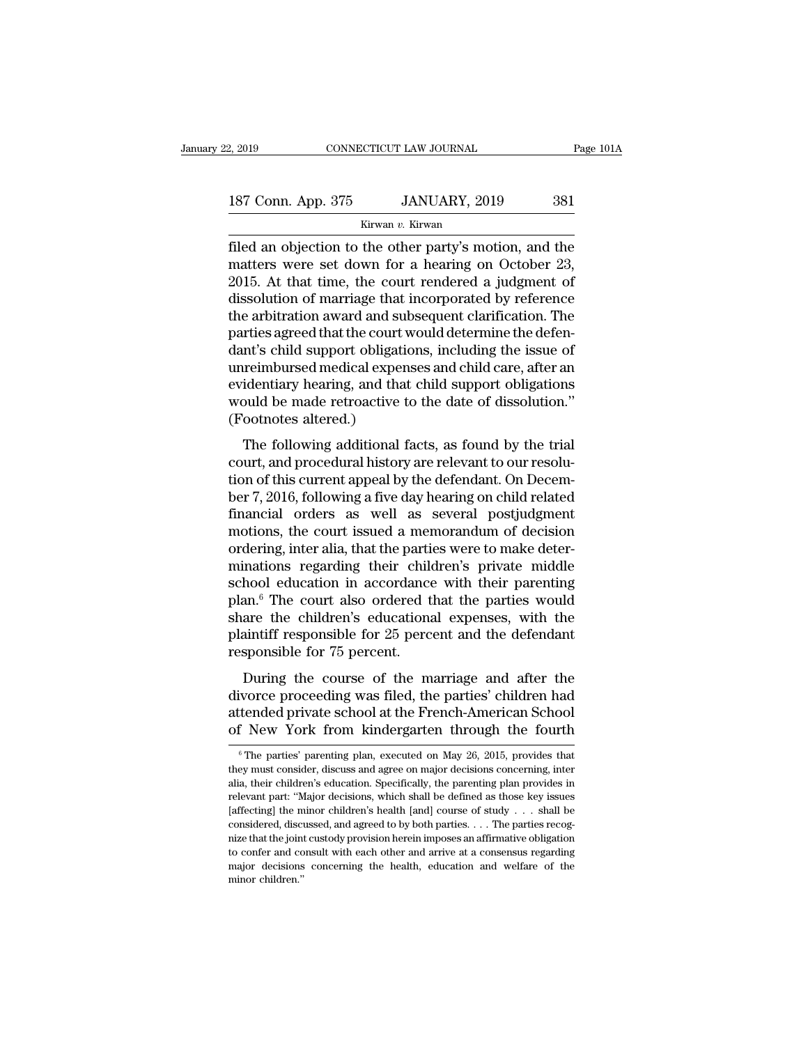filed an objection to the other party's motion, and the matters were set down for a hearing on October 23, 2015. At that time, the court rendered a judgment of dissolution of marriage that incorporated by reference the arbitration award and subsequent clarification. The parties agreed that the court would determine the defendant's child support obligations, including the issue of unreimbursed medical expenses and child care, after an evidentiary hearing, and that child support obligations would be made retroactive to the date of dissolution." (Footnotes altered.)

The following additional facts, as found by the trial court, and procedural history are relevant to our resolution of this current appeal by the defendant. On December 7, 2016, following a five day hearing on child related financial orders as well as several postjudgment motions, the court issued a memorandum of decision ordering, inter alia, that the parties were to make determinations regarding their children's private middle school education in accordance with their parenting plan.[6] The court also ordered that the parties would share the children's educational expenses, with the plaintiff responsible for 25 percent and the defendant responsible for 75 percent.

During the course of the marriage and after the divorce proceeding was filed, the parties' children had attended private school at the French-American School of New York from kindergarten through the fourth

[6] The parties' parenting plan, executed on May 26, 2015, provides that they must consider, discuss and agree on major decisions concerning, inter alia, their children's education. Specifically, the parenting plan provides in relevant part: "Major decisions, which shall be defined as those key issues [affecting] the minor children's health [and] course of study . . . shall be considered, discussed, and agreed to by both parties. . . . The parties recognize that the joint custody provision herein imposes an affirmative obligation to confer and consult with each other and arrive at a consensus regarding major decisions concerning the health, education and welfare of the minor children."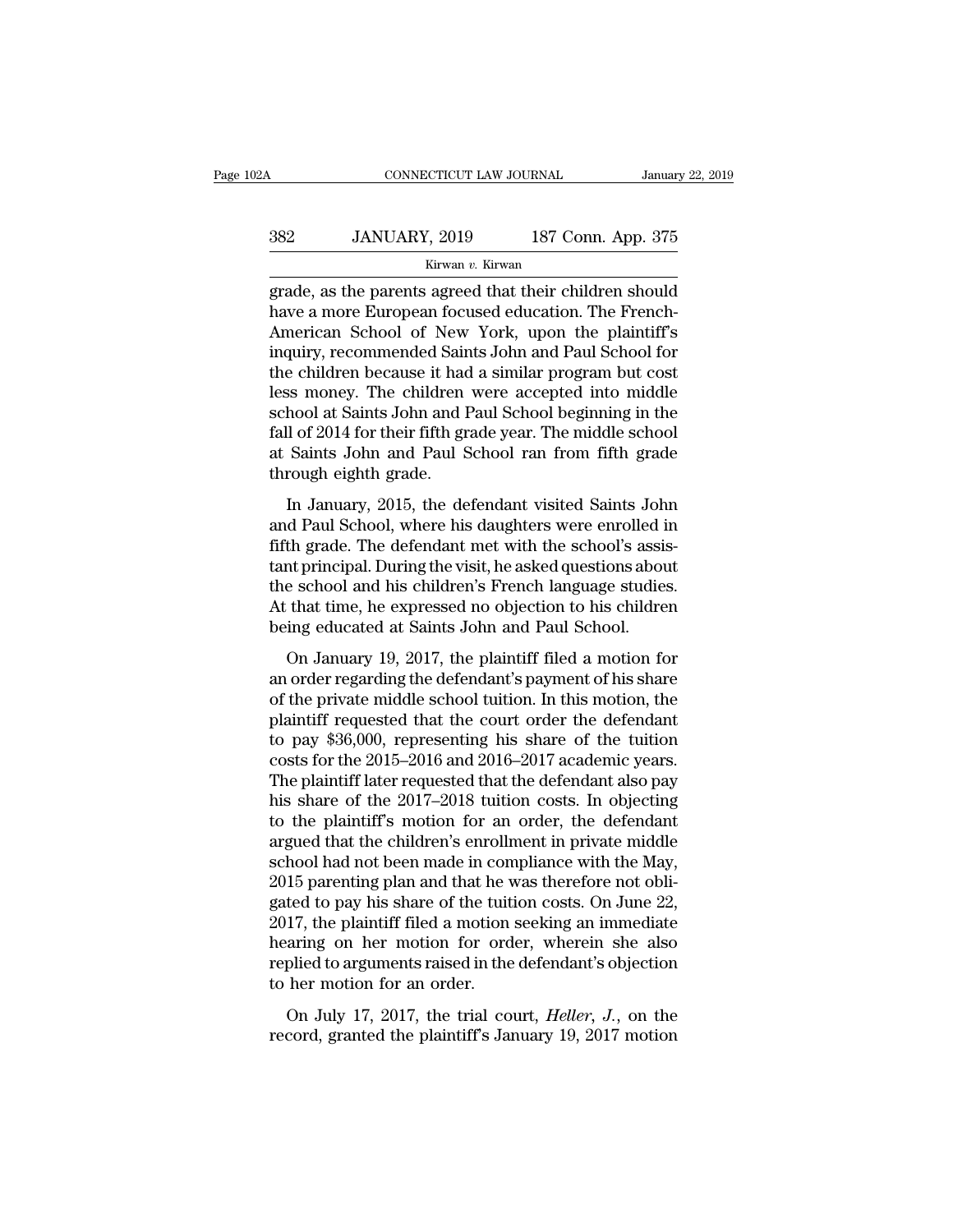grade, as the parents agreed that their children should have a more European focused education. The French-American School of New York, upon the plaintiff's inquiry, recommended Saints John and Paul School for the children because it had a similar program but cost less money. The children were accepted into middle school at Saints John and Paul School beginning in the fall of 2014 for their fifth grade year. The middle school at Saints John and Paul School ran from fifth grade through eighth grade.

In January, 2015, the defendant visited Saints John and Paul School, where his daughters were enrolled in fifth grade. The defendant met with the school's assistant principal. During the visit, he asked questions about the school and his children's French language studies. At that time, he expressed no objection to his children being educated at Saints John and Paul School.

On January 19, 2017, the plaintiff filed a motion for an order regarding the defendant's payment of his share of the private middle school tuition. In this motion, the plaintiff requested that the court order the defendant to pay $36,000, representing his share of the tuition costs for the 2015–2016 and 2016–2017 academic years. The plaintiff later requested that the defendant also pay his share of the 2017–2018 tuition costs. In objecting to the plaintiff's motion for an order, the defendant argued that the children's enrollment in private middle school had not been made in compliance with the May, 2015 parenting plan and that he was therefore not obligated to pay his share of the tuition costs. On June 22, 2017, the plaintiff filed a motion seeking an immediate hearing on her motion for order, wherein she also replied to arguments raised in the defendant's objection to her motion for an order.

On July 17, 2017, the trial court, *Heller, J.*, on the record, granted the plaintiff's January 19, 2017 motion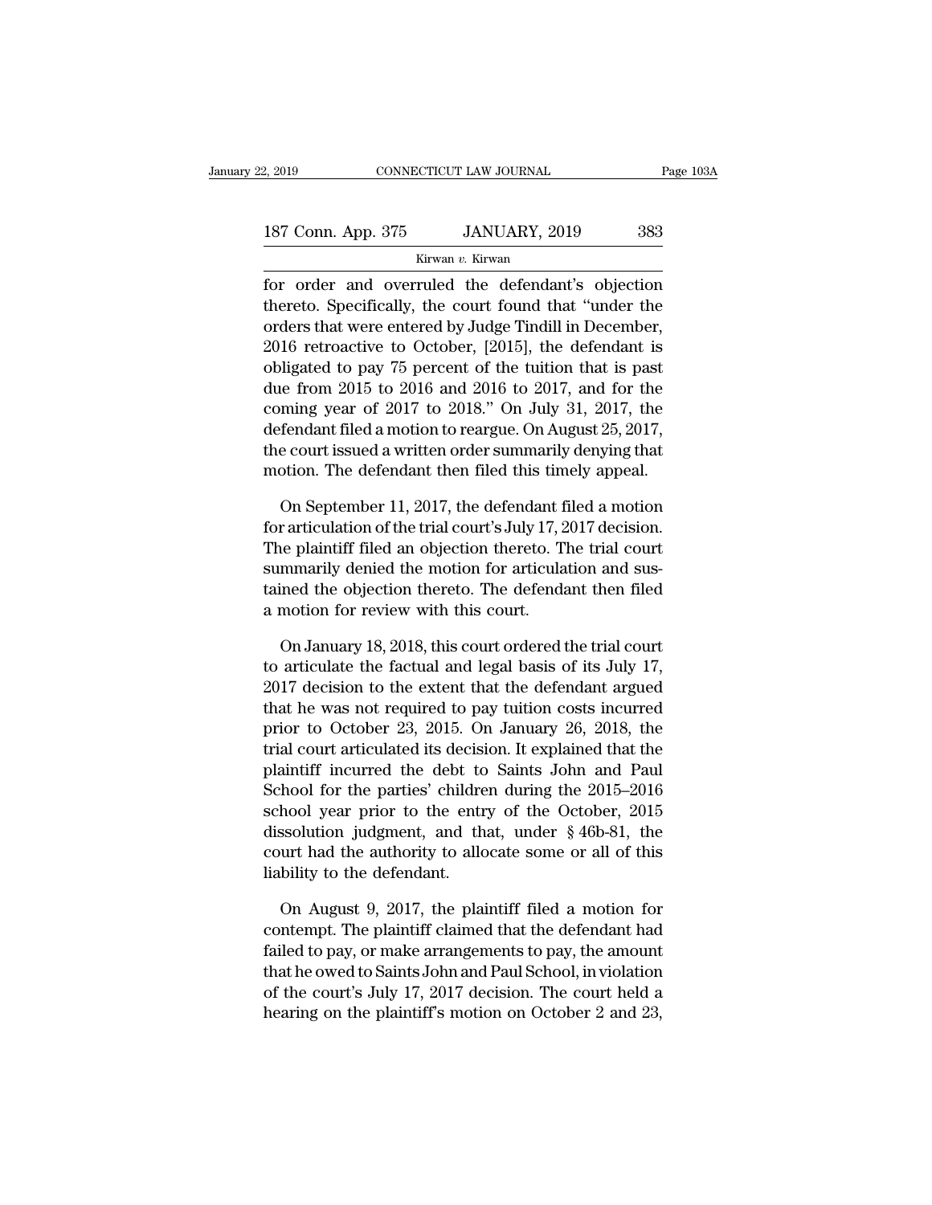for order and overruled the defendant's objection thereto. Specifically, the court found that "under the orders that were entered by Judge Tindill in December, 2016 retroactive to October, [2015], the defendant is obligated to pay 75 percent of the tuition that is past due from 2015 to 2016 and 2016 to 2017, and for the coming year of 2017 to 2018." On July 31, 2017, the defendant filed a motion to reargue. On August 25, 2017, the court issued a written order summarily denying that motion. The defendant then filed this timely appeal.

On September 11, 2017, the defendant filed a motion for articulation of the trial court's July 17, 2017 decision. The plaintiff filed an objection thereto. The trial court summarily denied the motion for articulation and sustained the objection thereto. The defendant then filed a motion for review with this court.

On January 18, 2018, this court ordered the trial court to articulate the factual and legal basis of its July 17, 2017 decision to the extent that the defendant argued that he was not required to pay tuition costs incurred prior to October 23, 2015. On January 26, 2018, the trial court articulated its decision. It explained that the plaintiff incurred the debt to Saints John and Paul School for the parties' children during the 2015–2016 school year prior to the entry of the October, 2015 dissolution judgment, and that, under § 46b-81, the court had the authority to allocate some or all of this liability to the defendant.

On August 9, 2017, the plaintiff filed a motion for contempt. The plaintiff claimed that the defendant had failed to pay, or make arrangements to pay, the amount that he owed to Saints John and Paul School, in violation of the court's July 17, 2017 decision. The court held a hearing on the plaintiff's motion on October 2 and 23,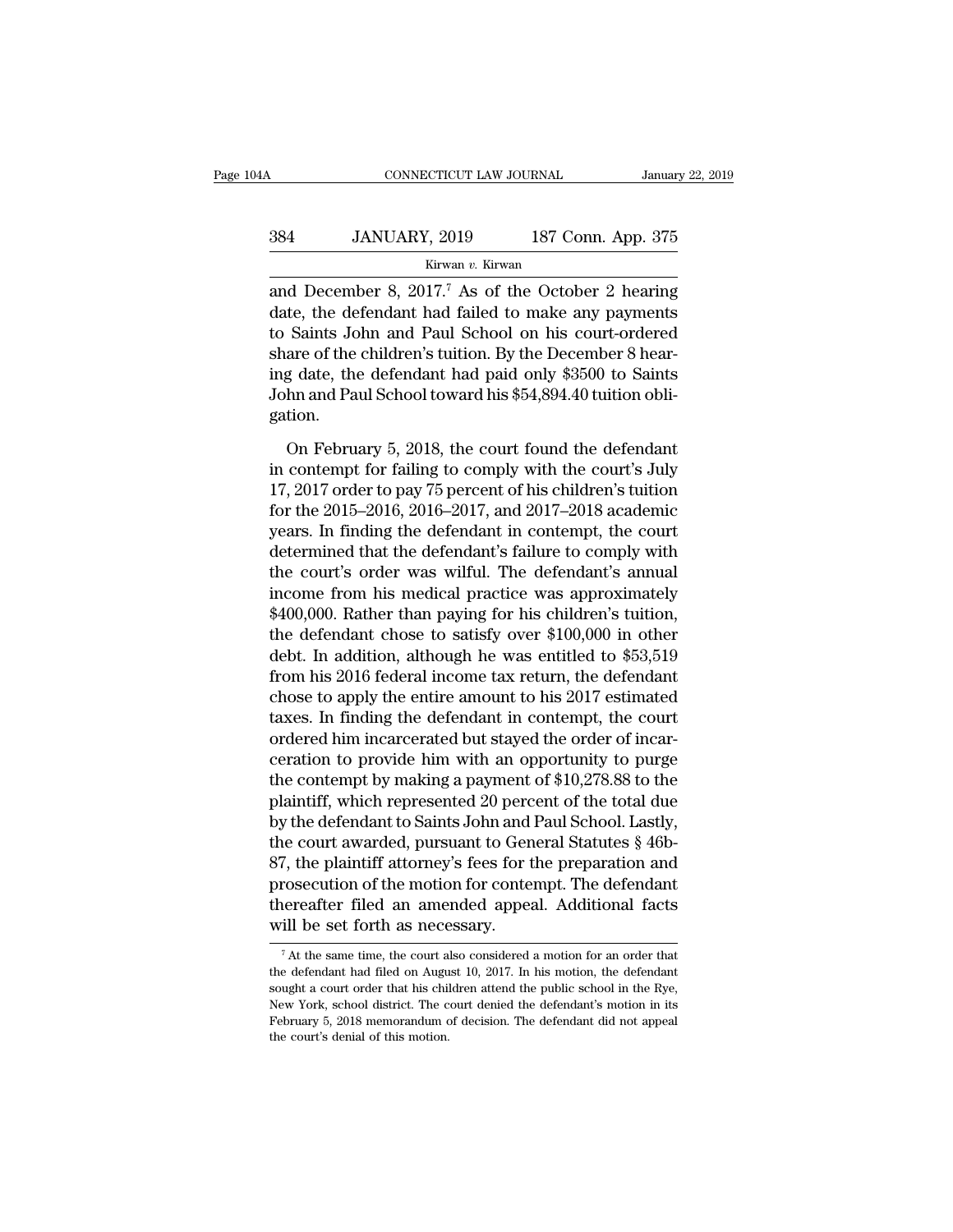and December 8, 2017.[7] As of the October 2 hearing date, the defendant had failed to make any payments to Saints John and Paul School on his court-ordered share of the children's tuition. By the December 8 hearing date, the defendant had paid only $3500 to Saints John and Paul School toward his $54,894.40 tuition obligation.

On February 5, 2018, the court found the defendant in contempt for failing to comply with the court's July 17, 2017 order to pay 75 percent of his children's tuition for the 2015–2016, 2016–2017, and 2017–2018 academic years. In finding the defendant in contempt, the court determined that the defendant's failure to comply with the court's order was wilful. The defendant's annual income from his medical practice was approximately $400,000. Rather than paying for his children's tuition, the defendant chose to satisfy over $100,000 in other debt. In addition, although he was entitled to $53,519 from his 2016 federal income tax return, the defendant chose to apply the entire amount to his 2017 estimated taxes. In finding the defendant in contempt, the court ordered him incarcerated but stayed the order of incarceration to provide him with an opportunity to purge the contempt by making a payment of $10,278.88 to the plaintiff, which represented 20 percent of the total due by the defendant to Saints John and Paul School. Lastly, the court awarded, pursuant to General Statutes § 46b-87, the plaintiff attorney's fees for the preparation and prosecution of the motion for contempt. The defendant thereafter filed an amended appeal. Additional facts will be set forth as necessary.

[7] At the same time, the court also considered a motion for an order that the defendant had filed on August 10, 2017. In his motion, the defendant sought a court order that his children attend the public school in the Rye, New York, school district. The court denied the defendant's motion in its February 5, 2018 memorandum of decision. The defendant did not appeal the court's denial of this motion.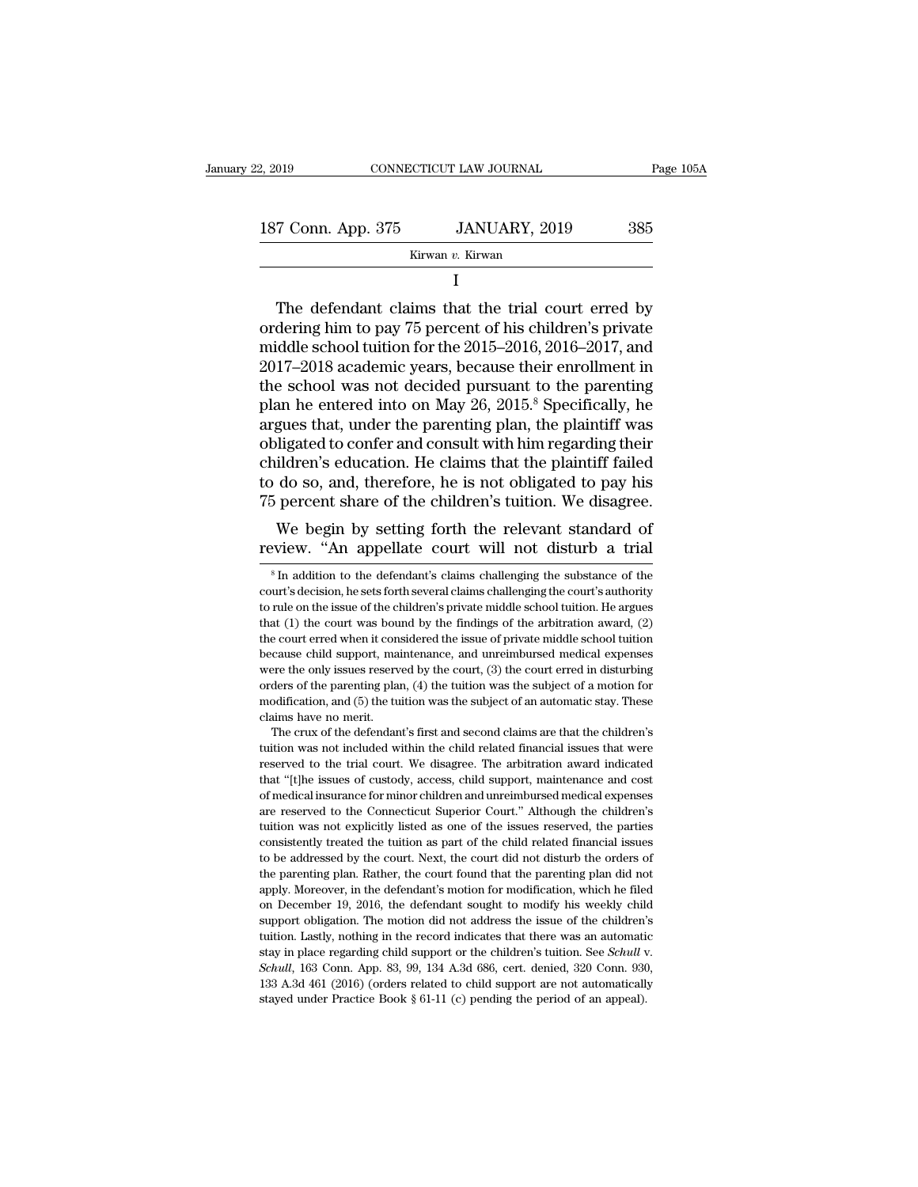I

The defendant claims that the trial court erred by ordering him to pay 75 percent of his children's private middle school tuition for the 2015–2016, 2016–2017, and 2017–2018 academic years, because their enrollment in the school was not decided pursuant to the parenting plan he entered into on May 26, 2015.[8] Specifically, he argues that, under the parenting plan, the plaintiff was obligated to confer and consult with him regarding their children's education. He claims that the plaintiff failed to do so, and, therefore, he is not obligated to pay his 75 percent share of the children's tuition. We disagree.

We begin by setting forth the relevant standard of review. "An appellate court will not disturb a trial

[8] In addition to the defendant's claims challenging the substance of the court's decision, he sets forth several claims challenging the court's authority to rule on the issue of the children's private middle school tuition. He argues that (1) the court was bound by the findings of the arbitration award, (2) the court erred when it considered the issue of private middle school tuition because child support, maintenance, and unreimbursed medical expenses were the only issues reserved by the court, (3) the court erred in disturbing orders of the parenting plan, (4) the tuition was the subject of a motion for modification, and (5) the tuition was the subject of an automatic stay. These claims have no merit.

The crux of the defendant's first and second claims are that the children's tuition was not included within the child related financial issues that were reserved to the trial court. We disagree. The arbitration award indicated that "[t]he issues of custody, access, child support, maintenance and cost of medical insurance for minor children and unreimbursed medical expenses are reserved to the Connecticut Superior Court." Although the children's tuition was not explicitly listed as one of the issues reserved, the parties consistently treated the tuition as part of the child related financial issues to be addressed by the court. Next, the court did not disturb the orders of the parenting plan. Rather, the court found that the parenting plan did not apply. Moreover, in the defendant's motion for modification, which he filed on December 19, 2016, the defendant sought to modify his weekly child support obligation. The motion did not address the issue of the children's tuition. Lastly, nothing in the record indicates that there was an automatic stay in place regarding child support or the children's tuition. See *Schull* v. *Schull*, 163 Conn. App. 83, 99, 134 A.3d 686, cert. denied, 320 Conn. 930, 133 A.3d 461 (2016) (orders related to child support are not automatically stayed under Practice Book § 61-11 (c) pending the period of an appeal).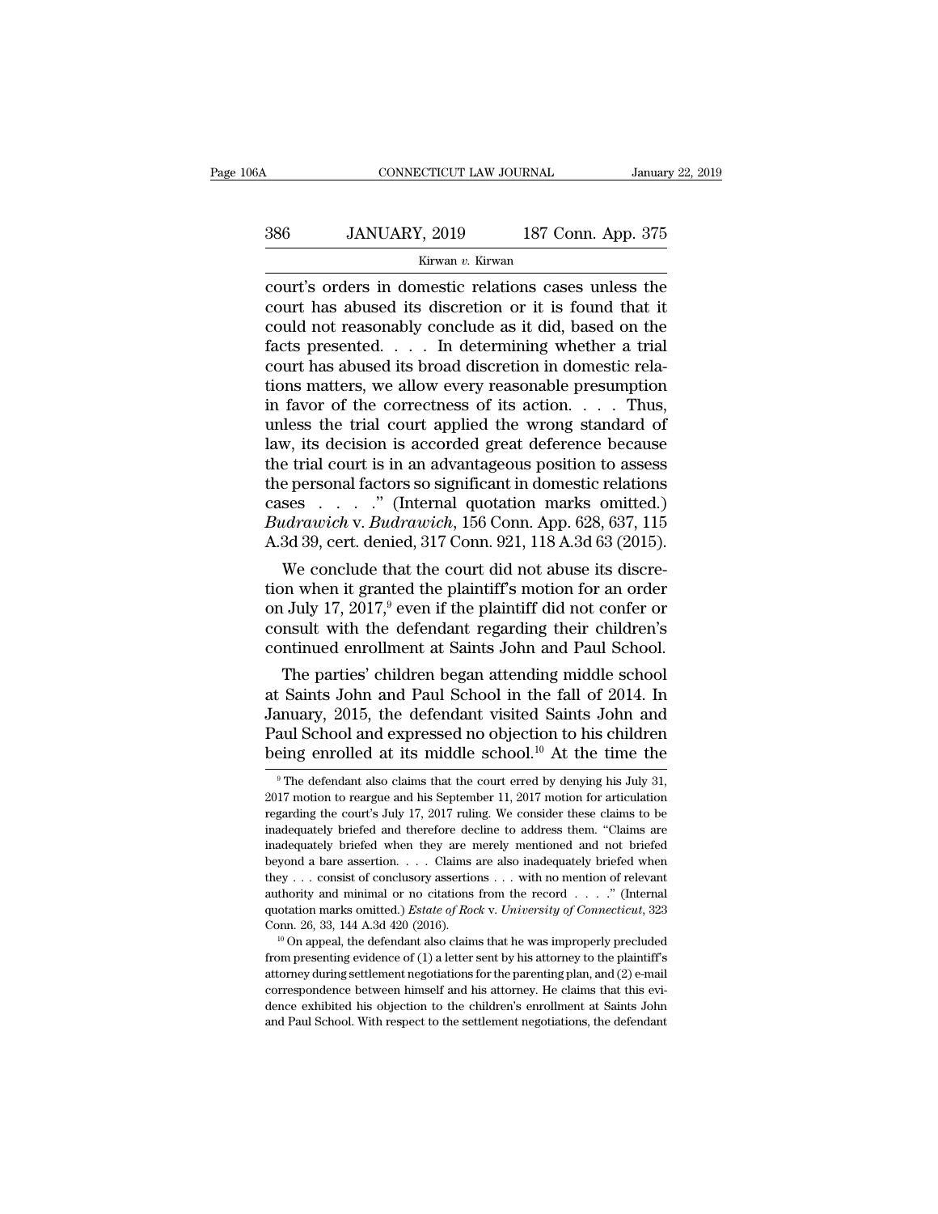court's orders in domestic relations cases unless the court has abused its discretion or it is found that it could not reasonably conclude as it did, based on the facts presented. . . . In determining whether a trial court has abused its broad discretion in domestic relations matters, we allow every reasonable presumption in favor of the correctness of its action. . . . Thus, unless the trial court applied the wrong standard of law, its decision is accorded great deference because the trial court is in an advantageous position to assess the personal factors so significant in domestic relations cases . . . ." (Internal quotation marks omitted.) *Budrawich* v. *Budrawich*, 156 Conn. App. 628, 637, 115 A.3d 39, cert. denied, 317 Conn. 921, 118 A.3d 63 (2015).

We conclude that the court did not abuse its discretion when it granted the plaintiff's motion for an order on July 17, 2017,[9] even if the plaintiff did not confer or consult with the defendant regarding their children's continued enrollment at Saints John and Paul School.

The parties' children began attending middle school at Saints John and Paul School in the fall of 2014. In January, 2015, the defendant visited Saints John and Paul School and expressed no objection to his children being enrolled at its middle school.[10] At the time the

---

[9] The defendant also claims that the court erred by denying his July 31, 2017 motion to reargue and his September 11, 2017 motion for articulation regarding the court's July 17, 2017 ruling. We consider these claims to be inadequately briefed and therefore decline to address them. "Claims are inadequately briefed when they are merely mentioned and not briefed beyond a bare assertion. . . . Claims are also inadequately briefed when they . . . consist of conclusory assertions . . . with no mention of relevant authority and minimal or no citations from the record . . . ." (Internal quotation marks omitted.) *Estate of Rock* v. *University of Connecticut*, 323 Conn. 26, 33, 144 A.3d 420 (2016).

[10] On appeal, the defendant also claims that he was improperly precluded from presenting evidence of (1) a letter sent by his attorney to the plaintiff's attorney during settlement negotiations for the parenting plan, and (2) e-mail correspondence between himself and his attorney. He claims that this evidence exhibited his objection to the children's enrollment at Saints John and Paul School. With respect to the settlement negotiations, the defendant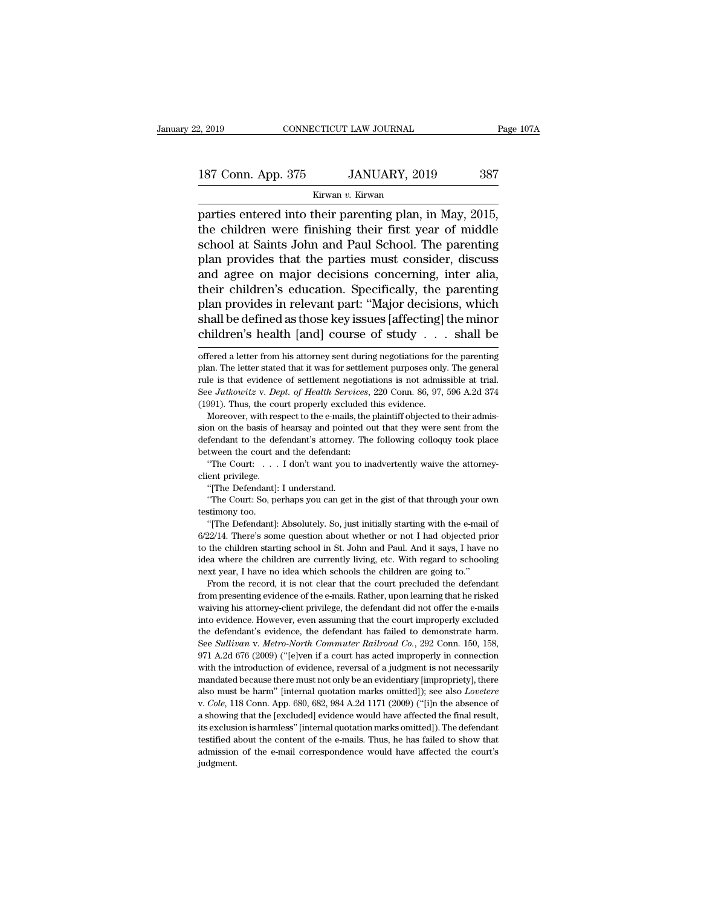parties entered into their parenting plan, in May, 2015, the children were finishing their first year of middle school at Saints John and Paul School. The parenting plan provides that the parties must consider, discuss and agree on major decisions concerning, inter alia, their children's education. Specifically, the parenting plan provides in relevant part: "Major decisions, which shall be defined as those key issues [affecting] the minor children's health [and] course of study . . . shall be

offered a letter from his attorney sent during negotiations for the parenting plan. The letter stated that it was for settlement purposes only. The general rule is that evidence of settlement negotiations is not admissible at trial. See *Jutkowitz* v. *Dept. of Health Services*, 220 Conn. 86, 97, 596 A.2d 374 (1991). Thus, the court properly excluded this evidence.

Moreover, with respect to the e-mails, the plaintiff objected to their admission on the basis of hearsay and pointed out that they were sent from the defendant to the defendant's attorney. The following colloquy took place between the court and the defendant:

"The Court: . . . I don't want you to inadvertently waive the attorney-client privilege.

"[The Defendant]: I understand.

"The Court: So, perhaps you can get in the gist of that through your own testimony too.

"[The Defendant]: Absolutely. So, just initially starting with the e-mail of 6/22/14. There's some question about whether or not I had objected prior to the children starting school in St. John and Paul. And it says, I have no idea where the children are currently living, etc. With regard to schooling next year, I have no idea which schools the children are going to."

From the record, it is not clear that the court precluded the defendant from presenting evidence of the e-mails. Rather, upon learning that he risked waiving his attorney-client privilege, the defendant did not offer the e-mails into evidence. However, even assuming that the court improperly excluded the defendant's evidence, the defendant has failed to demonstrate harm. See *Sullivan* v. *Metro-North Commuter Railroad Co.*, 292 Conn. 150, 158, 971 A.2d 676 (2009) ("[e]ven if a court has acted improperly in connection with the introduction of evidence, reversal of a judgment is not necessarily mandated because there must not only be an evidentiary [impropriety], there also must be harm" [internal quotation marks omitted]); see also *Lovetere* v. *Cole*, 118 Conn. App. 680, 682, 984 A.2d 1171 (2009) ("[i]n the absence of a showing that the [excluded] evidence would have affected the final result, its exclusion is harmless" [internal quotation marks omitted]). The defendant testified about the content of the e-mails. Thus, he has failed to show that admission of the e-mail correspondence would have affected the court's judgment.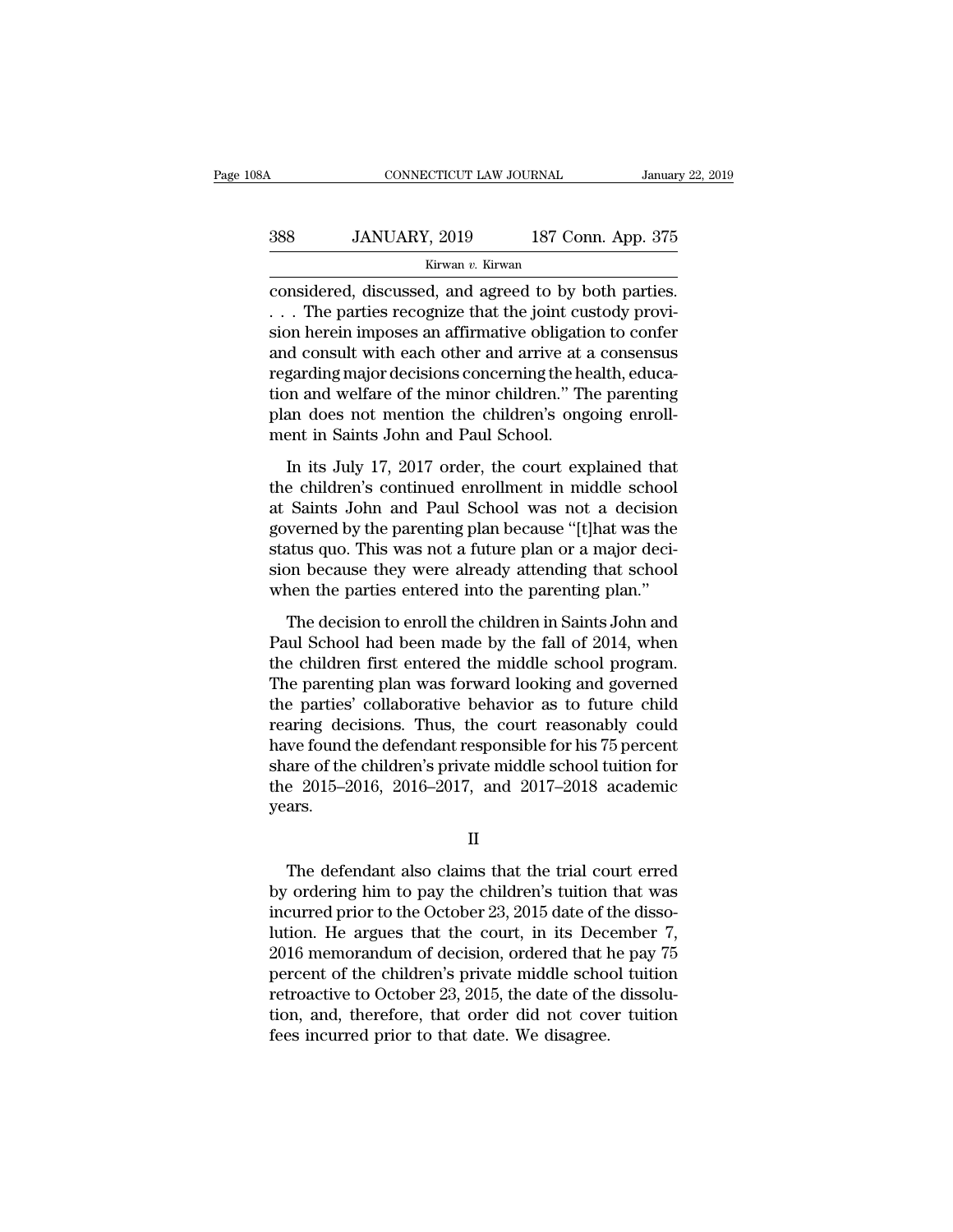considered, discussed, and agreed to by both parties. . . . The parties recognize that the joint custody provision herein imposes an affirmative obligation to confer and consult with each other and arrive at a consensus regarding major decisions concerning the health, education and welfare of the minor children." The parenting plan does not mention the children's ongoing enrollment in Saints John and Paul School.

In its July 17, 2017 order, the court explained that the children's continued enrollment in middle school at Saints John and Paul School was not a decision governed by the parenting plan because "[t]hat was the status quo. This was not a future plan or a major decision because they were already attending that school when the parties entered into the parenting plan."

The decision to enroll the children in Saints John and Paul School had been made by the fall of 2014, when the children first entered the middle school program. The parenting plan was forward looking and governed the parties' collaborative behavior as to future child rearing decisions. Thus, the court reasonably could have found the defendant responsible for his 75 percent share of the children's private middle school tuition for the 2015–2016, 2016–2017, and 2017–2018 academic years.

II

The defendant also claims that the trial court erred by ordering him to pay the children's tuition that was incurred prior to the October 23, 2015 date of the dissolution. He argues that the court, in its December 7, 2016 memorandum of decision, ordered that he pay 75 percent of the children's private middle school tuition retroactive to October 23, 2015, the date of the dissolution, and, therefore, that order did not cover tuition fees incurred prior to that date. We disagree.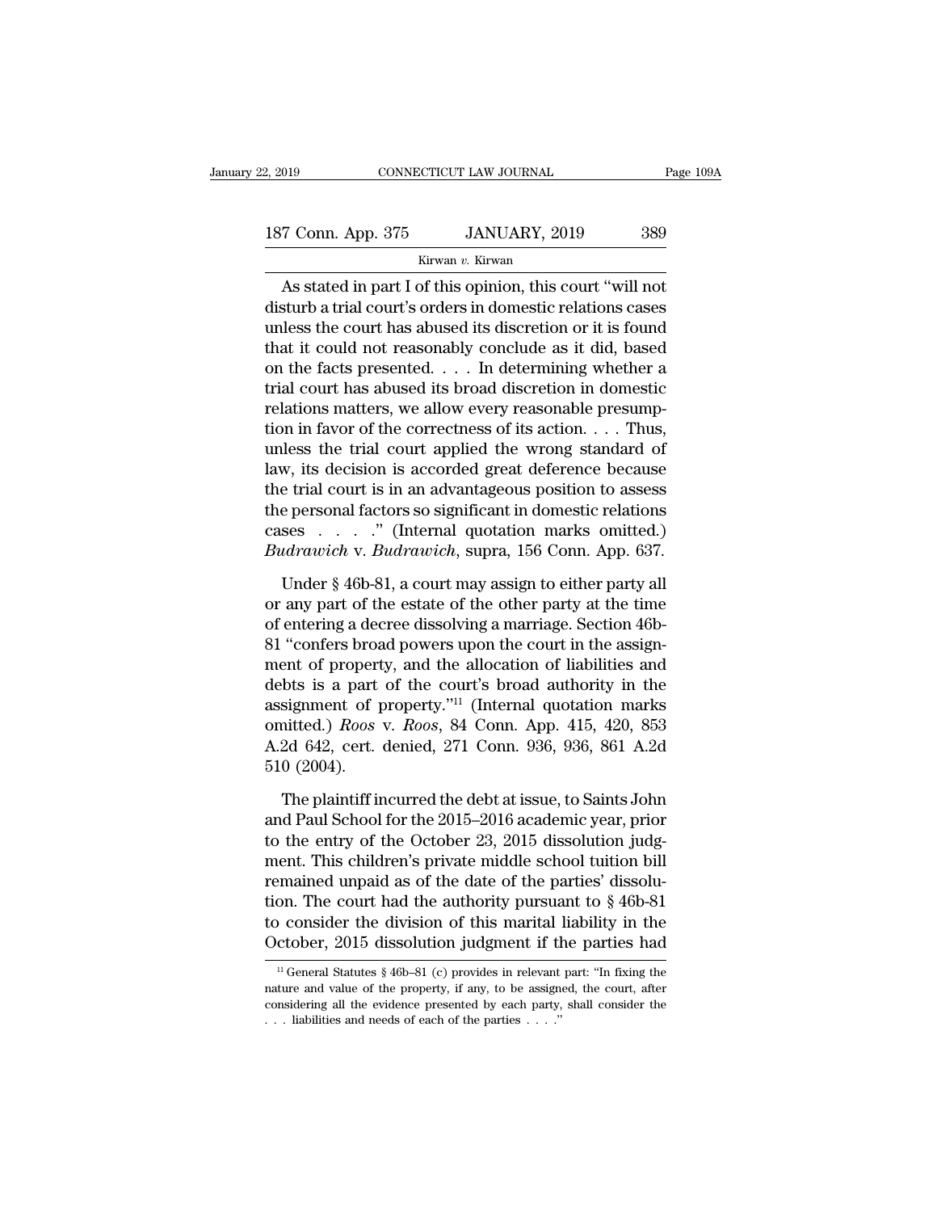As stated in part I of this opinion, this court "will not disturb a trial court's orders in domestic relations cases unless the court has abused its discretion or it is found that it could not reasonably conclude as it did, based on the facts presented. . . . In determining whether a trial court has abused its broad discretion in domestic relations matters, we allow every reasonable presumption in favor of the correctness of its action. . . . Thus, unless the trial court applied the wrong standard of law, its decision is accorded great deference because the trial court is in an advantageous position to assess the personal factors so significant in domestic relations cases . . . ." (Internal quotation marks omitted.) *Budrawich* v. *Budrawich*, supra, 156 Conn. App. 637.

Under § 46b-81, a court may assign to either party all or any part of the estate of the other party at the time of entering a decree dissolving a marriage. Section 46b-81 "confers broad powers upon the court in the assignment of property, and the allocation of liabilities and debts is a part of the court's broad authority in the assignment of property."[11] (Internal quotation marks omitted.) *Roos* v. *Roos*, 84 Conn. App. 415, 420, 853 A.2d 642, cert. denied, 271 Conn. 936, 936, 861 A.2d 510 (2004).

The plaintiff incurred the debt at issue, to Saints John and Paul School for the 2015–2016 academic year, prior to the entry of the October 23, 2015 dissolution judgment. This children's private middle school tuition bill remained unpaid as of the date of the parties' dissolution. The court had the authority pursuant to § 46b-81 to consider the division of this marital liability in the October, 2015 dissolution judgment if the parties had

[11] General Statutes § 46b–81 (c) provides in relevant part: "In fixing the nature and value of the property, if any, to be assigned, the court, after considering all the evidence presented by each party, shall consider the . . . liabilities and needs of each of the parties . . . ."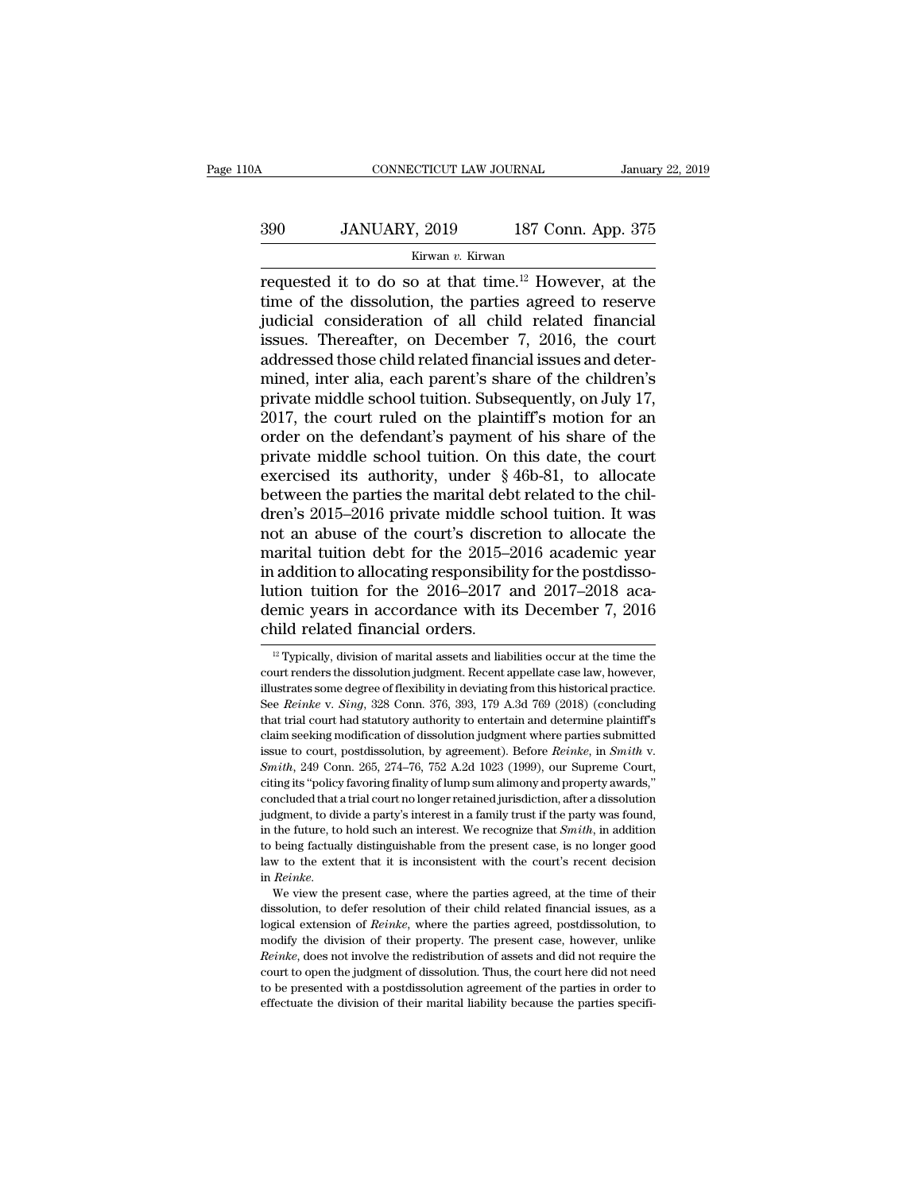requested it to do so at that time.[12] However, at the time of the dissolution, the parties agreed to reserve judicial consideration of all child related financial issues. Thereafter, on December 7, 2016, the court addressed those child related financial issues and determined, inter alia, each parent's share of the children's private middle school tuition. Subsequently, on July 17, 2017, the court ruled on the plaintiff's motion for an order on the defendant's payment of his share of the private middle school tuition. On this date, the court exercised its authority, under § 46b-81, to allocate between the parties the marital debt related to the children's 2015–2016 private middle school tuition. It was not an abuse of the court's discretion to allocate the marital tuition debt for the 2015–2016 academic year in addition to allocating responsibility for the postdissolution tuition for the 2016–2017 and 2017–2018 academic years in accordance with its December 7, 2016 child related financial orders.

[12] Typically, division of marital assets and liabilities occur at the time the court renders the dissolution judgment. Recent appellate case law, however, illustrates some degree of flexibility in deviating from this historical practice. See *Reinke* v. *Sing*, 328 Conn. 376, 393, 179 A.3d 769 (2018) (concluding that trial court had statutory authority to entertain and determine plaintiff's claim seeking modification of dissolution judgment where parties submitted issue to court, postdissolution, by agreement). Before *Reinke*, in *Smith* v. *Smith*, 249 Conn. 265, 274–76, 752 A.2d 1023 (1999), our Supreme Court, citing its "policy favoring finality of lump sum alimony and property awards," concluded that a trial court no longer retained jurisdiction, after a dissolution judgment, to divide a party's interest in a family trust if the party was found, in the future, to hold such an interest. We recognize that *Smith*, in addition to being factually distinguishable from the present case, is no longer good law to the extent that it is inconsistent with the court's recent decision in *Reinke*.

We view the present case, where the parties agreed, at the time of their dissolution, to defer resolution of their child related financial issues, as a logical extension of *Reinke*, where the parties agreed, postdissolution, to modify the division of their property. The present case, however, unlike *Reinke*, does not involve the redistribution of assets and did not require the court to open the judgment of dissolution. Thus, the court here did not need to be presented with a postdissolution agreement of the parties in order to effectuate the division of their marital liability because the parties specifi-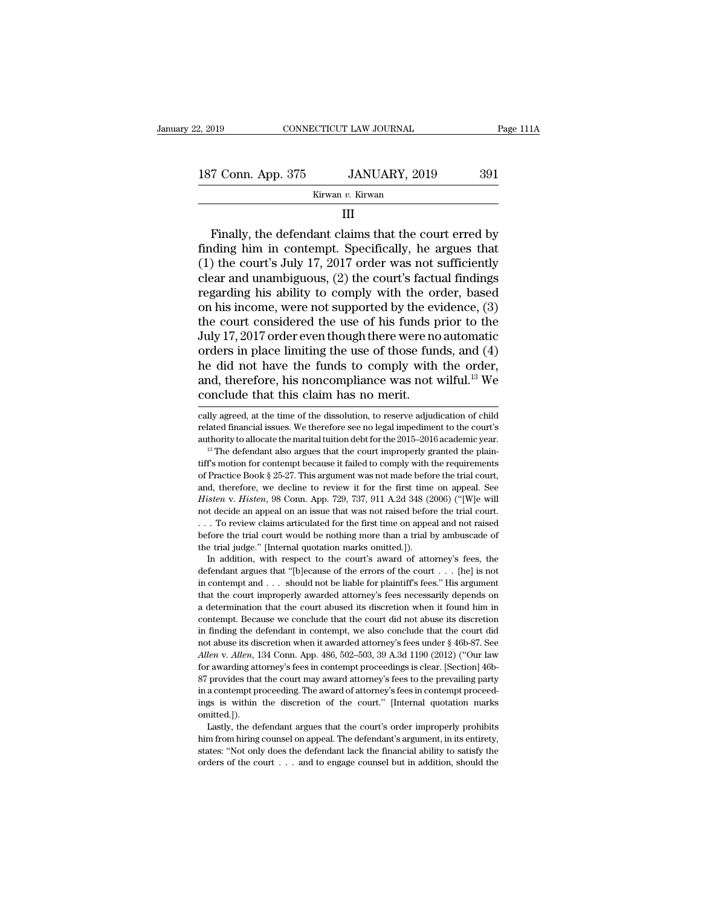## III

Finally, the defendant claims that the court erred by finding him in contempt. Specifically, he argues that (1) the court's July 17, 2017 order was not sufficiently clear and unambiguous, (2) the court's factual findings regarding his ability to comply with the order, based on his income, were not supported by the evidence, (3) the court considered the use of his funds prior to the July 17, 2017 order even though there were no automatic orders in place limiting the use of those funds, and (4) he did not have the funds to comply with the order, and, therefore, his noncompliance was not wilful.[13] We conclude that this claim has no merit.

cally agreed, at the time of the dissolution, to reserve adjudication of child related financial issues. We therefore see no legal impediment to the court's authority to allocate the marital tuition debt for the 2015–2016 academic year.

[13] The defendant also argues that the court improperly granted the plaintiff's motion for contempt because it failed to comply with the requirements of Practice Book § 25-27. This argument was not made before the trial court, and, therefore, we decline to review it for the first time on appeal. See *Histen* v. *Histen*, 98 Conn. App. 729, 737, 911 A.2d 348 (2006) ("[W]e will not decide an appeal on an issue that was not raised before the trial court. . . . To review claims articulated for the first time on appeal and not raised before the trial court would be nothing more than a trial by ambuscade of the trial judge." [Internal quotation marks omitted.]).

In addition, with respect to the court's award of attorney's fees, the defendant argues that "[b]ecause of the errors of the court . . . [he] is not in contempt and . . . should not be liable for plaintiff's fees." His argument that the court improperly awarded attorney's fees necessarily depends on a determination that the court abused its discretion when it found him in contempt. Because we conclude that the court did not abuse its discretion in finding the defendant in contempt, we also conclude that the court did not abuse its discretion when it awarded attorney's fees under § 46b-87. See *Allen* v. *Allen*, 134 Conn. App. 486, 502–503, 39 A.3d 1190 (2012) ("Our law for awarding attorney's fees in contempt proceedings is clear. [Section] 46b-87 provides that the court may award attorney's fees to the prevailing party in a contempt proceeding. The award of attorney's fees in contempt proceedings is within the discretion of the court." [Internal quotation marks omitted.]).

Lastly, the defendant argues that the court's order improperly prohibits him from hiring counsel on appeal. The defendant's argument, in its entirety, states: "Not only does the defendant lack the financial ability to satisfy the orders of the court . . . and to engage counsel but in addition, should the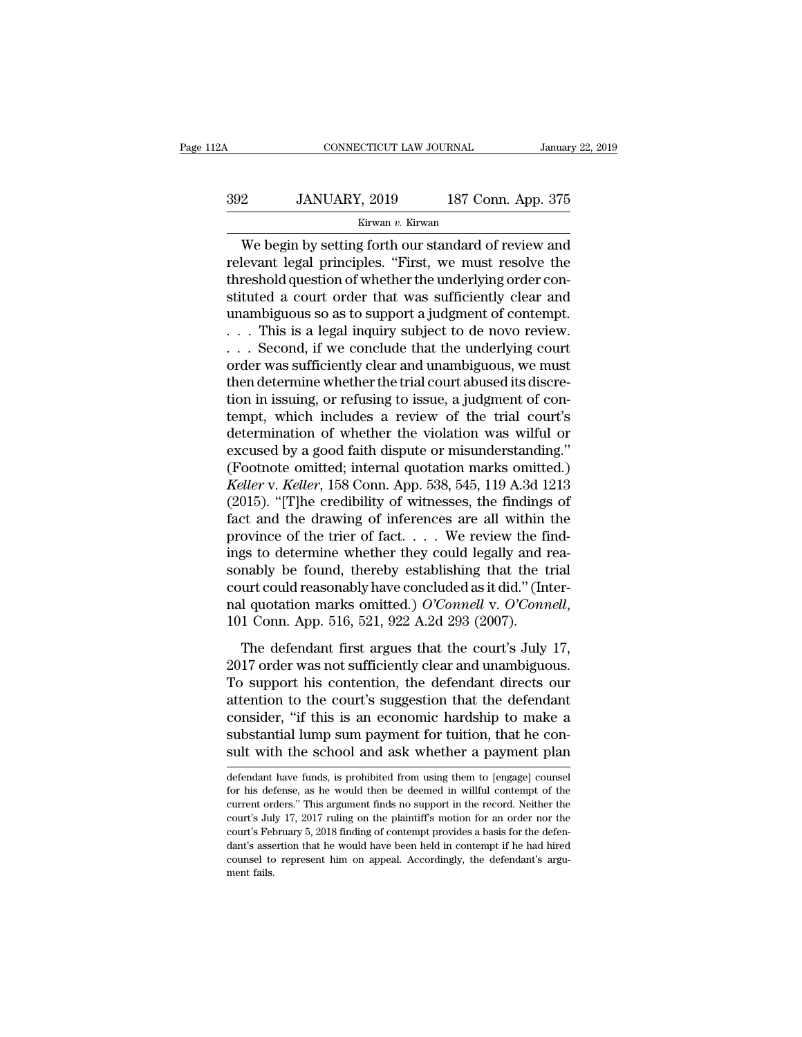We begin by setting forth our standard of review and relevant legal principles. "First, we must resolve the threshold question of whether the underlying order constituted a court order that was sufficiently clear and unambiguous so as to support a judgment of contempt. . . . This is a legal inquiry subject to de novo review. . . . Second, if we conclude that the underlying court order was sufficiently clear and unambiguous, we must then determine whether the trial court abused its discretion in issuing, or refusing to issue, a judgment of contempt, which includes a review of the trial court's determination of whether the violation was wilful or excused by a good faith dispute or misunderstanding." (Footnote omitted; internal quotation marks omitted.) *Keller* v. *Keller*, 158 Conn. App. 538, 545, 119 A.3d 1213 (2015). "[T]he credibility of witnesses, the findings of fact and the drawing of inferences are all within the province of the trier of fact. . . . We review the findings to determine whether they could legally and reasonably be found, thereby establishing that the trial court could reasonably have concluded as it did." (Internal quotation marks omitted.) *O'Connell* v. *O'Connell*, 101 Conn. App. 516, 521, 922 A.2d 293 (2007).

The defendant first argues that the court's July 17, 2017 order was not sufficiently clear and unambiguous. To support his contention, the defendant directs our attention to the court's suggestion that the defendant consider, "if this is an economic hardship to make a substantial lump sum payment for tuition, that he consult with the school and ask whether a payment plan

---

defendant have funds, is prohibited from using them to [engage] counsel for his defense, as he would then be deemed in willful contempt of the current orders." This argument finds no support in the record. Neither the court's July 17, 2017 ruling on the plaintiff's motion for an order nor the court's February 5, 2018 finding of contempt provides a basis for the defendant's assertion that he would have been held in contempt if he had hired counsel to represent him on appeal. Accordingly, the defendant's argument fails.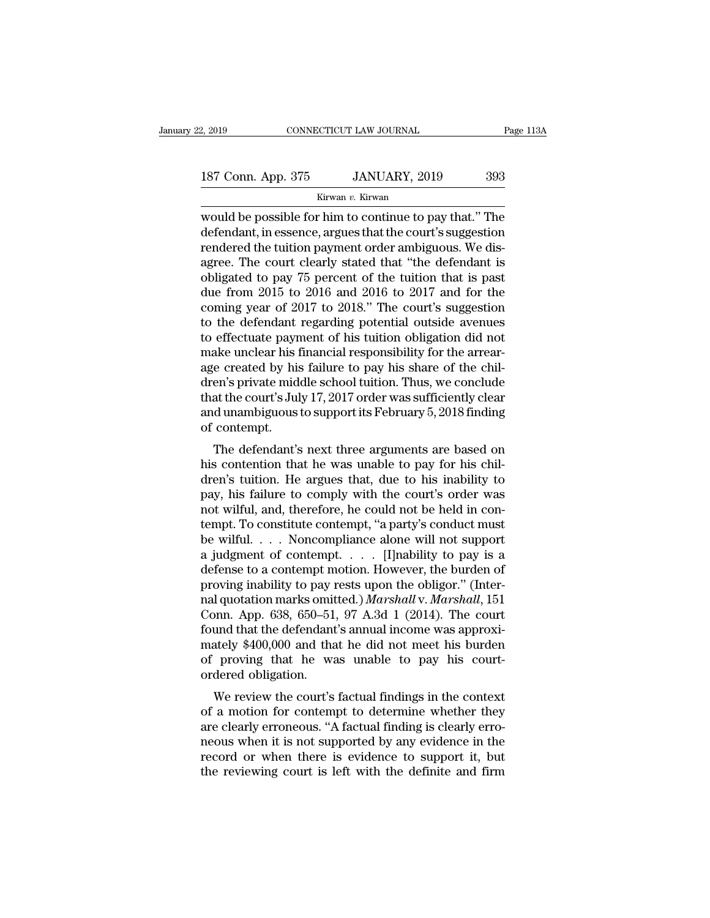would be possible for him to continue to pay that." The defendant, in essence, argues that the court's suggestion rendered the tuition payment order ambiguous. We disagree. The court clearly stated that "the defendant is obligated to pay 75 percent of the tuition that is past due from 2015 to 2016 and 2016 to 2017 and for the coming year of 2017 to 2018." The court's suggestion to the defendant regarding potential outside avenues to effectuate payment of his tuition obligation did not make unclear his financial responsibility for the arrearage created by his failure to pay his share of the children's private middle school tuition. Thus, we conclude that the court's July 17, 2017 order was sufficiently clear and unambiguous to support its February 5, 2018 finding of contempt.

The defendant's next three arguments are based on his contention that he was unable to pay for his children's tuition. He argues that, due to his inability to pay, his failure to comply with the court's order was not wilful, and, therefore, he could not be held in contempt. To constitute contempt, "a party's conduct must be wilful. . . . Noncompliance alone will not support a judgment of contempt. . . . [I]nability to pay is a defense to a contempt motion. However, the burden of proving inability to pay rests upon the obligor." (Internal quotation marks omitted.) *Marshall* v. *Marshall*, 151 Conn. App. 638, 650–51, 97 A.3d 1 (2014). The court found that the defendant's annual income was approximately $400,000 and that he did not meet his burden of proving that he was unable to pay his court-ordered obligation.

We review the court's factual findings in the context of a motion for contempt to determine whether they are clearly erroneous. "A factual finding is clearly erroneous when it is not supported by any evidence in the record or when there is evidence to support it, but the reviewing court is left with the definite and firm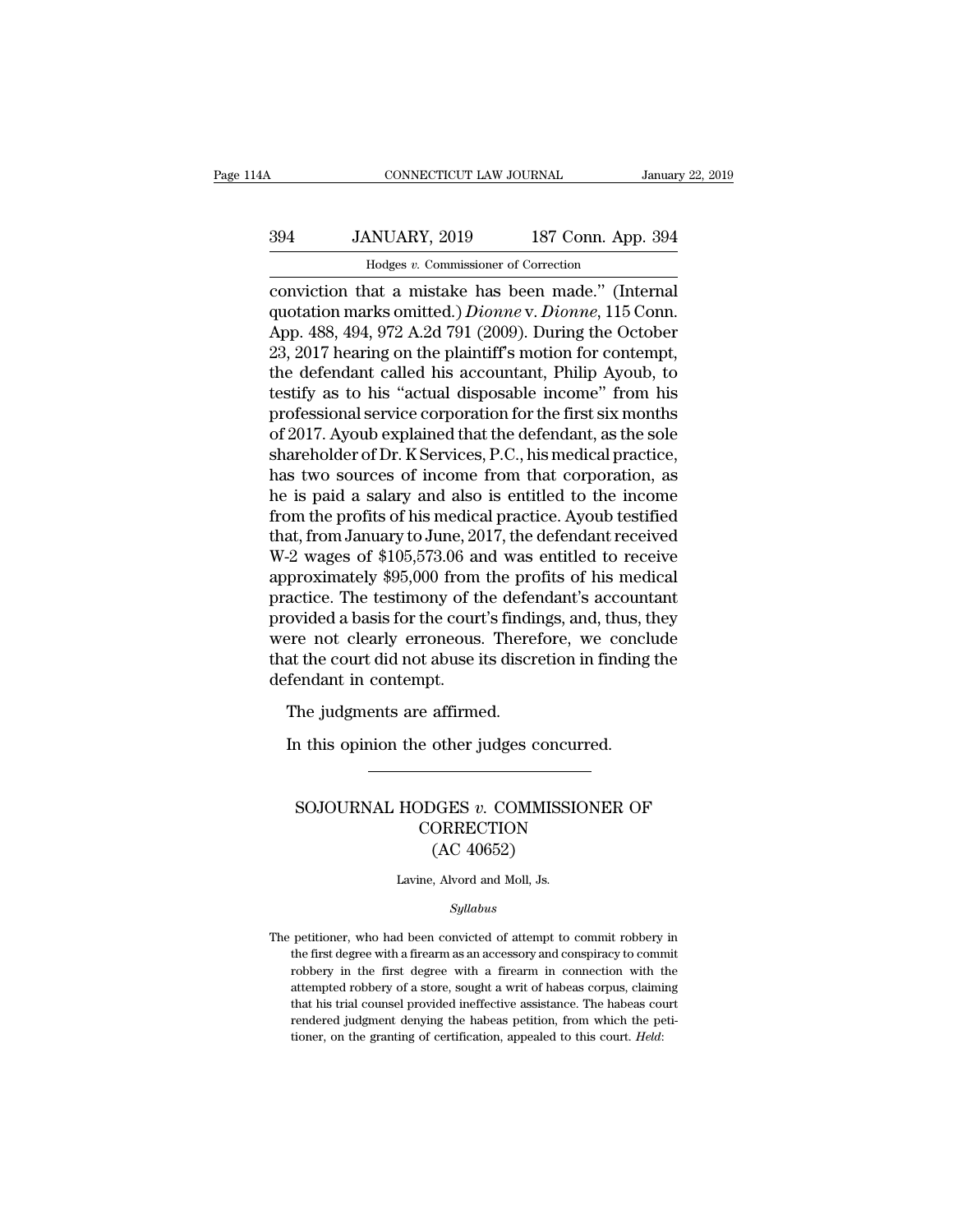conviction that a mistake has been made." (Internal quotation marks omitted.) *Dionne* v. *Dionne*, 115 Conn. App. 488, 494, 972 A.2d 791 (2009). During the October 23, 2017 hearing on the plaintiff's motion for contempt, the defendant called his accountant, Philip Ayoub, to testify as to his "actual disposable income" from his professional service corporation for the first six months of 2017. Ayoub explained that the defendant, as the sole shareholder of Dr. K Services, P.C., his medical practice, has two sources of income from that corporation, as he is paid a salary and also is entitled to the income from the profits of his medical practice. Ayoub testified that, from January to June, 2017, the defendant received W-2 wages of $105,573.06 and was entitled to receive approximately $95,000 from the profits of his medical practice. The testimony of the defendant's accountant provided a basis for the court's findings, and, thus, they were not clearly erroneous. Therefore, we conclude that the court did not abuse its discretion in finding the defendant in contempt.

The judgments are affirmed.

In this opinion the other judges concurred.

---

## SOJOURNAL HODGES *v.* COMMISSIONER OF CORRECTION
### (AC 40652)

Lavine, Alvord and Moll, Js.

*Syllabus*

The petitioner, who had been convicted of attempt to commit robbery in the first degree with a firearm as an accessory and conspiracy to commit robbery in the first degree with a firearm in connection with the attempted robbery of a store, sought a writ of habeas corpus, claiming that his trial counsel provided ineffective assistance. The habeas court rendered judgment denying the habeas petition, from which the petitioner, on the granting of certification, appealed to this court. *Held*: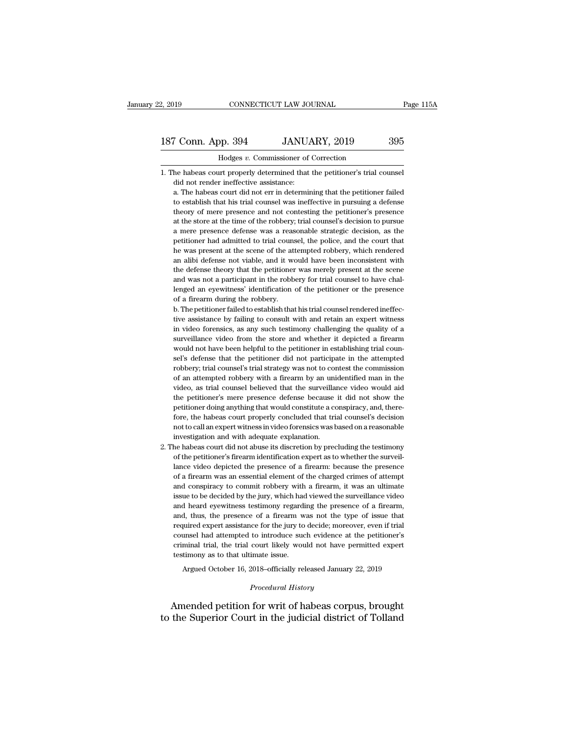1. The habeas court properly determined that the petitioner's trial counsel did not render ineffective assistance:

   a. The habeas court did not err in determining that the petitioner failed to establish that his trial counsel was ineffective in pursuing a defense theory of mere presence and not contesting the petitioner's presence at the store at the time of the robbery; trial counsel's decision to pursue a mere presence defense was a reasonable strategic decision, as the petitioner had admitted to trial counsel, the police, and the court that he was present at the scene of the attempted robbery, which rendered an alibi defense not viable, and it would have been inconsistent with the defense theory that the petitioner was merely present at the scene and was not a participant in the robbery for trial counsel to have challenged an eyewitness' identification of the petitioner or the presence of a firearm during the robbery.

   b. The petitioner failed to establish that his trial counsel rendered ineffective assistance by failing to consult with and retain an expert witness in video forensics, as any such testimony challenging the quality of a surveillance video from the store and whether it depicted a firearm would not have been helpful to the petitioner in establishing trial counsel's defense that the petitioner did not participate in the attempted robbery; trial counsel's trial strategy was not to contest the commission of an attempted robbery with a firearm by an unidentified man in the video, as trial counsel believed that the surveillance video would aid the petitioner's mere presence defense because it did not show the petitioner doing anything that would constitute a conspiracy, and, therefore, the habeas court properly concluded that trial counsel's decision not to call an expert witness in video forensics was based on a reasonable investigation and with adequate explanation.

2. The habeas court did not abuse its discretion by precluding the testimony of the petitioner's firearm identification expert as to whether the surveillance video depicted the presence of a firearm: because the presence of a firearm was an essential element of the charged crimes of attempt and conspiracy to commit robbery with a firearm, it was an ultimate issue to be decided by the jury, which had viewed the surveillance video and heard eyewitness testimony regarding the presence of a firearm, and, thus, the presence of a firearm was not the type of issue that required expert assistance for the jury to decide; moreover, even if trial counsel had attempted to introduce such evidence at the petitioner's criminal trial, the trial court likely would not have permitted expert testimony as to that ultimate issue.

Argued October 16, 2018–officially released January 22, 2019

*Procedural History*

Amended petition for writ of habeas corpus, brought to the Superior Court in the judicial district of Tolland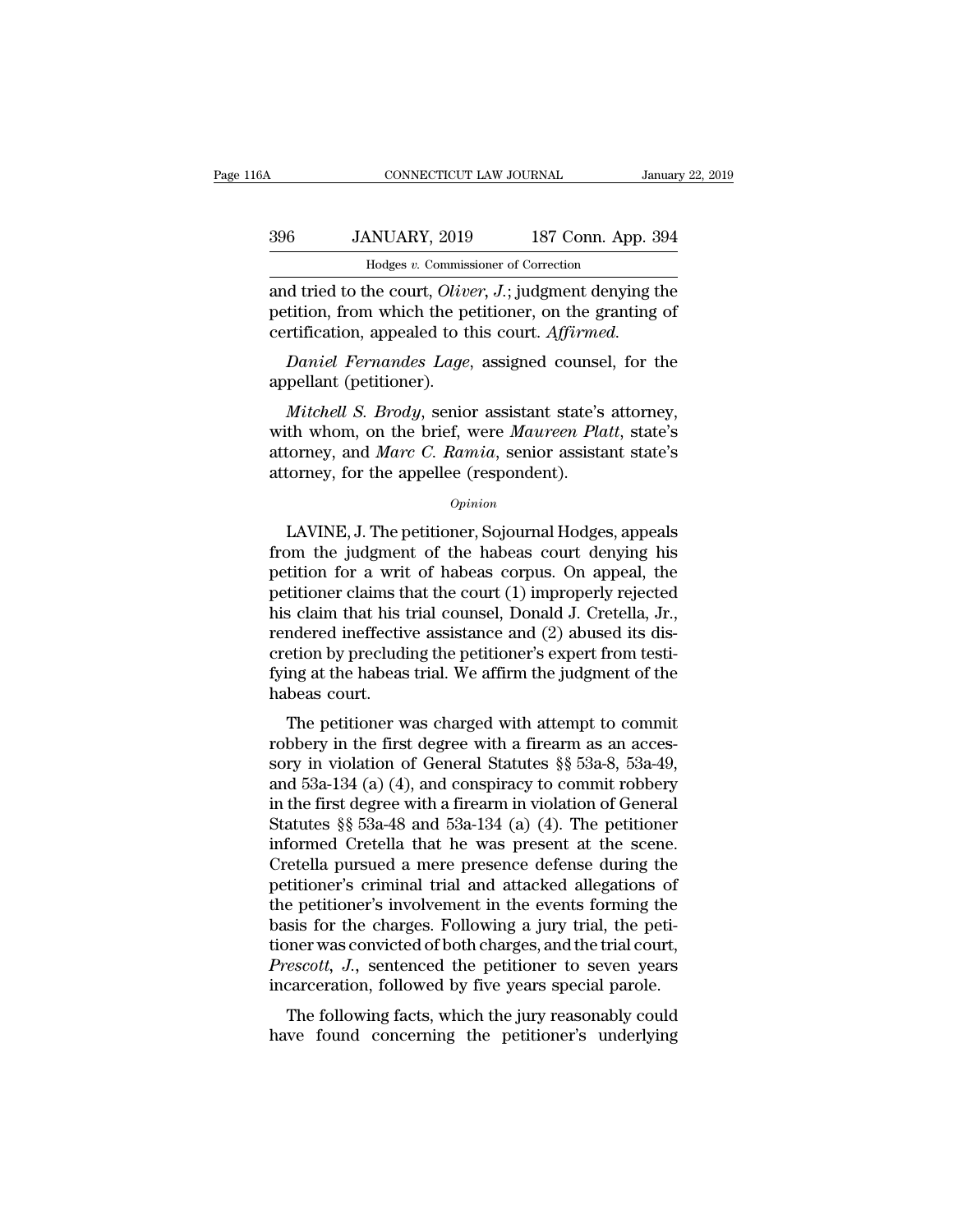and tried to the court, *Oliver*, *J.*; judgment denying the petition, from which the petitioner, on the granting of certification, appealed to this court. *Affirmed.*

*Daniel Fernandes Lage*, assigned counsel, for the appellant (petitioner).

*Mitchell S. Brody*, senior assistant state's attorney, with whom, on the brief, were *Maureen Platt*, state's attorney, and *Marc C. Ramia*, senior assistant state's attorney, for the appellee (respondent).

*Opinion*

LAVINE, J. The petitioner, Sojournal Hodges, appeals from the judgment of the habeas court denying his petition for a writ of habeas corpus. On appeal, the petitioner claims that the court (1) improperly rejected his claim that his trial counsel, Donald J. Cretella, Jr., rendered ineffective assistance and (2) abused its discretion by precluding the petitioner's expert from testifying at the habeas trial. We affirm the judgment of the habeas court.

The petitioner was charged with attempt to commit robbery in the first degree with a firearm as an accessory in violation of General Statutes §§ 53a-8, 53a-49, and 53a-134 (a) (4), and conspiracy to commit robbery in the first degree with a firearm in violation of General Statutes §§ 53a-48 and 53a-134 (a) (4). The petitioner informed Cretella that he was present at the scene. Cretella pursued a mere presence defense during the petitioner's criminal trial and attacked allegations of the petitioner's involvement in the events forming the basis for the charges. Following a jury trial, the petitioner was convicted of both charges, and the trial court, *Prescott*, *J.*, sentenced the petitioner to seven years incarceration, followed by five years special parole.

The following facts, which the jury reasonably could have found concerning the petitioner's underlying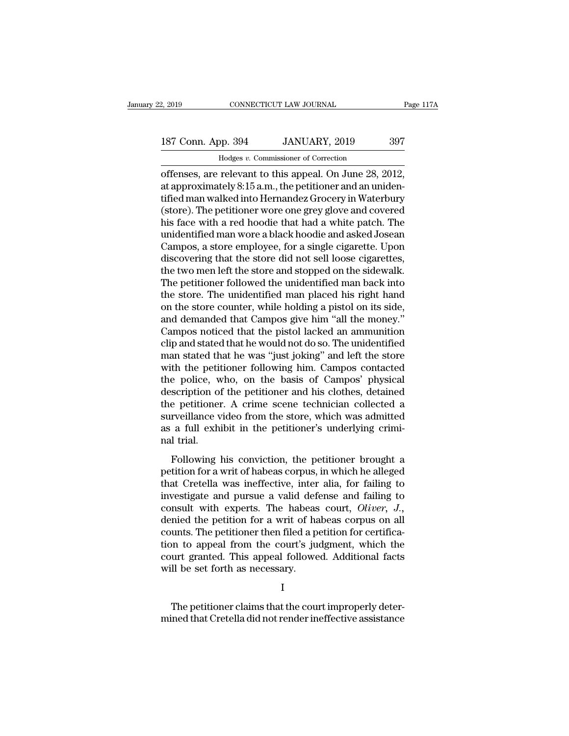offenses, are relevant to this appeal. On June 28, 2012, at approximately 8:15 a.m., the petitioner and an unidentified man walked into Hernandez Grocery in Waterbury (store). The petitioner wore one grey glove and covered his face with a red hoodie that had a white patch. The unidentified man wore a black hoodie and asked Josean Campos, a store employee, for a single cigarette. Upon discovering that the store did not sell loose cigarettes, the two men left the store and stopped on the sidewalk. The petitioner followed the unidentified man back into the store. The unidentified man placed his right hand on the store counter, while holding a pistol on its side, and demanded that Campos give him "all the money." Campos noticed that the pistol lacked an ammunition clip and stated that he would not do so. The unidentified man stated that he was "just joking" and left the store with the petitioner following him. Campos contacted the police, who, on the basis of Campos' physical description of the petitioner and his clothes, detained the petitioner. A crime scene technician collected a surveillance video from the store, which was admitted as a full exhibit in the petitioner's underlying criminal trial.

Following his conviction, the petitioner brought a petition for a writ of habeas corpus, in which he alleged that Cretella was ineffective, inter alia, for failing to investigate and pursue a valid defense and failing to consult with experts. The habeas court, *Oliver*, *J.*, denied the petition for a writ of habeas corpus on all counts. The petitioner then filed a petition for certification to appeal from the court's judgment, which the court granted. This appeal followed. Additional facts will be set forth as necessary.

I

The petitioner claims that the court improperly determined that Cretella did not render ineffective assistance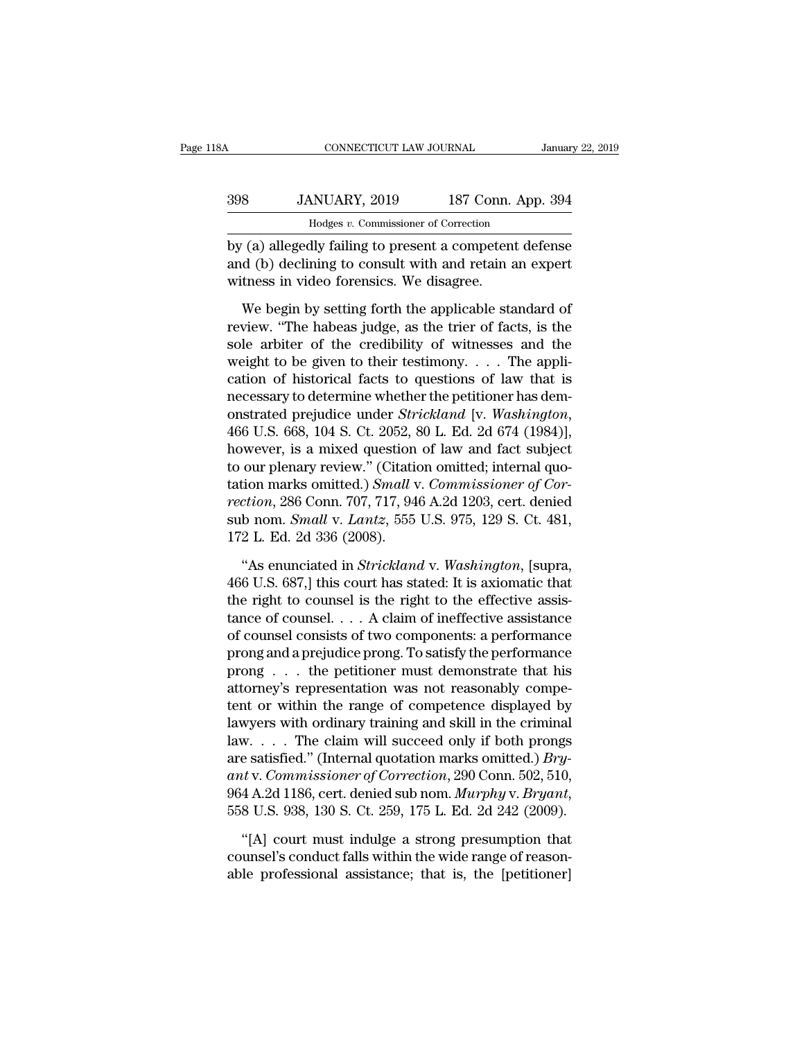by (a) allegedly failing to present a competent defense and (b) declining to consult with and retain an expert witness in video forensics. We disagree.

We begin by setting forth the applicable standard of review. "The habeas judge, as the trier of facts, is the sole arbiter of the credibility of witnesses and the weight to be given to their testimony. . . . The application of historical facts to questions of law that is necessary to determine whether the petitioner has demonstrated prejudice under *Strickland* [v. *Washington*, 466 U.S. 668, 104 S. Ct. 2052, 80 L. Ed. 2d 674 (1984)], however, is a mixed question of law and fact subject to our plenary review." (Citation omitted; internal quotation marks omitted.) *Small* v. *Commissioner of Correction*, 286 Conn. 707, 717, 946 A.2d 1203, cert. denied sub nom. *Small* v. *Lantz*, 555 U.S. 975, 129 S. Ct. 481, 172 L. Ed. 2d 336 (2008).

"As enunciated in *Strickland* v. *Washington*, [supra, 466 U.S. 687,] this court has stated: It is axiomatic that the right to counsel is the right to the effective assistance of counsel. . . . A claim of ineffective assistance of counsel consists of two components: a performance prong and a prejudice prong. To satisfy the performance prong . . . the petitioner must demonstrate that his attorney's representation was not reasonably competent or within the range of competence displayed by lawyers with ordinary training and skill in the criminal law. . . . The claim will succeed only if both prongs are satisfied." (Internal quotation marks omitted.) *Bryant* v. *Commissioner of Correction*, 290 Conn. 502, 510, 964 A.2d 1186, cert. denied sub nom. *Murphy* v. *Bryant*, 558 U.S. 938, 130 S. Ct. 259, 175 L. Ed. 2d 242 (2009).

"[A] court must indulge a strong presumption that counsel's conduct falls within the wide range of reasonable professional assistance; that is, the [petitioner]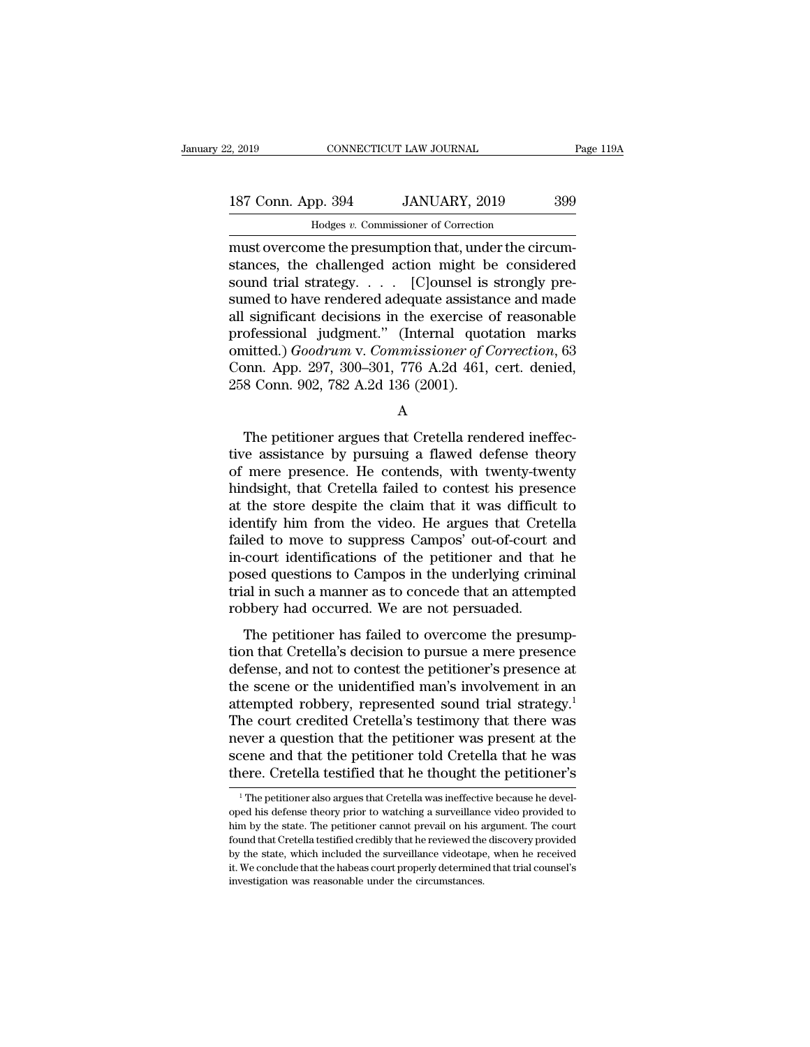must overcome the presumption that, under the circumstances, the challenged action might be considered sound trial strategy. . . . [C]ounsel is strongly presumed to have rendered adequate assistance and made all significant decisions in the exercise of reasonable professional judgment." (Internal quotation marks omitted.) *Goodrum* v. *Commissioner of Correction*, 63 Conn. App. 297, 300–301, 776 A.2d 461, cert. denied, 258 Conn. 902, 782 A.2d 136 (2001).

A

The petitioner argues that Cretella rendered ineffective assistance by pursuing a flawed defense theory of mere presence. He contends, with twenty-twenty hindsight, that Cretella failed to contest his presence at the store despite the claim that it was difficult to identify him from the video. He argues that Cretella failed to move to suppress Campos' out-of-court and in-court identifications of the petitioner and that he posed questions to Campos in the underlying criminal trial in such a manner as to concede that an attempted robbery had occurred. We are not persuaded.

The petitioner has failed to overcome the presumption that Cretella's decision to pursue a mere presence defense, and not to contest the petitioner's presence at the scene or the unidentified man's involvement in an attempted robbery, represented sound trial strategy.[1] The court credited Cretella's testimony that there was never a question that the petitioner was present at the scene and that the petitioner told Cretella that he was there. Cretella testified that he thought the petitioner's

[1] The petitioner also argues that Cretella was ineffective because he developed his defense theory prior to watching a surveillance video provided to him by the state. The petitioner cannot prevail on his argument. The court found that Cretella testified credibly that he reviewed the discovery provided by the state, which included the surveillance videotape, when he received it. We conclude that the habeas court properly determined that trial counsel's investigation was reasonable under the circumstances.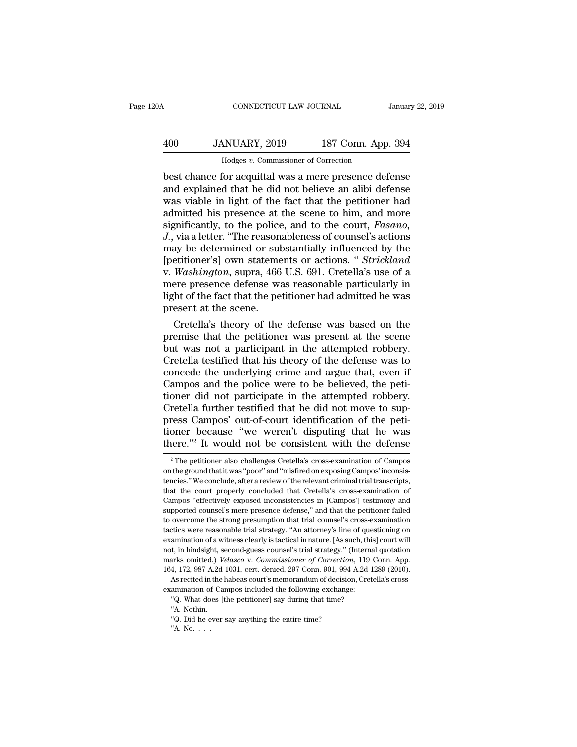best chance for acquittal was a mere presence defense and explained that he did not believe an alibi defense was viable in light of the fact that the petitioner had admitted his presence at the scene to him, and more significantly, to the police, and to the court, *Fasano, J.*, via a letter. "The reasonableness of counsel's actions may be determined or substantially influenced by the [petitioner's] own statements or actions. " *Strickland* v. *Washington*, supra, 466 U.S. 691. Cretella's use of a mere presence defense was reasonable particularly in light of the fact that the petitioner had admitted he was present at the scene.

Cretella's theory of the defense was based on the premise that the petitioner was present at the scene but was not a participant in the attempted robbery. Cretella testified that his theory of the defense was to concede the underlying crime and argue that, even if Campos and the police were to be believed, the petitioner did not participate in the attempted robbery. Cretella further testified that he did not move to suppress Campos' out-of-court identification of the petitioner because "we weren't disputing that he was there."[2] It would not be consistent with the defense

---

[2] The petitioner also challenges Cretella's cross-examination of Campos on the ground that it was "poor" and "misfired on exposing Campos' inconsistencies." We conclude, after a review of the relevant criminal trial transcripts, that the court properly concluded that Cretella's cross-examination of Campos "effectively exposed inconsistencies in [Campos'] testimony and supported counsel's mere presence defense," and that the petitioner failed to overcome the strong presumption that trial counsel's cross-examination tactics were reasonable trial strategy. "An attorney's line of questioning on examination of a witness clearly is tactical in nature. [As such, this] court will not, in hindsight, second-guess counsel's trial strategy." (Internal quotation marks omitted.) *Velasco* v. *Commissioner of Correction*, 119 Conn. App. 164, 172, 987 A.2d 1031, cert. denied, 297 Conn. 901, 994 A.2d 1289 (2010).

As recited in the habeas court's memorandum of decision, Cretella's cross-examination of Campos included the following exchange:

"Q. What does [the petitioner] say during that time?

"A. Nothin.

"Q. Did he ever say anything the entire time?

"A. No. . . .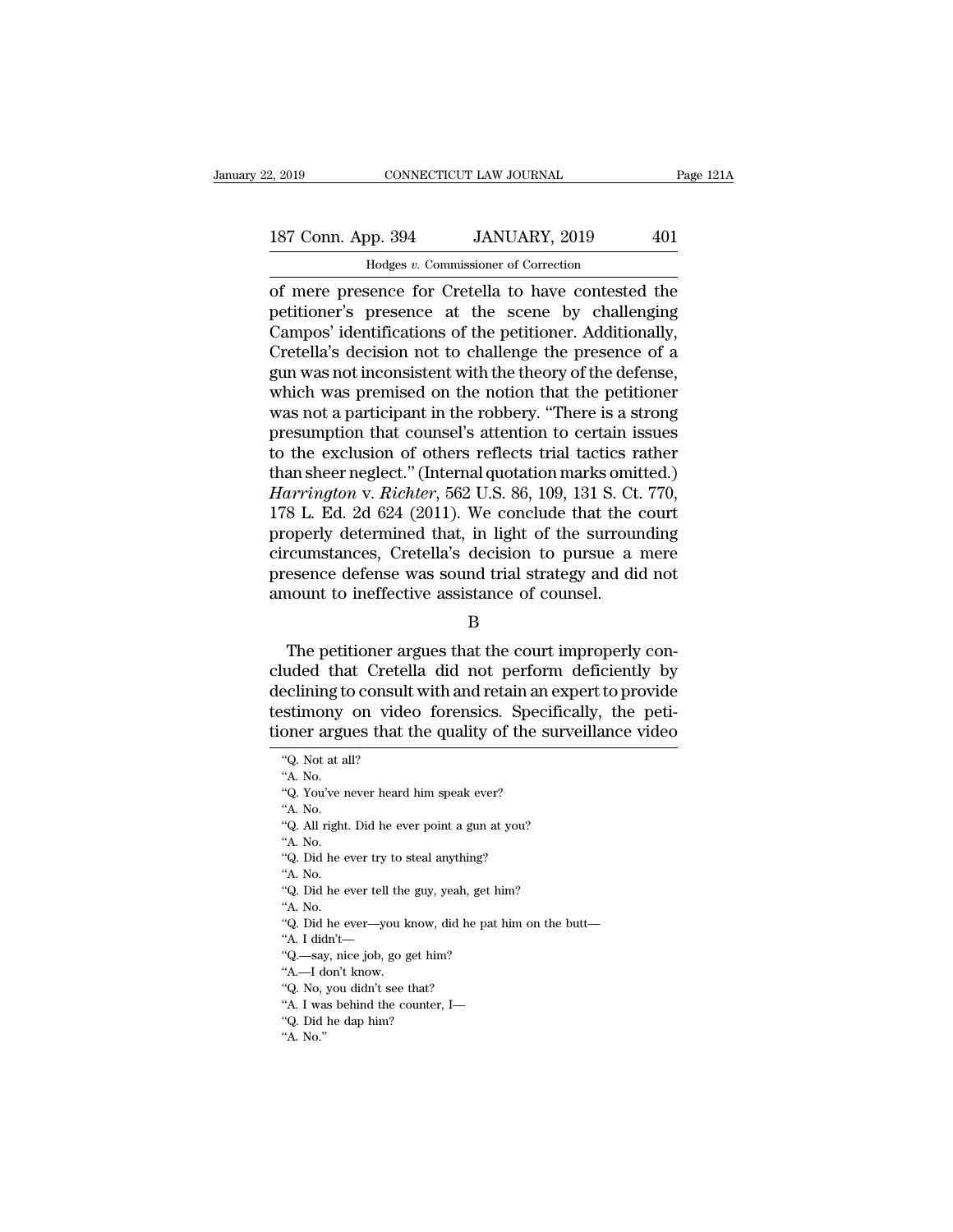of mere presence for Cretella to have contested the petitioner's presence at the scene by challenging Campos' identifications of the petitioner. Additionally, Cretella's decision not to challenge the presence of a gun was not inconsistent with the theory of the defense, which was premised on the notion that the petitioner was not a participant in the robbery. "There is a strong presumption that counsel's attention to certain issues to the exclusion of others reflects trial tactics rather than sheer neglect." (Internal quotation marks omitted.) *Harrington* v. *Richter*, 562 U.S. 86, 109, 131 S. Ct. 770, 178 L. Ed. 2d 624 (2011). We conclude that the court properly determined that, in light of the surrounding circumstances, Cretella's decision to pursue a mere presence defense was sound trial strategy and did not amount to ineffective assistance of counsel.

B

The petitioner argues that the court improperly concluded that Cretella did not perform deficiently by declining to consult with and retain an expert to provide testimony on video forensics. Specifically, the petitioner argues that the quality of the surveillance video

---

"Q. Not at all?
"A. No.
"Q. You've never heard him speak ever?
"A. No.
"Q. All right. Did he ever point a gun at you?
"A. No.
"Q. Did he ever try to steal anything?
"A. No.
"Q. Did he ever tell the guy, yeah, get him?
"A. No.
"Q. Did he ever—you know, did he pat him on the butt—
"A. I didn't—
"Q.—say, nice job, go get him?
"A.—I don't know.
"Q. No, you didn't see that?
"A. I was behind the counter, I—
"Q. Did he dap him?
"A. No."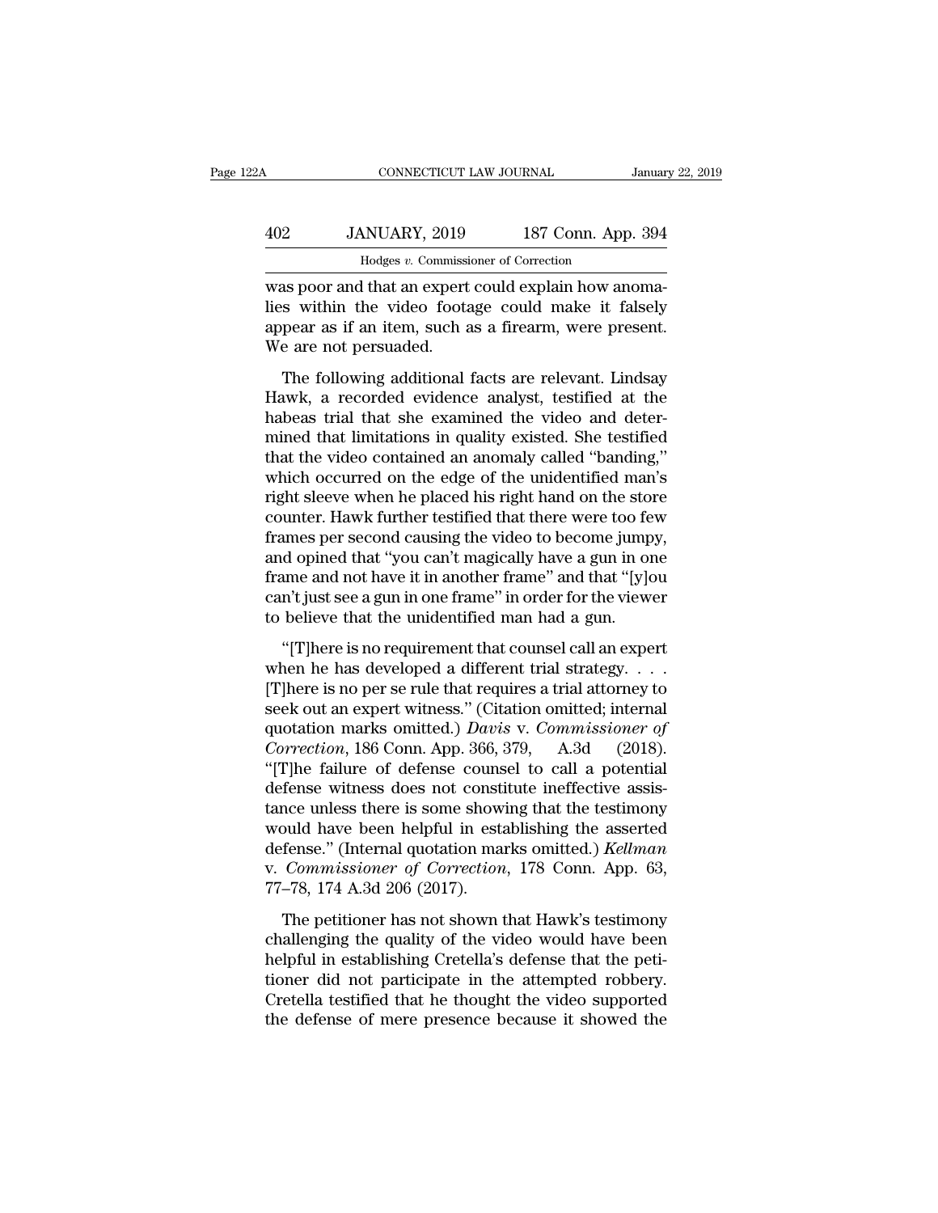was poor and that an expert could explain how anomalies within the video footage could make it falsely appear as if an item, such as a firearm, were present. We are not persuaded.

The following additional facts are relevant. Lindsay Hawk, a recorded evidence analyst, testified at the habeas trial that she examined the video and determined that limitations in quality existed. She testified that the video contained an anomaly called "banding," which occurred on the edge of the unidentified man's right sleeve when he placed his right hand on the store counter. Hawk further testified that there were too few frames per second causing the video to become jumpy, and opined that "you can't magically have a gun in one frame and not have it in another frame" and that "[y]ou can't just see a gun in one frame" in order for the viewer to believe that the unidentified man had a gun.

"[T]here is no requirement that counsel call an expert when he has developed a different trial strategy. . . . [T]here is no per se rule that requires a trial attorney to seek out an expert witness." (Citation omitted; internal quotation marks omitted.) *Davis* v. *Commissioner of Correction*, 186 Conn. App. 366, 379, A.3d (2018). "[T]he failure of defense counsel to call a potential defense witness does not constitute ineffective assistance unless there is some showing that the testimony would have been helpful in establishing the asserted defense." (Internal quotation marks omitted.) *Kellman* v. *Commissioner of Correction*, 178 Conn. App. 63, 77–78, 174 A.3d 206 (2017).

The petitioner has not shown that Hawk's testimony challenging the quality of the video would have been helpful in establishing Cretella's defense that the petitioner did not participate in the attempted robbery. Cretella testified that he thought the video supported the defense of mere presence because it showed the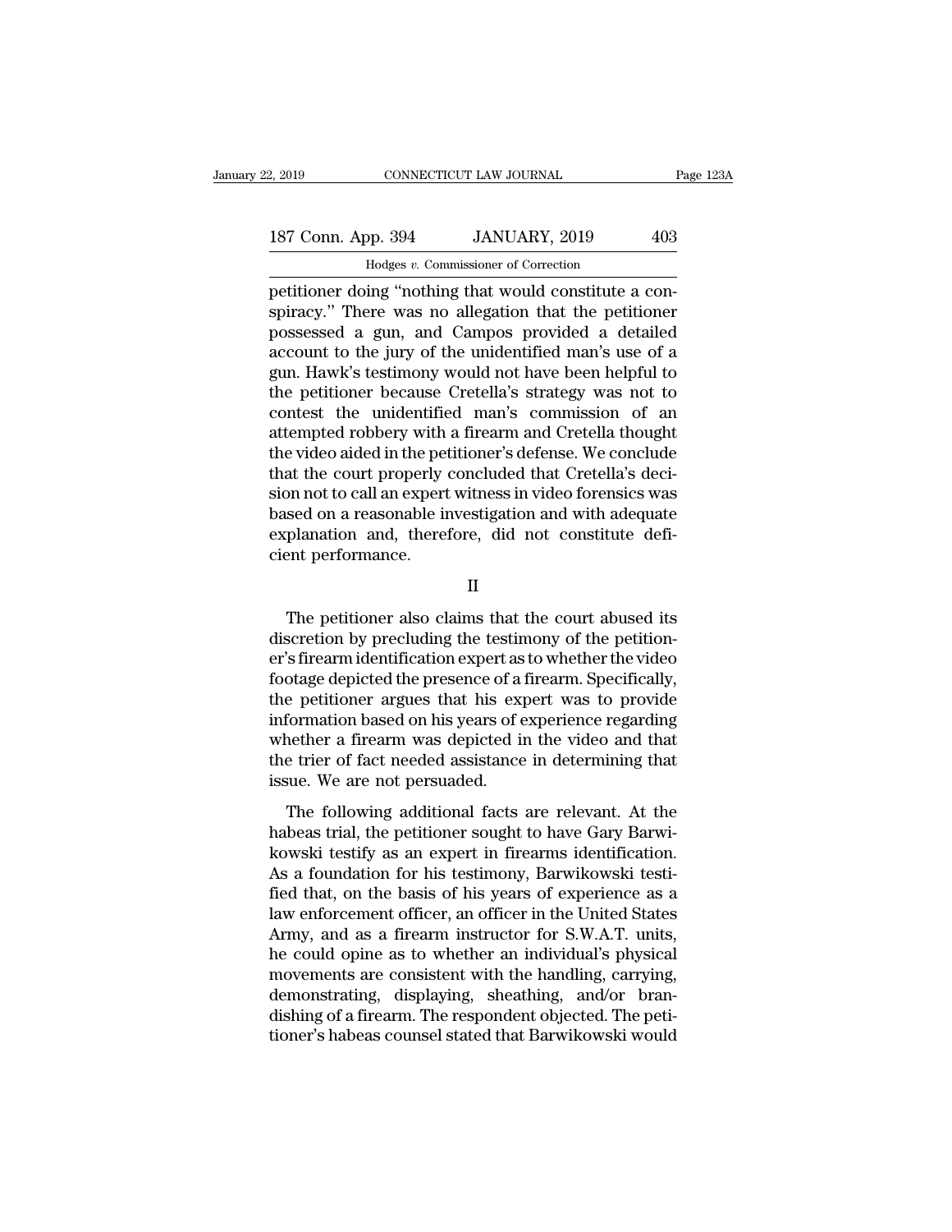petitioner doing "nothing that would constitute a conspiracy." There was no allegation that the petitioner possessed a gun, and Campos provided a detailed account to the jury of the unidentified man's use of a gun. Hawk's testimony would not have been helpful to the petitioner because Cretella's strategy was not to contest the unidentified man's commission of an attempted robbery with a firearm and Cretella thought the video aided in the petitioner's defense. We conclude that the court properly concluded that Cretella's decision not to call an expert witness in video forensics was based on a reasonable investigation and with adequate explanation and, therefore, did not constitute deficient performance.

II

The petitioner also claims that the court abused its discretion by precluding the testimony of the petitioner's firearm identification expert as to whether the video footage depicted the presence of a firearm. Specifically, the petitioner argues that his expert was to provide information based on his years of experience regarding whether a firearm was depicted in the video and that the trier of fact needed assistance in determining that issue. We are not persuaded.

The following additional facts are relevant. At the habeas trial, the petitioner sought to have Gary Barwikowski testify as an expert in firearms identification. As a foundation for his testimony, Barwikowski testified that, on the basis of his years of experience as a law enforcement officer, an officer in the United States Army, and as a firearm instructor for S.W.A.T. units, he could opine as to whether an individual's physical movements are consistent with the handling, carrying, demonstrating, displaying, sheathing, and/or brandishing of a firearm. The respondent objected. The petitioner's habeas counsel stated that Barwikowski would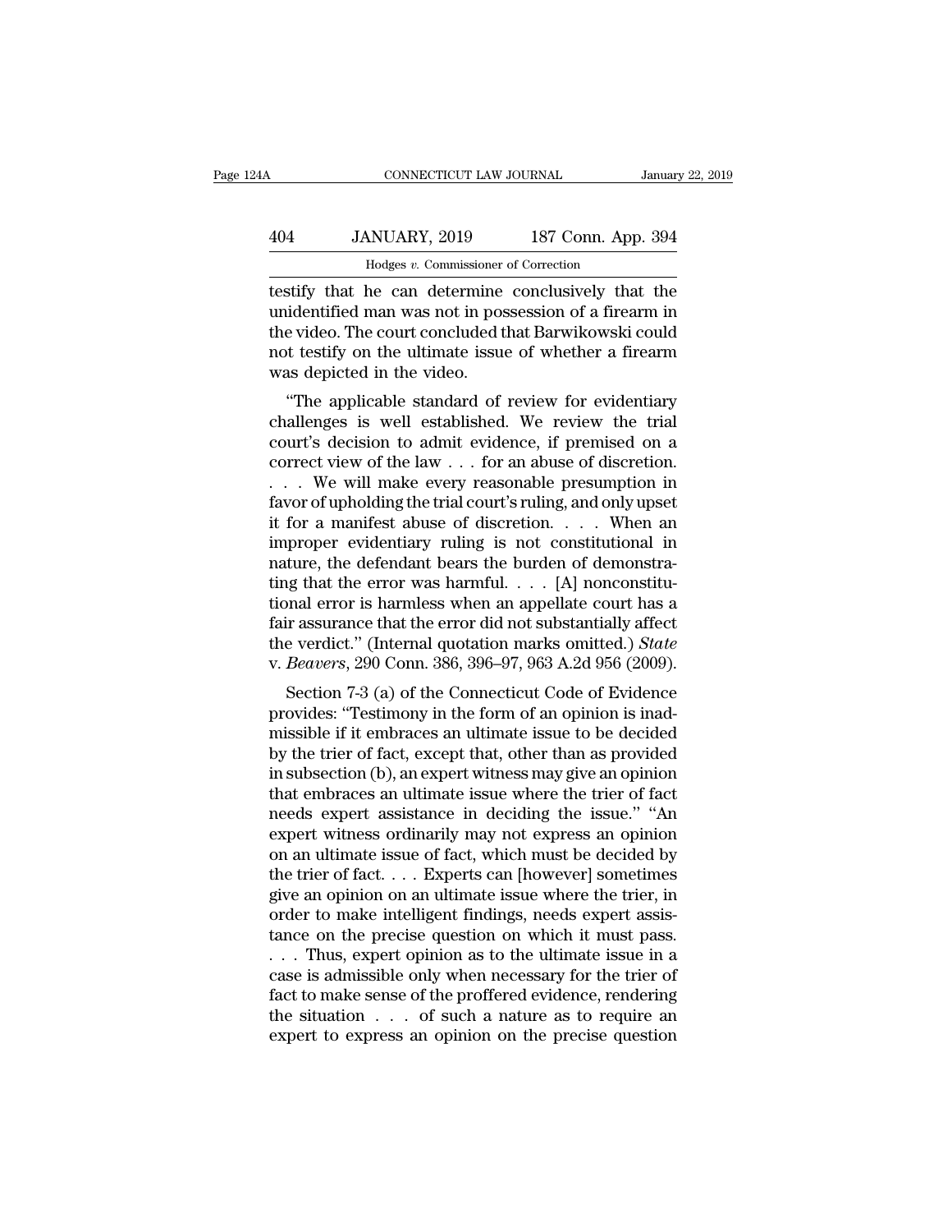testify that he can determine conclusively that the unidentified man was not in possession of a firearm in the video. The court concluded that Barwikowski could not testify on the ultimate issue of whether a firearm was depicted in the video.

"The applicable standard of review for evidentiary challenges is well established. We review the trial court's decision to admit evidence, if premised on a correct view of the law . . . for an abuse of discretion. . . . We will make every reasonable presumption in favor of upholding the trial court's ruling, and only upset it for a manifest abuse of discretion. . . . When an improper evidentiary ruling is not constitutional in nature, the defendant bears the burden of demonstrating that the error was harmful. . . . [A] nonconstitutional error is harmless when an appellate court has a fair assurance that the error did not substantially affect the verdict." (Internal quotation marks omitted.) *State* v. *Beavers*, 290 Conn. 386, 396–97, 963 A.2d 956 (2009).

Section 7-3 (a) of the Connecticut Code of Evidence provides: "Testimony in the form of an opinion is inadmissible if it embraces an ultimate issue to be decided by the trier of fact, except that, other than as provided in subsection (b), an expert witness may give an opinion that embraces an ultimate issue where the trier of fact needs expert assistance in deciding the issue." "An expert witness ordinarily may not express an opinion on an ultimate issue of fact, which must be decided by the trier of fact. . . . Experts can [however] sometimes give an opinion on an ultimate issue where the trier, in order to make intelligent findings, needs expert assistance on the precise question on which it must pass. . . . Thus, expert opinion as to the ultimate issue in a case is admissible only when necessary for the trier of fact to make sense of the proffered evidence, rendering the situation . . . of such a nature as to require an expert to express an opinion on the precise question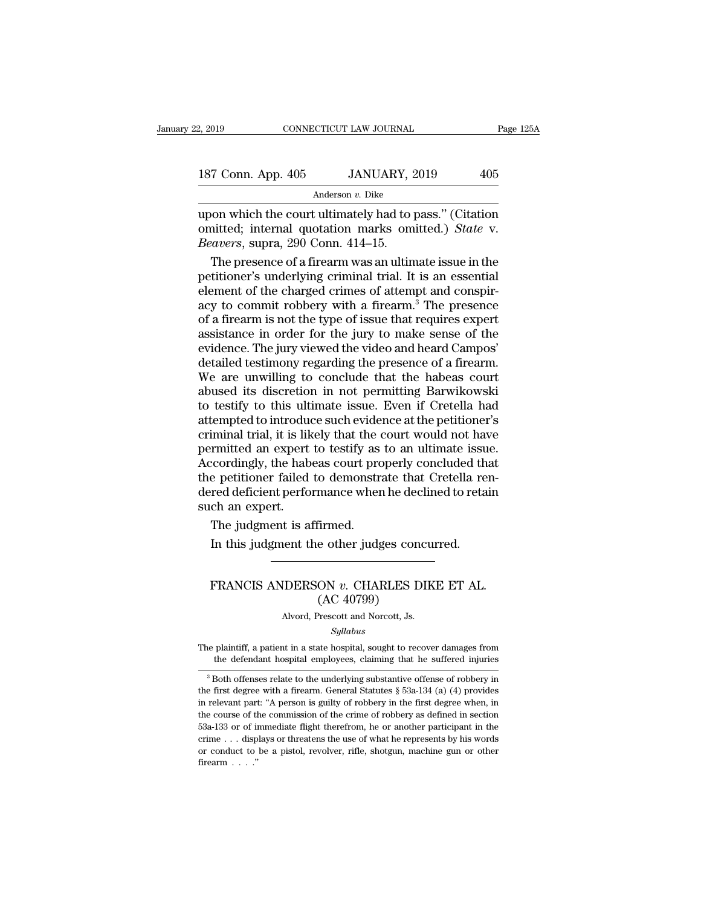upon which the court ultimately had to pass." (Citation omitted; internal quotation marks omitted.) *State* v. *Beavers*, supra, 290 Conn. 414–15.

The presence of a firearm was an ultimate issue in the petitioner's underlying criminal trial. It is an essential element of the charged crimes of attempt and conspiracy to commit robbery with a firearm.[3] The presence of a firearm is not the type of issue that requires expert assistance in order for the jury to make sense of the evidence. The jury viewed the video and heard Campos' detailed testimony regarding the presence of a firearm. We are unwilling to conclude that the habeas court abused its discretion in not permitting Barwikowski to testify to this ultimate issue. Even if Cretella had attempted to introduce such evidence at the petitioner's criminal trial, it is likely that the court would not have permitted an expert to testify as to an ultimate issue. Accordingly, the habeas court properly concluded that the petitioner failed to demonstrate that Cretella rendered deficient performance when he declined to retain such an expert.

The judgment is affirmed.

In this judgment the other judges concurred.

---

# FRANCIS ANDERSON *v.* CHARLES DIKE ET AL.
## (AC 40799)

Alvord, Prescott and Norcott, Js.

*Syllabus*

The plaintiff, a patient in a state hospital, sought to recover damages from the defendant hospital employees, claiming that he suffered injuries

---

[3] Both offenses relate to the underlying substantive offense of robbery in the first degree with a firearm. General Statutes § 53a-134 (a) (4) provides in relevant part: "A person is guilty of robbery in the first degree when, in the course of the commission of the crime of robbery as defined in section 53a-133 or of immediate flight therefrom, he or another participant in the crime . . . displays or threatens the use of what he represents by his words or conduct to be a pistol, revolver, rifle, shotgun, machine gun or other firearm . . . ."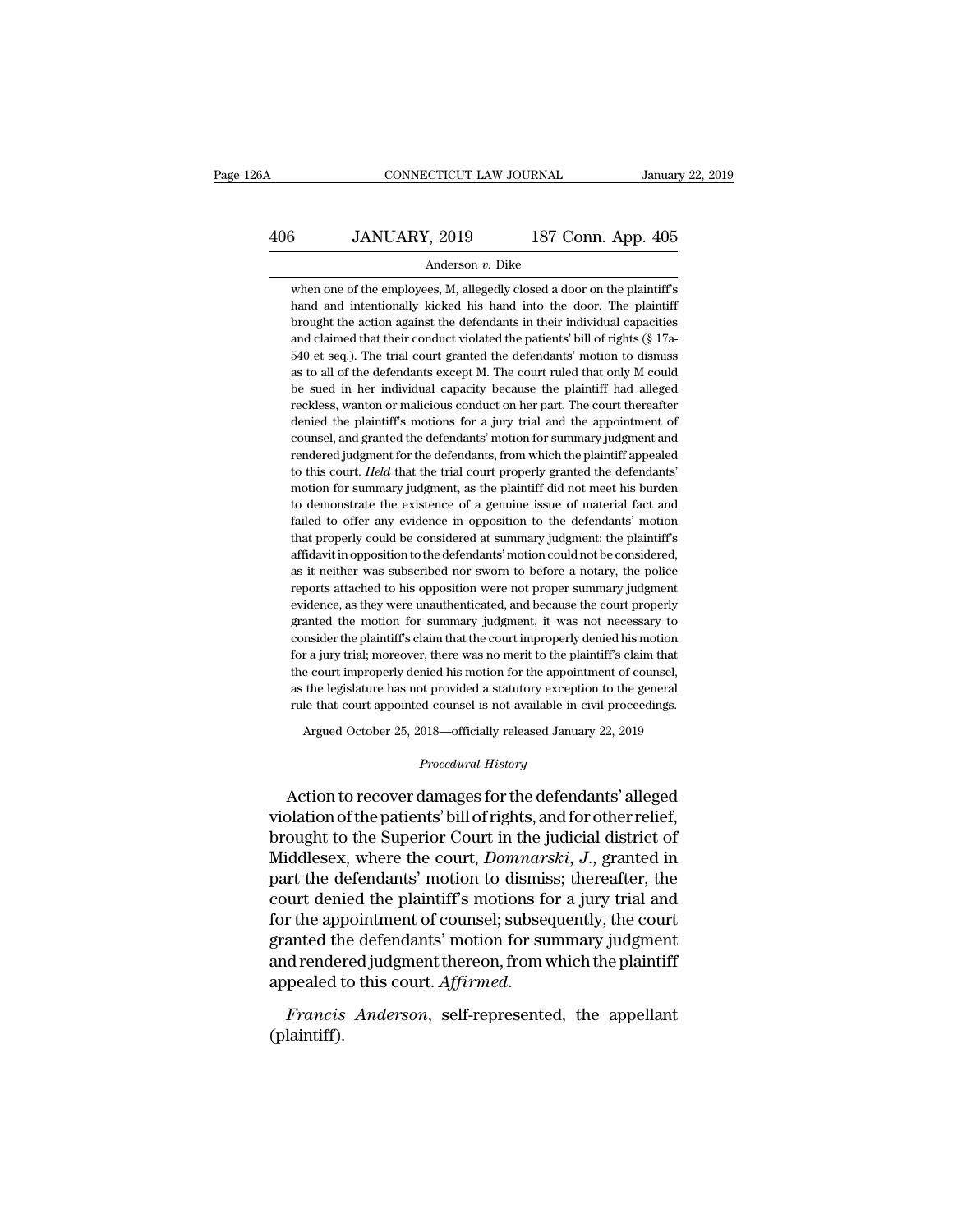when one of the employees, M, allegedly closed a door on the plaintiff's hand and intentionally kicked his hand into the door. The plaintiff brought the action against the defendants in their individual capacities and claimed that their conduct violated the patients' bill of rights (§ 17a-540 et seq.). The trial court granted the defendants' motion to dismiss as to all of the defendants except M. The court ruled that only M could be sued in her individual capacity because the plaintiff had alleged reckless, wanton or malicious conduct on her part. The court thereafter denied the plaintiff's motions for a jury trial and the appointment of counsel, and granted the defendants' motion for summary judgment and rendered judgment for the defendants, from which the plaintiff appealed to this court. *Held* that the trial court properly granted the defendants' motion for summary judgment, as the plaintiff did not meet his burden to demonstrate the existence of a genuine issue of material fact and failed to offer any evidence in opposition to the defendants' motion that properly could be considered at summary judgment: the plaintiff's affidavit in opposition to the defendants' motion could not be considered, as it neither was subscribed nor sworn to before a notary, the police reports attached to his opposition were not proper summary judgment evidence, as they were unauthenticated, and because the court properly granted the motion for summary judgment, it was not necessary to consider the plaintiff's claim that the court improperly denied his motion for a jury trial; moreover, there was no merit to the plaintiff's claim that the court improperly denied his motion for the appointment of counsel, as the legislature has not provided a statutory exception to the general rule that court-appointed counsel is not available in civil proceedings.

Argued October 25, 2018—officially released January 22, 2019

*Procedural History*

Action to recover damages for the defendants' alleged violation of the patients' bill of rights, and for other relief, brought to the Superior Court in the judicial district of Middlesex, where the court, *Domnarski, J.*, granted in part the defendants' motion to dismiss; thereafter, the court denied the plaintiff's motions for a jury trial and for the appointment of counsel; subsequently, the court granted the defendants' motion for summary judgment and rendered judgment thereon, from which the plaintiff appealed to this court. *Affirmed.*

*Francis Anderson*, self-represented, the appellant (plaintiff).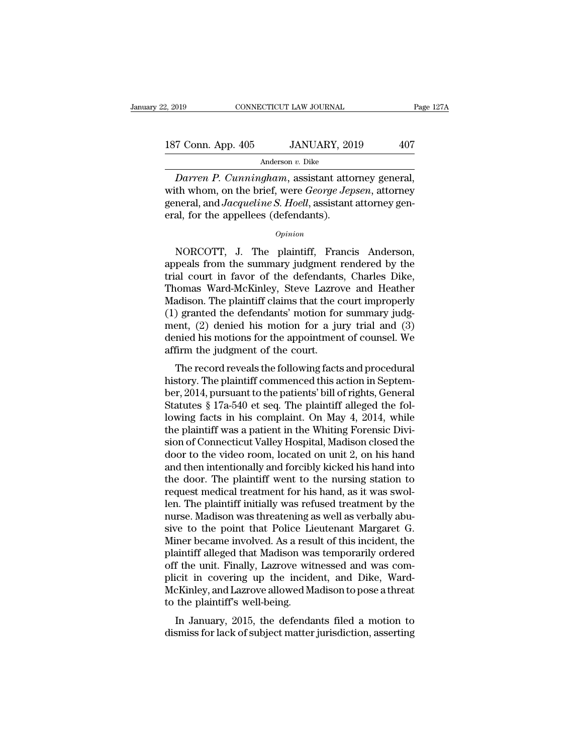*Darren P. Cunningham*, assistant attorney general, with whom, on the brief, were *George Jepsen*, attorney general, and *Jacqueline S. Hoell*, assistant attorney general, for the appellees (defendants).

*Opinion*

NORCOTT, J. The plaintiff, Francis Anderson, appeals from the summary judgment rendered by the trial court in favor of the defendants, Charles Dike, Thomas Ward-McKinley, Steve Lazrove and Heather Madison. The plaintiff claims that the court improperly (1) granted the defendants' motion for summary judgment, (2) denied his motion for a jury trial and (3) denied his motions for the appointment of counsel. We affirm the judgment of the court.

The record reveals the following facts and procedural history. The plaintiff commenced this action in September, 2014, pursuant to the patients' bill of rights, General Statutes § 17a-540 et seq. The plaintiff alleged the following facts in his complaint. On May 4, 2014, while the plaintiff was a patient in the Whiting Forensic Division of Connecticut Valley Hospital, Madison closed the door to the video room, located on unit 2, on his hand and then intentionally and forcibly kicked his hand into the door. The plaintiff went to the nursing station to request medical treatment for his hand, as it was swollen. The plaintiff initially was refused treatment by the nurse. Madison was threatening as well as verbally abusive to the point that Police Lieutenant Margaret G. Miner became involved. As a result of this incident, the plaintiff alleged that Madison was temporarily ordered off the unit. Finally, Lazrove witnessed and was complicit in covering up the incident, and Dike, Ward-McKinley, and Lazrove allowed Madison to pose a threat to the plaintiff's well-being.

In January, 2015, the defendants filed a motion to dismiss for lack of subject matter jurisdiction, asserting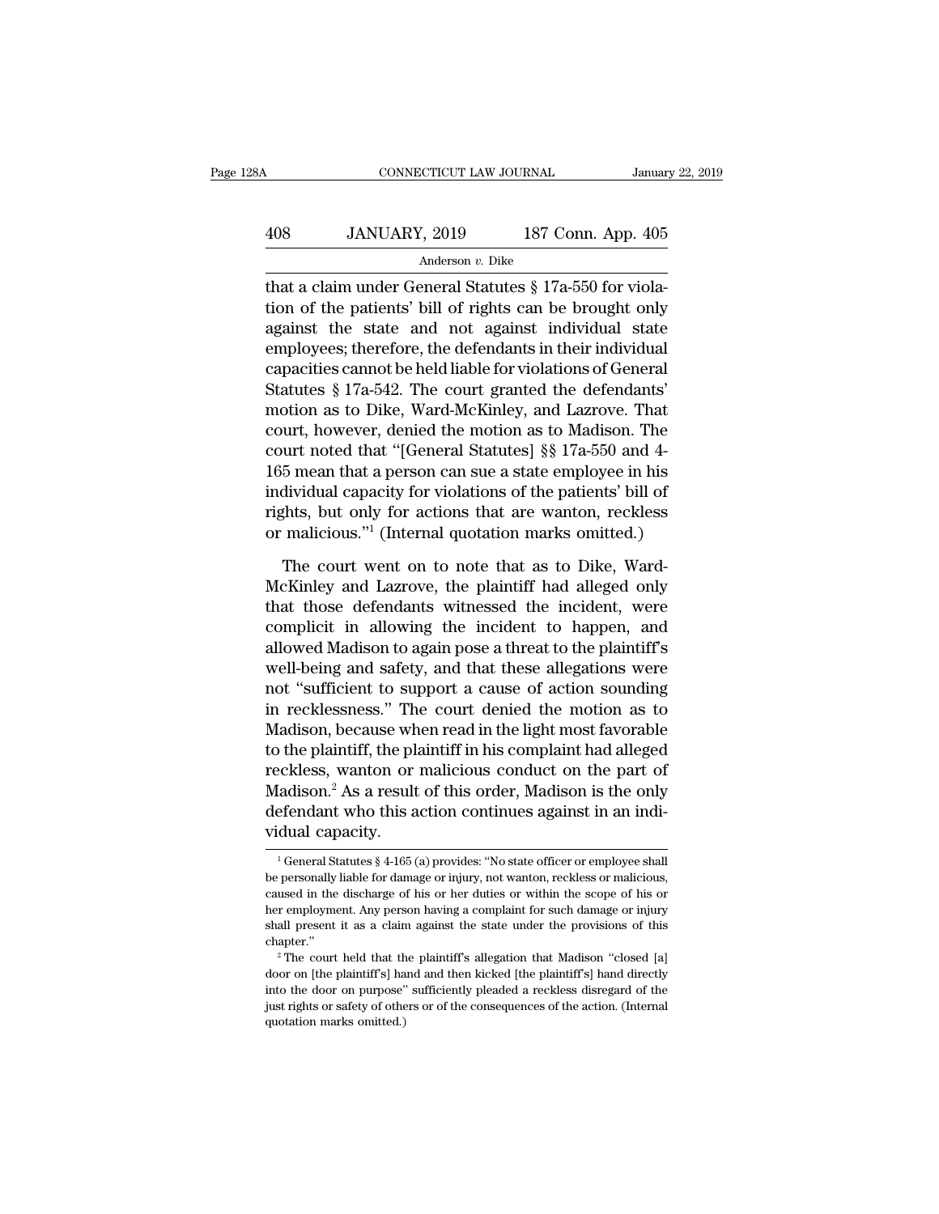that a claim under General Statutes § 17a-550 for violation of the patients' bill of rights can be brought only against the state and not against individual state employees; therefore, the defendants in their individual capacities cannot be held liable for violations of General Statutes § 17a-542. The court granted the defendants' motion as to Dike, Ward-McKinley, and Lazrove. That court, however, denied the motion as to Madison. The court noted that "[General Statutes] §§ 17a-550 and 4-165 mean that a person can sue a state employee in his individual capacity for violations of the patients' bill of rights, but only for actions that are wanton, reckless or malicious."[1] (Internal quotation marks omitted.)

The court went on to note that as to Dike, Ward-McKinley and Lazrove, the plaintiff had alleged only that those defendants witnessed the incident, were complicit in allowing the incident to happen, and allowed Madison to again pose a threat to the plaintiff's well-being and safety, and that these allegations were not "sufficient to support a cause of action sounding in recklessness." The court denied the motion as to Madison, because when read in the light most favorable to the plaintiff, the plaintiff in his complaint had alleged reckless, wanton or malicious conduct on the part of Madison.[2] As a result of this order, Madison is the only defendant who this action continues against in an individual capacity.

[1] General Statutes § 4-165 (a) provides: "No state officer or employee shall be personally liable for damage or injury, not wanton, reckless or malicious, caused in the discharge of his or her duties or within the scope of his or her employment. Any person having a complaint for such damage or injury shall present it as a claim against the state under the provisions of this chapter."

[2] The court held that the plaintiff's allegation that Madison "closed [a] door on [the plaintiff's] hand and then kicked [the plaintiff's] hand directly into the door on purpose" sufficiently pleaded a reckless disregard of the just rights or safety of others or of the consequences of the action. (Internal quotation marks omitted.)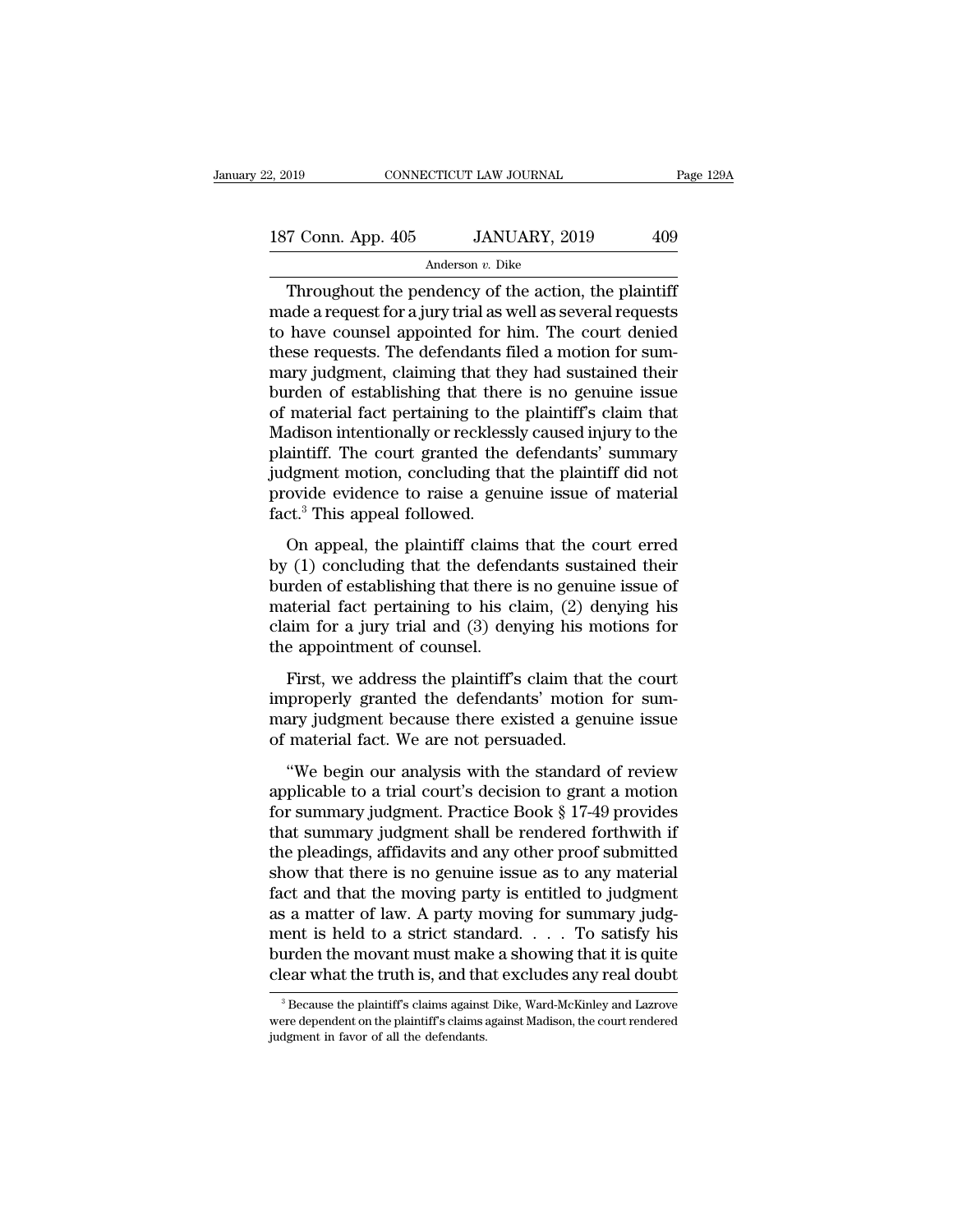Throughout the pendency of the action, the plaintiff made a request for a jury trial as well as several requests to have counsel appointed for him. The court denied these requests. The defendants filed a motion for summary judgment, claiming that they had sustained their burden of establishing that there is no genuine issue of material fact pertaining to the plaintiff's claim that Madison intentionally or recklessly caused injury to the plaintiff. The court granted the defendants' summary judgment motion, concluding that the plaintiff did not provide evidence to raise a genuine issue of material fact.[3] This appeal followed.

On appeal, the plaintiff claims that the court erred by (1) concluding that the defendants sustained their burden of establishing that there is no genuine issue of material fact pertaining to his claim, (2) denying his claim for a jury trial and (3) denying his motions for the appointment of counsel.

First, we address the plaintiff's claim that the court improperly granted the defendants' motion for summary judgment because there existed a genuine issue of material fact. We are not persuaded.

"We begin our analysis with the standard of review applicable to a trial court's decision to grant a motion for summary judgment. Practice Book § 17-49 provides that summary judgment shall be rendered forthwith if the pleadings, affidavits and any other proof submitted show that there is no genuine issue as to any material fact and that the moving party is entitled to judgment as a matter of law. A party moving for summary judgment is held to a strict standard. . . . To satisfy his burden the movant must make a showing that it is quite clear what the truth is, and that excludes any real doubt

[3] Because the plaintiff's claims against Dike, Ward-McKinley and Lazrove were dependent on the plaintiff's claims against Madison, the court rendered judgment in favor of all the defendants.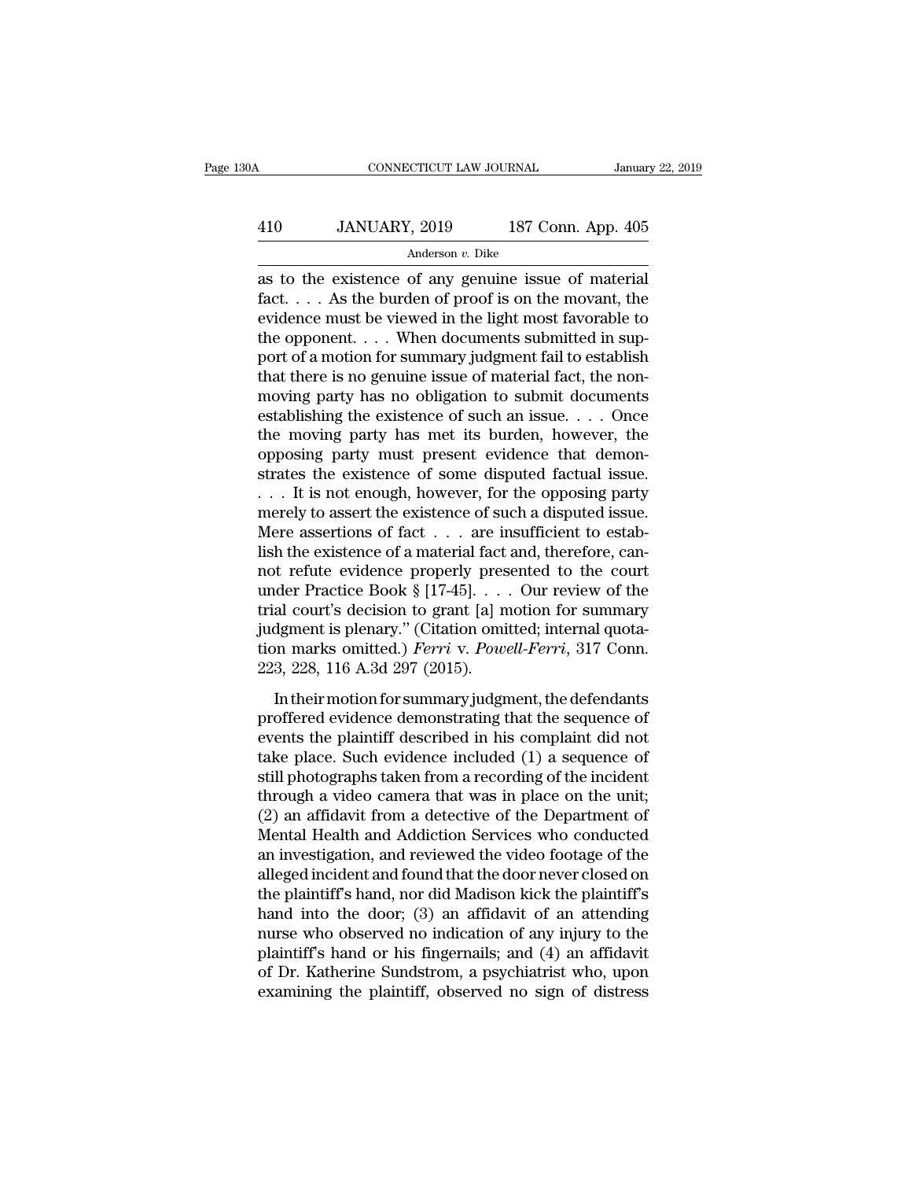as to the existence of any genuine issue of material fact. . . . As the burden of proof is on the movant, the evidence must be viewed in the light most favorable to the opponent. . . . When documents submitted in support of a motion for summary judgment fail to establish that there is no genuine issue of material fact, the nonmoving party has no obligation to submit documents establishing the existence of such an issue. . . . Once the moving party has met its burden, however, the opposing party must present evidence that demonstrates the existence of some disputed factual issue. . . . It is not enough, however, for the opposing party merely to assert the existence of such a disputed issue. Mere assertions of fact . . . are insufficient to establish the existence of a material fact and, therefore, cannot refute evidence properly presented to the court under Practice Book § [17-45]. . . . Our review of the trial court's decision to grant [a] motion for summary judgment is plenary." (Citation omitted; internal quotation marks omitted.) *Ferri* v. *Powell-Ferri*, 317 Conn. 223, 228, 116 A.3d 297 (2015).

In their motion for summary judgment, the defendants proffered evidence demonstrating that the sequence of events the plaintiff described in his complaint did not take place. Such evidence included (1) a sequence of still photographs taken from a recording of the incident through a video camera that was in place on the unit; (2) an affidavit from a detective of the Department of Mental Health and Addiction Services who conducted an investigation, and reviewed the video footage of the alleged incident and found that the door never closed on the plaintiff's hand, nor did Madison kick the plaintiff's hand into the door; (3) an affidavit of an attending nurse who observed no indication of any injury to the plaintiff's hand or his fingernails; and (4) an affidavit of Dr. Katherine Sundstrom, a psychiatrist who, upon examining the plaintiff, observed no sign of distress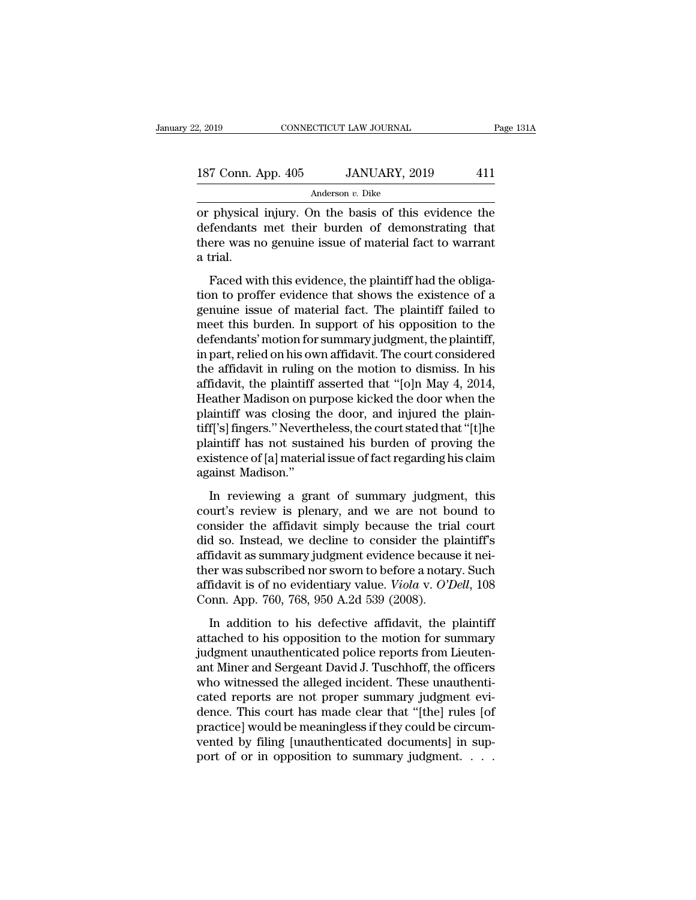or physical injury. On the basis of this evidence the defendants met their burden of demonstrating that there was no genuine issue of material fact to warrant a trial.

Faced with this evidence, the plaintiff had the obligation to proffer evidence that shows the existence of a genuine issue of material fact. The plaintiff failed to meet this burden. In support of his opposition to the defendants' motion for summary judgment, the plaintiff, in part, relied on his own affidavit. The court considered the affidavit in ruling on the motion to dismiss. In his affidavit, the plaintiff asserted that "[o]n May 4, 2014, Heather Madison on purpose kicked the door when the plaintiff was closing the door, and injured the plaintiff['s] fingers." Nevertheless, the court stated that "[t]he plaintiff has not sustained his burden of proving the existence of [a] material issue of fact regarding his claim against Madison."

In reviewing a grant of summary judgment, this court's review is plenary, and we are not bound to consider the affidavit simply because the trial court did so. Instead, we decline to consider the plaintiff's affidavit as summary judgment evidence because it neither was subscribed nor sworn to before a notary. Such affidavit is of no evidentiary value. *Viola* v. *O'Dell*, 108 Conn. App. 760, 768, 950 A.2d 539 (2008).

In addition to his defective affidavit, the plaintiff attached to his opposition to the motion for summary judgment unauthenticated police reports from Lieutenant Miner and Sergeant David J. Tuschhoff, the officers who witnessed the alleged incident. These unauthenticated reports are not proper summary judgment evidence. This court has made clear that "[the] rules [of practice] would be meaningless if they could be circumvented by filing [unauthenticated documents] in support of or in opposition to summary judgment. . . .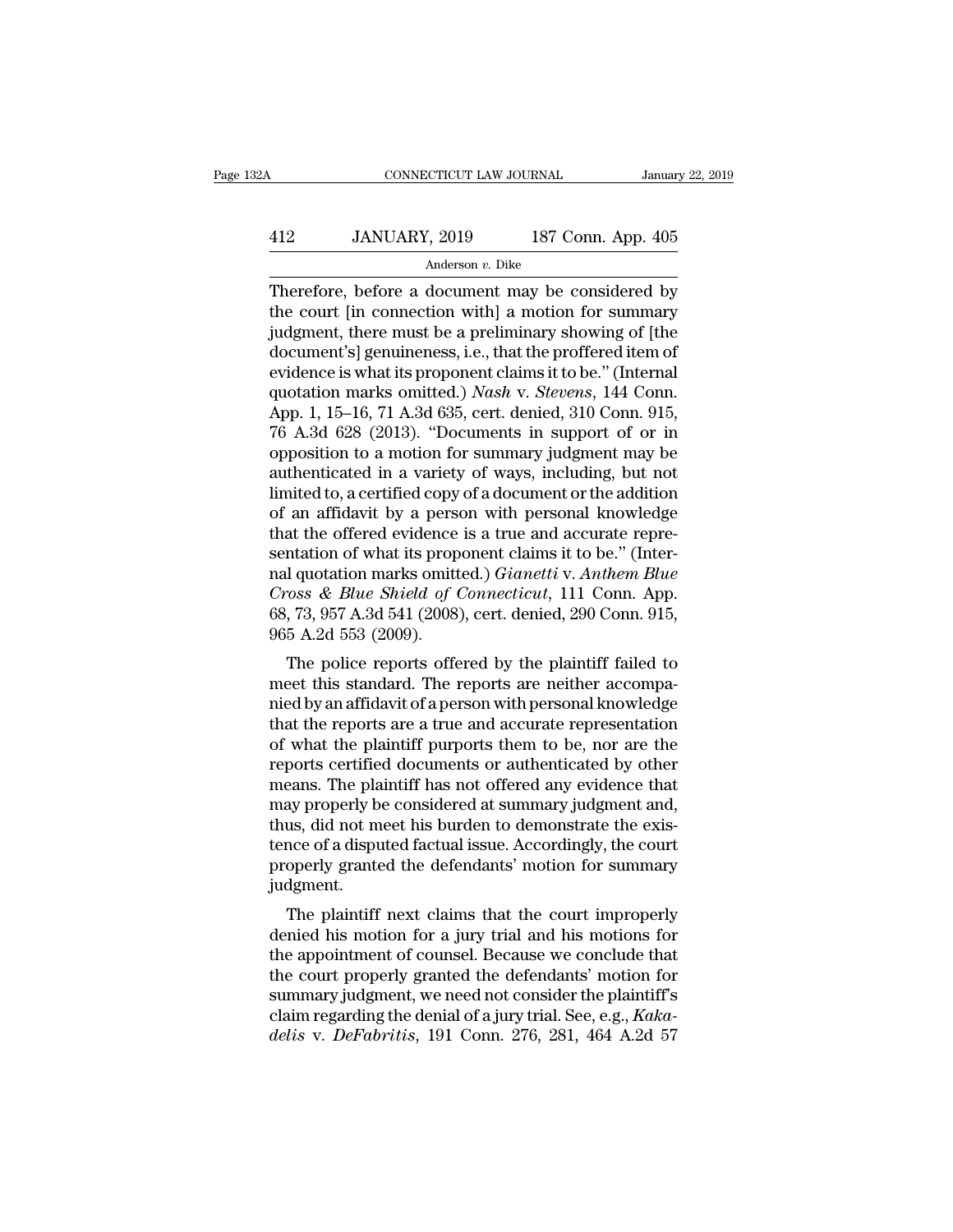Therefore, before a document may be considered by the court [in connection with] a motion for summary judgment, there must be a preliminary showing of [the document's] genuineness, i.e., that the proffered item of evidence is what its proponent claims it to be." (Internal quotation marks omitted.) *Nash* v. *Stevens*, 144 Conn. App. 1, 15–16, 71 A.3d 635, cert. denied, 310 Conn. 915, 76 A.3d 628 (2013). "Documents in support of or in opposition to a motion for summary judgment may be authenticated in a variety of ways, including, but not limited to, a certified copy of a document or the addition of an affidavit by a person with personal knowledge that the offered evidence is a true and accurate representation of what its proponent claims it to be." (Internal quotation marks omitted.) *Gianetti* v. *Anthem Blue Cross & Blue Shield of Connecticut*, 111 Conn. App. 68, 73, 957 A.3d 541 (2008), cert. denied, 290 Conn. 915, 965 A.2d 553 (2009).

The police reports offered by the plaintiff failed to meet this standard. The reports are neither accompanied by an affidavit of a person with personal knowledge that the reports are a true and accurate representation of what the plaintiff purports them to be, nor are the reports certified documents or authenticated by other means. The plaintiff has not offered any evidence that may properly be considered at summary judgment and, thus, did not meet his burden to demonstrate the existence of a disputed factual issue. Accordingly, the court properly granted the defendants' motion for summary judgment.

The plaintiff next claims that the court improperly denied his motion for a jury trial and his motions for the appointment of counsel. Because we conclude that the court properly granted the defendants' motion for summary judgment, we need not consider the plaintiff's claim regarding the denial of a jury trial. See, e.g., *Kakadelis* v. *DeFabritis*, 191 Conn. 276, 281, 464 A.2d 57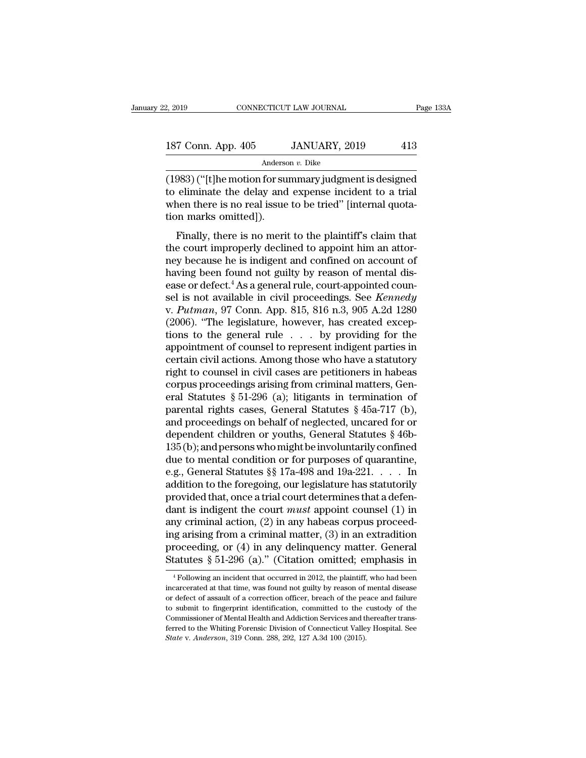(1983) ("[t]he motion for summary judgment is designed to eliminate the delay and expense incident to a trial when there is no real issue to be tried" [internal quotation marks omitted]).

Finally, there is no merit to the plaintiff's claim that the court improperly declined to appoint him an attorney because he is indigent and confined on account of having been found not guilty by reason of mental disease or defect.[4] As a general rule, court-appointed counsel is not available in civil proceedings. See *Kennedy* v. *Putman*, 97 Conn. App. 815, 816 n.3, 905 A.2d 1280 (2006). "The legislature, however, has created exceptions to the general rule . . . by providing for the appointment of counsel to represent indigent parties in certain civil actions. Among those who have a statutory right to counsel in civil cases are petitioners in habeas corpus proceedings arising from criminal matters, General Statutes § 51-296 (a); litigants in termination of parental rights cases, General Statutes § 45a-717 (b), and proceedings on behalf of neglected, uncared for or dependent children or youths, General Statutes § 46b-135 (b); and persons who might be involuntarily confined due to mental condition or for purposes of quarantine, e.g., General Statutes §§ 17a-498 and 19a-221. . . . In addition to the foregoing, our legislature has statutorily provided that, once a trial court determines that a defendant is indigent the court *must* appoint counsel (1) in any criminal action, (2) in any habeas corpus proceeding arising from a criminal matter, (3) in an extradition proceeding, or (4) in any delinquency matter. General Statutes § 51-296 (a)." (Citation omitted; emphasis in

[4] Following an incident that occurred in 2012, the plaintiff, who had been incarcerated at that time, was found not guilty by reason of mental disease or defect of assault of a correction officer, breach of the peace and failure to submit to fingerprint identification, committed to the custody of the Commissioner of Mental Health and Addiction Services and thereafter transferred to the Whiting Forensic Division of Connecticut Valley Hospital. See *State* v. *Anderson*, 319 Conn. 288, 292, 127 A.3d 100 (2015).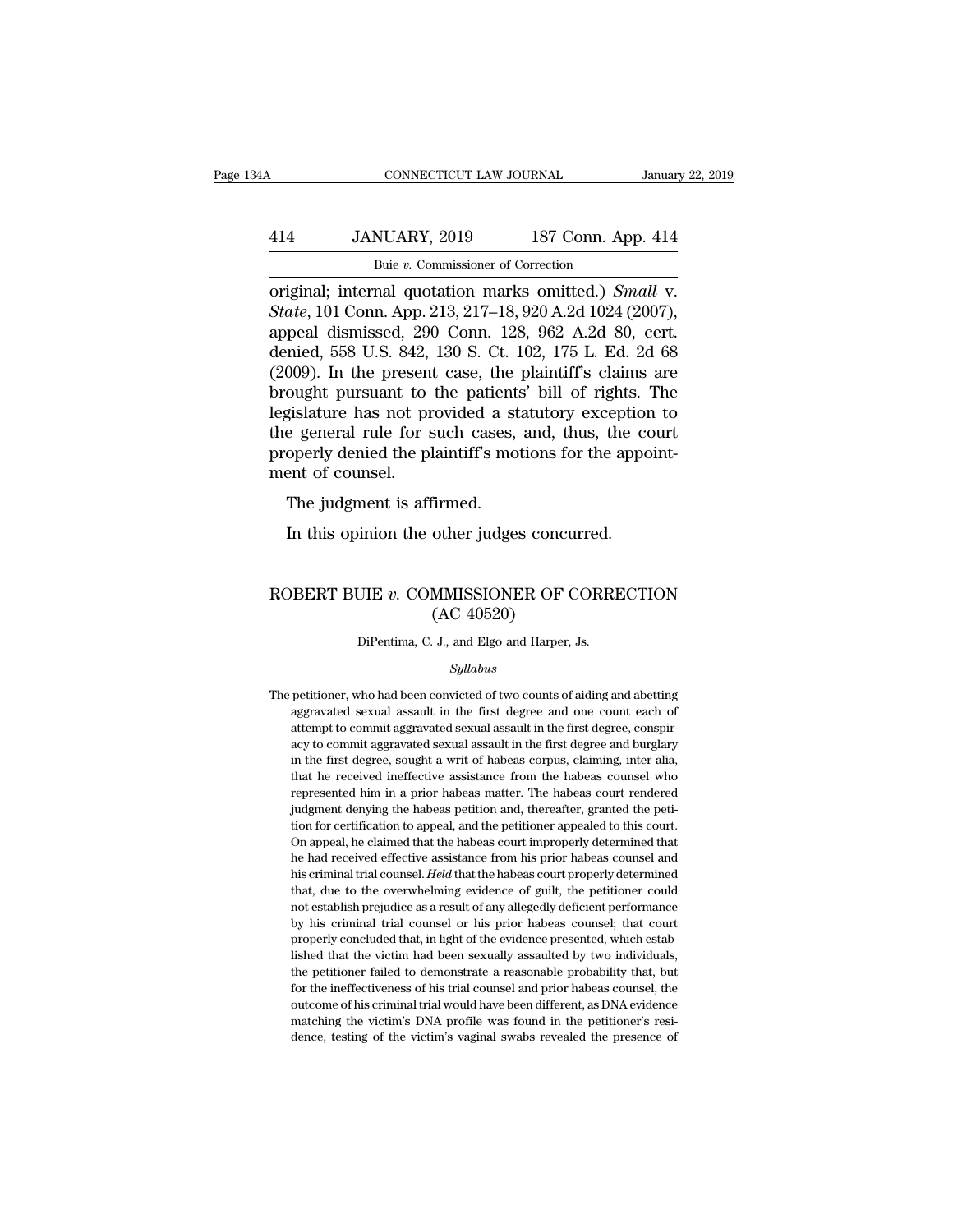original; internal quotation marks omitted.) *Small* v. *State*, 101 Conn. App. 213, 217–18, 920 A.2d 1024 (2007), appeal dismissed, 290 Conn. 128, 962 A.2d 80, cert. denied, 558 U.S. 842, 130 S. Ct. 102, 175 L. Ed. 2d 68 (2009). In the present case, the plaintiff's claims are brought pursuant to the patients' bill of rights. The legislature has not provided a statutory exception to the general rule for such cases, and, thus, the court properly denied the plaintiff's motions for the appointment of counsel.

The judgment is affirmed.

In this opinion the other judges concurred.

---

## ROBERT BUIE *v.* COMMISSIONER OF CORRECTION (AC 40520)

DiPentima, C. J., and Elgo and Harper, Js.

*Syllabus*

The petitioner, who had been convicted of two counts of aiding and abetting aggravated sexual assault in the first degree and one count each of attempt to commit aggravated sexual assault in the first degree, conspiracy to commit aggravated sexual assault in the first degree and burglary in the first degree, sought a writ of habeas corpus, claiming, inter alia, that he received ineffective assistance from the habeas counsel who represented him in a prior habeas matter. The habeas court rendered judgment denying the habeas petition and, thereafter, granted the petition for certification to appeal, and the petitioner appealed to this court. On appeal, he claimed that the habeas court improperly determined that he had received effective assistance from his prior habeas counsel and his criminal trial counsel. *Held* that the habeas court properly determined that, due to the overwhelming evidence of guilt, the petitioner could not establish prejudice as a result of any allegedly deficient performance by his criminal trial counsel or his prior habeas counsel; that court properly concluded that, in light of the evidence presented, which established that the victim had been sexually assaulted by two individuals, the petitioner failed to demonstrate a reasonable probability that, but for the ineffectiveness of his trial counsel and prior habeas counsel, the outcome of his criminal trial would have been different, as DNA evidence matching the victim's DNA profile was found in the petitioner's residence, testing of the victim's vaginal swabs revealed the presence of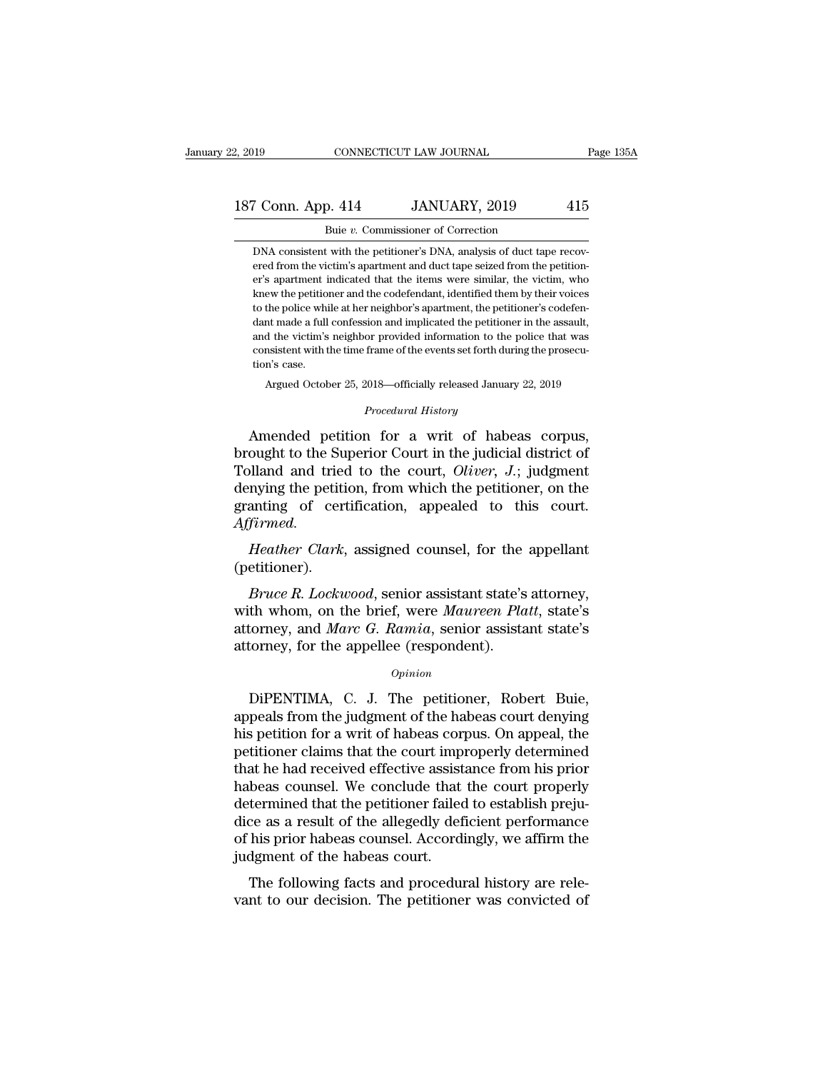DNA consistent with the petitioner's DNA, analysis of duct tape recovered from the victim's apartment and duct tape seized from the petitioner's apartment indicated that the items were similar, the victim, who knew the petitioner and the codefendant, identified them by their voices to the police while at her neighbor's apartment, the petitioner's codefendant made a full confession and implicated the petitioner in the assault, and the victim's neighbor provided information to the police that was consistent with the time frame of the events set forth during the prosecution's case.

Argued October 25, 2018—officially released January 22, 2019

*Procedural History*

Amended petition for a writ of habeas corpus, brought to the Superior Court in the judicial district of Tolland and tried to the court, *Oliver*, *J.*; judgment denying the petition, from which the petitioner, on the granting of certification, appealed to this court. *Affirmed.*

*Heather Clark*, assigned counsel, for the appellant (petitioner).

*Bruce R. Lockwood*, senior assistant state's attorney, with whom, on the brief, were *Maureen Platt*, state's attorney, and *Marc G. Ramia*, senior assistant state's attorney, for the appellee (respondent).

*Opinion*

DiPENTIMA, C. J. The petitioner, Robert Buie, appeals from the judgment of the habeas court denying his petition for a writ of habeas corpus. On appeal, the petitioner claims that the court improperly determined that he had received effective assistance from his prior habeas counsel. We conclude that the court properly determined that the petitioner failed to establish prejudice as a result of the allegedly deficient performance of his prior habeas counsel. Accordingly, we affirm the judgment of the habeas court.

The following facts and procedural history are relevant to our decision. The petitioner was convicted of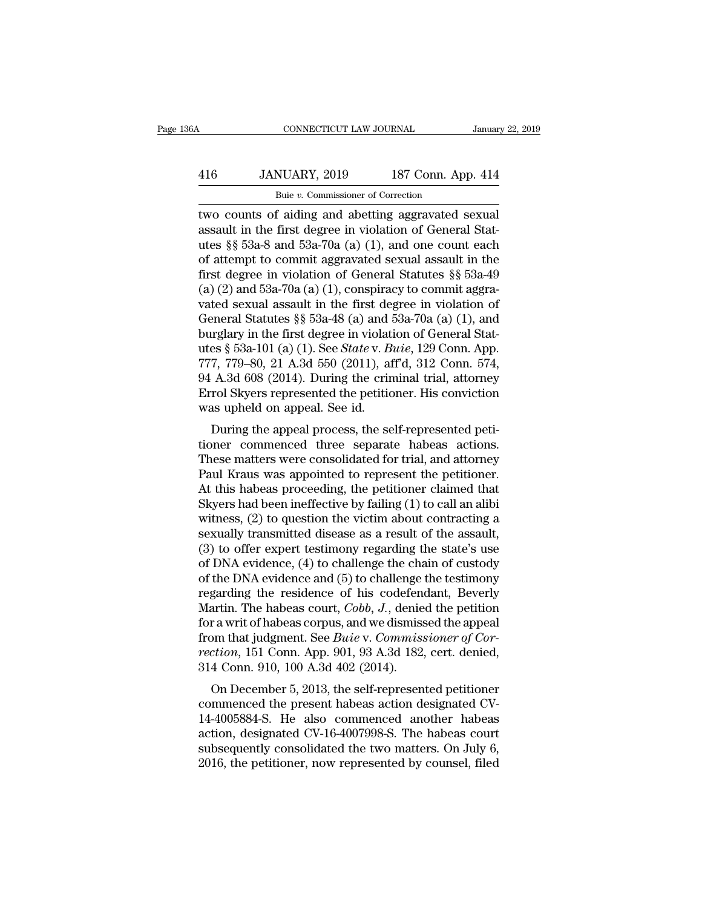two counts of aiding and abetting aggravated sexual assault in the first degree in violation of General Statutes §§ 53a-8 and 53a-70a (a) (1), and one count each of attempt to commit aggravated sexual assault in the first degree in violation of General Statutes §§ 53a-49 (a) (2) and 53a-70a (a) (1), conspiracy to commit aggravated sexual assault in the first degree in violation of General Statutes §§ 53a-48 (a) and 53a-70a (a) (1), and burglary in the first degree in violation of General Statutes § 53a-101 (a) (1). See *State* v. *Buie*, 129 Conn. App. 777, 779–80, 21 A.3d 550 (2011), aff'd, 312 Conn. 574, 94 A.3d 608 (2014). During the criminal trial, attorney Errol Skyers represented the petitioner. His conviction was upheld on appeal. See id.

During the appeal process, the self-represented petitioner commenced three separate habeas actions. These matters were consolidated for trial, and attorney Paul Kraus was appointed to represent the petitioner. At this habeas proceeding, the petitioner claimed that Skyers had been ineffective by failing (1) to call an alibi witness, (2) to question the victim about contracting a sexually transmitted disease as a result of the assault, (3) to offer expert testimony regarding the state's use of DNA evidence, (4) to challenge the chain of custody of the DNA evidence and (5) to challenge the testimony regarding the residence of his codefendant, Beverly Martin. The habeas court, *Cobb, J.*, denied the petition for a writ of habeas corpus, and we dismissed the appeal from that judgment. See *Buie* v. *Commissioner of Correction*, 151 Conn. App. 901, 93 A.3d 182, cert. denied, 314 Conn. 910, 100 A.3d 402 (2014).

On December 5, 2013, the self-represented petitioner commenced the present habeas action designated CV-14-4005884-S. He also commenced another habeas action, designated CV-16-4007998-S. The habeas court subsequently consolidated the two matters. On July 6, 2016, the petitioner, now represented by counsel, filed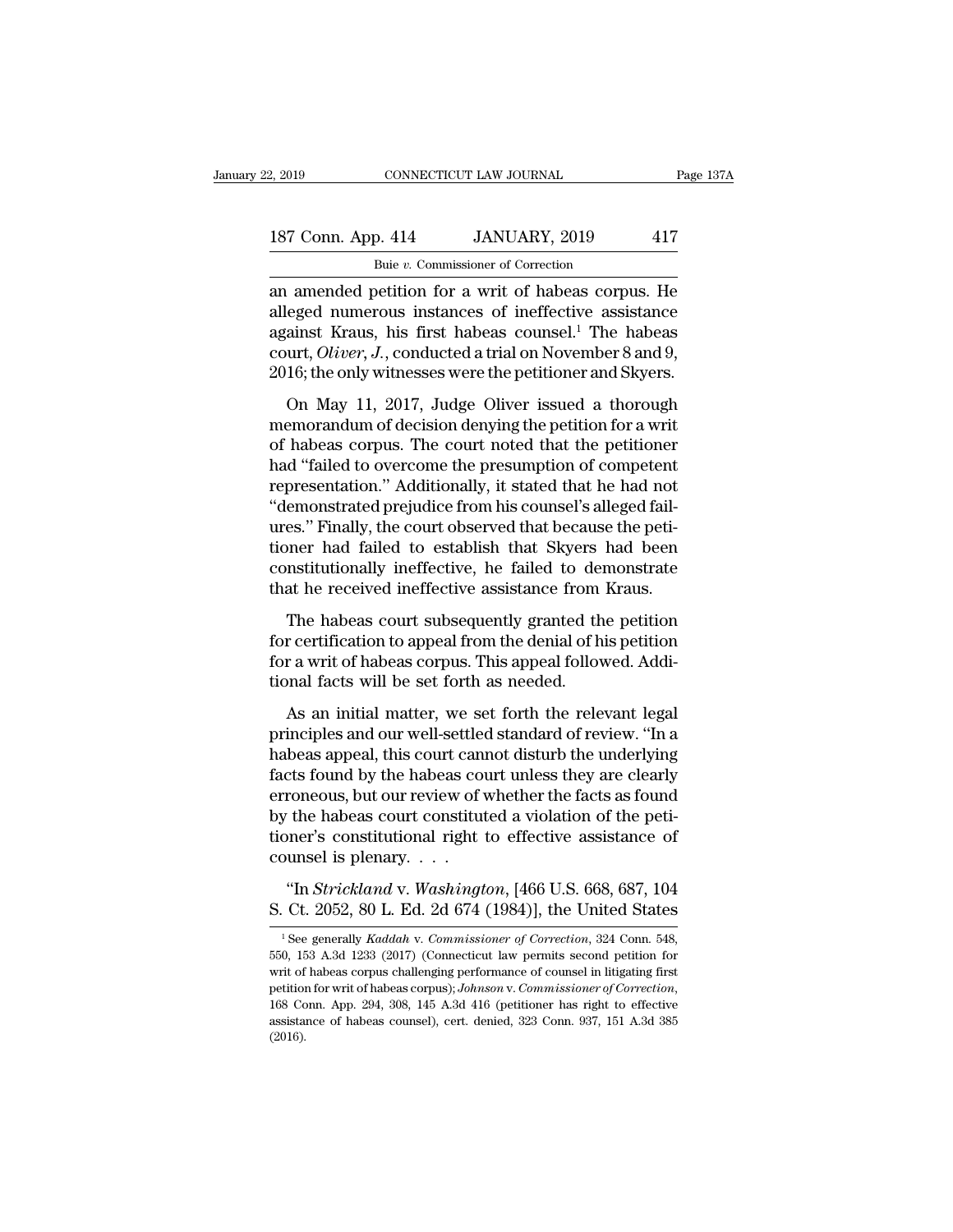an amended petition for a writ of habeas corpus. He alleged numerous instances of ineffective assistance against Kraus, his first habeas counsel.[1] The habeas court, *Oliver, J.*, conducted a trial on November 8 and 9, 2016; the only witnesses were the petitioner and Skyers.

On May 11, 2017, Judge Oliver issued a thorough memorandum of decision denying the petition for a writ of habeas corpus. The court noted that the petitioner had "failed to overcome the presumption of competent representation." Additionally, it stated that he had not "demonstrated prejudice from his counsel's alleged failures." Finally, the court observed that because the petitioner had failed to establish that Skyers had been constitutionally ineffective, he failed to demonstrate that he received ineffective assistance from Kraus.

The habeas court subsequently granted the petition for certification to appeal from the denial of his petition for a writ of habeas corpus. This appeal followed. Additional facts will be set forth as needed.

As an initial matter, we set forth the relevant legal principles and our well-settled standard of review. "In a habeas appeal, this court cannot disturb the underlying facts found by the habeas court unless they are clearly erroneous, but our review of whether the facts as found by the habeas court constituted a violation of the petitioner's constitutional right to effective assistance of counsel is plenary. . . .

"In *Strickland* v. *Washington*, [466 U.S. 668, 687, 104 S. Ct. 2052, 80 L. Ed. 2d 674 (1984)], the United States

---

[1] See generally *Kaddah* v. *Commissioner of Correction*, 324 Conn. 548, 550, 153 A.3d 1233 (2017) (Connecticut law permits second petition for writ of habeas corpus challenging performance of counsel in litigating first petition for writ of habeas corpus); *Johnson* v. *Commissioner of Correction*, 168 Conn. App. 294, 308, 145 A.3d 416 (petitioner has right to effective assistance of habeas counsel), cert. denied, 323 Conn. 937, 151 A.3d 385 (2016).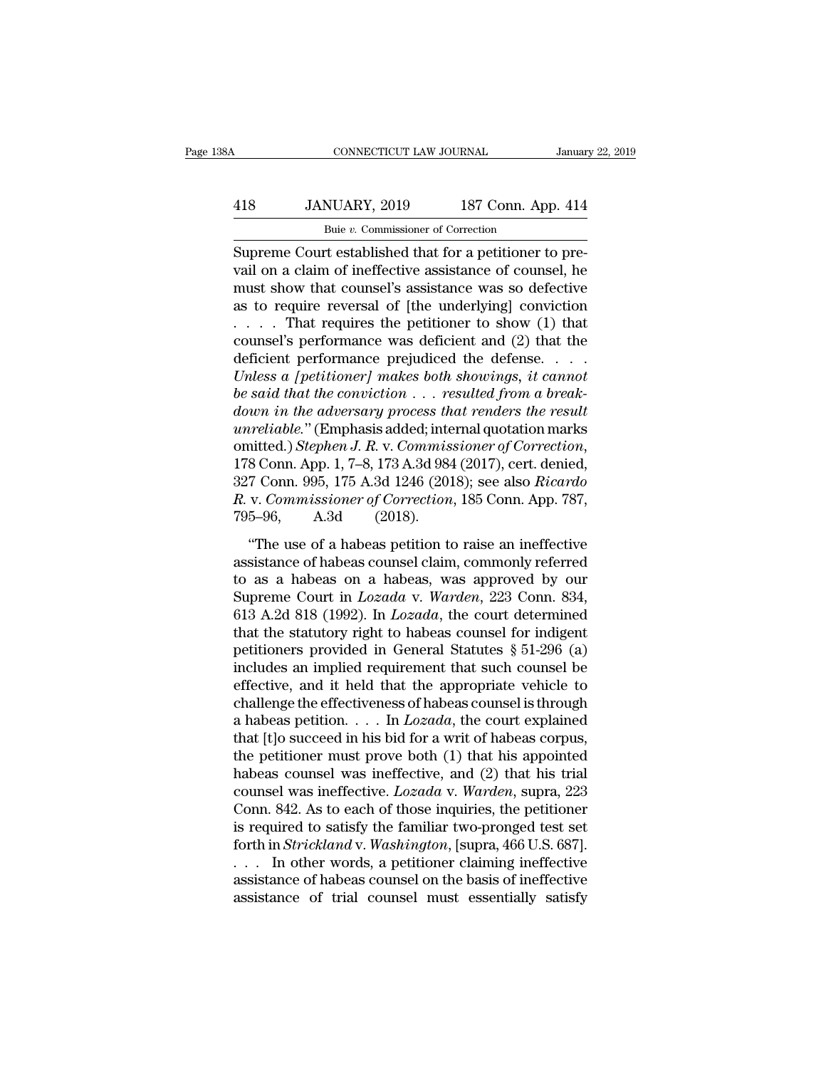Supreme Court established that for a petitioner to prevail on a claim of ineffective assistance of counsel, he must show that counsel's assistance was so defective as to require reversal of [the underlying] conviction . . . . That requires the petitioner to show (1) that counsel's performance was deficient and (2) that the deficient performance prejudiced the defense. . . . *Unless a [petitioner] makes both showings, it cannot be said that the conviction . . . resulted from a breakdown in the adversary process that renders the result unreliable*." (Emphasis added; internal quotation marks omitted.) *Stephen J. R.* v. *Commissioner of Correction*, 178 Conn. App. 1, 7–8, 173 A.3d 984 (2017), cert. denied, 327 Conn. 995, 175 A.3d 1246 (2018); see also *Ricardo R.* v. *Commissioner of Correction*, 185 Conn. App. 787, 795–96, A.3d (2018).

"The use of a habeas petition to raise an ineffective assistance of habeas counsel claim, commonly referred to as a habeas on a habeas, was approved by our Supreme Court in *Lozada* v. *Warden*, 223 Conn. 834, 613 A.2d 818 (1992). In *Lozada*, the court determined that the statutory right to habeas counsel for indigent petitioners provided in General Statutes § 51-296 (a) includes an implied requirement that such counsel be effective, and it held that the appropriate vehicle to challenge the effectiveness of habeas counsel is through a habeas petition. . . . In *Lozada*, the court explained that [t]o succeed in his bid for a writ of habeas corpus, the petitioner must prove both (1) that his appointed habeas counsel was ineffective, and (2) that his trial counsel was ineffective. *Lozada* v. *Warden*, supra, 223 Conn. 842. As to each of those inquiries, the petitioner is required to satisfy the familiar two-pronged test set forth in *Strickland* v. *Washington*, [supra, 466 U.S. 687]. . . . In other words, a petitioner claiming ineffective assistance of habeas counsel on the basis of ineffective assistance of trial counsel must essentially satisfy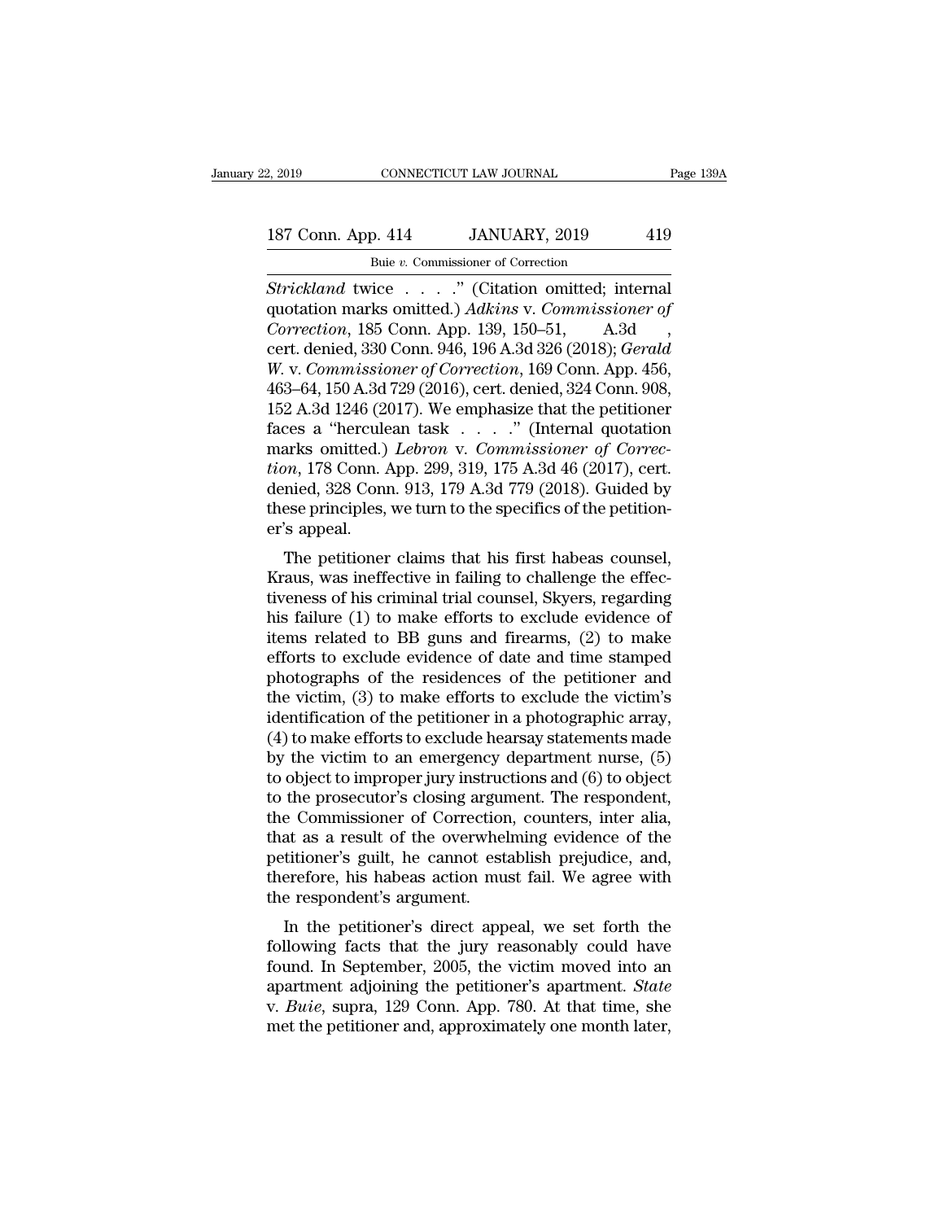*Strickland* twice . . . ." (Citation omitted; internal quotation marks omitted.) *Adkins* v. *Commissioner of Correction*, 185 Conn. App. 139, 150–51, A.3d , cert. denied, 330 Conn. 946, 196 A.3d 326 (2018); *Gerald W.* v. *Commissioner of Correction*, 169 Conn. App. 456, 463–64, 150 A.3d 729 (2016), cert. denied, 324 Conn. 908, 152 A.3d 1246 (2017). We emphasize that the petitioner faces a "herculean task . . . ." (Internal quotation marks omitted.) *Lebron* v. *Commissioner of Correction*, 178 Conn. App. 299, 319, 175 A.3d 46 (2017), cert. denied, 328 Conn. 913, 179 A.3d 779 (2018). Guided by these principles, we turn to the specifics of the petitioner's appeal.

The petitioner claims that his first habeas counsel, Kraus, was ineffective in failing to challenge the effectiveness of his criminal trial counsel, Skyers, regarding his failure (1) to make efforts to exclude evidence of items related to BB guns and firearms, (2) to make efforts to exclude evidence of date and time stamped photographs of the residences of the petitioner and the victim, (3) to make efforts to exclude the victim's identification of the petitioner in a photographic array, (4) to make efforts to exclude hearsay statements made by the victim to an emergency department nurse, (5) to object to improper jury instructions and (6) to object to the prosecutor's closing argument. The respondent, the Commissioner of Correction, counters, inter alia, that as a result of the overwhelming evidence of the petitioner's guilt, he cannot establish prejudice, and, therefore, his habeas action must fail. We agree with the respondent's argument.

In the petitioner's direct appeal, we set forth the following facts that the jury reasonably could have found. In September, 2005, the victim moved into an apartment adjoining the petitioner's apartment. *State* v. *Buie*, supra, 129 Conn. App. 780. At that time, she met the petitioner and, approximately one month later,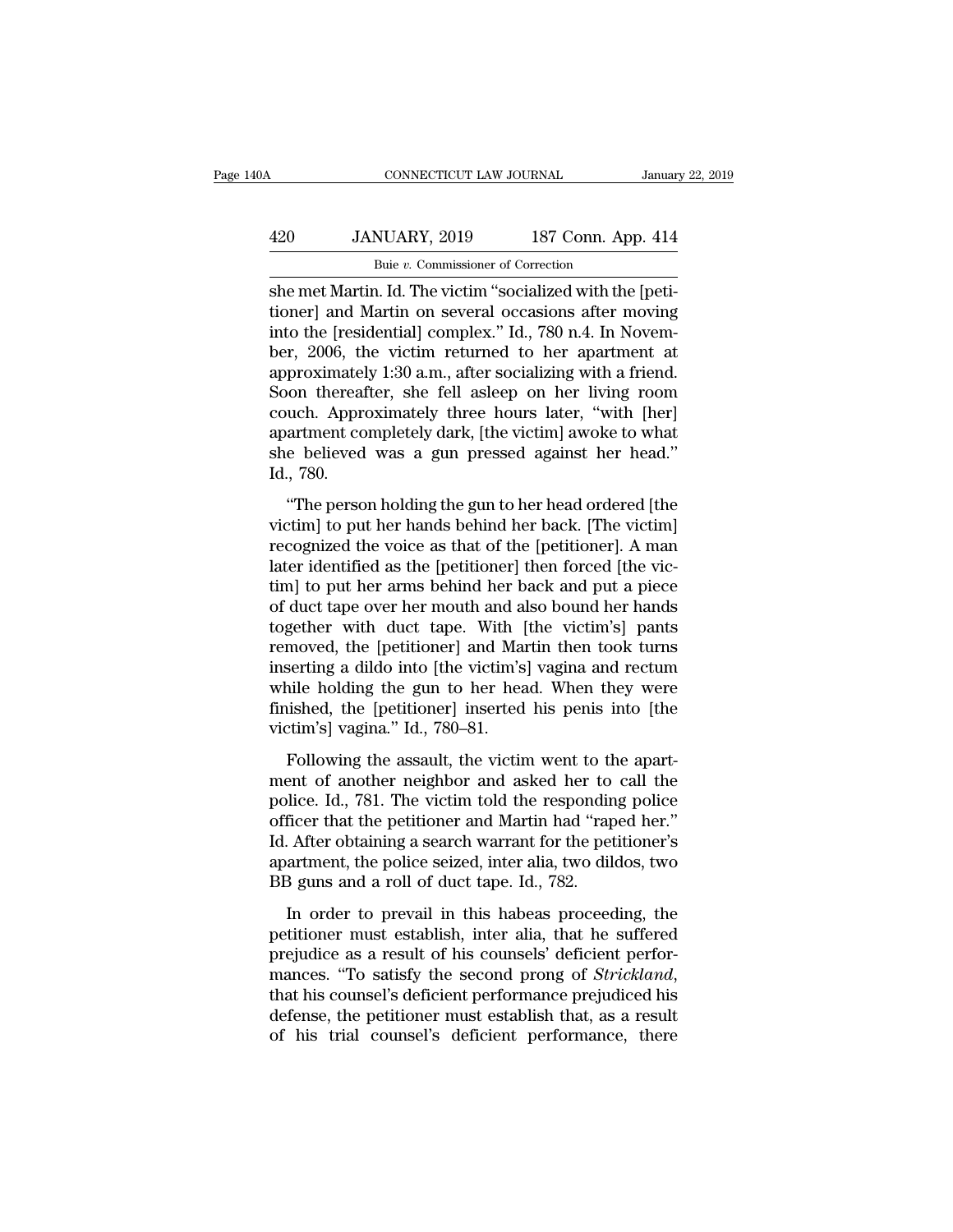she met Martin. Id. The victim "socialized with the [petitioner] and Martin on several occasions after moving into the [residential] complex." Id., 780 n.4. In November, 2006, the victim returned to her apartment at approximately 1:30 a.m., after socializing with a friend. Soon thereafter, she fell asleep on her living room couch. Approximately three hours later, "with [her] apartment completely dark, [the victim] awoke to what she believed was a gun pressed against her head." Id., 780.

"The person holding the gun to her head ordered [the victim] to put her hands behind her back. [The victim] recognized the voice as that of the [petitioner]. A man later identified as the [petitioner] then forced [the victim] to put her arms behind her back and put a piece of duct tape over her mouth and also bound her hands together with duct tape. With [the victim's] pants removed, the [petitioner] and Martin then took turns inserting a dildo into [the victim's] vagina and rectum while holding the gun to her head. When they were finished, the [petitioner] inserted his penis into [the victim's] vagina." Id., 780–81.

Following the assault, the victim went to the apartment of another neighbor and asked her to call the police. Id., 781. The victim told the responding police officer that the petitioner and Martin had "raped her." Id. After obtaining a search warrant for the petitioner's apartment, the police seized, inter alia, two dildos, two BB guns and a roll of duct tape. Id., 782.

In order to prevail in this habeas proceeding, the petitioner must establish, inter alia, that he suffered prejudice as a result of his counsels' deficient performances. "To satisfy the second prong of *Strickland*, that his counsel's deficient performance prejudiced his defense, the petitioner must establish that, as a result of his trial counsel's deficient performance, there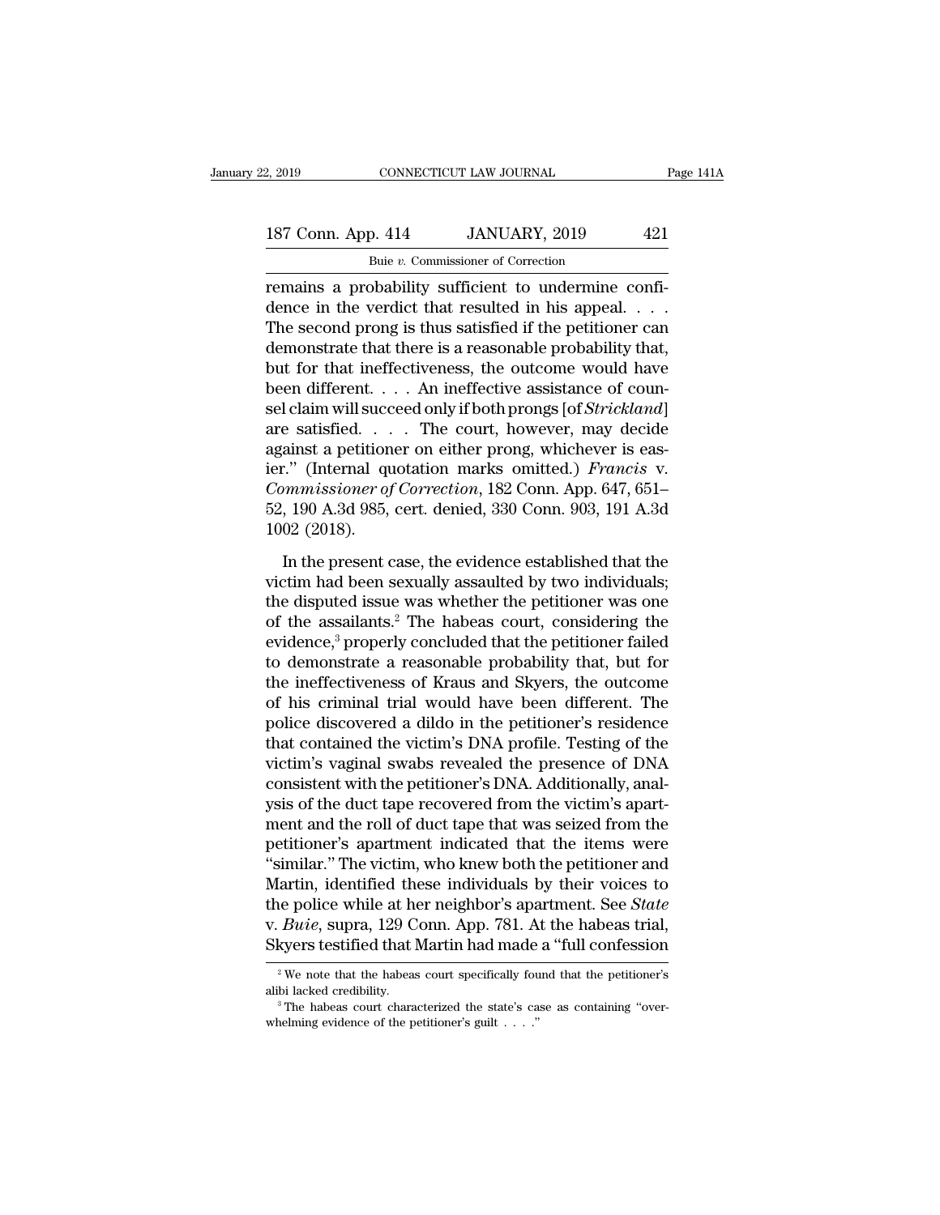remains a probability sufficient to undermine confidence in the verdict that resulted in his appeal. . . . The second prong is thus satisfied if the petitioner can demonstrate that there is a reasonable probability that, but for that ineffectiveness, the outcome would have been different. . . . An ineffective assistance of counsel claim will succeed only if both prongs [of *Strickland*] are satisfied. . . . The court, however, may decide against a petitioner on either prong, whichever is easier." (Internal quotation marks omitted.) *Francis* v. *Commissioner of Correction*, 182 Conn. App. 647, 651–52, 190 A.3d 985, cert. denied, 330 Conn. 903, 191 A.3d 1002 (2018).

In the present case, the evidence established that the victim had been sexually assaulted by two individuals; the disputed issue was whether the petitioner was one of the assailants.[2] The habeas court, considering the evidence,[3] properly concluded that the petitioner failed to demonstrate a reasonable probability that, but for the ineffectiveness of Kraus and Skyers, the outcome of his criminal trial would have been different. The police discovered a dildo in the petitioner's residence that contained the victim's DNA profile. Testing of the victim's vaginal swabs revealed the presence of DNA consistent with the petitioner's DNA. Additionally, analysis of the duct tape recovered from the victim's apartment and the roll of duct tape that was seized from the petitioner's apartment indicated that the items were "similar." The victim, who knew both the petitioner and Martin, identified these individuals by their voices to the police while at her neighbor's apartment. See *State* v. *Buie*, supra, 129 Conn. App. 781. At the habeas trial, Skyers testified that Martin had made a "full confession

[2] We note that the habeas court specifically found that the petitioner's alibi lacked credibility.

[3] The habeas court characterized the state's case as containing "overwhelming evidence of the petitioner's guilt . . . ."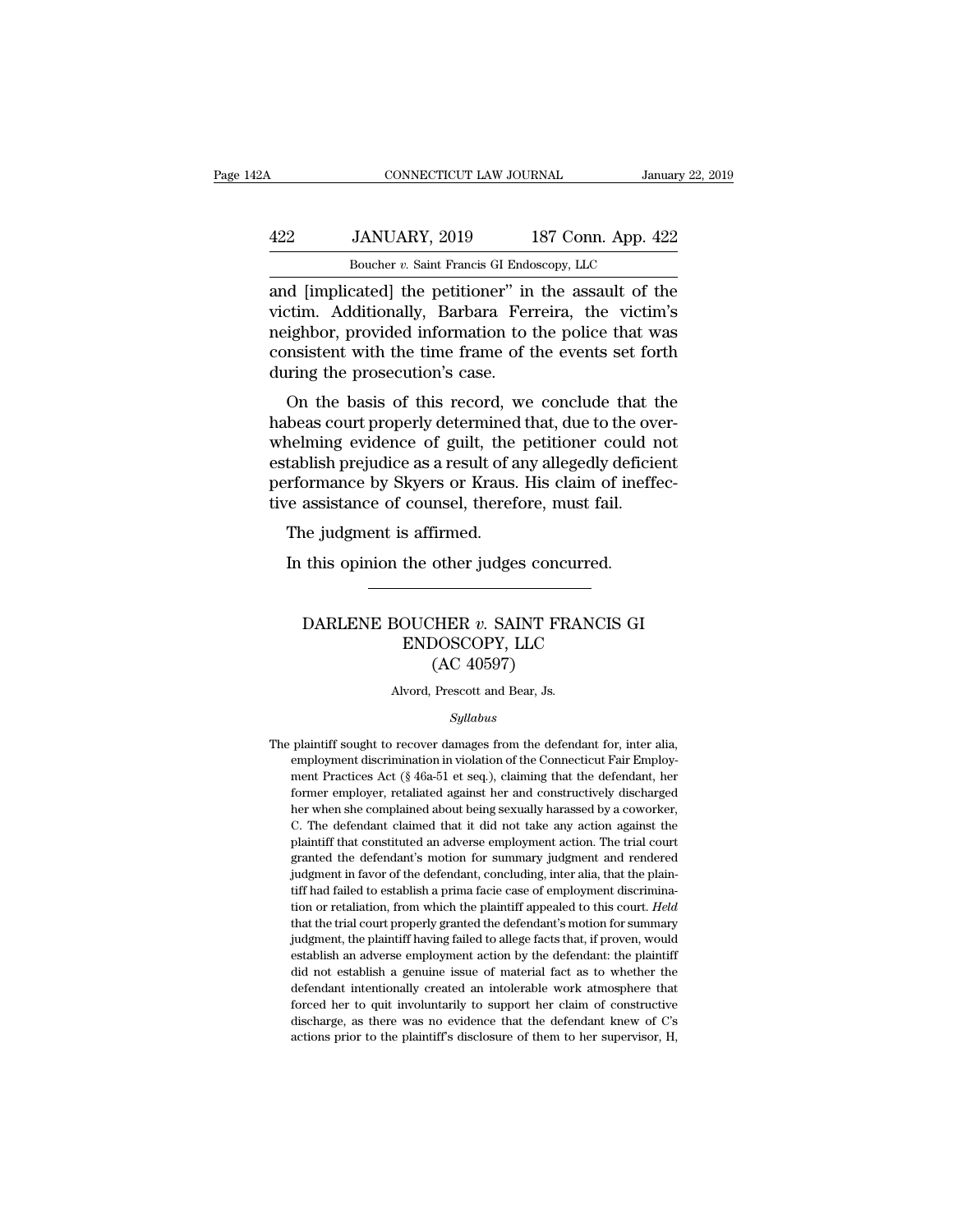and [implicated] the petitioner" in the assault of the victim. Additionally, Barbara Ferreira, the victim's neighbor, provided information to the police that was consistent with the time frame of the events set forth during the prosecution's case.

On the basis of this record, we conclude that the habeas court properly determined that, due to the overwhelming evidence of guilt, the petitioner could not establish prejudice as a result of any allegedly deficient performance by Skyers or Kraus. His claim of ineffective assistance of counsel, therefore, must fail.

The judgment is affirmed.

In this opinion the other judges concurred.

---

# DARLENE BOUCHER *v.* SAINT FRANCIS GI ENDOSCOPY, LLC
## (AC 40597)

Alvord, Prescott and Bear, Js.

*Syllabus*

The plaintiff sought to recover damages from the defendant for, inter alia, employment discrimination in violation of the Connecticut Fair Employment Practices Act (§ 46a-51 et seq.), claiming that the defendant, her former employer, retaliated against her and constructively discharged her when she complained about being sexually harassed by a coworker, C. The defendant claimed that it did not take any action against the plaintiff that constituted an adverse employment action. The trial court granted the defendant's motion for summary judgment and rendered judgment in favor of the defendant, concluding, inter alia, that the plaintiff had failed to establish a prima facie case of employment discrimination or retaliation, from which the plaintiff appealed to this court. *Held* that the trial court properly granted the defendant's motion for summary judgment, the plaintiff having failed to allege facts that, if proven, would establish an adverse employment action by the defendant: the plaintiff did not establish a genuine issue of material fact as to whether the defendant intentionally created an intolerable work atmosphere that forced her to quit involuntarily to support her claim of constructive discharge, as there was no evidence that the defendant knew of C's actions prior to the plaintiff's disclosure of them to her supervisor, H,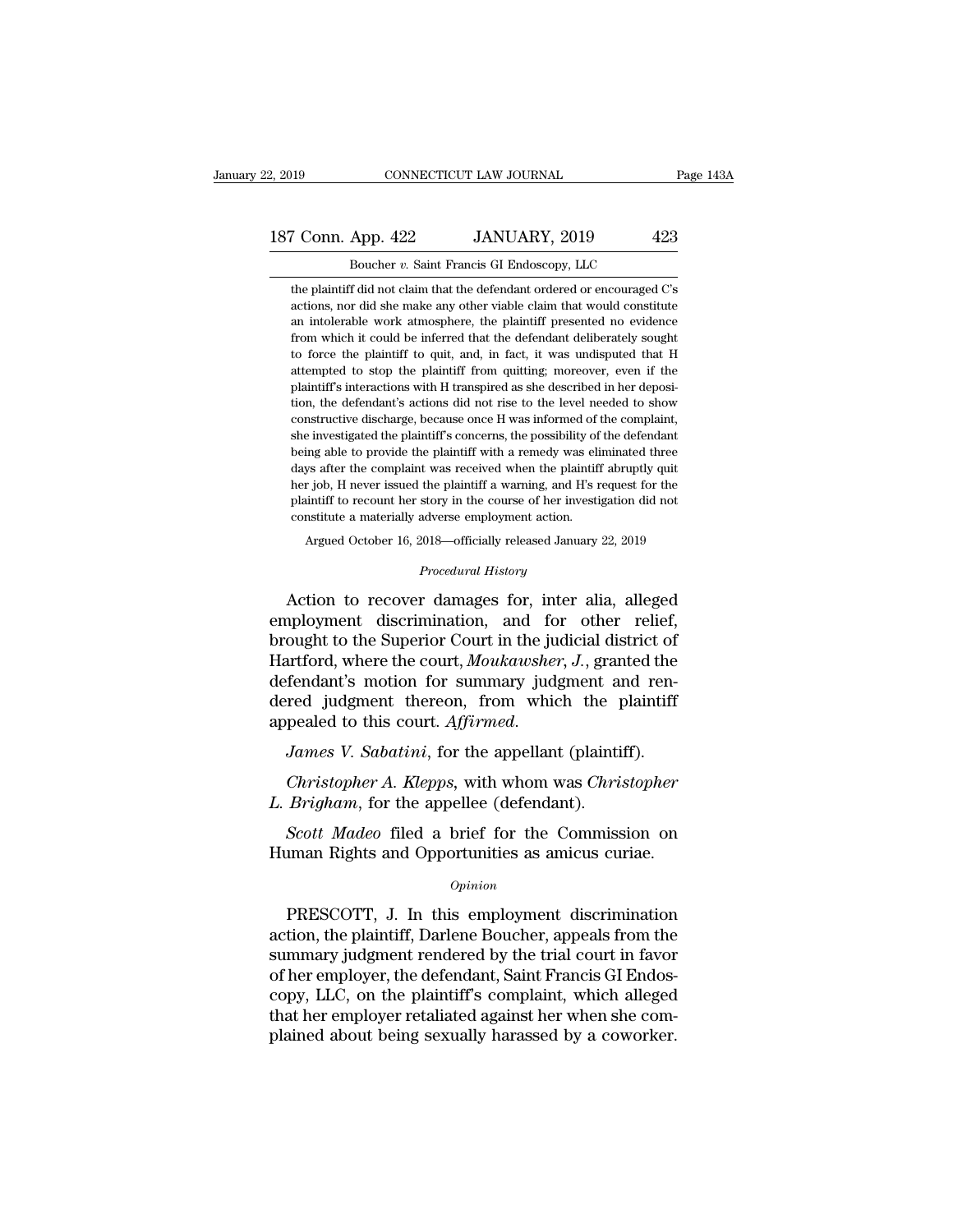the plaintiff did not claim that the defendant ordered or encouraged C's actions, nor did she make any other viable claim that would constitute an intolerable work atmosphere, the plaintiff presented no evidence from which it could be inferred that the defendant deliberately sought to force the plaintiff to quit, and, in fact, it was undisputed that H attempted to stop the plaintiff from quitting; moreover, even if the plaintiff's interactions with H transpired as she described in her deposition, the defendant's actions did not rise to the level needed to show constructive discharge, because once H was informed of the complaint, she investigated the plaintiff's concerns, the possibility of the defendant being able to provide the plaintiff with a remedy was eliminated three days after the complaint was received when the plaintiff abruptly quit her job, H never issued the plaintiff a warning, and H's request for the plaintiff to recount her story in the course of her investigation did not constitute a materially adverse employment action.

Argued October 16, 2018—officially released January 22, 2019

*Procedural History*

Action to recover damages for, inter alia, alleged employment discrimination, and for other relief, brought to the Superior Court in the judicial district of Hartford, where the court, *Moukawsher*, *J.*, granted the defendant's motion for summary judgment and rendered judgment thereon, from which the plaintiff appealed to this court. *Affirmed.*

*James V. Sabatini*, for the appellant (plaintiff).

*Christopher A. Klepps*, with whom was *Christopher L. Brigham*, for the appellee (defendant).

*Scott Madeo* filed a brief for the Commission on Human Rights and Opportunities as amicus curiae.

*Opinion*

PRESCOTT, J. In this employment discrimination action, the plaintiff, Darlene Boucher, appeals from the summary judgment rendered by the trial court in favor of her employer, the defendant, Saint Francis GI Endoscopy, LLC, on the plaintiff's complaint, which alleged that her employer retaliated against her when she complained about being sexually harassed by a coworker.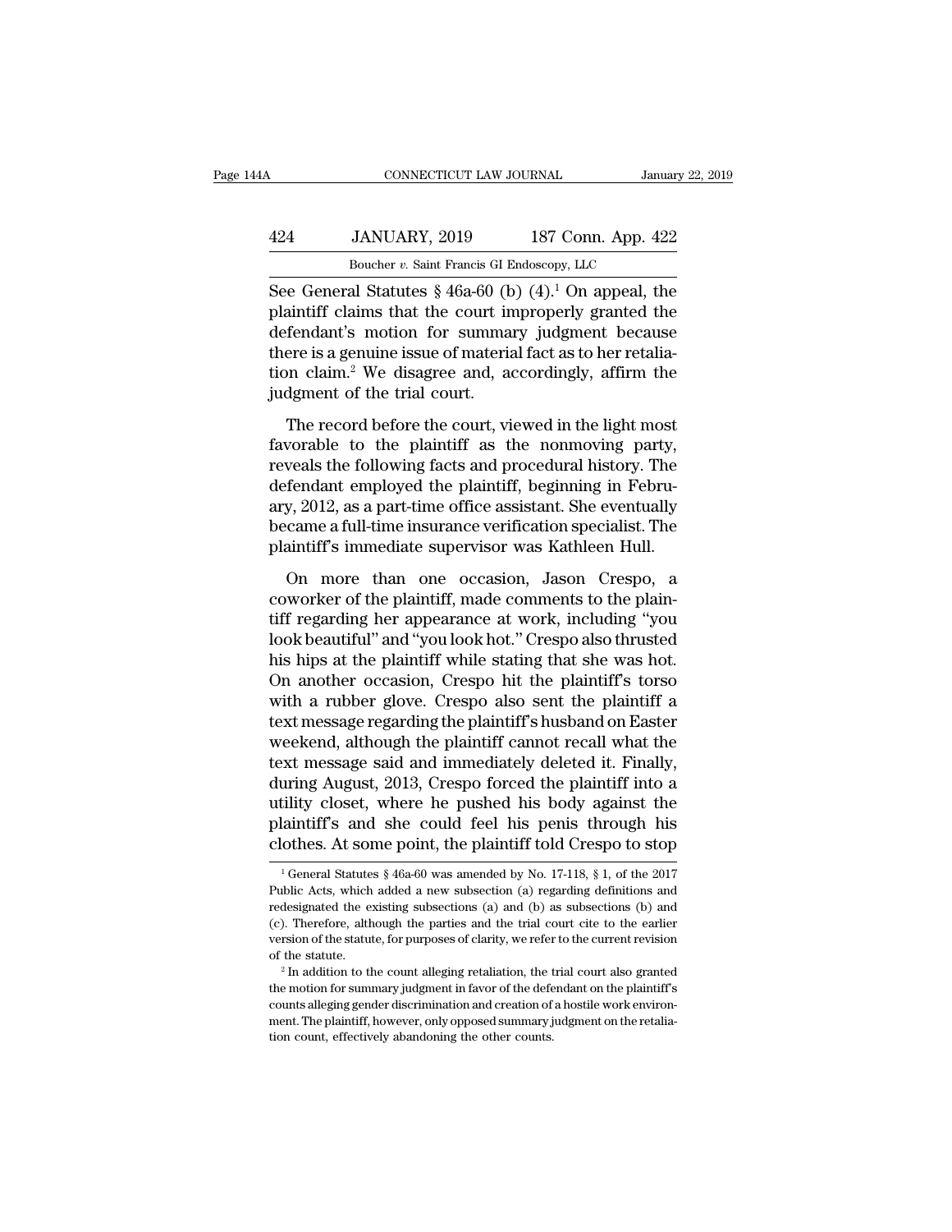See General Statutes § 46a-60 (b) (4).[1] On appeal, the plaintiff claims that the court improperly granted the defendant's motion for summary judgment because there is a genuine issue of material fact as to her retaliation claim.[2] We disagree and, accordingly, affirm the judgment of the trial court.

The record before the court, viewed in the light most favorable to the plaintiff as the nonmoving party, reveals the following facts and procedural history. The defendant employed the plaintiff, beginning in February, 2012, as a part-time office assistant. She eventually became a full-time insurance verification specialist. The plaintiff's immediate supervisor was Kathleen Hull.

On more than one occasion, Jason Crespo, a coworker of the plaintiff, made comments to the plaintiff regarding her appearance at work, including "you look beautiful" and "you look hot." Crespo also thrusted his hips at the plaintiff while stating that she was hot. On another occasion, Crespo hit the plaintiff's torso with a rubber glove. Crespo also sent the plaintiff a text message regarding the plaintiff's husband on Easter weekend, although the plaintiff cannot recall what the text message said and immediately deleted it. Finally, during August, 2013, Crespo forced the plaintiff into a utility closet, where he pushed his body against the plaintiff's and she could feel his penis through his clothes. At some point, the plaintiff told Crespo to stop

[1] General Statutes § 46a-60 was amended by No. 17-118, § 1, of the 2017 Public Acts, which added a new subsection (a) regarding definitions and redesignated the existing subsections (a) and (b) as subsections (b) and (c). Therefore, although the parties and the trial court cite to the earlier version of the statute, for purposes of clarity, we refer to the current revision of the statute.

[2] In addition to the count alleging retaliation, the trial court also granted the motion for summary judgment in favor of the defendant on the plaintiff's counts alleging gender discrimination and creation of a hostile work environment. The plaintiff, however, only opposed summary judgment on the retaliation count, effectively abandoning the other counts.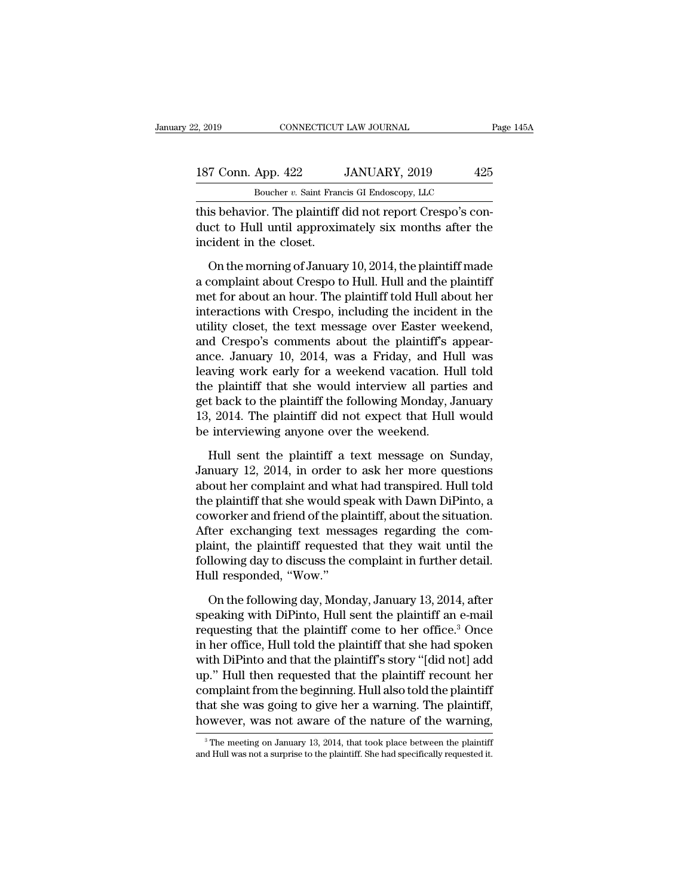this behavior. The plaintiff did not report Crespo's conduct to Hull until approximately six months after the incident in the closet.

On the morning of January 10, 2014, the plaintiff made a complaint about Crespo to Hull. Hull and the plaintiff met for about an hour. The plaintiff told Hull about her interactions with Crespo, including the incident in the utility closet, the text message over Easter weekend, and Crespo's comments about the plaintiff's appearance. January 10, 2014, was a Friday, and Hull was leaving work early for a weekend vacation. Hull told the plaintiff that she would interview all parties and get back to the plaintiff the following Monday, January 13, 2014. The plaintiff did not expect that Hull would be interviewing anyone over the weekend.

Hull sent the plaintiff a text message on Sunday, January 12, 2014, in order to ask her more questions about her complaint and what had transpired. Hull told the plaintiff that she would speak with Dawn DiPinto, a coworker and friend of the plaintiff, about the situation. After exchanging text messages regarding the complaint, the plaintiff requested that they wait until the following day to discuss the complaint in further detail. Hull responded, "Wow."

On the following day, Monday, January 13, 2014, after speaking with DiPinto, Hull sent the plaintiff an e-mail requesting that the plaintiff come to her office.[3] Once in her office, Hull told the plaintiff that she had spoken with DiPinto and that the plaintiff's story "[did not] add up." Hull then requested that the plaintiff recount her complaint from the beginning. Hull also told the plaintiff that she was going to give her a warning. The plaintiff, however, was not aware of the nature of the warning,

[3] The meeting on January 13, 2014, that took place between the plaintiff and Hull was not a surprise to the plaintiff. She had specifically requested it.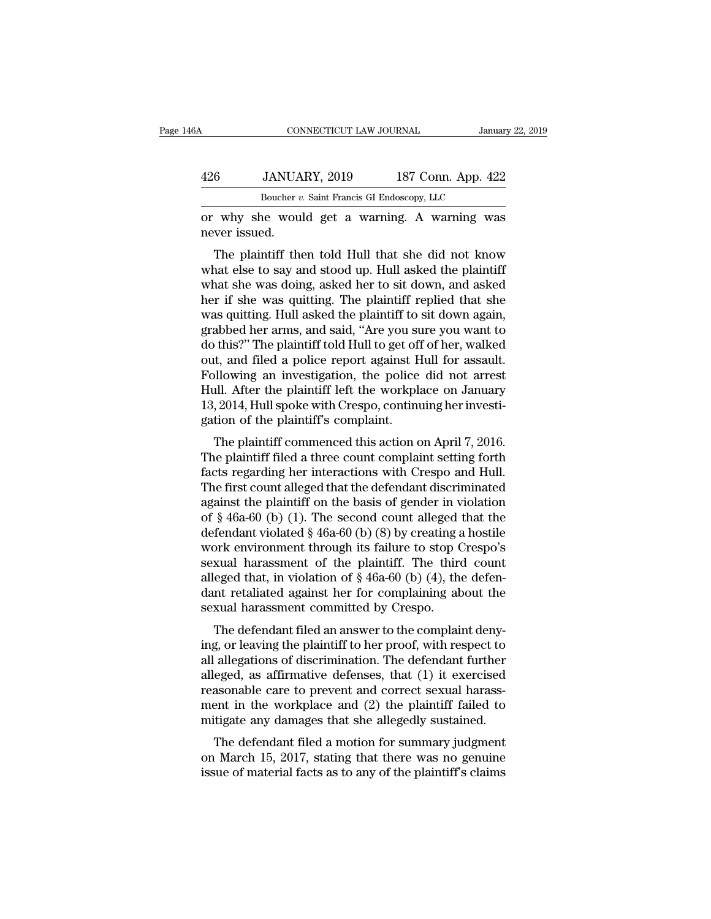or why she would get a warning. A warning was never issued.

The plaintiff then told Hull that she did not know what else to say and stood up. Hull asked the plaintiff what she was doing, asked her to sit down, and asked her if she was quitting. The plaintiff replied that she was quitting. Hull asked the plaintiff to sit down again, grabbed her arms, and said, "Are you sure you want to do this?" The plaintiff told Hull to get off of her, walked out, and filed a police report against Hull for assault. Following an investigation, the police did not arrest Hull. After the plaintiff left the workplace on January 13, 2014, Hull spoke with Crespo, continuing her investigation of the plaintiff's complaint.

The plaintiff commenced this action on April 7, 2016. The plaintiff filed a three count complaint setting forth facts regarding her interactions with Crespo and Hull. The first count alleged that the defendant discriminated against the plaintiff on the basis of gender in violation of § 46a-60 (b) (1). The second count alleged that the defendant violated § 46a-60 (b) (8) by creating a hostile work environment through its failure to stop Crespo's sexual harassment of the plaintiff. The third count alleged that, in violation of § 46a-60 (b) (4), the defendant retaliated against her for complaining about the sexual harassment committed by Crespo.

The defendant filed an answer to the complaint denying, or leaving the plaintiff to her proof, with respect to all allegations of discrimination. The defendant further alleged, as affirmative defenses, that (1) it exercised reasonable care to prevent and correct sexual harassment in the workplace and (2) the plaintiff failed to mitigate any damages that she allegedly sustained.

The defendant filed a motion for summary judgment on March 15, 2017, stating that there was no genuine issue of material facts as to any of the plaintiff's claims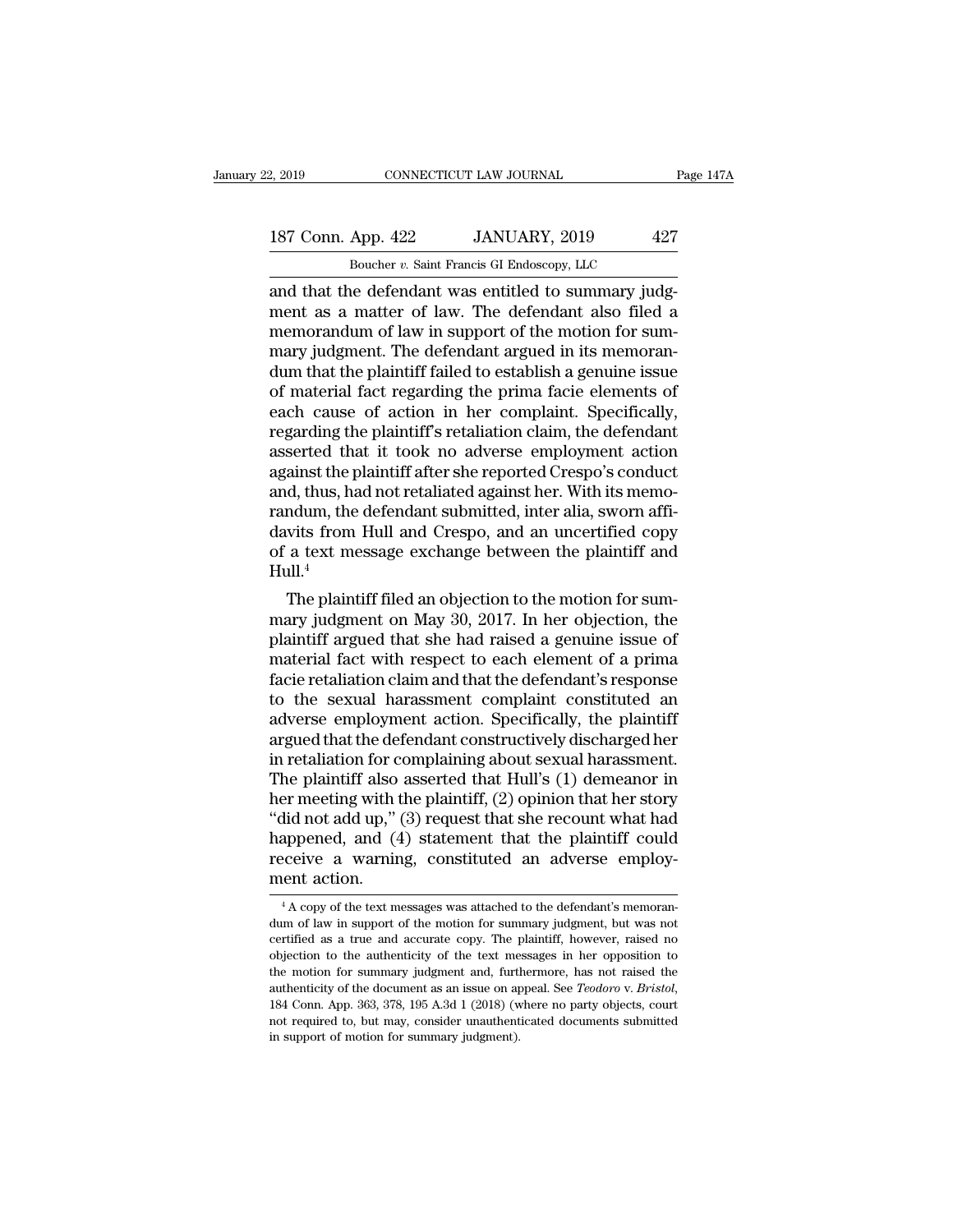and that the defendant was entitled to summary judgment as a matter of law. The defendant also filed a memorandum of law in support of the motion for summary judgment. The defendant argued in its memorandum that the plaintiff failed to establish a genuine issue of material fact regarding the prima facie elements of each cause of action in her complaint. Specifically, regarding the plaintiff's retaliation claim, the defendant asserted that it took no adverse employment action against the plaintiff after she reported Crespo's conduct and, thus, had not retaliated against her. With its memorandum, the defendant submitted, inter alia, sworn affidavits from Hull and Crespo, and an uncertified copy of a text message exchange between the plaintiff and Hull.[4]

The plaintiff filed an objection to the motion for summary judgment on May 30, 2017. In her objection, the plaintiff argued that she had raised a genuine issue of material fact with respect to each element of a prima facie retaliation claim and that the defendant's response to the sexual harassment complaint constituted an adverse employment action. Specifically, the plaintiff argued that the defendant constructively discharged her in retaliation for complaining about sexual harassment. The plaintiff also asserted that Hull's (1) demeanor in her meeting with the plaintiff, (2) opinion that her story "did not add up," (3) request that she recount what had happened, and (4) statement that the plaintiff could receive a warning, constituted an adverse employment action.

[4] A copy of the text messages was attached to the defendant's memorandum of law in support of the motion for summary judgment, but was not certified as a true and accurate copy. The plaintiff, however, raised no objection to the authenticity of the text messages in her opposition to the motion for summary judgment and, furthermore, has not raised the authenticity of the document as an issue on appeal. See *Teodoro* v. *Bristol*, 184 Conn. App. 363, 378, 195 A.3d 1 (2018) (where no party objects, court not required to, but may, consider unauthenticated documents submitted in support of motion for summary judgment).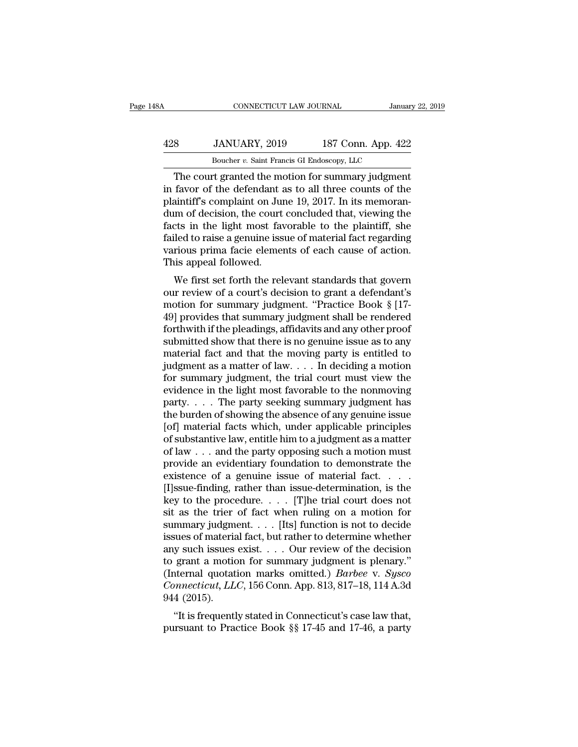The court granted the motion for summary judgment in favor of the defendant as to all three counts of the plaintiff's complaint on June 19, 2017. In its memorandum of decision, the court concluded that, viewing the facts in the light most favorable to the plaintiff, she failed to raise a genuine issue of material fact regarding various prima facie elements of each cause of action. This appeal followed.

We first set forth the relevant standards that govern our review of a court's decision to grant a defendant's motion for summary judgment. "Practice Book § [17-49] provides that summary judgment shall be rendered forthwith if the pleadings, affidavits and any other proof submitted show that there is no genuine issue as to any material fact and that the moving party is entitled to judgment as a matter of law. . . . In deciding a motion for summary judgment, the trial court must view the evidence in the light most favorable to the nonmoving party. . . . The party seeking summary judgment has the burden of showing the absence of any genuine issue [of] material facts which, under applicable principles of substantive law, entitle him to a judgment as a matter of law . . . and the party opposing such a motion must provide an evidentiary foundation to demonstrate the existence of a genuine issue of material fact. . . . [I]ssue-finding, rather than issue-determination, is the key to the procedure. . . . [T]he trial court does not sit as the trier of fact when ruling on a motion for summary judgment. . . . [Its] function is not to decide issues of material fact, but rather to determine whether any such issues exist. . . . Our review of the decision to grant a motion for summary judgment is plenary." (Internal quotation marks omitted.) *Barbee* v. *Sysco Connecticut, LLC*, 156 Conn. App. 813, 817–18, 114 A.3d 944 (2015).

"It is frequently stated in Connecticut's case law that, pursuant to Practice Book §§ 17-45 and 17-46, a party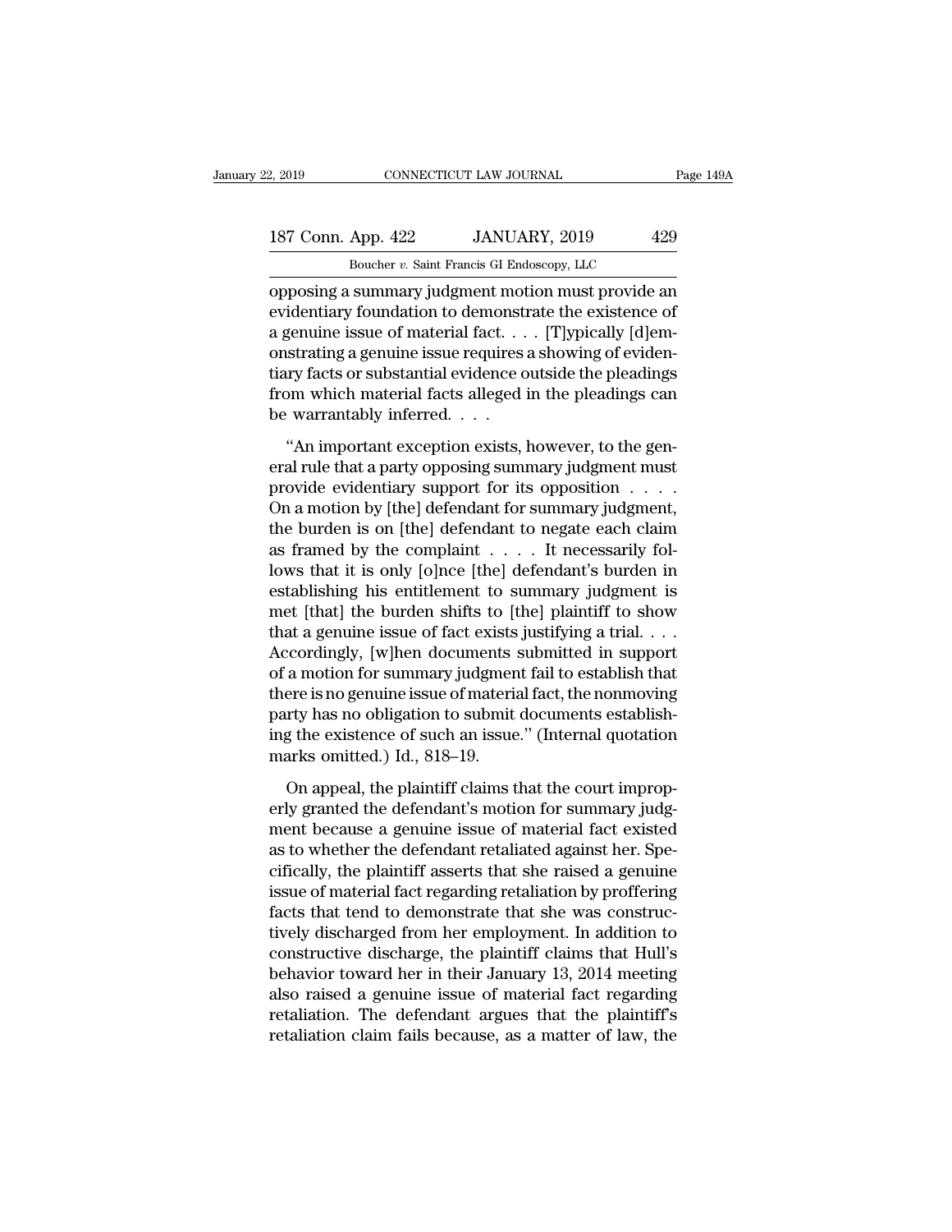opposing a summary judgment motion must provide an evidentiary foundation to demonstrate the existence of a genuine issue of material fact. . . . [T]ypically [d]emonstrating a genuine issue requires a showing of evidentiary facts or substantial evidence outside the pleadings from which material facts alleged in the pleadings can be warrantably inferred. . . .

"An important exception exists, however, to the general rule that a party opposing summary judgment must provide evidentiary support for its opposition . . . . On a motion by [the] defendant for summary judgment, the burden is on [the] defendant to negate each claim as framed by the complaint . . . . It necessarily follows that it is only [o]nce [the] defendant's burden in establishing his entitlement to summary judgment is met [that] the burden shifts to [the] plaintiff to show that a genuine issue of fact exists justifying a trial. . . . Accordingly, [w]hen documents submitted in support of a motion for summary judgment fail to establish that there is no genuine issue of material fact, the nonmoving party has no obligation to submit documents establishing the existence of such an issue." (Internal quotation marks omitted.) Id., 818–19.

On appeal, the plaintiff claims that the court improperly granted the defendant's motion for summary judgment because a genuine issue of material fact existed as to whether the defendant retaliated against her. Specifically, the plaintiff asserts that she raised a genuine issue of material fact regarding retaliation by proffering facts that tend to demonstrate that she was constructively discharged from her employment. In addition to constructive discharge, the plaintiff claims that Hull's behavior toward her in their January 13, 2014 meeting also raised a genuine issue of material fact regarding retaliation. The defendant argues that the plaintiff's retaliation claim fails because, as a matter of law, the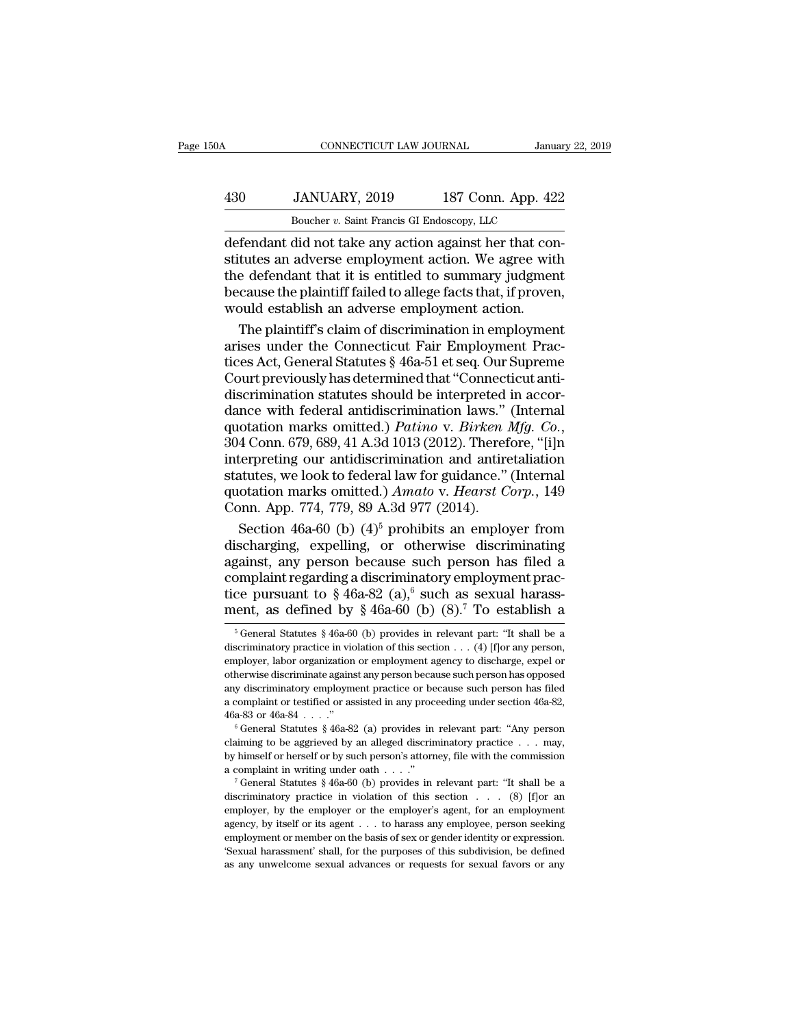defendant did not take any action against her that constitutes an adverse employment action. We agree with the defendant that it is entitled to summary judgment because the plaintiff failed to allege facts that, if proven, would establish an adverse employment action.

The plaintiff's claim of discrimination in employment arises under the Connecticut Fair Employment Practices Act, General Statutes § 46a-51 et seq. Our Supreme Court previously has determined that "Connecticut antidiscrimination statutes should be interpreted in accordance with federal antidiscrimination laws." (Internal quotation marks omitted.) *Patino* v. *Birken Mfg. Co.*, 304 Conn. 679, 689, 41 A.3d 1013 (2012). Therefore, "[i]n interpreting our antidiscrimination and antiretaliation statutes, we look to federal law for guidance." (Internal quotation marks omitted.) *Amato* v. *Hearst Corp.*, 149 Conn. App. 774, 779, 89 A.3d 977 (2014).

Section 46a-60 (b) (4)[5] prohibits an employer from discharging, expelling, or otherwise discriminating against, any person because such person has filed a complaint regarding a discriminatory employment practice pursuant to § 46a-82 (a),[6] such as sexual harassment, as defined by § 46a-60 (b) (8).[7] To establish a

---

[5] General Statutes § 46a-60 (b) provides in relevant part: "It shall be a discriminatory practice in violation of this section . . . (4) [f]or any person, employer, labor organization or employment agency to discharge, expel or otherwise discriminate against any person because such person has opposed any discriminatory employment practice or because such person has filed a complaint or testified or assisted in any proceeding under section 46a-82, 46a-83 or 46a-84 . . . ."

[6] General Statutes § 46a-82 (a) provides in relevant part: "Any person claiming to be aggrieved by an alleged discriminatory practice . . . may, by himself or herself or by such person's attorney, file with the commission a complaint in writing under oath . . . ."

[7] General Statutes § 46a-60 (b) provides in relevant part: "It shall be a discriminatory practice in violation of this section . . . (8) [f]or an employer, by the employer or the employer's agent, for an employment agency, by itself or its agent . . . to harass any employee, person seeking employment or member on the basis of sex or gender identity or expression. 'Sexual harassment' shall, for the purposes of this subdivision, be defined as any unwelcome sexual advances or requests for sexual favors or any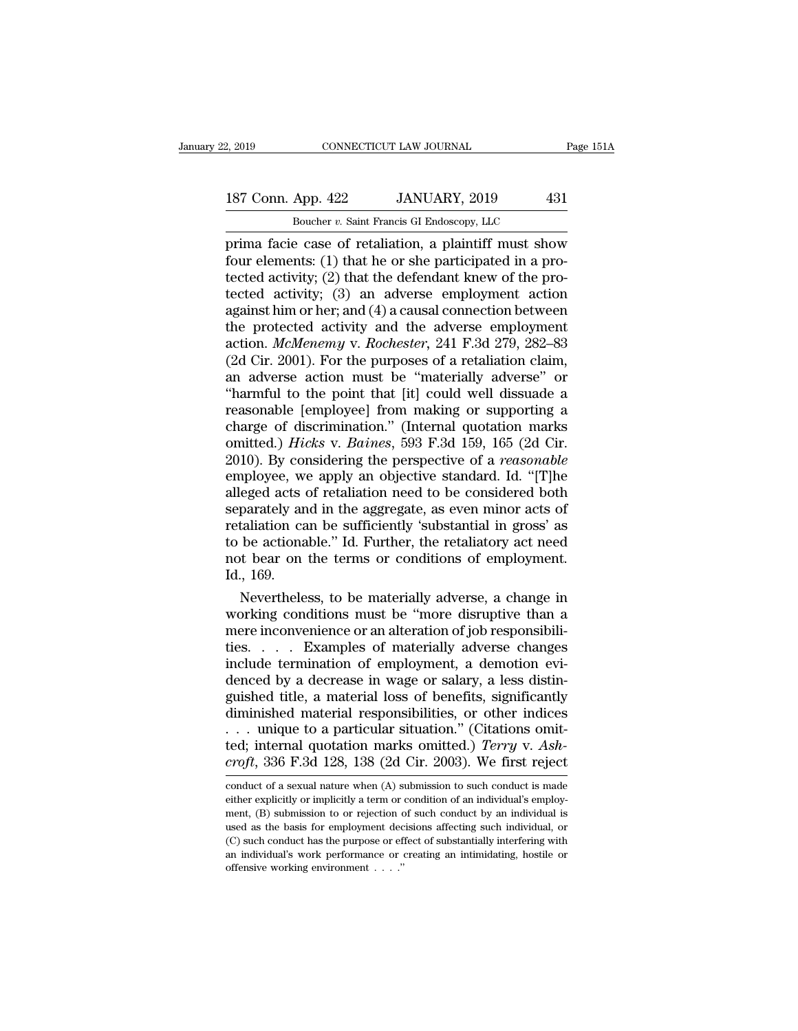prima facie case of retaliation, a plaintiff must show four elements: (1) that he or she participated in a protected activity; (2) that the defendant knew of the protected activity; (3) an adverse employment action against him or her; and (4) a causal connection between the protected activity and the adverse employment action. *McMenemy* v. *Rochester*, 241 F.3d 279, 282–83 (2d Cir. 2001). For the purposes of a retaliation claim, an adverse action must be "materially adverse" or "harmful to the point that [it] could well dissuade a reasonable [employee] from making or supporting a charge of discrimination." (Internal quotation marks omitted.) *Hicks* v. *Baines*, 593 F.3d 159, 165 (2d Cir. 2010). By considering the perspective of a *reasonable* employee, we apply an objective standard. Id. "[T]he alleged acts of retaliation need to be considered both separately and in the aggregate, as even minor acts of retaliation can be sufficiently 'substantial in gross' as to be actionable." Id. Further, the retaliatory act need not bear on the terms or conditions of employment. Id., 169.

Nevertheless, to be materially adverse, a change in working conditions must be "more disruptive than a mere inconvenience or an alteration of job responsibilities. . . . Examples of materially adverse changes include termination of employment, a demotion evidenced by a decrease in wage or salary, a less distinguished title, a material loss of benefits, significantly diminished material responsibilities, or other indices . . . unique to a particular situation." (Citations omitted; internal quotation marks omitted.) *Terry* v. *Ashcroft*, 336 F.3d 128, 138 (2d Cir. 2003). We first reject

conduct of a sexual nature when (A) submission to such conduct is made either explicitly or implicitly a term or condition of an individual's employment, (B) submission to or rejection of such conduct by an individual is used as the basis for employment decisions affecting such individual, or (C) such conduct has the purpose or effect of substantially interfering with an individual's work performance or creating an intimidating, hostile or offensive working environment . . . ."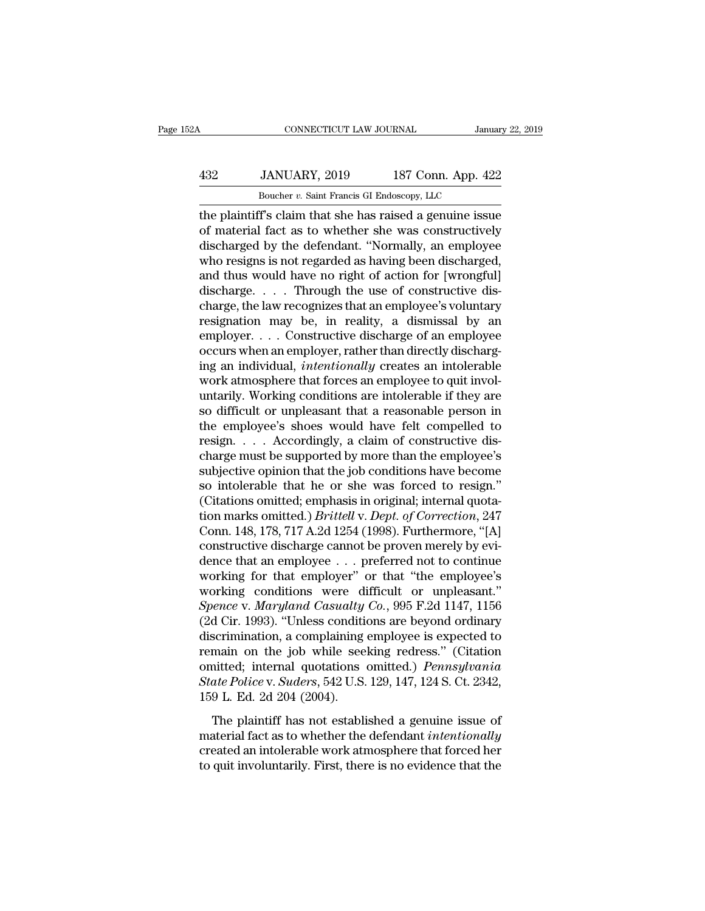the plaintiff's claim that she has raised a genuine issue of material fact as to whether she was constructively discharged by the defendant. "Normally, an employee who resigns is not regarded as having been discharged, and thus would have no right of action for [wrongful] discharge. . . . Through the use of constructive discharge, the law recognizes that an employee's voluntary resignation may be, in reality, a dismissal by an employer. . . . Constructive discharge of an employee occurs when an employer, rather than directly discharging an individual, *intentionally* creates an intolerable work atmosphere that forces an employee to quit involuntarily. Working conditions are intolerable if they are so difficult or unpleasant that a reasonable person in the employee's shoes would have felt compelled to resign. . . . Accordingly, a claim of constructive discharge must be supported by more than the employee's subjective opinion that the job conditions have become so intolerable that he or she was forced to resign." (Citations omitted; emphasis in original; internal quotation marks omitted.) *Brittell* v. *Dept. of Correction*, 247 Conn. 148, 178, 717 A.2d 1254 (1998). Furthermore, "[A] constructive discharge cannot be proven merely by evidence that an employee . . . preferred not to continue working for that employer" or that "the employee's working conditions were difficult or unpleasant." *Spence* v. *Maryland Casualty Co.*, 995 F.2d 1147, 1156 (2d Cir. 1993). "Unless conditions are beyond ordinary discrimination, a complaining employee is expected to remain on the job while seeking redress." (Citation omitted; internal quotations omitted.) *Pennsylvania State Police* v. *Suders*, 542 U.S. 129, 147, 124 S. Ct. 2342, 159 L. Ed. 2d 204 (2004).

The plaintiff has not established a genuine issue of material fact as to whether the defendant *intentionally* created an intolerable work atmosphere that forced her to quit involuntarily. First, there is no evidence that the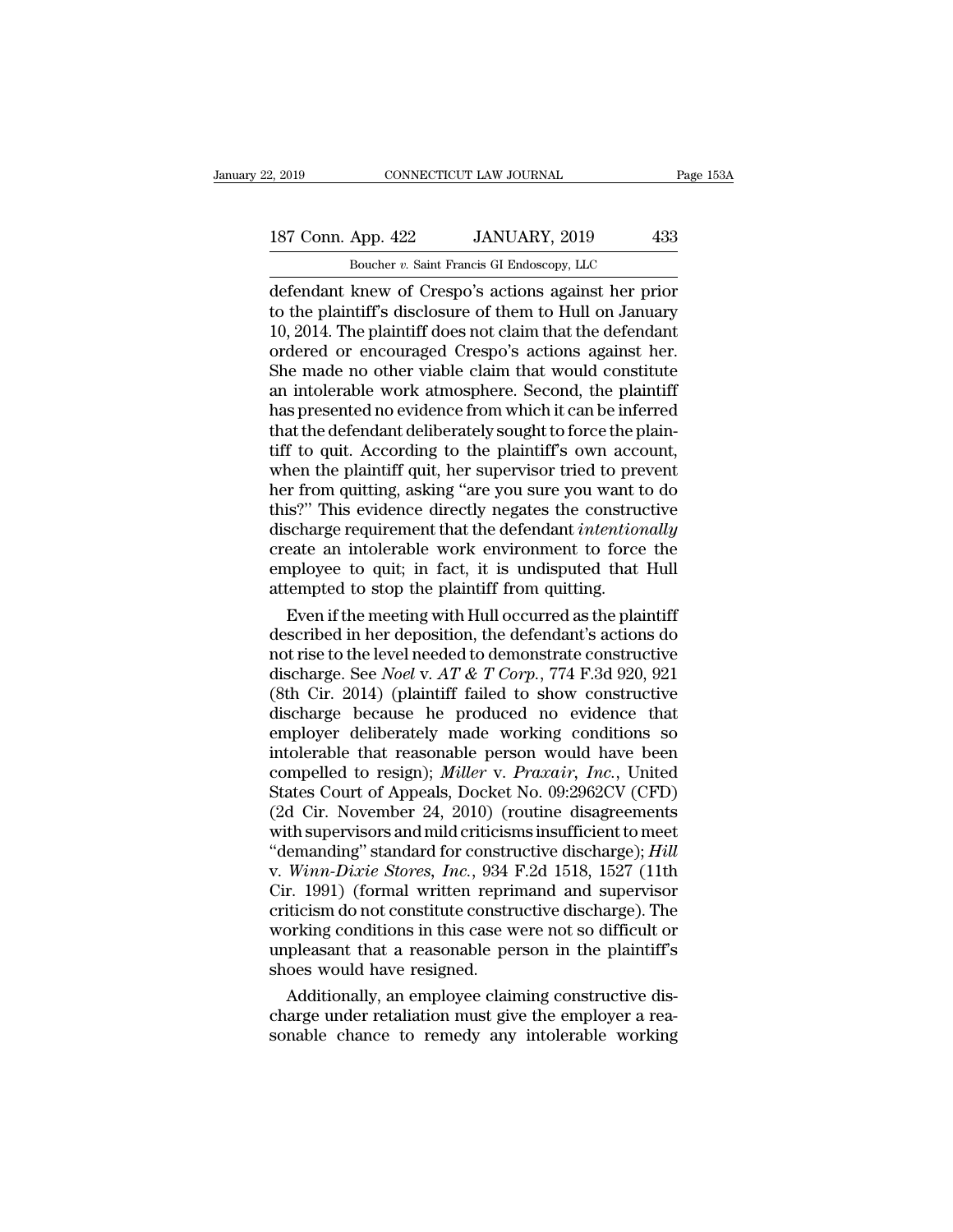defendant knew of Crespo's actions against her prior to the plaintiff's disclosure of them to Hull on January 10, 2014. The plaintiff does not claim that the defendant ordered or encouraged Crespo's actions against her. She made no other viable claim that would constitute an intolerable work atmosphere. Second, the plaintiff has presented no evidence from which it can be inferred that the defendant deliberately sought to force the plaintiff to quit. According to the plaintiff's own account, when the plaintiff quit, her supervisor tried to prevent her from quitting, asking "are you sure you want to do this?" This evidence directly negates the constructive discharge requirement that the defendant *intentionally* create an intolerable work environment to force the employee to quit; in fact, it is undisputed that Hull attempted to stop the plaintiff from quitting.

Even if the meeting with Hull occurred as the plaintiff described in her deposition, the defendant's actions do not rise to the level needed to demonstrate constructive discharge. See *Noel* v. *AT & T Corp.*, 774 F.3d 920, 921 (8th Cir. 2014) (plaintiff failed to show constructive discharge because he produced no evidence that employer deliberately made working conditions so intolerable that reasonable person would have been compelled to resign); *Miller* v. *Praxair, Inc.*, United States Court of Appeals, Docket No. 09:2962CV (CFD) (2d Cir. November 24, 2010) (routine disagreements with supervisors and mild criticisms insufficient to meet "demanding" standard for constructive discharge); *Hill* v. *Winn-Dixie Stores, Inc.*, 934 F.2d 1518, 1527 (11th Cir. 1991) (formal written reprimand and supervisor criticism do not constitute constructive discharge). The working conditions in this case were not so difficult or unpleasant that a reasonable person in the plaintiff's shoes would have resigned.

Additionally, an employee claiming constructive discharge under retaliation must give the employer a reasonable chance to remedy any intolerable working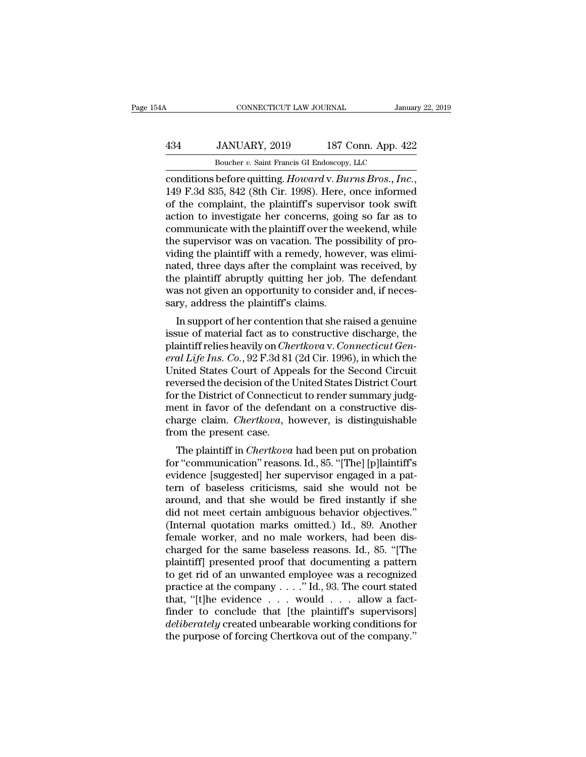conditions before quitting. *Howard* v. *Burns Bros., Inc.*, 149 F.3d 835, 842 (8th Cir. 1998). Here, once informed of the complaint, the plaintiff's supervisor took swift action to investigate her concerns, going so far as to communicate with the plaintiff over the weekend, while the supervisor was on vacation. The possibility of providing the plaintiff with a remedy, however, was eliminated, three days after the complaint was received, by the plaintiff abruptly quitting her job. The defendant was not given an opportunity to consider and, if necessary, address the plaintiff's claims.

In support of her contention that she raised a genuine issue of material fact as to constructive discharge, the plaintiff relies heavily on *Chertkova* v. *Connecticut General Life Ins. Co.*, 92 F.3d 81 (2d Cir. 1996), in which the United States Court of Appeals for the Second Circuit reversed the decision of the United States District Court for the District of Connecticut to render summary judgment in favor of the defendant on a constructive discharge claim. *Chertkova*, however, is distinguishable from the present case.

The plaintiff in *Chertkova* had been put on probation for "communication" reasons. Id., 85. "[The] [p]laintiff's evidence [suggested] her supervisor engaged in a pattern of baseless criticisms, said she would not be around, and that she would be fired instantly if she did not meet certain ambiguous behavior objectives." (Internal quotation marks omitted.) Id., 89. Another female worker, and no male workers, had been discharged for the same baseless reasons. Id., 85. "[The plaintiff] presented proof that documenting a pattern to get rid of an unwanted employee was a recognized practice at the company . . . ." Id., 93. The court stated that, "[t]he evidence . . . would . . . allow a fact-finder to conclude that [the plaintiff's supervisors] *deliberately* created unbearable working conditions for the purpose of forcing Chertkova out of the company."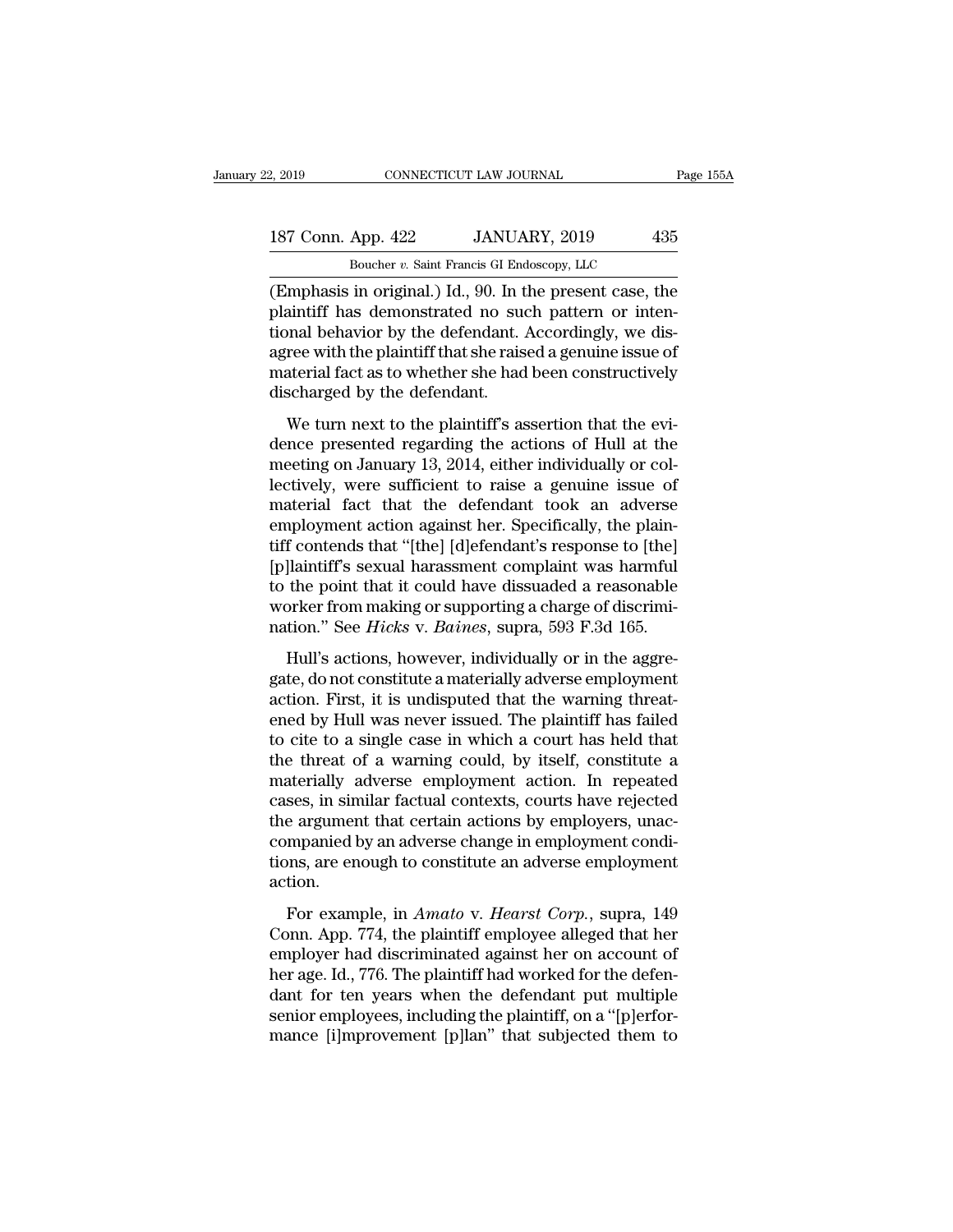(Emphasis in original.) Id., 90. In the present case, the plaintiff has demonstrated no such pattern or intentional behavior by the defendant. Accordingly, we disagree with the plaintiff that she raised a genuine issue of material fact as to whether she had been constructively discharged by the defendant.

We turn next to the plaintiff's assertion that the evidence presented regarding the actions of Hull at the meeting on January 13, 2014, either individually or collectively, were sufficient to raise a genuine issue of material fact that the defendant took an adverse employment action against her. Specifically, the plaintiff contends that "[the] [d]efendant's response to [the] [p]laintiff's sexual harassment complaint was harmful to the point that it could have dissuaded a reasonable worker from making or supporting a charge of discrimination." See *Hicks* v. *Baines*, supra, 593 F.3d 165.

Hull's actions, however, individually or in the aggregate, do not constitute a materially adverse employment action. First, it is undisputed that the warning threatened by Hull was never issued. The plaintiff has failed to cite to a single case in which a court has held that the threat of a warning could, by itself, constitute a materially adverse employment action. In repeated cases, in similar factual contexts, courts have rejected the argument that certain actions by employers, unaccompanied by an adverse change in employment conditions, are enough to constitute an adverse employment action.

For example, in *Amato* v. *Hearst Corp.*, supra, 149 Conn. App. 774, the plaintiff employee alleged that her employer had discriminated against her on account of her age. Id., 776. The plaintiff had worked for the defendant for ten years when the defendant put multiple senior employees, including the plaintiff, on a "[p]erformance [i]mprovement [p]lan" that subjected them to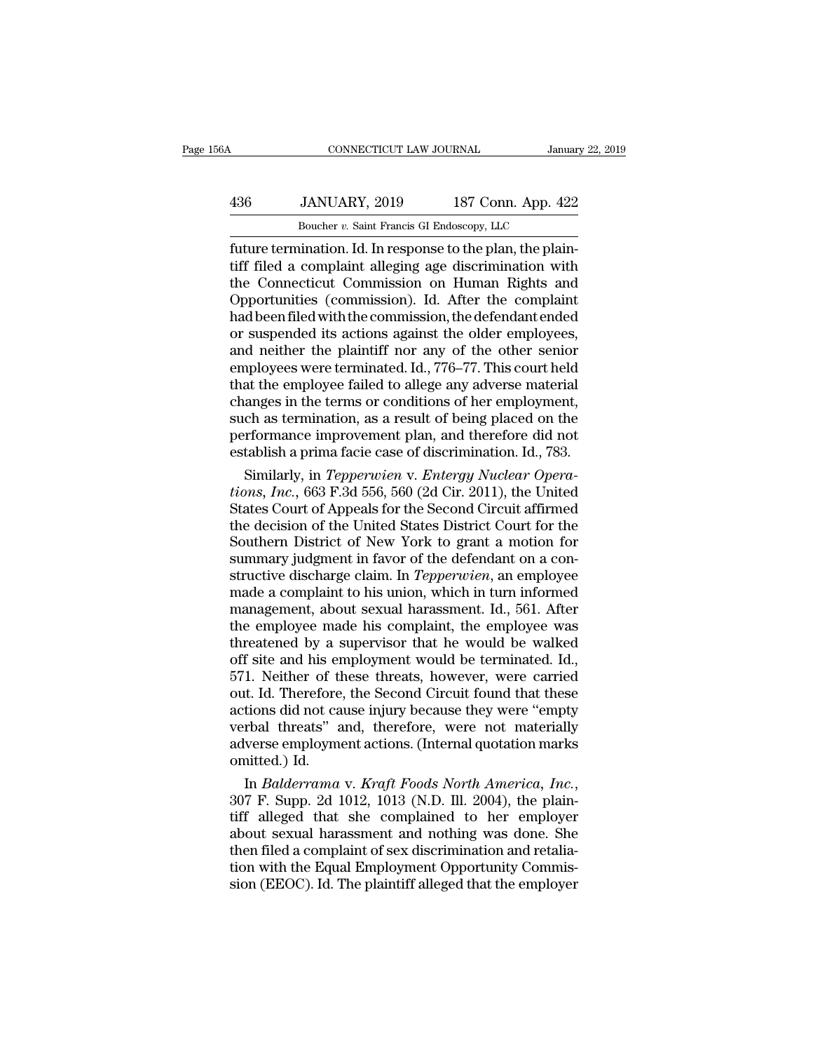future termination. Id. In response to the plan, the plaintiff filed a complaint alleging age discrimination with the Connecticut Commission on Human Rights and Opportunities (commission). Id. After the complaint had been filed with the commission, the defendant ended or suspended its actions against the older employees, and neither the plaintiff nor any of the other senior employees were terminated. Id., 776–77. This court held that the employee failed to allege any adverse material changes in the terms or conditions of her employment, such as termination, as a result of being placed on the performance improvement plan, and therefore did not establish a prima facie case of discrimination. Id., 783.

Similarly, in *Tepperwien* v. *Entergy Nuclear Operations, Inc.*, 663 F.3d 556, 560 (2d Cir. 2011), the United States Court of Appeals for the Second Circuit affirmed the decision of the United States District Court for the Southern District of New York to grant a motion for summary judgment in favor of the defendant on a constructive discharge claim. In *Tepperwien*, an employee made a complaint to his union, which in turn informed management, about sexual harassment. Id., 561. After the employee made his complaint, the employee was threatened by a supervisor that he would be walked off site and his employment would be terminated. Id., 571. Neither of these threats, however, were carried out. Id. Therefore, the Second Circuit found that these actions did not cause injury because they were "empty verbal threats" and, therefore, were not materially adverse employment actions. (Internal quotation marks omitted.) Id.

In *Balderrama* v. *Kraft Foods North America, Inc.*, 307 F. Supp. 2d 1012, 1013 (N.D. Ill. 2004), the plaintiff alleged that she complained to her employer about sexual harassment and nothing was done. She then filed a complaint of sex discrimination and retaliation with the Equal Employment Opportunity Commission (EEOC). Id. The plaintiff alleged that the employer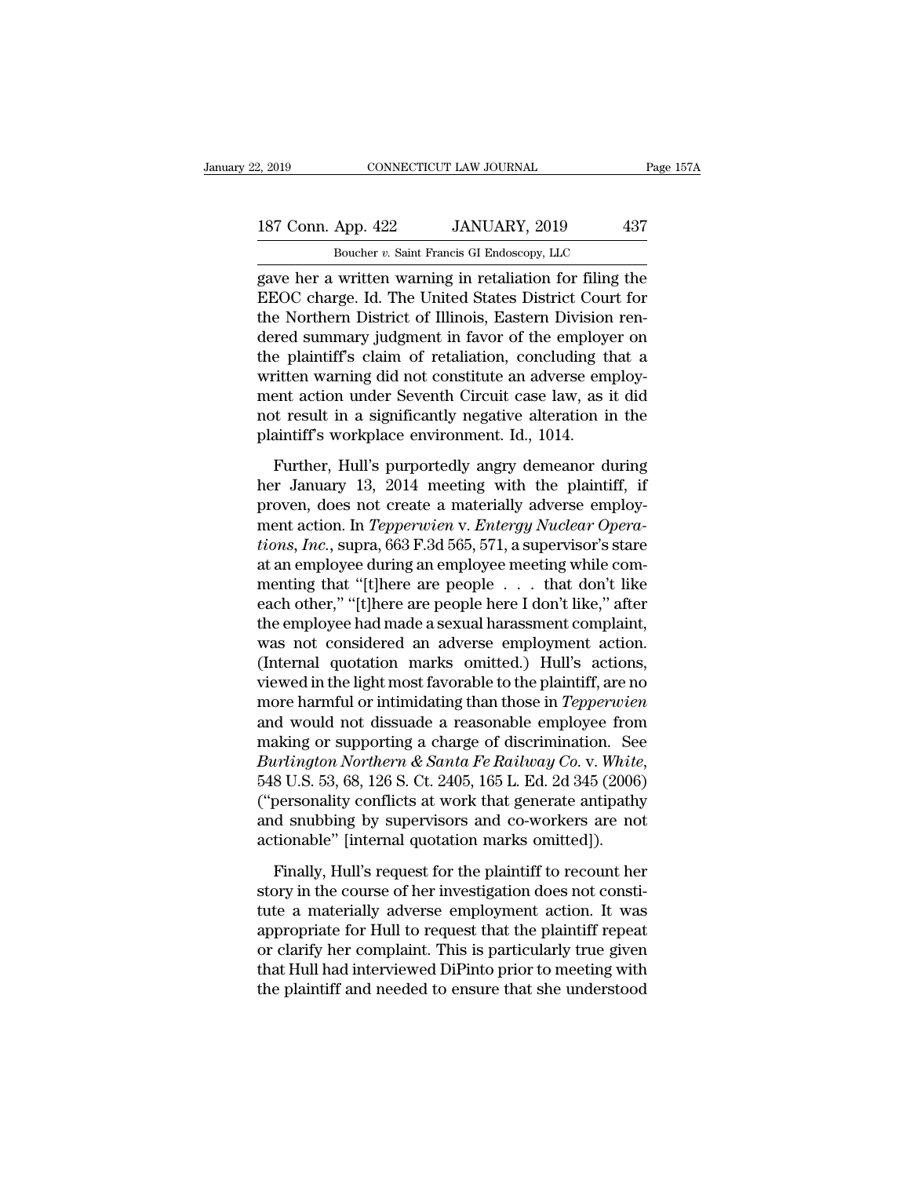gave her a written warning in retaliation for filing the EEOC charge. Id. The United States District Court for the Northern District of Illinois, Eastern Division rendered summary judgment in favor of the employer on the plaintiff's claim of retaliation, concluding that a written warning did not constitute an adverse employment action under Seventh Circuit case law, as it did not result in a significantly negative alteration in the plaintiff's workplace environment. Id., 1014.

Further, Hull's purportedly angry demeanor during her January 13, 2014 meeting with the plaintiff, if proven, does not create a materially adverse employment action. In *Tepperwien* v. *Entergy Nuclear Operations, Inc.*, supra, 663 F.3d 565, 571, a supervisor's stare at an employee during an employee meeting while commenting that "[t]here are people . . . that don't like each other," "[t]here are people here I don't like," after the employee had made a sexual harassment complaint, was not considered an adverse employment action. (Internal quotation marks omitted.) Hull's actions, viewed in the light most favorable to the plaintiff, are no more harmful or intimidating than those in *Tepperwien* and would not dissuade a reasonable employee from making or supporting a charge of discrimination. See *Burlington Northern & Santa Fe Railway Co.* v. *White*, 548 U.S. 53, 68, 126 S. Ct. 2405, 165 L. Ed. 2d 345 (2006) ("personality conflicts at work that generate antipathy and snubbing by supervisors and co-workers are not actionable" [internal quotation marks omitted]).

Finally, Hull's request for the plaintiff to recount her story in the course of her investigation does not constitute a materially adverse employment action. It was appropriate for Hull to request that the plaintiff repeat or clarify her complaint. This is particularly true given that Hull had interviewed DiPinto prior to meeting with the plaintiff and needed to ensure that she understood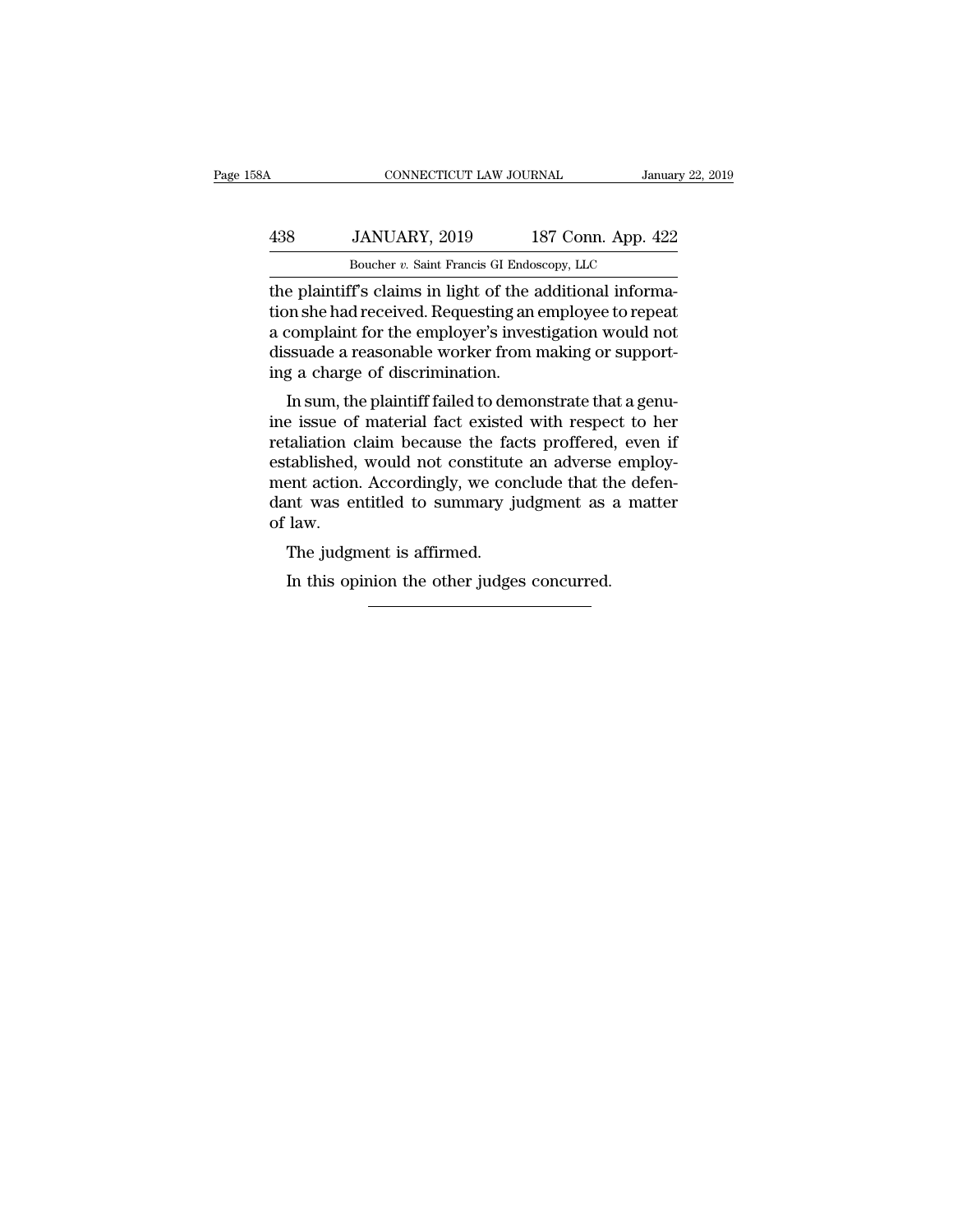the plaintiff's claims in light of the additional information she had received. Requesting an employee to repeat a complaint for the employer's investigation would not dissuade a reasonable worker from making or supporting a charge of discrimination.

In sum, the plaintiff failed to demonstrate that a genuine issue of material fact existed with respect to her retaliation claim because the facts proffered, even if established, would not constitute an adverse employment action. Accordingly, we conclude that the defendant was entitled to summary judgment as a matter of law.

The judgment is affirmed.

In this opinion the other judges concurred.